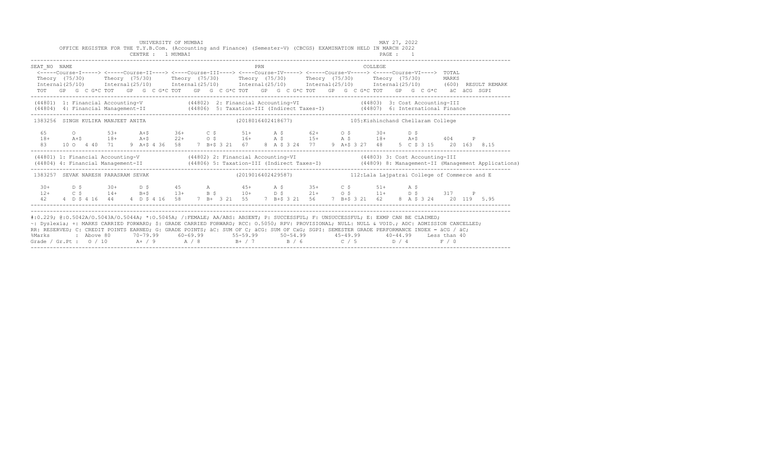UNIVERSITY OF MUMBAI

MAY 27, 2022

OFFICE REGISTER FOR THE T.Y.B.Com. (Accounting and Finance) (Semester-V) (CBCGS) EXAMINATION HELD IN MARCH 2022

CENTRE : 1 MUMBAI

PAGE : 1

```
SEAT_NO  NAME                                                  PRN                                     COLLEGE
 <-----Course-I-----> <-----Course-II----> <----Course-III----> <----Course-IV-----> <-----Course-V-----> <-----Course-VI---->  TOTAL
 Theory (75/30)      Theory (75/30)      Theory (75/30)      Theory (75/30)      Theory (75/30)      Theory (75/30)       MARKS
 Internal(25/10)     Internal(25/10)     Internal(25/10)     Internal(25/10)     Internal(25/10)     Internal(25/10)      (600)  RESULT REMARK
 TOT   GP  G  C G*C TOT   GP  G  C G*C TOT   GP  G  C G*C TOT   GP  G  C G*C TOT   GP  G  C G*C TOT   GP  G  C G*C   äC  äCG  SGPI
```

```
(44801) 1: Financial Accounting-V          (44802) 2: Financial Accounting-VI                    (44803) 3: Cost Accounting-III
(44804) 4: Financial Management-II         (44806) 5: Taxation-III (Indirect Taxes-I)           (44807) 6: International Finance
```

```
1383256  SINGH KULIKA MANJEET ANITA                      (2018016402418677)              105:Kishinchand Chellaram College

  65      O         53+     A+$       36+     C $       51+     A $       62+     O $       30+     D $
  18+     A+$       18+     A+$       22+     O $       16+     A $       15+     A $       18+     A+$        404    P
  83    10 O  4 40  71    9 A+$ 4 36  58    7 B+$ 3 21  67    8 A $ 3 24  77    9 A+$ 3 27  48    5 C $ 3 15   20  163  8.15
```

```
(44801) 1: Financial Accounting-V          (44802) 2: Financial Accounting-VI                    (44803) 3: Cost Accounting-III
(44804) 4: Financial Management-II         (44806) 5: Taxation-III (Indirect Taxes-I)           (44809) 8: Management-II (Management Applications)
```

```
1383257  SEVAK NARESH PARASRAM SEVAK                     (2019016402429587)              112:Lala Lajpatrai College of Commerce and E

  30+     D $       30+     D $       45      A         45+     A $       35+     C $       51+     A $
  12+     C $       14+     B+$       13+     B $       10+     D $       21+     O $       11+     D $        317    P
  42    4 D $ 4 16  44    4 D $ 4 16  58    7 B+  3 21  55    7 B+$ 3 21  56    7 B+$ 3 21  62    8 A $ 3 24   20  119  5.95
```

#:O.229; @:O.5042A/O.5043A/O.5044A; *:O.5045A; /:FEMALE; AA/ABS: ABSENT; P: SUCCESSFUL; F: UNSUCCESSFUL; E: EXMP CAN BE CLAIMED;
~: Dyslexia; +: MARKS CARRIED FORWARD; $: GRADE CARRIED FORWARD; RCC: O.5050; RPV: PROVISIONAL; NULL: NULL & VOID.; ADC: ADMISSION CANCELLED;
RR: RESERVED; C: CREDIT POINTS EARNED; G: GRADE POINTS; äC: SUM OF C; äCG: SUM OF CxG; SGPI: SEMESTER GRADE PERFORMANCE INDEX = äCG / äC;

| %Marks | Above 80 | 70-79.99 | 60-69.99 | 55-59.99 | 50-54.99 | 45-49.99 | 40-44.99 | Less than 40 |
|---|---|---|---|---|---|---|---|---|
| Grade / Gr.Pt | O / 10 | A+ / 9 | A / 8 | B+ / 7 | B / 6 | C / 5 | D / 4 | F / 0 |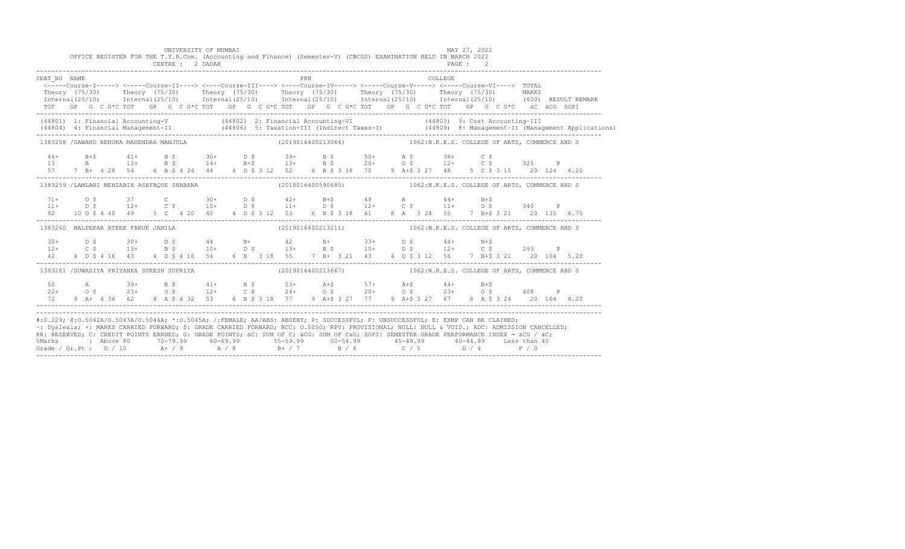UNIVERSITY OF MUMBAI

OFFICE REGISTER FOR THE T.Y.B.Com. (Accounting and Finance) (Semester-V) (CBCGS) EXAMINATION HELD IN MARCH 2022

CENTRE : 2 DADAR

MAY 27, 2022

```
SEAT_NO  NAME                                                    PRN                                    COLLEGE
 <-----Course-I-----> <-----Course-II----> <----Course-III----> <----Course-IV-----> <-----Course-V-----> <-----Course-VI----> TOTAL
 Theory  (75/30)      Theory  (75/30)      Theory  (75/30)      Theory  (75/30)      Theory  (75/30)      Theory  (75/30)      MARKS
 Internal(25/10)      Internal(25/10)      Internal(25/10)      Internal(25/10)      Internal(25/10)      Internal(25/10)      (600)  RESULT REMARK
 TOT   GP  G  C G*C TOT   GP  G  C G*C TOT   GP  G  C G*C TOT   GP  G  C G*C TOT   GP  G  C G*C TOT   GP  G  C G*C   äC  äCG  SGPI
---------------------------------------------------------------------------------------------------------------------------------------------
 (44801) 1: Financial Accounting-V           (44802) 2: Financial Accounting-VI            (44803) 3: Cost Accounting-III
 (44804) 4: Financial Management-II          (44806) 5: Taxation-III (Indirect Taxes-I)      (44809) 8: Management-II (Management Applications)
---------------------------------------------------------------------------------------------------------------------------------------------
 1383258 /GAWAND RENUKA MAHENDRA MANJULA                      (2019016400213064)            1062:N.K.E.S. COLLEGE OF ARTS, COMMERCE AND S

  44+      B+$       41+      B $       30+      D $       39+      B $       50+      A $       36+      C $
  13       B         13+      B $       14+      B+$       13+      B $       20+      O $       12+      C $       325     P
  57    7  B+  4 28  54    6  B $ 4 24  44    4  D $ 3 12  52    6  B $ 3 18  70    9  A+$ 3 27  48    5  C $ 3 15    20  124  6.20
---------------------------------------------------------------------------------------------------------------------------------------------
 1383259 /LAMLANI MEHZABIN ASHFAQUE SHABANA                   (2018016400590685)            1062:N.K.E.S. COLLEGE OF ARTS, COMMERCE AND S

  71+      O $       37       C         30+      D $       42+      B+$       49       A         44+      B+$
  11+      D $       12+      C $       10+      D $       11+      D $       12+      C $       11+      D $       340     P
  82   10  O $ 4 40  49    5  C   4 20  40    4  D $ 3 12  53    6  B $ 3 18  61    8  A   3 24  55    7  B+$ 3 21    20  135  6.75
---------------------------------------------------------------------------------------------------------------------------------------------
 1383260  MALPEKAR ATEEK FARUK JAMILA                          (2019016400213211)            1062:N.K.E.S. COLLEGE OF ARTS, COMMERCE AND S

  30+      D $       30+      D $       44       B+        42       B+        33+      D $       44+      B+$
  12+      C $       13+      B $       10+      D $       13+      B $       10+      D $       12+      C $       293     P
  42    4  D $ 4 16  43    4  D $ 4 16  54    6  B   3 18  55    7  B+  3 21  43    4  D $ 3 12  56    7  B+$ 3 21    20  104  5.20
---------------------------------------------------------------------------------------------------------------------------------------------
 1383261 /SUWASIYA PRIYANKA SURESH SUPRIYA                    (2019016400213667)            1062:N.K.E.S. COLLEGE OF ARTS, COMMERCE AND S

  50       A         39+      B $       41+      B $       53+      A+$       57+      A+$       44+      B+$
  22+      O $       23+      O $       12+      C $       24+      O $       20+      O $       23+      O $       408     P
  72    9  A+  4 36  62    8  A $ 4 32  53    6  B $ 3 18  77    9  A+$ 3 27  77    9  A+$ 3 27  67    8  A $ 3 24    20  164  8.20
---------------------------------------------------------------------------------------------------------------------------------------------
```

#:O.229; @:O.5042A/O.5043A/O.5044A; *:O.5045A; /:FEMALE; AA/ABS: ABSENT; P: SUCCESSFUL; F: UNSUCCESSFUL; E: EXMP CAN BE CLAIMED;
~: Dyslexia; +: MARKS CARRIED FORWARD; $: GRADE CARRIED FORWARD; RCC: O.5050; RPV: PROVISIONAL; NULL: NULL & VOID.; ADC: ADMISSION CANCELLED;
RR: RESERVED; C: CREDIT POINTS EARNED; G: GRADE POINTS; äC: SUM OF C; äCG: SUM OF CxG; SGPI: SEMESTER GRADE PERFORMANCE INDEX = äCG / äC;

| %Marks | : Above 80 | 70-79.99 | 60-69.99 | 55-59.99 | 50-54.99 | 45-49.99 | 40-44.99 | Less than 40 |
|---|---|---|---|---|---|---|---|---|
| Grade / Gr.Pt : | O / 10 | A+ / 9 | A / 8 | B+ / 7 | B / 6 | C / 5 | D / 4 | F / 0 |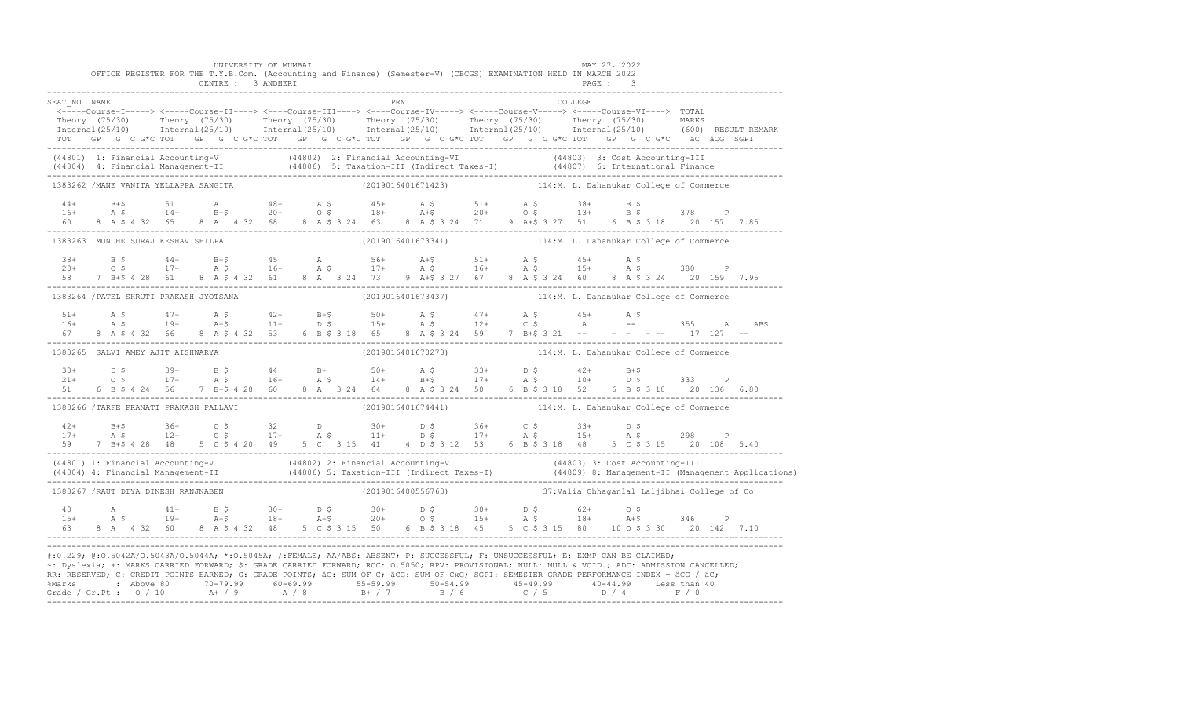UNIVERSITY OF MUMBAI

MAY 27, 2022

OFFICE REGISTER FOR THE T.Y.B.Com. (Accounting and Finance) (Semester-V) (CBCGS) EXAMINATION HELD IN MARCH 2022

CENTRE : 3 ANDHERI

```
SEAT_NO  NAME                                                   PRN                                       COLLEGE
 <-----Course-I-----> <-----Course-II----> <----Course-III----> <----Course-IV-----> <-----Course-V-----> <-----Course-VI----> TOTAL
 Theory (75/30)      Theory (75/30)      Theory (75/30)      Theory (75/30)      Theory (75/30)      Theory (75/30)       MARKS
 Internal(25/10)     Internal(25/10)     Internal(25/10)     Internal(25/10)     Internal(25/10)     Internal(25/10)      (600)  RESULT REMARK
 TOT   GP  G  C G*C TOT   GP  G  C G*C TOT   GP  G  C G*C TOT   GP  G  C G*C TOT   GP  G  C G*C TOT   GP  G  C G*C   äC  äCG  SGPI
-----------------------------------------------------------------------------------------------------------------------------------------------
(44801) 1: Financial Accounting-V          (44802) 2: Financial Accounting-VI              (44803) 3: Cost Accounting-III
(44804) 4: Financial Management-II         (44806) 5: Taxation-III (Indirect Taxes-I)      (44807) 6: International Finance
-----------------------------------------------------------------------------------------------------------------------------------------------
1383262 /MANE VANITA YELLAPPA SANGITA                         (2019016401671423)               114:M. L. Dahanukar College of Commerce

  44+      B+$       51       A         48+      A $       45+      A $       51+      A $       38+      B $
  16+      A $       14+      B+$       20+      O $       18+      A+$       20+      O $       13+      B $        378    P
  60    8  A $ 4 32  65    8  A   4 32  68    8  A $ 3 24  63    8  A $ 3 24  71    9  A+$ 3 27  51    6  B $ 3 18    20  157  7.85
-----------------------------------------------------------------------------------------------------------------------------------------------
1383263  MUNDHE SURAJ KESHAV SHILPA                           (2019016401673341)               114:M. L. Dahanukar College of Commerce

  38+      B $       44+      B+$       45       A         56+      A+$       51+      A $       45+      A $
  20+      O $       17+      A $       16+      A $       17+      A $       16+      A $       15+      A $        380    P
  58    7  B+$ 4 28  61    8  A $ 4 32  61    8  A   3 24  73    9  A+$ 3 27  67    8  A $ 3 24  60    8  A $ 3 24    20  159  7.95
-----------------------------------------------------------------------------------------------------------------------------------------------
1383264 /PATEL SHRUTI PRAKASH JYOTSANA                        (2019016401673437)               114:M. L. Dahanukar College of Commerce

  51+      A $       47+      A $       42+      B+$       50+      A $       47+      A $       45+      A $
  16+      A $       19+      A+$       11+      D $       15+      A $       12+      C $       A        --          355    A      ABS
  67    8  A $ 4 32  66    8  A $ 4 32  53    6  B $ 3 18  65    8  A $ 3 24  59    7  B+$ 3 21  --    -  -   - --    17  127  --
-----------------------------------------------------------------------------------------------------------------------------------------------
1383265  SALVI AMEY AJIT AISHWARYA                            (2019016401670273)               114:M. L. Dahanukar College of Commerce

  30+      D $       39+      B $       44       B+        50+      A $       33+      D $       42+      B+$
  21+      O $       17+      A $       16+      A $       14+      B+$       17+      A $       10+      D $        333    P
  51    6  B $ 4 24  56    7  B+$ 4 28  60    8  A   3 24  64    8  A $ 3 24  50    6  B $ 3 18  52    6  B $ 3 18    20  136  6.80
-----------------------------------------------------------------------------------------------------------------------------------------------
1383266 /TARFE PRANATI PRAKASH PALLAVI                        (2019016401674441)               114:M. L. Dahanukar College of Commerce

  42+      B+$       36+      C $       32       D         30+      D $       36+      C $       33+      D $
  17+      A $       12+      C $       17+      A $       11+      D $       17+      A $       15+      A $        298    P
  59    7  B+$ 4 28  48    5  C $ 4 20  49    5  C   3 15  41    4  D $ 3 12  53    6  B $ 3 18  48    5  C $ 3 15    20  108  5.40
-----------------------------------------------------------------------------------------------------------------------------------------------
(44801) 1: Financial Accounting-V          (44802) 2: Financial Accounting-VI              (44803) 3: Cost Accounting-III
(44804) 4: Financial Management-II         (44806) 5: Taxation-III (Indirect Taxes-I)      (44809) 8: Management-II (Management Applications)
-----------------------------------------------------------------------------------------------------------------------------------------------
1383267 /RAUT DIYA DINESH RANJNABEN                           (2019016400556763)               37:Valia Chhaganlal Laljibhai College of Co

  48       A         41+      B $       30+      D $       30+      D $       30+      D $       62+      O $
  15+      A $       19+      A+$       18+      A+$       20+      O $       15+      A $       18+      A+$        346    P
  63    8  A   4 32  60    8  A $ 4 32  48    5  C $ 3 15  50    6  B $ 3 18  45    5  C $ 3 15  80   10  O $ 3 30    20  142  7.10
-----------------------------------------------------------------------------------------------------------------------------------------------
```

#:O.229; @:O.5042A/O.5043A/O.5044A; *:O.5045A; /:FEMALE; AA/ABS: ABSENT; P: SUCCESSFUL; F: UNSUCCESSFUL; E: EXMP CAN BE CLAIMED;
~: Dyslexia; +: MARKS CARRIED FORWARD; $: GRADE CARRIED FORWARD; RCC: O.5050; RPV: PROVISIONAL; NULL: NULL & VOID.; ADC: ADMISSION CANCELLED;
RR: RESERVED; C: CREDIT POINTS EARNED; G: GRADE POINTS; äC: SUM OF C; äCG: SUM OF CxG; SGPI: SEMESTER GRADE PERFORMANCE INDEX = äCG / äC;

| %Marks | Above 80 | 70-79.99 | 60-69.99 | 55-59.99 | 50-54.99 | 45-49.99 | 40-44.99 | Less than 40 |
|---|---|---|---|---|---|---|---|---|
| Grade / Gr.Pt : | O / 10 | A+ / 9 | A / 8 | B+ / 7 | B / 6 | C / 5 | D / 4 | F / 0 |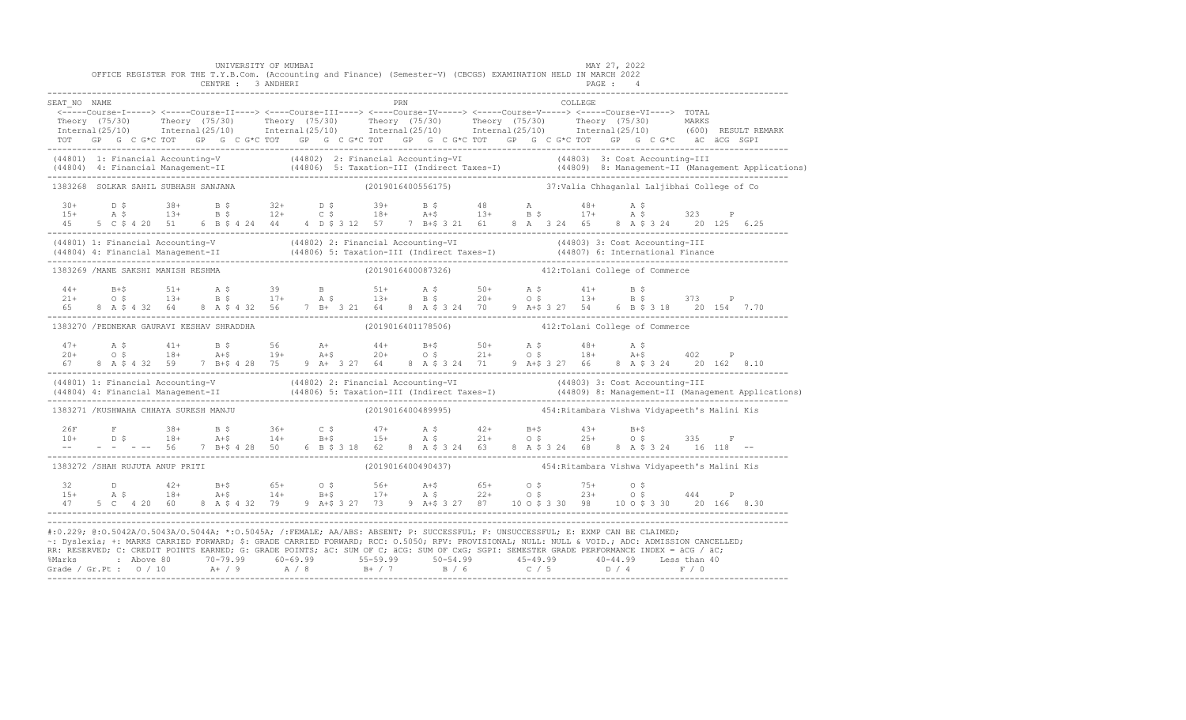UNIVERSITY OF MUMBAI
MAY 27, 2022

OFFICE REGISTER FOR THE T.Y.B.Com. (Accounting and Finance) (Semester-V) (CBCGS) EXAMINATION HELD IN MARCH 2022

CENTRE : 3 ANDHERI
PAGE : 4

```
SEAT_NO  NAME                                                        PRN                                   COLLEGE
 <-----Course-I-----> <----Course-II----> <----Course-III----> <----Course-IV-----> <-----Course-V-----> <-----Course-VI----> TOTAL
 Theory  (75/30)      Theory  (75/30)     Theory  (75/30)      Theory  (75/30)      Theory  (75/30)      Theory  (75/30)      MARKS
 Internal(25/10)      Internal(25/10)     Internal(25/10)      Internal(25/10)      Internal(25/10)      Internal(25/10)      (600)  RESULT REMARK
 TOT   GP  G  C G*C TOT   GP  G  C G*C TOT   GP  G  C G*C TOT   GP  G  C G*C TOT   GP  G  C G*C TOT   GP  G  C G*C   äC  äCG  SGPI
-----------------------------------------------------------------------------------------------------------------------------------
(44801) 1: Financial Accounting-V          (44802) 2: Financial Accounting-VI              (44803) 3: Cost Accounting-III
(44804) 4: Financial Management-II         (44806) 5: Taxation-III (Indirect Taxes-I)      (44809) 8: Management-II (Management Applications)
-----------------------------------------------------------------------------------------------------------------------------------
1383268  SOLKAR SAHIL SUBHASH SANJANA                       (2019016400556175)          37:Valia Chhaganlal Laljibhai College of Co

  30+     D $     38+     B $     32+     D $     39+     B $     48      A       48+     A $
  15+     A $     13+     B $     12+     C $     18+     A+$     13+     B $     17+     A $      323     P
  45    5 C $ 4 20  51    6 B $ 4 24  44    4 D $ 3 12  57    7 B+$ 3 21  61    8 A  3 24  65    8 A $ 3 24   20  125  6.25
-----------------------------------------------------------------------------------------------------------------------------------
(44801) 1: Financial Accounting-V          (44802) 2: Financial Accounting-VI              (44803) 3: Cost Accounting-III
(44804) 4: Financial Management-II         (44806) 5: Taxation-III (Indirect Taxes-I)      (44807) 6: International Finance
-----------------------------------------------------------------------------------------------------------------------------------
1383269 /MANE SAKSHI MANISH RESHMA                          (2019016400087326)          412:Tolani College of Commerce

  44+     B+$     51+     A $     39      B       51+     A $     50+     A $     41+     B $
  21+     O $     13+     B $     17+     A $     13+     B $     20+     O $     13+     B $      373     P
  65    8 A $ 4 32  64    8 A $ 4 32  56    7 B+  3 21  64    8 A $ 3 24  70    9 A+$ 3 27  54    6 B $ 3 18   20  154  7.70
-----------------------------------------------------------------------------------------------------------------------------------
1383270 /PEDNEKAR GAURAVI KESHAV SHRADDHA                   (2019016401178506)          412:Tolani College of Commerce

  47+     A $     41+     B $     56      A+      44+     B+$     50+     A $     48+     A $
  20+     O $     18+     A+$     19+     A+$     20+     O $     21+     O $     18+     A+$      402     P
  67    8 A $ 4 32  59    7 B+$ 4 28  75    9 A+  3 27  64    8 A $ 3 24  71    9 A+$ 3 27  66    8 A $ 3 24   20  162  8.10
-----------------------------------------------------------------------------------------------------------------------------------
(44801) 1: Financial Accounting-V          (44802) 2: Financial Accounting-VI              (44803) 3: Cost Accounting-III
(44804) 4: Financial Management-II         (44806) 5: Taxation-III (Indirect Taxes-I)      (44809) 8: Management-II (Management Applications)
-----------------------------------------------------------------------------------------------------------------------------------
1383271 /KUSHWAHA CHHAYA SURESH MANJU                       (2019016400489995)          454:Ritambara Vishwa Vidyapeeth's Malini Kis

  26F     F       38+     B $     36+     C $     47+     A $     42+     B+$     43+     B+$
  10+     D $     18+     A+$     14+     B+$     15+     A $     21+     O $     25+     O $      335     F
  --    - -  - --  56    7 B+$ 4 28  50    6 B $ 3 18  62    8 A $ 3 24  63    8 A $ 3 24  68    8 A $ 3 24   16  118  --
-----------------------------------------------------------------------------------------------------------------------------------
1383272 /SHAH RUJUTA ANUP PRITI                             (2019016400490437)          454:Ritambara Vishwa Vidyapeeth's Malini Kis

  32      D       42+     B+$     65+     O $     56+     A+$     65+     O $     75+     O $
  15+     A $     18+     A+$     14+     B+$     17+     A $     22+     O $     23+     O $      444     P
  47    5 C  4 20  60    8 A $ 4 32  79    9 A+$ 3 27  73    9 A+$ 3 27  87   10 O $ 3 30  98   10 O $ 3 30   20  166  8.30
-----------------------------------------------------------------------------------------------------------------------------------
```

#:O.229; @:O.5042A/O.5043A/O.5044A; *:O.5045A; /:FEMALE; AA/ABS: ABSENT; P: SUCCESSFUL; F: UNSUCCESSFUL; E: EXMP CAN BE CLAIMED;
~: Dyslexia; +: MARKS CARRIED FORWARD; $: GRADE CARRIED FORWARD; RCC: O.5050; RPV: PROVISIONAL; NULL: NULL & VOID.; ADC: ADMISSION CANCELLED;
RR: RESERVED; C: CREDIT POINTS EARNED; G: GRADE POINTS; äC: SUM OF C; äCG: SUM OF CxG; SGPI: SEMESTER GRADE PERFORMANCE INDEX = äCG / äC;

| %Marks | Above 80 | 70-79.99 | 60-69.99 | 55-59.99 | 50-54.99 | 45-49.99 | 40-44.99 | Less than 40 |
|---|---|---|---|---|---|---|---|---|
| Grade / Gr.Pt : | O / 10 | A+ / 9 | A / 8 | B+ / 7 | B / 6 | C / 5 | D / 4 | F / 0 |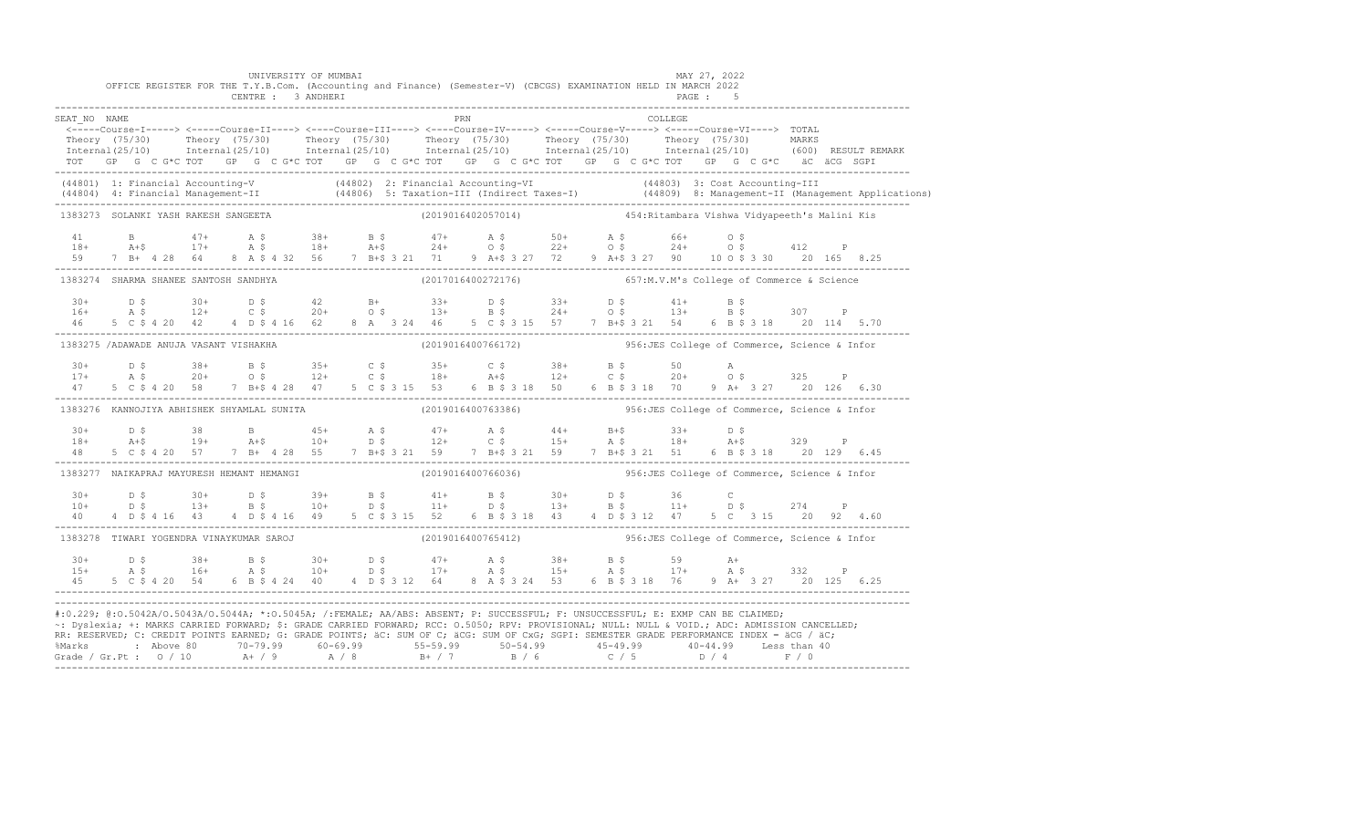UNIVERSITY OF MUMBAI

OFFICE REGISTER FOR THE T.Y.B.Com. (Accounting and Finance) (Semester-V) (CBCGS) EXAMINATION HELD IN MARCH 2022

CENTRE : 3 ANDHERI

MAY 27, 2022

PAGE : 5

```
SEAT_NO  NAME                                                          PRN                                        COLLEGE
 <-----Course-I-----> <-----Course-II----> <----Course-III----> <----Course-IV-----> <-----Course-V-----> <-----Course-VI----> TOTAL
 Theory (75/30)      Theory  (75/30)      Theory  (75/30)      Theory  (75/30)      Theory  (75/30)      Theory  (75/30)      MARKS
 Internal(25/10)     Internal(25/10)      Internal(25/10)      Internal(25/10)      Internal(25/10)      Internal(25/10)      (600)  RESULT REMARK
 TOT   GP  G  C G*C TOT   GP  G  C G*C TOT   GP  G  C G*C TOT   GP  G  C G*C TOT   GP  G  C G*C TOT   GP  G  C G*C   äC  äCG  SGPI
-----------------------------------------------------------------------------------------------------------------------------------------------
(44801) 1: Financial Accounting-V            (44802) 2: Financial Accounting-VI             (44803) 3: Cost Accounting-III
(44804) 4: Financial Management-II           (44806) 5: Taxation-III (Indirect Taxes-I)     (44809) 8: Management-II (Management Applications)
-----------------------------------------------------------------------------------------------------------------------------------------------
1383273  SOLANKI YASH RAKESH SANGEETA                          (2019016402057014)          454:Ritambara Vishwa Vidyapeeth's Malini Kis

 41       B        47+      A $      38+      B $      47+      A $      50+      A $      66+      O $
 18+      A+$      17+      A $      18+      A+$      24+      O $      22+      O $      24+      O $       412     P
 59    7  B+  4 28  64    8  A $ 4 32  56    7  B+$ 3 21  71    9  A+$ 3 27  72    9  A+$ 3 27  90   10  O $ 3 30   20  165  8.25
-----------------------------------------------------------------------------------------------------------------------------------------------
1383274  SHARMA SHANEE SANTOSH SANDHYA                         (2017016400272176)          657:M.V.M's College of Commerce & Science

 30+      D $      30+      D $      42       B+       33+      D $      33+      D $      41+      B $
 16+      A $      12+      C $      20+      O $      13+      B $      24+      O $      13+      B $       307     P
 46    5  C $ 4 20  42    4  D $ 4 16  62    8  A   3 24  46    5  C $ 3 15  57    7  B+$ 3 21  54    6  B $ 3 18   20  114  5.70
-----------------------------------------------------------------------------------------------------------------------------------------------
1383275 /ADAWADE ANUJA VASANT VISHAKHA                         (2019016400766172)          956:JES College of Commerce, Science & Infor

 30+      D $      38+      B $      35+      C $      35+      C $      38+      B $      50       A
 17+      A $      20+      O $      12+      C $      18+      A+$      12+      C $      20+      O $       325     P
 47    5  C $ 4 20  58    7  B+$ 4 28  47    5  C $ 3 15  53    6  B $ 3 18  50    6  B $ 3 18  70    9  A+  3 27   20  126  6.30
-----------------------------------------------------------------------------------------------------------------------------------------------
1383276  KANNOJIYA ABHISHEK SHYAMLAL SUNITA                    (2019016400763386)          956:JES College of Commerce, Science & Infor

 30+      D $      38       B        45+      A $      47+      A $      44+      B+$      33+      D $
 18+      A+$      19+      A+$      10+      D $      12+      C $      15+      A $      18+      A+$       329     P
 48    5  C $ 4 20  57    7  B+  4 28  55    7  B+$ 3 21  59    7  B+$ 3 21  59    7  B+$ 3 21  51    6  B $ 3 18   20  129  6.45
-----------------------------------------------------------------------------------------------------------------------------------------------
1383277  NAIKAPRAJ MAYURESH HEMANT HEMANGI                     (2019016400766036)          956:JES College of Commerce, Science & Infor

 30+      D $      30+      D $      39+      B $      41+      B $      30+      D $      36       C
 10+      D $      13+      B $      10+      D $      11+      D $      13+      B $      11+      D $       274     P
 40    4  D $ 4 16  43    4  D $ 4 16  49    5  C $ 3 15  52    6  B $ 3 18  43    4  D $ 3 12  47    5  C   3 15   20   92  4.60
-----------------------------------------------------------------------------------------------------------------------------------------------
1383278  TIWARI YOGENDRA VINAYKUMAR SAROJ                      (2019016400765412)          956:JES College of Commerce, Science & Infor

 30+      D $      38+      B $      30+      D $      47+      A $      38+      B $      59       A+
 15+      A $      16+      A $      10+      D $      17+      A $      15+      A $      17+      A $       332     P
 45    5  C $ 4 20  54    6  B $ 4 24  40    4  D $ 3 12  64    8  A $ 3 24  53    6  B $ 3 18  76    9  A+  3 27   20  125  6.25
-----------------------------------------------------------------------------------------------------------------------------------------------
```

#:O.229; @:O.5042A/O.5043A/O.5044A; *:O.5045A; /:FEMALE; AA/ABS: ABSENT; P: SUCCESSFUL; F: UNSUCCESSFUL; E: EXMP CAN BE CLAIMED;
~: Dyslexia; +: MARKS CARRIED FORWARD; $: GRADE CARRIED FORWARD; RCC: O.5050; RPV: PROVISIONAL; NULL: NULL & VOID.; ADC: ADMISSION CANCELLED;
RR: RESERVED; C: CREDIT POINTS EARNED; G: GRADE POINTS; äC: SUM OF C; äCG: SUM OF CxG; SGPI: SEMESTER GRADE PERFORMANCE INDEX = äCG / äC;

| %Marks | Above 80 | 70-79.99 | 60-69.99 | 55-59.99 | 50-54.99 | 45-49.99 | 40-44.99 | Less than 40 |
|---|---|---|---|---|---|---|---|---|
| Grade / Gr.Pt : | O / 10 | A+ / 9 | A / 8 | B+ / 7 | B / 6 | C / 5 | D / 4 | F / 0 |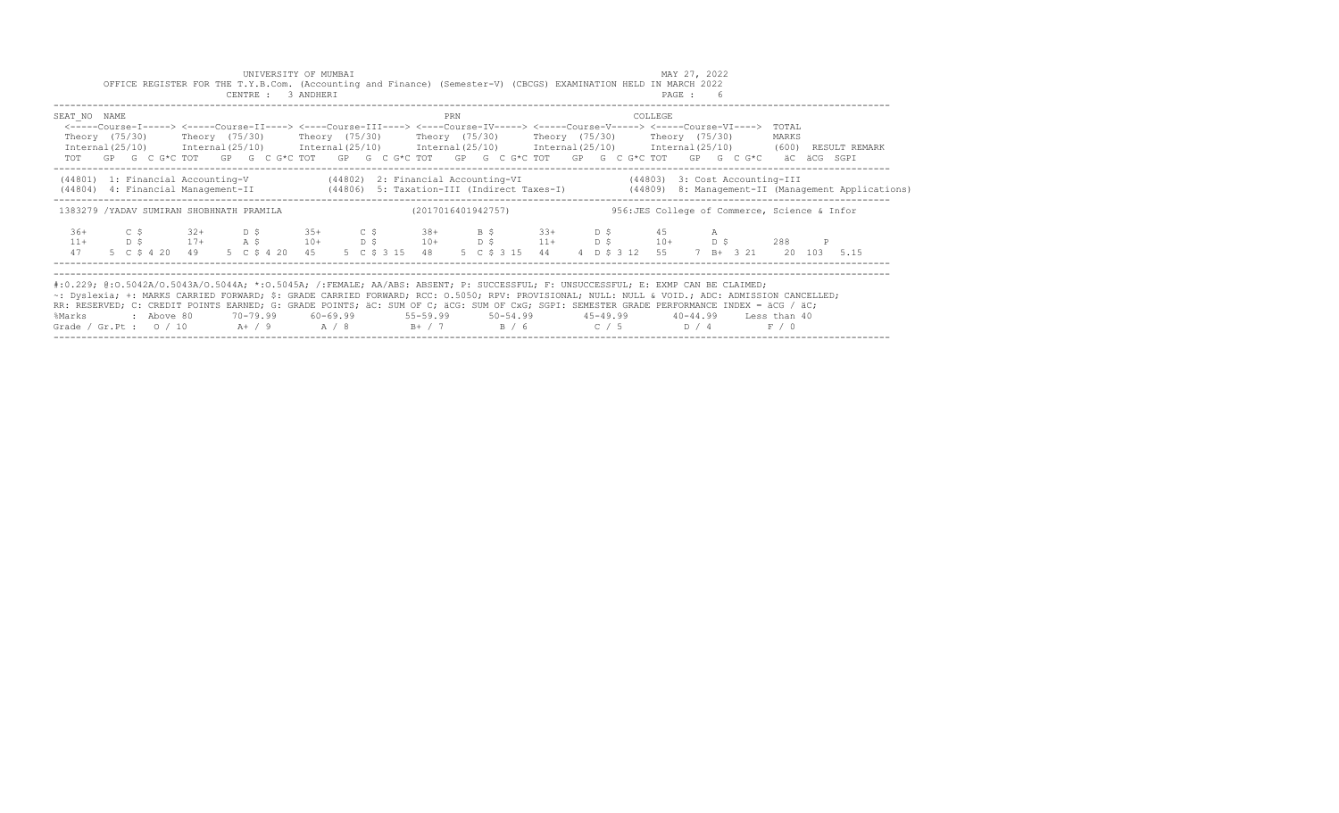UNIVERSITY OF MUMBAI

MAY 27, 2022

OFFICE REGISTER FOR THE T.Y.B.Com. (Accounting and Finance) (Semester-V) (CBCGS) EXAMINATION HELD IN MARCH 2022

CENTRE : 3 ANDHERI

```
SEAT_NO  NAME                                              PRN                                    COLLEGE
 <-----Course-I-----> <-----Course-II----> <----Course-III----> <----Course-IV-----> <-----Course-V-----> <-----Course-VI---->  TOTAL
 Theory  (75/30)      Theory  (75/30)      Theory  (75/30)      Theory  (75/30)      Theory  (75/30)      Theory  (75/30)       MARKS
 Internal(25/10)      Internal(25/10)      Internal(25/10)      Internal(25/10)      Internal(25/10)      Internal(25/10)       (600)  RESULT REMARK
 TOT   GP  G  C G*C TOT   GP  G  C G*C TOT   GP  G  C G*C TOT   GP  G  C G*C TOT   GP  G  C G*C TOT   GP  G  C G*C   äC  äCG  SGPI
------------------------------------------------------------------------------------------------------------------------------------------------
 (44801)  1: Financial Accounting-V            (44802)  2: Financial Accounting-VI                (44803)  3: Cost Accounting-III
 (44804)  4: Financial Management-II           (44806)  5: Taxation-III (Indirect Taxes-I)         (44809)  8: Management-II (Management Applications)
------------------------------------------------------------------------------------------------------------------------------------------------
 1383279 /YADAV SUMIRAN SHOBHNATH PRAMILA                       (2017016401942757)                 956:JES College of Commerce, Science & Infor

  36+      C $       32+      D $       35+      C $       38+      B $       33+      D $       45       A
  11+      D $       17+      A $       10+      D $       10+      D $       11+      D $       10+      D $       288      P
  47    5  C $ 4 20  49    5  C $ 4 20  45    5  C $ 3 15  48    5  C $ 3 15  44    4  D $ 3 12  55    7  B+  3 21    20  103  5.15
------------------------------------------------------------------------------------------------------------------------------------------------
```

#:0.229; @:O.5042A/O.5043A/O.5044A; *:O.5045A; /:FEMALE; AA/ABS: ABSENT; P: SUCCESSFUL; F: UNSUCCESSFUL; E: EXMP CAN BE CLAIMED;
~: Dyslexia; +: MARKS CARRIED FORWARD; $: GRADE CARRIED FORWARD; RCC: O.5050; RPV: PROVISIONAL; NULL: NULL & VOID.; ADC: ADMISSION CANCELLED;
RR: RESERVED; C: CREDIT POINTS EARNED; G: GRADE POINTS; äC: SUM OF C; äCG: SUM OF CxG; SGPI: SEMESTER GRADE PERFORMANCE INDEX = äCG / äC;

| %Marks | : Above 80 | 70-79.99 | 60-69.99 | 55-59.99 | 50-54.99 | 45-49.99 | 40-44.99 | Less than 40 |
|---|---|---|---|---|---|---|---|---|
| Grade / Gr.Pt : | O / 10 | A+ / 9 | A / 8 | B+ / 7 | B / 6 | C / 5 | D / 4 | F / 0 |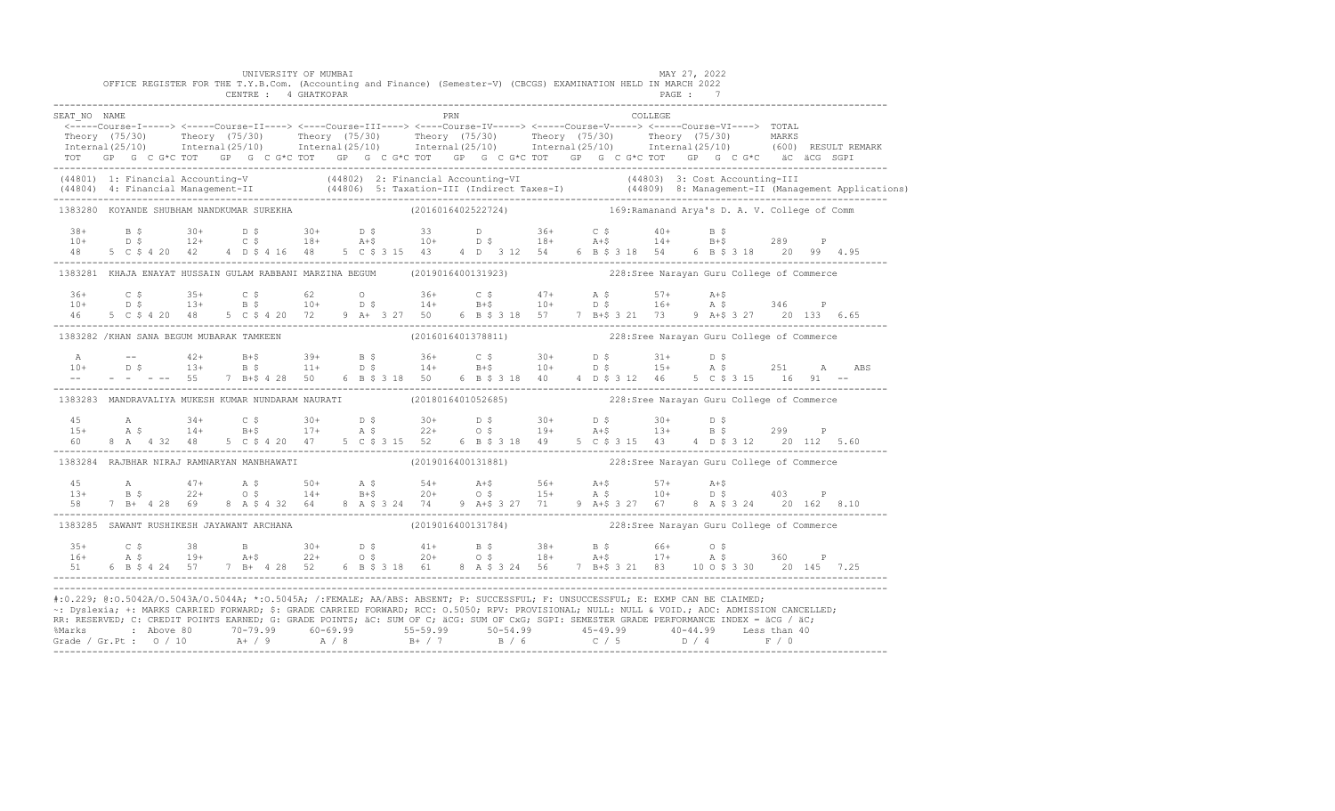UNIVERSITY OF MUMBAI

MAY 27, 2022

OFFICE REGISTER FOR THE T.Y.B.Com. (Accounting and Finance) (Semester-V) (CBCGS) EXAMINATION HELD IN MARCH 2022

CENTRE : 4 GHATKOPAR

```
SEAT_NO  NAME                                                  PRN                                   COLLEGE
 <-----Course-I-----> <-----Course-II----> <----Course-III----> <----Course-IV-----> <-----Course-V-----> <-----Course-VI----> TOTAL
 Theory  (75/30)      Theory  (75/30)      Theory  (75/30)      Theory  (75/30)      Theory  (75/30)      Theory  (75/30)      MARKS
 Internal(25/10)      Internal(25/10)      Internal(25/10)      Internal(25/10)      Internal(25/10)      Internal(25/10)      (600)  RESULT REMARK
 TOT   GP  G  C G*C TOT   GP  G  C G*C TOT   GP  G  C G*C TOT   GP  G  C G*C TOT   GP  G  C G*C TOT   GP  G  C G*C   äC  äCG  SGPI
-----------------------------------------------------------------------------------------------------------------------------------------
 (44801) 1: Financial Accounting-V          (44802) 2: Financial Accounting-VI          (44803) 3: Cost Accounting-III
 (44804) 4: Financial Management-II         (44806) 5: Taxation-III (Indirect Taxes-I)          (44809) 8: Management-II (Management Applications)
-----------------------------------------------------------------------------------------------------------------------------------------
 1383280  KOYANDE SHUBHAM NANDKUMAR SUREKHA                (2016016402522724)          169:Ramanand Arya's D. A. V. College of Comm

  38+      B $      30+      D $      30+      D $      33       D        36+      C $      40+      B $
  10+      D $      12+      C $      18+      A+$      10+      D $      18+      A+$      14+      B+$       289     P
  48    5  C $ 4 20  42    4 D $ 4 16  48    5 C $ 3 15  43    4 D  3 12  54    6 B $ 3 18  54    6 B $ 3 18    20  99  4.95
-----------------------------------------------------------------------------------------------------------------------------------------
 1383281  KHAJA ENAYAT HUSSAIN GULAM RABBANI MARZINA BEGUM   (2019016400131923)          228:Sree Narayan Guru College of Commerce

  36+      C $      35+      C $      62       O        36+      C $      47+      A $      57+      A+$
  10+      D $      13+      B $      10+      D $      14+      B+$      10+      D $      16+      A $       346     P
  46    5  C $ 4 20  48    5 C $ 4 20  72    9 A+  3 27  50    6 B $ 3 18  57    7 B+$ 3 21  73    9 A+$ 3 27    20  133  6.65
-----------------------------------------------------------------------------------------------------------------------------------------
 1383282  /KHAN SANA BEGUM MUBARAK TAMKEEN                 (2016016401378811)          228:Sree Narayan Guru College of Commerce

  A        --       42+      B+$      39+      B $      36+      C $      30+      D $      31+      D $
  10+      D $      13+      B $      11+      D $      14+      B+$      10+      D $      15+      A $       251     A    ABS
  --    -  -  - --  55    7 B+$ 4 28  50    6 B $ 3 18  50    6 B $ 3 18  40    4 D $ 3 12  46    5 C $ 3 15    16  91  --
-----------------------------------------------------------------------------------------------------------------------------------------
 1383283  MANDRAVALIYA MUKESH KUMAR NUNDARAM NAURATI       (2018016401052685)          228:Sree Narayan Guru College of Commerce

  45       A        34+      C $      30+      D $      30+      D $      30+      D $      30+      D $
  15+      A $      14+      B+$      17+      A $      22+      O $      19+      A+$      13+      B $       299     P
  60    8  A  4 32  48    5 C $ 4 20  47    5 C $ 3 15  52    6 B $ 3 18  49    5 C $ 3 15  43    4 D $ 3 12    20  112  5.60
-----------------------------------------------------------------------------------------------------------------------------------------
 1383284  RAJBHAR NIRAJ RAMNARYAN MANBHAWATI               (2019016400131881)          228:Sree Narayan Guru College of Commerce

  45       A        47+      A $      50+      A $      54+      A+$      56+      A+$      57+      A+$
  13+      B $      22+      O $      14+      B+$      20+      O $      15+      A $      10+      D $       403     P
  58    7  B+  4 28  69    8 A $ 4 32  64    8 A $ 3 24  74    9 A+$ 3 27  71    9 A+$ 3 27  67    8 A $ 3 24    20  162  8.10
-----------------------------------------------------------------------------------------------------------------------------------------
 1383285  SAWANT RUSHIKESH JAYAWANT ARCHANA                (2019016400131784)          228:Sree Narayan Guru College of Commerce

  35+      C $      38       B        30+      D $      41+      B $      38+      B $      66+      O $
  16+      A $      19+      A+$      22+      O $      20+      O $      18+      A+$      17+      A $       360     P
  51    6  B $ 4 24  57    7 B+  4 28  52    6 B $ 3 18  61    8 A $ 3 24  56    7 B+$ 3 21  83   10 O $ 3 30    20  145  7.25
-----------------------------------------------------------------------------------------------------------------------------------------
```

#:O.229; @:O.5042A/O.5043A/O.5044A; *:O.5045A; /:FEMALE; AA/ABS: ABSENT; P: SUCCESSFUL; F: UNSUCCESSFUL; E: EXMP CAN BE CLAIMED;
~: Dyslexia; +: MARKS CARRIED FORWARD; $: GRADE CARRIED FORWARD; RCC: O.5050; RPV: PROVISIONAL; NULL: NULL & VOID.; ADC: ADMISSION CANCELLED;
RR: RESERVED; C: CREDIT POINTS EARNED; G: GRADE POINTS; äC: SUM OF C; äCG: SUM OF CxG; SGPI: SEMESTER GRADE PERFORMANCE INDEX = äCG / äC;

| %Marks | : Above 80 | 70-79.99 | 60-69.99 | 55-59.99 | 50-54.99 | 45-49.99 | 40-44.99 | Less than 40 |
|---|---|---|---|---|---|---|---|---|
| Grade / Gr.Pt : | O / 10 | A+ / 9 | A / 8 | B+ / 7 | B / 6 | C / 5 | D / 4 | F / 0 |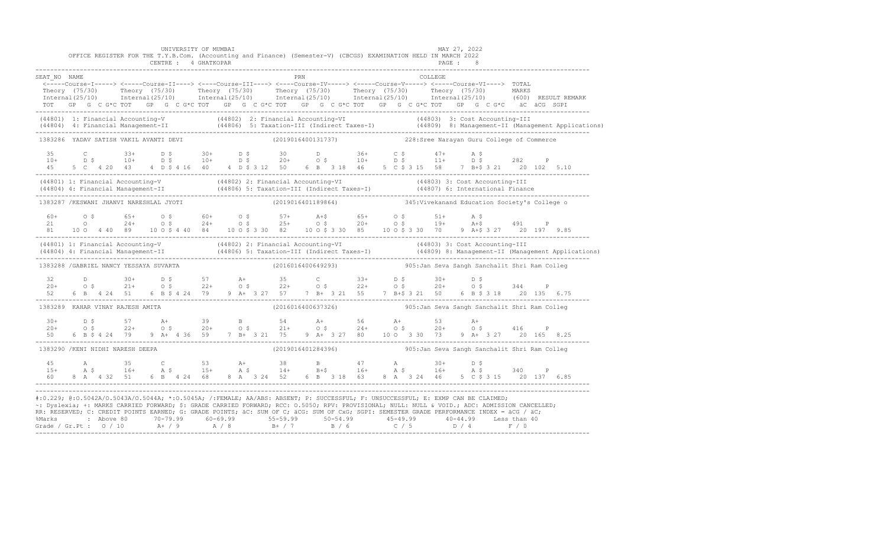UNIVERSITY OF MUMBAI

OFFICE REGISTER FOR THE T.Y.B.Com. (Accounting and Finance) (Semester-V) (CBCGS) EXAMINATION HELD IN MARCH 2022

CENTRE : 4 GHATKOPAR

MAY 27, 2022

```
SEAT_NO  NAME                                                   PRN                               COLLEGE
 <-----Course-I-----> <----Course-II----> <----Course-III----> <----Course-IV-----> <-----Course-V-----> <-----Course-VI----> TOTAL
 Theory (75/30)      Theory (75/30)      Theory (75/30)      Theory (75/30)      Theory (75/30)      Theory (75/30)       MARKS
 Internal(25/10)     Internal(25/10)     Internal(25/10)     Internal(25/10)     Internal(25/10)     Internal(25/10)      (600) RESULT REMARK
 TOT  GP  G C G*C TOT  GP  G C G*C TOT  GP  G C G*C TOT  GP  G C G*C TOT  GP  G C G*C TOT  GP  G C G*C  äC äCG SGPI
---------------------------------------------------------------------------------------------------------------------------------------
(44801) 1: Financial Accounting-V            (44802) 2: Financial Accounting-VI             (44803) 3: Cost Accounting-III
(44804) 4: Financial Management-II           (44806) 5: Taxation-III (Indirect Taxes-I)          (44809) 8: Management-II (Management Applications)
---------------------------------------------------------------------------------------------------------------------------------------
1383286  YADAV SATISH VAKIL AVANTI DEVI                     (2019016400131737)          228:Sree Narayan Guru College of Commerce

  35       C         33+      D $       30+      D $       30       D         36+      C $       47+      A $
  10+      D $       10+      D $       10+      D $       20+      O $       10+      D $       11+      D $       282     P
  45     5 C  4 20  43     4 D $ 4 16  40     4 D $ 3 12  50     6 B  3 18  46     5 C $ 3 15  58     7 B+$ 3 21    20 102  5.10
---------------------------------------------------------------------------------------------------------------------------------------
(44801) 1: Financial Accounting-V            (44802) 2: Financial Accounting-VI             (44803) 3: Cost Accounting-III
(44804) 4: Financial Management-II           (44806) 5: Taxation-III (Indirect Taxes-I)          (44807) 6: International Finance
---------------------------------------------------------------------------------------------------------------------------------------
1383287 /KESWANI JHANVI NARESHLAL JYOTI                     (2019016401189864)          345:Vivekanand Education Society's College o

  60+      O $       65+      O $       60+      O $       57+      A+$       65+      O $       51+      A $
  21       O         24+      O $       24+      O $       25+      O $       20+      O $       19+      A+$       491     P
  81    10 O  4 40  89    10 O $ 4 40  84    10 O $ 3 30  82    10 O $ 3 30  85    10 O $ 3 30  70     9 A+$ 3 27    20 197  9.85
---------------------------------------------------------------------------------------------------------------------------------------
(44801) 1: Financial Accounting-V            (44802) 2: Financial Accounting-VI             (44803) 3: Cost Accounting-III
(44804) 4: Financial Management-II           (44806) 5: Taxation-III (Indirect Taxes-I)          (44809) 8: Management-II (Management Applications)
---------------------------------------------------------------------------------------------------------------------------------------
1383288 /GABRIEL NANCY YESSAYA SUVARTA                      (2016016400649293)          905:Jan Seva Sangh Sanchalit Shri Ram Colleg

  32       D         30+      D $       57       A+        35       C         33+      D $       30+      D $
  20+      O $       21+      O $       22+      O $       22+      O $       22+      O $       20+      O $       344     P
  52     6 B  4 24  51     6 B $ 4 24  79     9 A+  3 27  57     7 B+  3 21  55     7 B+$ 3 21  50     6 B $ 3 18    20 135  6.75
---------------------------------------------------------------------------------------------------------------------------------------
1383289  KAHAR VINAY RAJESH AMITA                           (2016016400637326)          905:Jan Seva Sangh Sanchalit Shri Ram Colleg

  30+      D $       57       A+        39       B         54       A+        56       A+        53       A+
  20+      O $       22+      O $       20+      O $       21+      O $       24+      O $       20+      O $       416     P
  50     6 B $ 4 24  79     9 A+  4 36  59     7 B+  3 21  75     9 A+  3 27  80    10 O  3 30  73     9 A+  3 27    20 165  8.25
---------------------------------------------------------------------------------------------------------------------------------------
1383290 /KENI NIDHI NARESH DEEPA                            (2019016401284396)          905:Jan Seva Sangh Sanchalit Shri Ram Colleg

  45       A         35       C         53       A+        38       B         47       A         30+      D $
  15+      A $       16+      A $       15+      A $       14+      B+$       16+      A $       16+      A $       340     P
  60     8 A  4 32  51     6 B  4 24  68     8 A  3 24  52     6 B  3 18  63     8 A  3 24  46     5 C $ 3 15    20 137  6.85
---------------------------------------------------------------------------------------------------------------------------------------
```

#:O.229; @:O.5042A/O.5043A/O.5044A; *:O.5045A; /:FEMALE; AA/ABS: ABSENT; P: SUCCESSFUL; F: UNSUCCESSFUL; E: EXMP CAN BE CLAIMED;
~: Dyslexia; +: MARKS CARRIED FORWARD; $: GRADE CARRIED FORWARD; RCC: O.5050; RPV: PROVISIONAL; NULL: NULL & VOID.; ADC: ADMISSION CANCELLED;
RR: RESERVED; C: CREDIT POINTS EARNED; G: GRADE POINTS; äC: SUM OF C; äCG: SUM OF CxG; SGPI: SEMESTER GRADE PERFORMANCE INDEX = äCG / äC;

| %Marks | Above 80 | 70-79.99 | 60-69.99 | 55-59.99 | 50-54.99 | 45-49.99 | 40-44.99 | Less than 40 |
|---|---|---|---|---|---|---|---|---|
| Grade / Gr.Pt | O / 10 | A+ / 9 | A / 8 | B+ / 7 | B / 6 | C / 5 | D / 4 | F / 0 |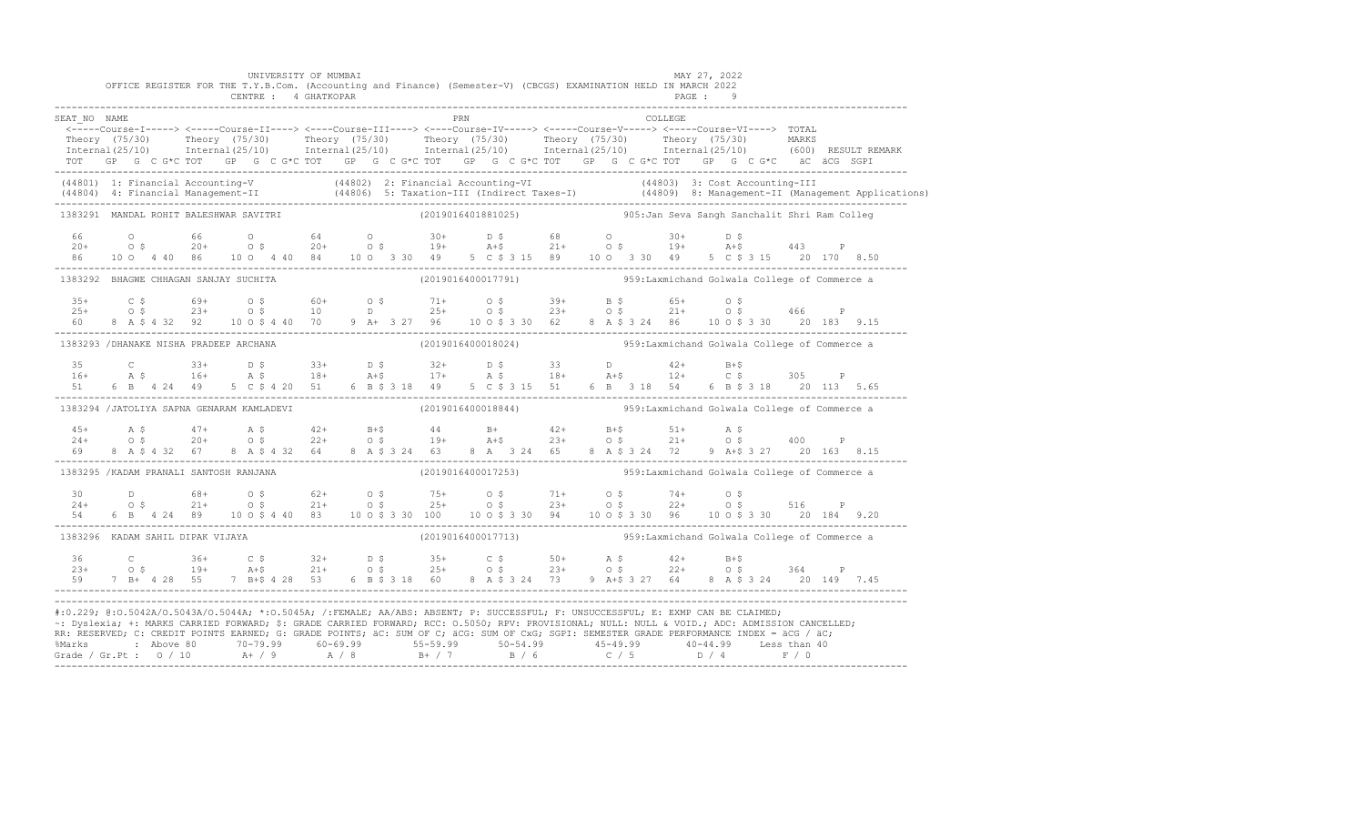UNIVERSITY OF MUMBAI MAY 27, 2022

OFFICE REGISTER FOR THE T.Y.B.Com. (Accounting and Finance) (Semester-V) (CBCGS) EXAMINATION HELD IN MARCH 2022

CENTRE : 4 GHATKOPAR

```
SEAT_NO  NAME                                                         PRN                                    COLLEGE
 <-----Course-I-----> <-----Course-II----> <----Course-III----> <----Course-IV-----> <-----Course-V-----> <-----Course-VI----> TOTAL
 Theory  (75/30)      Theory  (75/30)      Theory  (75/30)      Theory  (75/30)      Theory  (75/30)      Theory  (75/30)      MARKS
 Internal(25/10)      Internal(25/10)      Internal(25/10)      Internal(25/10)      Internal(25/10)      Internal(25/10)      (600)  RESULT REMARK
 TOT   GP  G  C G*C TOT   GP  G  C G*C TOT   GP  G  C G*C TOT   GP  G  C G*C TOT   GP  G  C G*C TOT   GP  G  C G*C   äC  äCG  SGPI
---------------------------------------------------------------------------------------------------------------------------------------------------
 (44801) 1: Financial Accounting-V            (44802) 2: Financial Accounting-VI              (44803) 3: Cost Accounting-III
 (44804) 4: Financial Management-II           (44806) 5: Taxation-III (Indirect Taxes-I)      (44809) 8: Management-II (Management Applications)
---------------------------------------------------------------------------------------------------------------------------------------------------
1383291  MANDAL ROHIT BALESHWAR SAVITRI                   (2019016401881025)          905:Jan Seva Sangh Sanchalit Shri Ram Colleg

  66       O         66       O         64       O         30+      D $       68       O         30+      D $
  20+      O $       20+      O $       20+      O $       19+      A+$       21+      O $       19+      A+$       443      P
  86    10 O   4 40  86    10 O   4 40  84    10 O   3 30  49     5 C $ 3 15  89    10 O   3 30  49     5 C $ 3 15   20  170  8.50
---------------------------------------------------------------------------------------------------------------------------------------------------
1383292  BHAGWE CHHAGAN SANJAY SUCHITA                    (2019016400017791)          959:Laxmichand Golwala College of Commerce a

  35+      C $       69+      O $       60+      O $       71+      O $       39+      B $       65+      O $
  25+      O $       23+      O $       10       D         25+      O $       23+      O $       21+      O $       466      P
  60     8 A $ 4 32  92    10 O $ 4 40  70     9 A+  3 27  96    10 O $ 3 30  62     8 A $ 3 24  86    10 O $ 3 30   20  183  9.15
---------------------------------------------------------------------------------------------------------------------------------------------------
1383293  /DHANAKE NISHA PRADEEP ARCHANA                   (2019016400018024)          959:Laxmichand Golwala College of Commerce a

  35       C         33+      D $       33+      D $       32+      D $       33       D         42+      B+$
  16+      A $       16+      A $       18+      A+$       17+      A $       18+      A+$       12+      C $       305      P
  51     6 B   4 24  49     5 C $ 4 20  51     6 B $ 3 18  49     5 C $ 3 15  51     6 B   3 18  54     6 B $ 3 18   20  113  5.65
---------------------------------------------------------------------------------------------------------------------------------------------------
1383294  /JATOLIYA SAPNA GENARAM KAMLADEVI                (2019016400018844)          959:Laxmichand Golwala College of Commerce a

  45+      A $       47+      A $       42+      B+$       44       B+        42+      B+$       51+      A $
  24+      O $       20+      O $       22+      O $       19+      A+$       23+      O $       21+      O $       400      P
  69     8 A $ 4 32  67     8 A $ 4 32  64     8 A $ 3 24  63     8 A   3 24  65     8 A $ 3 24  72     9 A+$ 3 27   20  163  8.15
---------------------------------------------------------------------------------------------------------------------------------------------------
1383295  /KADAM PRANALI SANTOSH RANJANA                   (2019016400017253)          959:Laxmichand Golwala College of Commerce a

  30       D         68+      O $       62+      O $       75+      O $       71+      O $       74+      O $
  24+      O $       21+      O $       21+      O $       25+      O $       23+      O $       22+      O $       516      P
  54     6 B   4 24  89    10 O $ 4 40  83    10 O $ 3 30 100    10 O $ 3 30  94    10 O $ 3 30  96    10 O $ 3 30   20  184  9.20
---------------------------------------------------------------------------------------------------------------------------------------------------
1383296  KADAM SAHIL DIPAK VIJAYA                         (2019016400017713)          959:Laxmichand Golwala College of Commerce a

  36       C         36+      C $       32+      D $       35+      C $       50+      A $       42+      B+$
  23+      O $       19+      A+$       21+      O $       25+      O $       23+      O $       22+      O $       364      P
  59     7 B+  4 28  55     7 B+$ 4 28  53     6 B $ 3 18  60     8 A $ 3 24  73     9 A+$ 3 27  64     8 A $ 3 24   20  149  7.45
---------------------------------------------------------------------------------------------------------------------------------------------------
```

#:O.229; @:O.5042A/O.5043A/O.5044A; *:O.5045A; /:FEMALE; AA/ABS: ABSENT; P: SUCCESSFUL; F: UNSUCCESSFUL; E: EXMP CAN BE CLAIMED;
~: Dyslexia; +: MARKS CARRIED FORWARD; $: GRADE CARRIED FORWARD; RCC: O.5050; RPV: PROVISIONAL; NULL: NULL & VOID.; ADC: ADMISSION CANCELLED;
RR: RESERVED; C: CREDIT POINTS EARNED; G: GRADE POINTS; äC: SUM OF C; äCG: SUM OF CxG; SGPI: SEMESTER GRADE PERFORMANCE INDEX = äCG / äC;

| %Marks | : Above 80 | 70-79.99 | 60-69.99 | 55-59.99 | 50-54.99 | 45-49.99 | 40-44.99 | Less than 40 |
|---|---|---|---|---|---|---|---|---|
| Grade / Gr.Pt : | O / 10 | A+ / 9 | A / 8 | B+ / 7 | B / 6 | C / 5 | D / 4 | F / 0 |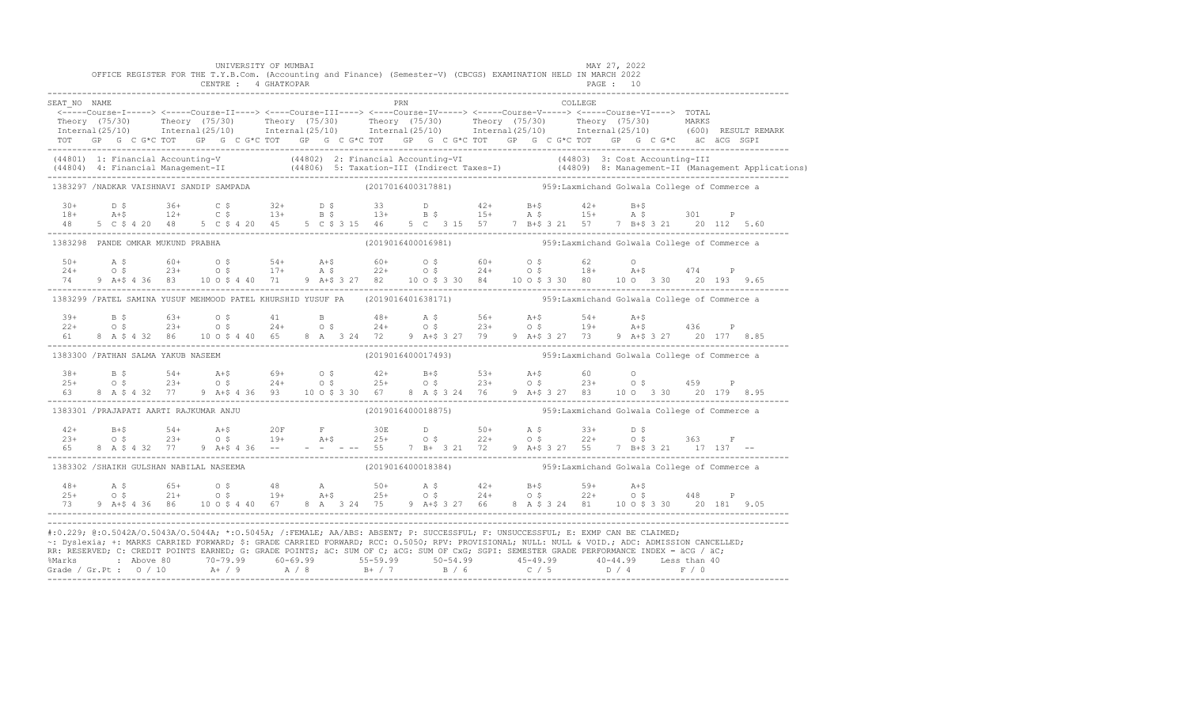UNIVERSITY OF MUMBAI

OFFICE REGISTER FOR THE T.Y.B.Com. (Accounting and Finance) (Semester-V) (CBCGS) EXAMINATION HELD IN MARCH 2022

CENTRE : 4 GHATKOPAR

MAY 27, 2022

PAGE : 10

```
SEAT_NO NAME                                                          PRN                                      COLLEGE
 <-----Course-I-----> <-----Course-II----> <----Course-III----> <----Course-IV-----> <-----Course-V-----> <-----Course-VI----> TOTAL
 Theory (75/30)      Theory (75/30)      Theory (75/30)      Theory (75/30)      Theory (75/30)      Theory (75/30)       MARKS
 Internal(25/10)     Internal(25/10)     Internal(25/10)     Internal(25/10)     Internal(25/10)     Internal(25/10)      (600)  RESULT REMARK
 TOT   GP  G  C G*C TOT   GP  G  C G*C TOT   GP  G  C G*C TOT   GP  G  C G*C TOT   GP  G  C G*C TOT   GP  G  C G*C   äC  äCG  SGPI
-----------------------------------------------------------------------------------------------------------------------------------------------
(44801) 1: Financial Accounting-V            (44802) 2: Financial Accounting-VI                (44803) 3: Cost Accounting-III
(44804) 4: Financial Management-II           (44806) 5: Taxation-III (Indirect Taxes-I)        (44809) 8: Management-II (Management Applications)
-----------------------------------------------------------------------------------------------------------------------------------------------
1383297 /NADKAR VAISHNAVI SANDIP SAMPADA                      (2017016400317881)          959:Laxmichand Golwala College of Commerce a

  30+      D $       36+      C $       32+      D $        33       D          42+      B+$       42+      B+$
  18+      A+$       12+      C $       13+      B $        13+      B $        15+      A $       15+      A $       301     P
  48    5  C $ 4 20  48    5  C $ 4 20  45    5  C $ 3 15   46    5  C   3 15   57    7  B+$ 3 21  57    7  B+$ 3 21   20  112   5.60
-----------------------------------------------------------------------------------------------------------------------------------------------
1383298  PANDE OMKAR MUKUND PRABHA                            (2019016400016981)          959:Laxmichand Golwala College of Commerce a

  50+      A $       60+      O $       54+      A+$        60+      O $        60+      O $        62       O
  24+      O $       23+      O $       17+      A $        22+      O $        24+      O $        18+      A+$      474     P
  74    9  A+$ 4 36  83   10  O $ 4 40  71    9  A+$ 3 27   82   10  O $ 3 30   84   10  O $ 3 30   80   10  O   3 30   20  193   9.65
-----------------------------------------------------------------------------------------------------------------------------------------------
1383299 /PATEL SAMINA YUSUF MEHMOOD PATEL KHURSHID YUSUF PA   (2019016401638171)          959:Laxmichand Golwala College of Commerce a

  39+      B $       63+      O $       41       B          48+      A $        56+      A+$        54+      A+$
  22+      O $       23+      O $       24+      O $        24+      O $        23+      O $        19+      A+$      436     P
  61    8  A $ 4 32  86   10  O $ 4 40  65    8  A   3 24   72    9  A+$ 3 27   79    9  A+$ 3 27   73    9  A+$ 3 27   20  177   8.85
-----------------------------------------------------------------------------------------------------------------------------------------------
1383300 /PATHAN SALMA YAKUB NASEEM                            (2019016400017493)          959:Laxmichand Golwala College of Commerce a

  38+      B $       54+      A+$       69+      O $        42+      B+$        53+      A+$        60       O
  25+      O $       23+      O $       24+      O $        25+      O $        23+      O $        23+      O $      459     P
  63    8  A $ 4 32  77    9  A+$ 4 36  93   10  O $ 3 30   67    8  A $ 3 24   76    9  A+$ 3 27   83   10  O   3 30   20  179   8.95
-----------------------------------------------------------------------------------------------------------------------------------------------
1383301 /PRAJAPATI AARTI RAJKUMAR ANJU                        (2019016400018875)          959:Laxmichand Golwala College of Commerce a

  42+      B+$       54+      A+$       20F      F          30E      D          50+      A $        33+      D $
  23+      O $       23+      O $       19+      A+$        25+      O $        22+      O $        22+      O $      363     F
  65    8  A $ 4 32  77    9  A+$ 4 36  --    -  -   - --   55    7  B+  3 21   72    9  A+$ 3 27   55    7  B+$ 3 21   17  137   --
-----------------------------------------------------------------------------------------------------------------------------------------------
1383302 /SHAIKH GULSHAN NABILAL NASEEMA                       (2019016400018384)          959:Laxmichand Golwala College of Commerce a

  48+      A $       65+      O $       48       A          50+      A $        42+      B+$        59+      A+$
  25+      O $       21+      O $       19+      A+$        25+      O $        24+      O $        22+      O $      448     P
  73    9  A+$ 4 36  86   10  O $ 4 40  67    8  A   3 24   75    9  A+$ 3 27   66    8  A $ 3 24   81   10  O $ 3 30   20  181   9.05
-----------------------------------------------------------------------------------------------------------------------------------------------
```

#:O.229; @:O.5042A/O.5043A/O.5044A; *:O.5045A; /:FEMALE; AA/ABS: ABSENT; P: SUCCESSFUL; F: UNSUCCESSFUL; E: EXMP CAN BE CLAIMED;
~: Dyslexia; +: MARKS CARRIED FORWARD; $: GRADE CARRIED FORWARD; RCC: O.5050; RPV: PROVISIONAL; NULL: NULL & VOID.; ADC: ADMISSION CANCELLED;
RR: RESERVED; C: CREDIT POINTS EARNED; G: GRADE POINTS; äC: SUM OF C; äCG: SUM OF CxG; SGPI: SEMESTER GRADE PERFORMANCE INDEX = äCG / äC;

| %Marks | Above 80 | 70-79.99 | 60-69.99 | 55-59.99 | 50-54.99 | 45-49.99 | 40-44.99 | Less than 40 |
|---|---|---|---|---|---|---|---|---|
| Grade / Gr.Pt : | O / 10 | A+ / 9 | A / 8 | B+ / 7 | B / 6 | C / 5 | D / 4 | F / 0 |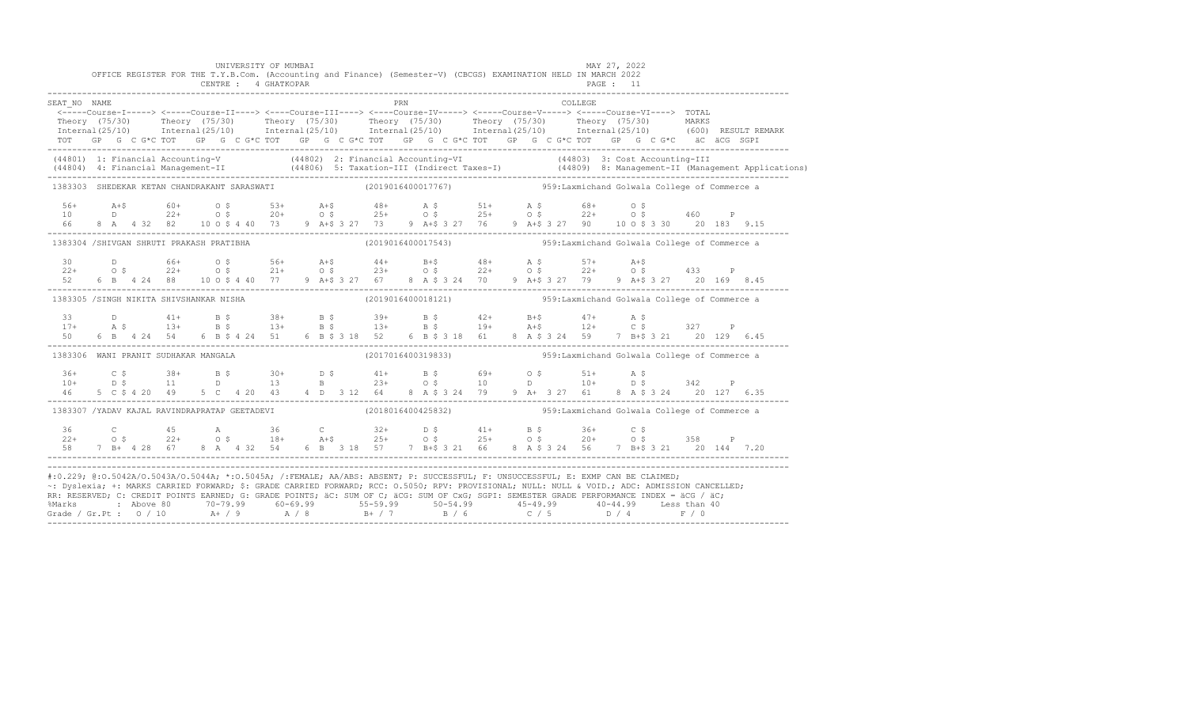UNIVERSITY OF MUMBAI
MAY 27, 2022

OFFICE REGISTER FOR THE T.Y.B.Com. (Accounting and Finance) (Semester-V) (CBCGS) EXAMINATION HELD IN MARCH 2022

CENTRE : 4 GHATKOPAR

PAGE : 11

```
SEAT_NO  NAME                                                        PRN                                  COLLEGE
 <-----Course-I-----> <-----Course-II----> <----Course-III----> <----Course-IV-----> <-----Course-V-----> <-----Course-VI---->  TOTAL
 Theory (75/30)       Theory (75/30)       Theory (75/30)       Theory (75/30)       Theory (75/30)       Theory (75/30)        MARKS
 Internal(25/10)      Internal(25/10)      Internal(25/10)      Internal(25/10)      Internal(25/10)      Internal(25/10)       (600)  RESULT REMARK
 TOT   GP  G  C G*C TOT   GP  G  C G*C TOT   GP  G  C G*C TOT   GP  G  C G*C TOT   GP  G  C G*C TOT   GP  G  C G*C   äC  äCG  SGPI
-----------------------------------------------------------------------------------------------------------------------------------------------------
 (44801) 1: Financial Accounting-V            (44802) 2: Financial Accounting-VI              (44803) 3: Cost Accounting-III
 (44804) 4: Financial Management-II           (44806) 5: Taxation-III (Indirect Taxes-I)       (44809) 8: Management-II (Management Applications)
-----------------------------------------------------------------------------------------------------------------------------------------------------
 1383303  SHEDEKAR KETAN CHANDRAKANT SARASWATI              (2019016400017767)           959:Laxmichand Golwala College of Commerce a

  56+      A+$       60+      O $       53+      A+$       48+      A $       51+      A $       68+      O $
  10       D         22+      O $       20+      O $       25+      O $       25+      O $       22+      O $       460     P
  66    8  A   4 32  82    10 O $ 4 40  73    9  A+$ 3 27  73    9  A+$ 3 27  76    9  A+$ 3 27  90    10 O $ 3 30    20  183  9.15
-----------------------------------------------------------------------------------------------------------------------------------------------------
 1383304 /SHIVGAN SHRUTI PRAKASH PRATIBHA                   (2019016400017543)           959:Laxmichand Golwala College of Commerce a

  30       D         66+      O $       56+      A+$       44+      B+$       48+      A $       57+      A+$
  22+      O $       22+      O $       21+      O $       23+      O $       22+      O $       22+      O $       433     P
  52    6  B   4 24  88    10 O $ 4 40  77    9  A+$ 3 27  67    8  A $ 3 24   70    9  A+$ 3 27  79    9  A+$ 3 27    20  169  8.45
-----------------------------------------------------------------------------------------------------------------------------------------------------
 1383305 /SINGH NIKITA SHIVSHANKAR NISHA                    (2019016400018121)           959:Laxmichand Golwala College of Commerce a

  33       D         41+      B $       38+      B $       39+      B $       42+      B+$       47+      A $
  17+      A $       13+      B $       13+      B $       13+      B $       19+      A+$       12+      C $       327     P
  50    6  B   4 24  54    6  B $ 4 24  51    6  B $ 3 18  52    6  B $ 3 18  61    8  A $ 3 24   59    7  B+$ 3 21    20  129  6.45
-----------------------------------------------------------------------------------------------------------------------------------------------------
 1383306  WANI PRANIT SUDHAKAR MANGALA                      (2017016400319833)           959:Laxmichand Golwala College of Commerce a

  36+      C $       38+      B $       30+      D $       41+      B $       69+      O $       51+      A $
  10+      D $       11       D         13       B         23+      O $       10       D         10+      D $       342     P
  46    5  C $ 4 20  49    5  C   4 20  43    4  D   3 12  64    8  A $ 3 24   79    9  A+  3 27  61    8  A $ 3 24    20  127  6.35
-----------------------------------------------------------------------------------------------------------------------------------------------------
 1383307 /YADAV KAJAL RAVINDRAPRATAP GEETADEVI              (2018016400425832)           959:Laxmichand Golwala College of Commerce a

  36       C         45       A         36       C         32+      D $       41+      B $       36+      C $
  22+      O $       22+      O $       18+      A+$       25+      O $       25+      O $       20+      O $       358     P
  58    7  B+  4 28  67    8  A   4 32  54    6  B   3 18  57    7  B+$ 3 21  66    8  A $ 3 24   56    7  B+$ 3 21    20  144  7.20
-----------------------------------------------------------------------------------------------------------------------------------------------------
```

#:O.229; @:O.5042A/O.5043A/O.5044A; *:O.5045A; /:FEMALE; AA/ABS: ABSENT; P: SUCCESSFUL; F: UNSUCCESSFUL; E: EXMP CAN BE CLAIMED;
~: Dyslexia; +: MARKS CARRIED FORWARD; $: GRADE CARRIED FORWARD; RCC: O.5050; RPV: PROVISIONAL; NULL: NULL & VOID.; ADC: ADMISSION CANCELLED;
RR: RESERVED; C: CREDIT POINTS EARNED; G: GRADE POINTS; äC: SUM OF C; äCG: SUM OF CxG; SGPI: SEMESTER GRADE PERFORMANCE INDEX = äCG / äC;

| %Marks | : Above 80 | 70-79.99 | 60-69.99 | 55-59.99 | 50-54.99 | 45-49.99 | 40-44.99 | Less than 40 |
|---|---|---|---|---|---|---|---|---|
| Grade / Gr.Pt : | O / 10 | A+ / 9 | A / 8 | B+ / 7 | B / 6 | C / 5 | D / 4 | F / 0 |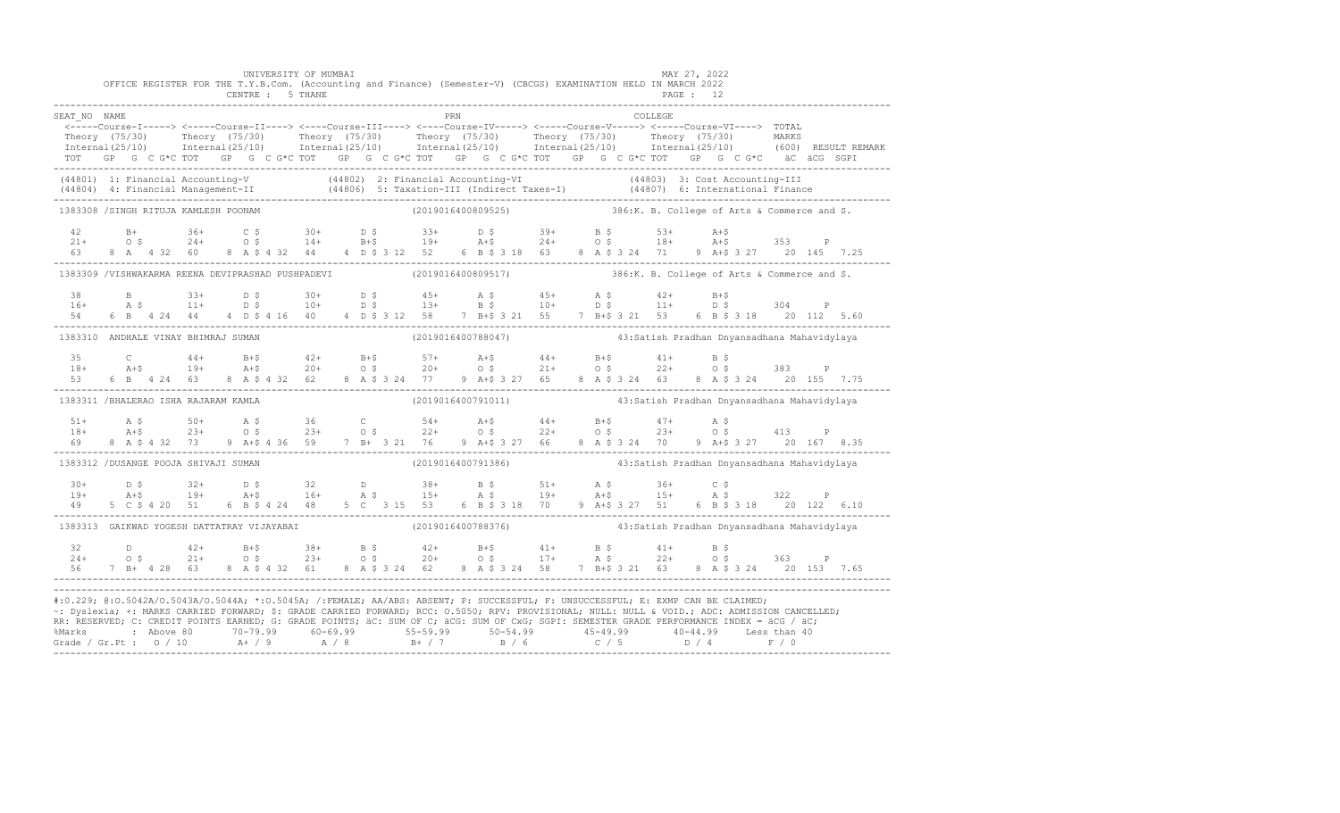UNIVERSITY OF MUMBAI

OFFICE REGISTER FOR THE T.Y.B.Com. (Accounting and Finance) (Semester-V) (CBCGS) EXAMINATION HELD IN MARCH 2022

CENTRE : 5 THANE

MAY 27, 2022

PAGE : 12

```
SEAT_NO  NAME                                                        PRN                               COLLEGE
 <-----Course-I-----> <-----Course-II----> <----Course-III----> <----Course-IV-----> <-----Course-V-----> <-----Course-VI----> TOTAL
 Theory (75/30)       Theory (75/30)       Theory (75/30)       Theory (75/30)       Theory (75/30)       Theory (75/30)       MARKS
 Internal(25/10)      Internal(25/10)      Internal(25/10)      Internal(25/10)      Internal(25/10)      Internal(25/10)      (600)  RESULT REMARK
 TOT   GP  G  C G*C TOT   GP  G  C G*C TOT   GP  G  C G*C TOT   GP  G  C G*C TOT   GP  G  C G*C TOT   GP  G  C G*C   äC  äCG  SGPI
--------------------------------------------------------------------------------------------------------------------------------------
 (44801) 1: Financial Accounting-V            (44802) 2: Financial Accounting-VI              (44803) 3: Cost Accounting-III
 (44804) 4: Financial Management-II           (44806) 5: Taxation-III (Indirect Taxes-I)       (44807) 6: International Finance
--------------------------------------------------------------------------------------------------------------------------------------
 1383308 /SINGH RITUJA KAMLESH POONAM                          (2019016400809525)           386:K. B. College of Arts & Commerce and S.

  42       B+       36+      C $       30+      D $       33+      D $       39+      B $       53+      A+$
  21+      O $      24+      O $       14+      B+$       19+      A+$       24+      O $       18+      A+$       353    P
  63    8  A   4 32  60    8  A $ 4 32  44    4  D $ 3 12  52    6  B $ 3 18  63    8  A $ 3 24  71    9  A+$ 3 27   20  145  7.25
--------------------------------------------------------------------------------------------------------------------------------------
 1383309 /VISHWAKARMA REENA DEVIPRASHAD PUSHPADEVI             (2019016400809517)           386:K. B. College of Arts & Commerce and S.

  38       B        33+      D $       30+      D $       45+      A $       45+      A $       42+      B+$
  16+      A $      11+      D $       10+      D $       13+      B $       10+      D $       11+      D $       304    P
  54    6  B   4 24  44    4  D $ 4 16  40    4  D $ 3 12  58    7  B+$ 3 21  55    7  B+$ 3 21  53    6  B $ 3 18   20  112  5.60
--------------------------------------------------------------------------------------------------------------------------------------
 1383310  ANDHALE VINAY BHIMRAJ SUMAN                          (2019016400788047)           43:Satish Pradhan Dnyansadhana Mahavidylaya

  35       C        44+      B+$       42+      B+$       57+      A+$       44+      B+$       41+      B $
  18+      A+$      19+      A+$       20+      O $       20+      O $       21+      O $       22+      O $       383    P
  53    6  B   4 24  63    8  A $ 4 32  62    8  A $ 3 24  77    9  A+$ 3 27  65    8  A $ 3 24  63    8  A $ 3 24   20  155  7.75
--------------------------------------------------------------------------------------------------------------------------------------
 1383311 /BHALERAO ISHA RAJARAM KAMLA                          (2019016400791011)           43:Satish Pradhan Dnyansadhana Mahavidylaya

  51+      A $      50+      A $       36       C         54+      A+$       44+      B+$       47+      A $
  18+      A+$      23+      O $       23+      O $       22+      O $       22+      O $       23+      O $       413    P
  69    8  A $ 4 32  73    9  A+$ 4 36  59    7  B+  3 21  76    9  A+$ 3 27  66    8  A $ 3 24  70    9  A+$ 3 27   20  167  8.35
--------------------------------------------------------------------------------------------------------------------------------------
 1383312 /DUSANGE POOJA SHIVAJI SUMAN                          (2019016400791386)           43:Satish Pradhan Dnyansadhana Mahavidylaya

  30+      D $      32+      D $       32       D         38+      B $       51+      A $       36+      C $
  19+      A+$      19+      A+$       16+      A $       15+      A $       19+      A+$       15+      A $       322    P
  49    5  C $ 4 20  51    6  B $ 4 24  48    5  C   3 15  53    6  B $ 3 18  70    9  A+$ 3 27  51    6  B $ 3 18   20  122  6.10
--------------------------------------------------------------------------------------------------------------------------------------
 1383313  GAIKWAD YOGESH DATTATRAY VIJAYABAI                   (2019016400788376)           43:Satish Pradhan Dnyansadhana Mahavidylaya

  32       D        42+      B+$       38+      B $       42+      B+$       41+      B $       41+      B $
  24+      O $      21+      O $       23+      O $       20+      O $       17+      A $       22+      O $       363    P
  56    7  B+  4 28  63    8  A $ 4 32  61    8  A $ 3 24  62    8  A $ 3 24  58    7  B+$ 3 21  63    8  A $ 3 24   20  153  7.65
--------------------------------------------------------------------------------------------------------------------------------------
```

#:0.229; @:O.5042A/O.5043A/O.5044A; *:O.5045A; /:FEMALE; AA/ABS: ABSENT; P: SUCCESSFUL; F: UNSUCCESSFUL; E: EXMP CAN BE CLAIMED;
~: Dyslexia; +: MARKS CARRIED FORWARD; $: GRADE CARRIED FORWARD; RCC: O.5050; RPV: PROVISIONAL; NULL: NULL & VOID.; ADC: ADMISSION CANCELLED;
RR: RESERVED; C: CREDIT POINTS EARNED; G: GRADE POINTS; äC: SUM OF C; äCG: SUM OF CxG; SGPI: SEMESTER GRADE PERFORMANCE INDEX = äCG / äC;

| %Marks | Above 80 | 70-79.99 | 60-69.99 | 55-59.99 | 50-54.99 | 45-49.99 | 40-44.99 | Less than 40 |
|---|---|---|---|---|---|---|---|---|
| Grade / Gr.Pt | O / 10 | A+ / 9 | A / 8 | B+ / 7 | B / 6 | C / 5 | D / 4 | F / 0 |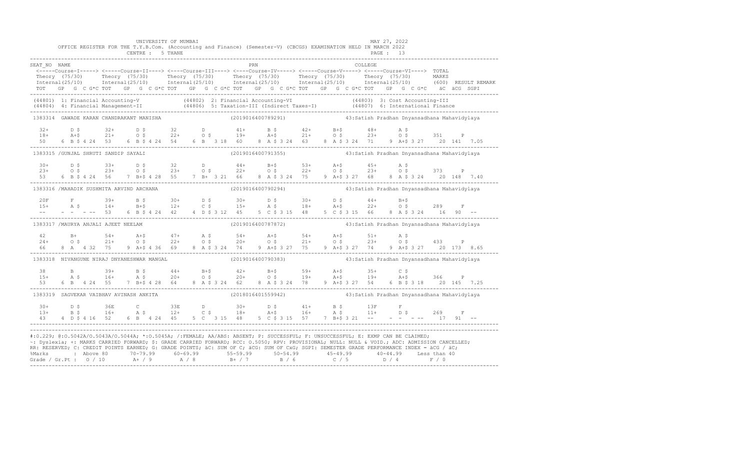UNIVERSITY OF MUMBAI
OFFICE REGISTER FOR THE T.Y.B.Com. (Accounting and Finance) (Semester-V) (CBCGS) EXAMINATION HELD IN MARCH 2022
CENTRE : 5 THANE
MAY 27, 2022

```
SEAT_NO  NAME                                              PRN                              COLLEGE
 <-----Course-I-----> <-----Course-II----> <----Course-III----> <----Course-IV-----> <-----Course-V-----> <-----Course-VI----> TOTAL
 Theory  (75/30)      Theory  (75/30)      Theory  (75/30)      Theory  (75/30)      Theory  (75/30)      Theory  (75/30)      MARKS
 Internal(25/10)      Internal(25/10)      Internal(25/10)      Internal(25/10)      Internal(25/10)      Internal(25/10)      (600)  RESULT REMARK
 TOT   GP  G  C G*C TOT   GP  G  C G*C TOT   GP  G  C G*C TOT   GP  G  C G*C TOT   GP  G  C G*C TOT   GP  G  C G*C   äC  äCG  SGPI
------------------------------------------------------------------------------------------------------------------------------------------------
 (44801) 1: Financial Accounting-V            (44802) 2: Financial Accounting-VI                (44803) 3: Cost Accounting-III
 (44804) 4: Financial Management-II           (44806) 5: Taxation-III (Indirect Taxes-I)        (44807) 6: International Finance
------------------------------------------------------------------------------------------------------------------------------------------------
 1383314  GAWADE KARAN CHANDRAKANT MANISHA                 (2019016400789291)               43:Satish Pradhan Dnyansadhana Mahavidyalaya

  32+      D $       32+      D $       32       D         41+      B $       42+      B+$       48+      A $
  18+      A+$       21+      O $       22+      O $       19+      A+$       21+      O $       23+      O $       351     P
  50    6  B $ 4 24  53    6  B $ 4 24  54    6  B   3 18  60    8  A $ 3 24  63    8  A $ 3 24  71    9  A+$ 3 27   20  141   7.05
------------------------------------------------------------------------------------------------------------------------------------------------
 1383315 /GUNJAL SHRUTI SANDIP SAYALI                      (2019016400791355)               43:Satish Pradhan Dnyansadhana Mahavidyalaya

  30+      D $       33+      D $       32       D         44+      B+$       53+      A+$       45+      A $
  23+      O $       23+      O $       23+      O $       22+      O $       22+      O $       23+      O $       373     P
  53    6  B $ 4 24  56    7  B+$ 4 28  55    7  B+  3 21  66    8  A $ 3 24  75    9  A+$ 3 27  68    8  A $ 3 24   20  148   7.40
------------------------------------------------------------------------------------------------------------------------------------------------
 1383316 /MAHADIK SUSHMITA ARVIND ARCHANA                  (2019016400790294)               43:Satish Pradhan Dnyansadhana Mahavidyalaya

  20F      F         39+      B $       30+      D $       30+      D $       30+      D $       44+      B+$
  15+      A $       14+      B+$       12+      C $       15+      A $       18+      A+$       22+      O $       289     F
  --    -  -  - --   53    6  B $ 4 24  42    4  D $ 3 12  45    5  C $ 3 15  48    5  C $ 3 15  66    8  A $ 3 24   16   90   --
------------------------------------------------------------------------------------------------------------------------------------------------
 1383317 /MAURYA ANJALI AJEET NEELAM                       (2019016400787872)               43:Satish Pradhan Dnyansadhana Mahavidyalaya

  42       B+        54+      A+$       47+      A $       54+      A+$       54+      A+$       51+      A $
  24+      O $       21+      O $       22+      O $       20+      O $       21+      O $       23+      O $       433     P
  66    8  A   4 32  75    9  A+$ 4 36  69    8  A $ 3 24  74    9  A+$ 3 27  75    9  A+$ 3 27  74    9  A+$ 3 27   20  173   8.65
------------------------------------------------------------------------------------------------------------------------------------------------
 1383318  NIVANGUNE NIRAJ DNYANESHWAR MANGAL               (2019016400790383)               43:Satish Pradhan Dnyansadhana Mahavidyalaya

  38       B         39+      B $       44+      B+$       42+      B+$       59+      A+$       35+      C $
  15+      A $       16+      A $       20+      O $       20+      O $       19+      A+$       19+      A+$       366     P
  53    6  B   4 24  55    7  B+$ 4 28  64    8  A $ 3 24  62    8  A $ 3 24  78    9  A+$ 3 27  54    6  B $ 3 18   20  145   7.25
------------------------------------------------------------------------------------------------------------------------------------------------
 1383319  SAGVEKAR VAIBHAV AVINASH ANKITA                  (2018016401559942)               43:Satish Pradhan Dnyansadhana Mahavidyalaya

  30+      D $       36E      C         33E      D         30+      D $       41+      B $       13F      F
  13+      B $       16+      A $       12+      C $       18+      A+$       16+      A $       11+      D $       269     F
  43    4  D $ 4 16  52    6  B   4 24  45    5  C   3 15  48    5  C $ 3 15  57    7  B+$ 3 21  --    -  -  - --   17   91   --
------------------------------------------------------------------------------------------------------------------------------------------------
```

#:O.229; @:O.5042A/O.5043A/O.5044A; *:O.5045A; /:FEMALE; AA/ABS: ABSENT; P: SUCCESSFUL; F: UNSUCCESSFUL; E: EXMP CAN BE CLAIMED;
~: Dyslexia; +: MARKS CARRIED FORWARD; $: GRADE CARRIED FORWARD; RCC: O.5050; RPV: PROVISIONAL; NULL: NULL & VOID.; ADC: ADMISSION CANCELLED;
RR: RESERVED; C: CREDIT POINTS EARNED; G: GRADE POINTS; äC: SUM OF C; äCG: SUM OF CxG; SGPI: SEMESTER GRADE PERFORMANCE INDEX = äCG / äC;

| %Marks | Above 80 | 70-79.99 | 60-69.99 | 55-59.99 | 50-54.99 | 45-49.99 | 40-44.99 | Less than 40 |
|---|---|---|---|---|---|---|---|---|
| Grade / Gr.Pt : | O / 10 | A+ / 9 | A / 8 | B+ / 7 | B / 6 | C / 5 | D / 4 | F / 0 |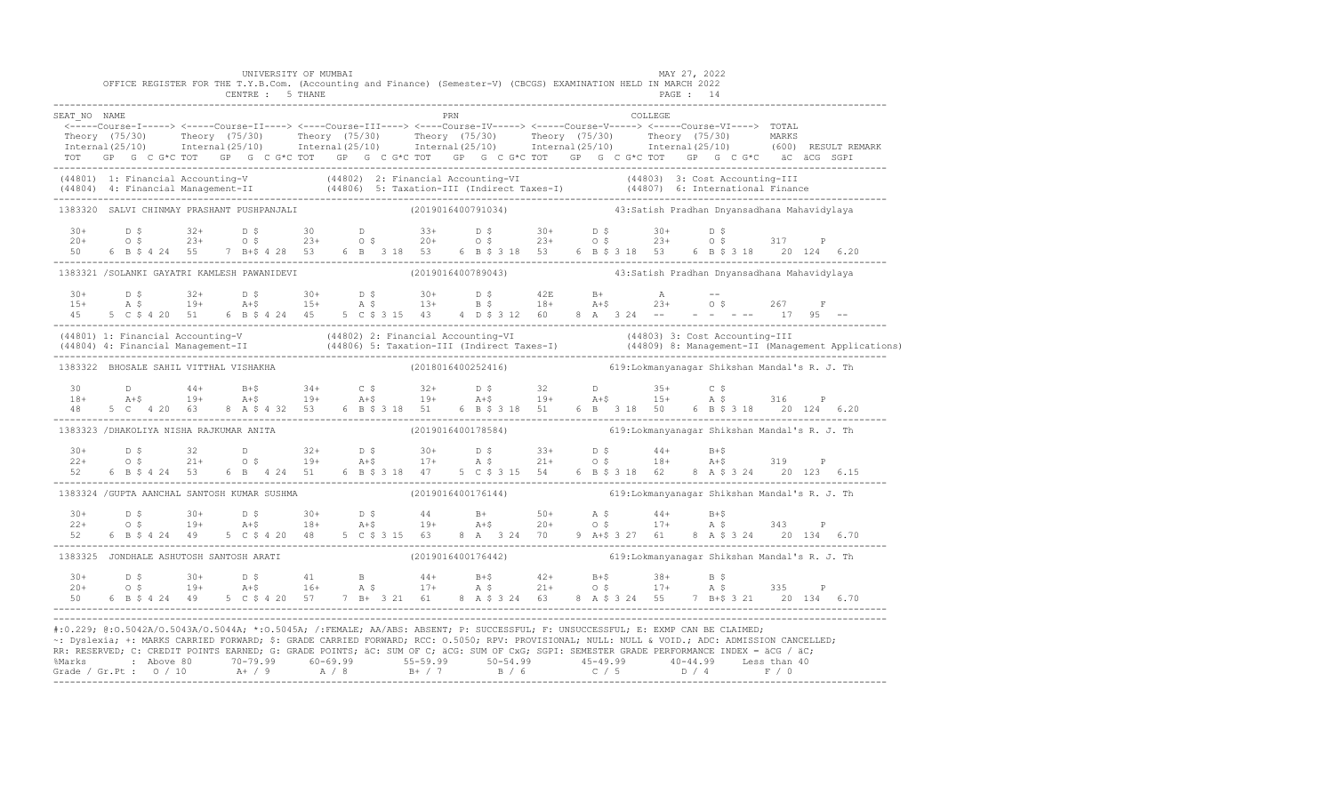UNIVERSITY OF MUMBAI — MAY 27, 2022

OFFICE REGISTER FOR THE T.Y.B.Com. (Accounting and Finance) (Semester-V) (CBCGS) EXAMINATION HELD IN MARCH 2022

CENTRE : 5 THANE — PAGE : 14

```
SEAT_NO NAME                                                          PRN                                       COLLEGE
 <-----Course-I-----> <-----Course-II----> <----Course-III----> <----Course-IV-----> <-----Course-V-----> <-----Course-VI---->  TOTAL
 Theory (75/30)      Theory (75/30)      Theory (75/30)      Theory (75/30)      Theory (75/30)      Theory (75/30)        MARKS
 Internal(25/10)     Internal(25/10)     Internal(25/10)     Internal(25/10)     Internal(25/10)     Internal(25/10)       (600)  RESULT REMARK
 TOT   GP  G  C G*C TOT   GP  G  C G*C TOT   GP  G  C G*C TOT   GP  G  C G*C TOT   GP  G  C G*C TOT   GP  G  C G*C   äC  äCG  SGPI
------------------------------------------------------------------------------------------------------------------------------------------
(44801) 1: Financial Accounting-V            (44802) 2: Financial Accounting-VI                (44803) 3: Cost Accounting-III
(44804) 4: Financial Management-II           (44806) 5: Taxation-III (Indirect Taxes-I)        (44807) 6: International Finance
------------------------------------------------------------------------------------------------------------------------------------------
1383320  SALVI CHINMAY PRASHANT PUSHPANJALI                   (2019016400791034)          43:Satish Pradhan Dnyansadhana Mahavidyalaya

  30+      D $       32+      D $       30       D          33+      D $       30+      D $       30+      D $
  20+      O $       23+      O $       23+      O $        20+      O $       23+      O $       23+      O $       317     P
  50     6 B $ 4 24   55     7 B+$ 4 28   53     6 B   3 18   53     6 B $ 3 18   53     6 B $ 3 18   53     6 B $ 3 18    20  124   6.20
------------------------------------------------------------------------------------------------------------------------------------------
1383321 /SOLANKI GAYATRI KAMLESH PAWANIDEVI                   (2019016400789043)          43:Satish Pradhan Dnyansadhana Mahavidyalaya

  30+      D $       32+      D $       30+      D $        30+      D $       42E      B+          A        --
  15+      A $       19+      A+$       15+      A $        13+      B $       18+      A+$       23+      O $       267     F
  45     5 C $ 4 20   51     6 B $ 4 24   45     5 C $ 3 15   43     4 D $ 3 12   60     8 A   3 24   --     - -  - --    17   95   --
------------------------------------------------------------------------------------------------------------------------------------------
(44801) 1: Financial Accounting-V            (44802) 2: Financial Accounting-VI                (44803) 3: Cost Accounting-III
(44804) 4: Financial Management-II           (44806) 5: Taxation-III (Indirect Taxes-I)        (44809) 8: Management-II (Management Applications)
------------------------------------------------------------------------------------------------------------------------------------------
1383322  BHOSALE SAHIL VITTHAL VISHAKHA                       (2018016400252416)          619:Lokmanyanagar Shikshan Mandal's R. J. Th

  30       D          44+      B+$       34+      C $        32+      D $       32       D          35+      C $
  18+      A+$       19+      A+$       19+      A+$        19+      A+$       19+      A+$       15+      A $       316     P
  48     5 C   4 20   63     8 A $ 4 32   53     6 B $ 3 18   51     6 B $ 3 18   51     6 B   3 18   50     6 B $ 3 18    20  124   6.20
------------------------------------------------------------------------------------------------------------------------------------------
1383323 /DHAKOLIYA NISHA RAJKUMAR ANITA                       (2019016400178584)          619:Lokmanyanagar Shikshan Mandal's R. J. Th

  30+      D $       32       D          32+      D $        30+      D $       33+      D $       44+      B+$
  22+      O $       21+      O $       19+      A+$        17+      A $       21+      O $       18+      A+$       319     P
  52     6 B $ 4 24   53     6 B   4 24   51     6 B $ 3 18   47     5 C $ 3 15   54     6 B $ 3 18   62     8 A $ 3 24    20  123   6.15
------------------------------------------------------------------------------------------------------------------------------------------
1383324 /GUPTA AANCHAL SANTOSH KUMAR SUSHMA                   (2019016400176144)          619:Lokmanyanagar Shikshan Mandal's R. J. Th

  30+      D $       30+      D $       30+      D $        44       B+         50+      A $       44+      B+$
  22+      O $       19+      A+$       18+      A+$        19+      A+$       20+      O $       17+      A $       343     P
  52     6 B $ 4 24   49     5 C $ 4 20   48     5 C $ 3 15   63     8 A   3 24   70     9 A+$ 3 27   61     8 A $ 3 24    20  134   6.70
------------------------------------------------------------------------------------------------------------------------------------------
1383325  JONDHALE ASHUTOSH SANTOSH ARATI                      (2019016400176442)          619:Lokmanyanagar Shikshan Mandal's R. J. Th

  30+      D $       30+      D $       41       B          44+      B+$       42+      B+$       38+      B $
  20+      O $       19+      A+$       16+      A $        17+      A $       21+      O $       17+      A $       335     P
  50     6 B $ 4 24   49     5 C $ 4 20   57     7 B+  3 21   61     8 A $ 3 24   63     8 A $ 3 24   55     7 B+$ 3 21    20  134   6.70
------------------------------------------------------------------------------------------------------------------------------------------
```

#:O.229; @:O.5042A/O.5043A/O.5044A; *:O.5045A; /:FEMALE; AA/ABS: ABSENT; P: SUCCESSFUL; F: UNSUCCESSFUL; E: EXMP CAN BE CLAIMED;
~: Dyslexia; +: MARKS CARRIED FORWARD; $: GRADE CARRIED FORWARD; RCC: O.5050; RPV: PROVISIONAL; NULL: NULL & VOID.; ADC: ADMISSION CANCELLED;
RR: RESERVED; C: CREDIT POINTS EARNED; G: GRADE POINTS; äC: SUM OF C; äCG: SUM OF CxG; SGPI: SEMESTER GRADE PERFORMANCE INDEX = äCG / äC;

| %Marks | Above 80 | 70-79.99 | 60-69.99 | 55-59.99 | 50-54.99 | 45-49.99 | 40-44.99 | Less than 40 |
|---|---|---|---|---|---|---|---|---|
| Grade / Gr.Pt : | O / 10 | A+ / 9 | A / 8 | B+ / 7 | B / 6 | C / 5 | D / 4 | F / 0 |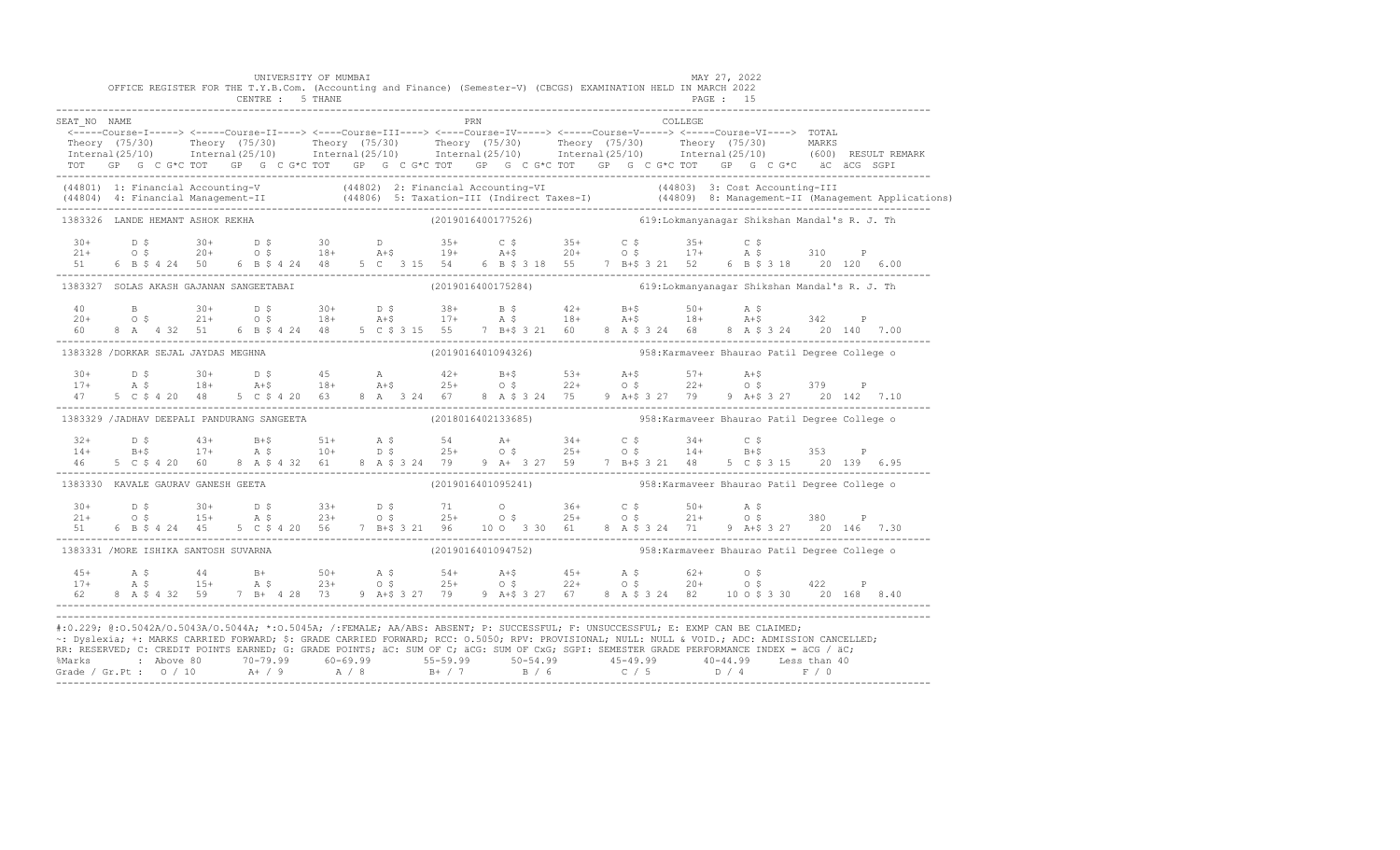UNIVERSITY OF MUMBAI

OFFICE REGISTER FOR THE T.Y.B.Com. (Accounting and Finance) (Semester-V) (CBCGS) EXAMINATION HELD IN MARCH 2022

CENTRE : 5 THANE

MAY 27, 2022

```
SEAT_NO NAME                                                       PRN                                    COLLEGE
 <-----Course-I-----> <-----Course-II----> <----Course-III----> <----Course-IV-----> <-----Course-V-----> <-----Course-VI----> TOTAL
 Theory (75/30)      Theory (75/30)      Theory (75/30)      Theory (75/30)      Theory (75/30)      Theory (75/30)       MARKS
 Internal(25/10)     Internal(25/10)     Internal(25/10)     Internal(25/10)     Internal(25/10)     Internal(25/10)      (600) RESULT REMARK
 TOT   GP  G  C G*C TOT   GP  G  C G*C TOT   GP  G  C G*C TOT   GP  G  C G*C TOT   GP  G  C G*C TOT   GP  G  C G*C   äC  äCG  SGPI

(44801) 1: Financial Accounting-V            (44802) 2: Financial Accounting-VI              (44803) 3: Cost Accounting-III
(44804) 4: Financial Management-II           (44806) 5: Taxation-III (Indirect Taxes-I)      (44809) 8: Management-II (Management Applications)

1383326  LANDE HEMANT ASHOK REKHA                         (2019016400177526)             619:Lokmanyanagar Shikshan Mandal's R. J. Th

  30+      D $       30+      D $       30       D         35+      C $       35+      C $       35+      C $
  21+      O $       20+      O $       18+      A+$       19+      A+$       20+      O $       17+      A $       310     P
  51    6  B $ 4 24  50    6  B $ 4 24  48    5  C   3 15  54    6  B $ 3 18  55    7  B+$ 3 21  52    6  B $ 3 18    20  120  6.00

1383327  SOLAS AKASH GAJANAN SANGEETABAI                  (2019016400175284)             619:Lokmanyanagar Shikshan Mandal's R. J. Th

  40       B         30+      D $       30+      D $       38+      B $       42+      B+$       50+      A $
  20+      O $       21+      O $       18+      A+$       17+      A $       18+      A+$       18+      A+$       342     P
  60    8  A   4 32  51    6  B $ 4 24  48    5  C $ 3 15  55    7  B+$ 3 21  60    8  A $ 3 24  68    8  A $ 3 24    20  140  7.00

1383328 /DORKAR SEJAL JAYDAS MEGHNA                       (2019016401094326)             958:Karmaveer Bhaurao Patil Degree College o

  30+      D $       30+      D $       45       A         42+      B+$       53+      A+$       57+      A+$
  17+      A $       18+      A+$       18+      A+$       25+      O $       22+      O $       22+      O $       379     P
  47    5  C $ 4 20  48    5  C $ 4 20  63    8  A   3 24  67    8  A $ 3 24  75    9  A+$ 3 27  79    9  A+$ 3 27    20  142  7.10

1383329 /JADHAV DEEPALI PANDURANG SANGEETA                (2018016402133685)             958:Karmaveer Bhaurao Patil Degree College o

  32+      D $       43+      B+$       51+      A $       54       A+        34+      C $       34+      C $
  14+      B+$       17+      A $       10+      D $       25+      O $       25+      O $       14+      B+$       353     P
  46    5  C $ 4 20  60    8  A $ 4 32  61    8  A $ 3 24  79    9  A+  3 27  59    7  B+$ 3 21  48    5  C $ 3 15    20  139  6.95

1383330  KAVALE GAURAV GANESH GEETA                       (2019016401095241)             958:Karmaveer Bhaurao Patil Degree College o

  30+      D $       30+      D $       33+      D $       71       O         36+      C $       50+      A $
  21+      O $       15+      A $       23+      O $       25+      O $       25+      O $       21+      O $       380     P
  51    6  B $ 4 24  45    5  C $ 4 20  56    7  B+$ 3 21  96   10  O   3 30  61    8  A $ 3 24  71    9  A+$ 3 27    20  146  7.30

1383331 /MORE ISHIKA SANTOSH SUVARNA                      (2019016401094752)             958:Karmaveer Bhaurao Patil Degree College o

  45+      A $       44       B+        50+      A $       54+      A+$       45+      A $       62+      O $
  17+      A $       15+      A $       23+      O $       25+      O $       22+      O $       20+      O $       422     P
  62    8  A $ 4 32  59    7  B+  4 28  73    9  A+$ 3 27  79    9  A+$ 3 27  67    8  A $ 3 24  82   10  O $ 3 30    20  168  8.40
```

#:O.229; @:O.5042A/O.5043A/O.5044A; *:O.5045A; /:FEMALE; AA/ABS: ABSENT; P: SUCCESSFUL; F: UNSUCCESSFUL; E: EXMP CAN BE CLAIMED;
~: Dyslexia; +: MARKS CARRIED FORWARD; $: GRADE CARRIED FORWARD; RCC: O.5050; RPV: PROVISIONAL; NULL: NULL & VOID.; ADC: ADMISSION CANCELLED;
RR: RESERVED; C: CREDIT POINTS EARNED; G: GRADE POINTS; äC: SUM OF C; äCG: SUM OF CxG; SGPI: SEMESTER GRADE PERFORMANCE INDEX = äCG / äC;

| %Marks | Above 80 | 70-79.99 | 60-69.99 | 55-59.99 | 50-54.99 | 45-49.99 | 40-44.99 | Less than 40 |
|---|---|---|---|---|---|---|---|---|
| Grade / Gr.Pt : | O / 10 | A+ / 9 | A / 8 | B+ / 7 | B / 6 | C / 5 | D / 4 | F / 0 |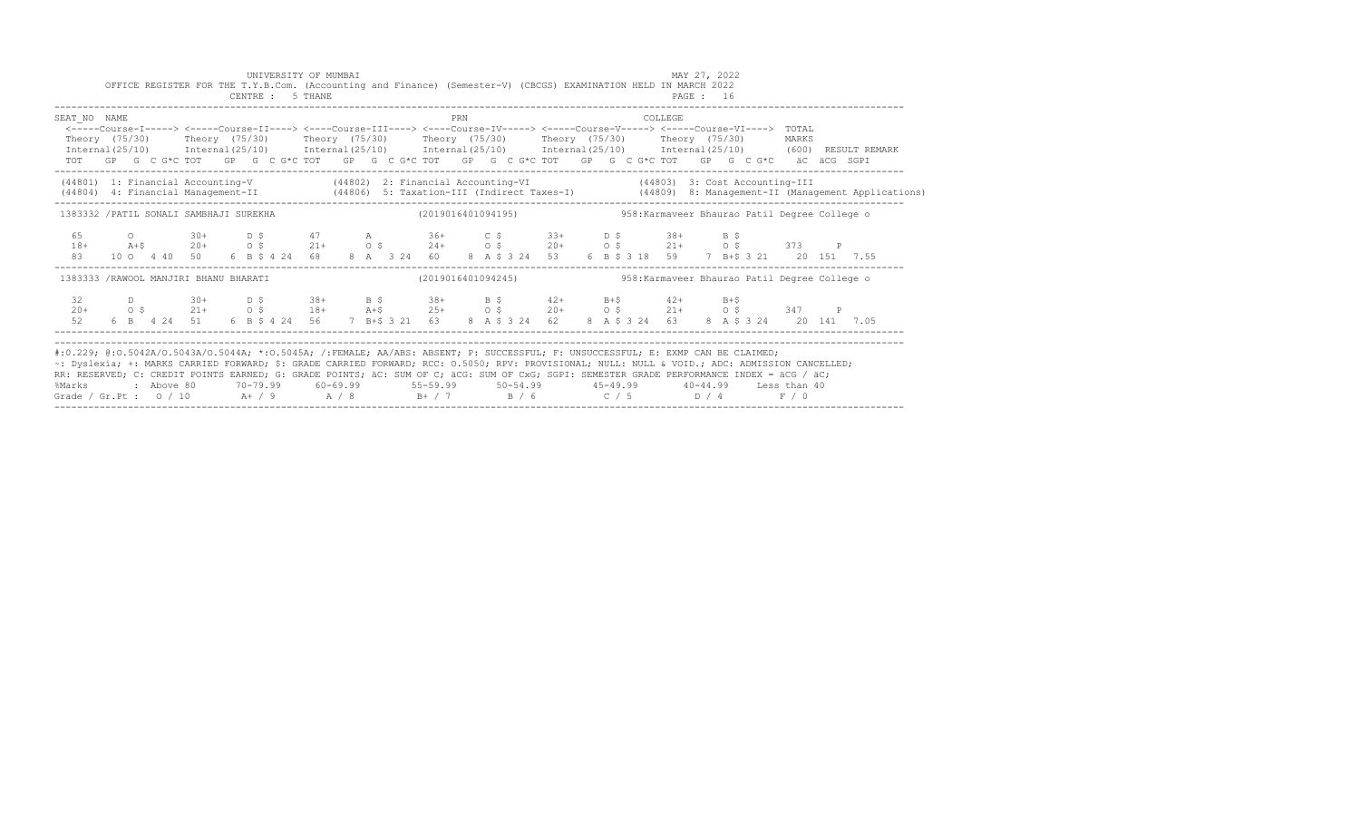UNIVERSITY OF MUMBAI

OFFICE REGISTER FOR THE T.Y.B.Com. (Accounting and Finance) (Semester-V) (CBCGS) EXAMINATION HELD IN MARCH 2022

CENTRE : 5 THANE

MAY 27, 2022

```
SEAT_NO  NAME                                                         PRN                                      COLLEGE
 <-----Course-I-----> <-----Course-II----> <----Course-III----> <----Course-IV-----> <-----Course-V-----> <-----Course-VI----> TOTAL
 Theory (75/30)      Theory (75/30)      Theory (75/30)      Theory (75/30)      Theory (75/30)      Theory (75/30)       MARKS
 Internal(25/10)     Internal(25/10)     Internal(25/10)     Internal(25/10)     Internal(25/10)     Internal(25/10)      (600)  RESULT REMARK
 TOT   GP  G  C G*C TOT   GP  G  C G*C TOT   GP  G  C G*C TOT   GP  G  C G*C TOT   GP  G  C G*C TOT   GP  G  C G*C   äC  äCG  SGPI

 (44801)  1: Financial Accounting-V           (44802)  2: Financial Accounting-VI             (44803)  3: Cost Accounting-III
 (44804)  4: Financial Management-II          (44806)  5: Taxation-III (Indirect Taxes-I)     (44809)  8: Management-II (Management Applications)

 1383332 /PATIL SONALI SAMBHAJI SUREKHA                         (2019016401094195)           958:Karmaveer Bhaurao Patil Degree College o

  65      O        30+     D $      47      A        36+     C $      33+     D $      38+     B $
  18+     A+$      20+     O $      21+     O $      24+     O $      20+     O $      21+     O $      373    P
  83    10 O  4 40  50    6 B $ 4 24  68    8 A  3 24  60    8 A $ 3 24  53    6 B $ 3 18  59    7 B+$ 3 21    20  151  7.55

 1383333 /RAWOOL MANJIRI BHANU BHARATI                          (2019016401094245)           958:Karmaveer Bhaurao Patil Degree College o

  32      D        30+     D $      38+     B $      38+     B $      42+     B+$      42+     B+$
  20+     O $      21+     O $      18+     A+$      25+     O $      20+     O $      21+     O $      347    P
  52    6 B  4 24  51    6 B $ 4 24  56    7 B+$ 3 21  63    8 A $ 3 24  62    8 A $ 3 24  63    8 A $ 3 24    20  141  7.05
```

#:0.229; @:O.5042A/O.5043A/O.5044A; *:O.5045A; /:FEMALE; AA/ABS: ABSENT; P: SUCCESSFUL; F: UNSUCCESSFUL; E: EXMP CAN BE CLAIMED;
~: Dyslexia; +: MARKS CARRIED FORWARD; $: GRADE CARRIED FORWARD; RCC: O.5050; RPV: PROVISIONAL; NULL: NULL & VOID.; ADC: ADMISSION CANCELLED;
RR: RESERVED; C: CREDIT POINTS EARNED; G: GRADE POINTS; äC: SUM OF C; äCG: SUM OF CxG; SGPI: SEMESTER GRADE PERFORMANCE INDEX = äCG / äC;

| %Marks | Above 80 | 70-79.99 | 60-69.99 | 55-59.99 | 50-54.99 | 45-49.99 | 40-44.99 | Less than 40 |
|---|---|---|---|---|---|---|---|---|
| Grade / Gr.Pt | O / 10 | A+ / 9 | A / 8 | B+ / 7 | B / 6 | C / 5 | D / 4 | F / 0 |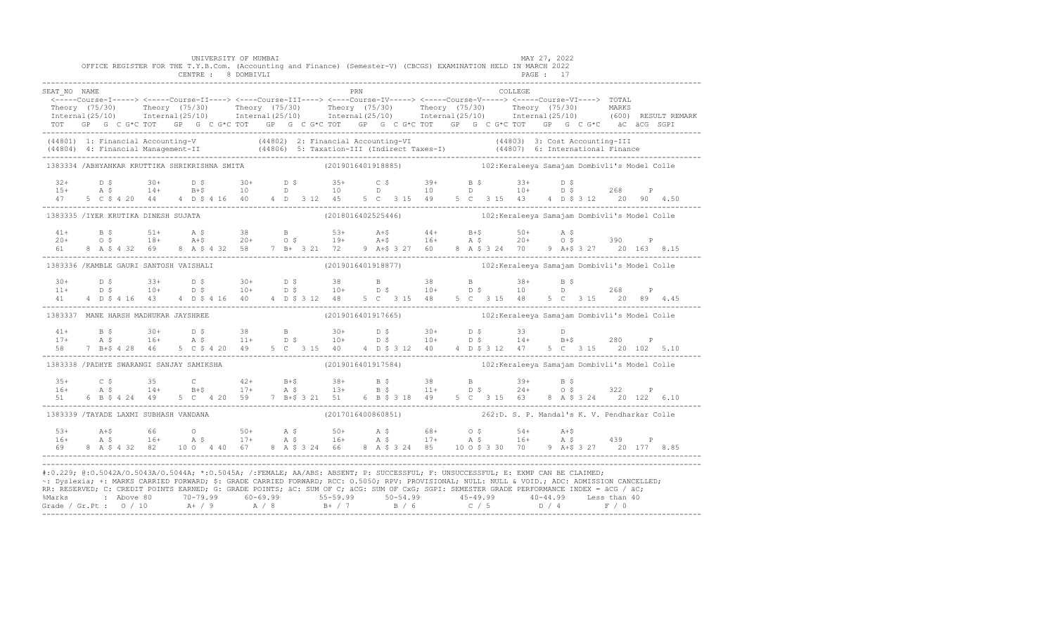UNIVERSITY OF MUMBAI — MAY 27, 2022

OFFICE REGISTER FOR THE T.Y.B.Com. (Accounting and Finance) (Semester-V) (CBCGS) EXAMINATION HELD IN MARCH 2022

CENTRE : 8 DOMBIVLI — PAGE : 17

```
SEAT_NO  NAME                                                    PRN                               COLLEGE
 <-----Course-I-----> <-----Course-II----> <----Course-III----> <----Course-IV-----> <-----Course-V-----> <-----Course-VI----> TOTAL
 Theory (75/30)       Theory (75/30)       Theory (75/30)       Theory (75/30)       Theory (75/30)       Theory (75/30)       MARKS
 Internal(25/10)      Internal(25/10)      Internal(25/10)      Internal(25/10)      Internal(25/10)      Internal(25/10)      (600)  RESULT REMARK
 TOT   GP  G  C G*C TOT   GP  G  C G*C TOT   GP  G  C G*C TOT   GP  G  C G*C TOT   GP  G  C G*C TOT   GP  G  C G*C   äC  äCG  SGPI
```

(44801) 1: Financial Accounting-V (44802) 2: Financial Accounting-VI (44803) 3: Cost Accounting-III
(44804) 4: Financial Management-II (44806) 5: Taxation-III (Indirect Taxes-I) (44807) 6: International Finance

```
1383334 /ABHYANKAR KRUTTIKA SHRIKRISHNA SMITA            (2019016401918885)        102:Keraleeya Samajam Dombivli's Model Colle

  32+      D $       30+      D $       30+      D $       35+      C $       39+      B $       33+      D $
  15+      A $       14+      B+$       10       D         10       D         10       D         10+      D $       268     P
  47     5  C $ 4 20  44    4  D $ 4 16  40    4  D  3 12  45    5  C  3 15  49    5  C  3 15  43    4  D $ 3 12    20  90  4.50

1383335 /IYER KRUTIKA DINESH SUJATA                      (2018016402525446)        102:Keraleeya Samajam Dombivli's Model Colle

  41+      B $       51+      A $       38       B         53+      A+$       44+      B+$       50+      A $
  20+      O $       18+      A+$       20+      O $       19+      A+$       16+      A $       20+      O $       390     P
  61     8  A $ 4 32  69    8  A $ 4 32  58    7  B+  3 21  72    9  A+$ 3 27  60    8  A $ 3 24  70    9  A+$ 3 27    20 163  8.15

1383336 /KAMBLE GAURI SANTOSH VAISHALI                   (2019016401918877)        102:Keraleeya Samajam Dombivli's Model Colle

  30+      D $       33+      D $       30+      D $       38       B         38       B         38+      B $
  11+      D $       10+      D $       10+      D $       10+      D $       10+      D $       10       D         268     P
  41     4  D $ 4 16  43    4  D $ 4 16  40    4  D $ 3 12  48    5  C  3 15  48    5  C  3 15  48    5  C  3 15    20  89  4.45

1383337  MANE HARSH MADHUKAR JAYSHREE                    (2019016401917665)        102:Keraleeya Samajam Dombivli's Model Colle

  41+      B $       30+      D $       38       B         30+      D $       30+      D $       33       D
  17+      A $       16+      A $       11+      D $       10+      D $       10+      D $       14+      B+$       280     P
  58     7  B+$ 4 28  46    5  C $ 4 20  49    5  C  3 15  40    4  D $ 3 12  40    4  D $ 3 12  47    5  C  3 15    20 102  5.10

1383338 /PADHYE SWARANGI SANJAY SAMIKSHA                 (2019016401917584)        102:Keraleeya Samajam Dombivli's Model Colle

  35+      C $       35       C         42+      B+$       38+      B $       38       B         39+      B $
  16+      A $       14+      B+$       17+      A $       13+      B $       11+      D $       24+      O $       322     P
  51     6  B $ 4 24  49    5  C  4 20  59    7  B+$ 3 21  51    6  B $ 3 18  49    5  C  3 15  63    8  A $ 3 24    20 122  6.10

1383339 /TAYADE LAXMI SUBHASH VANDANA                    (2017016400860851)        262:D. S. P. Mandal's K. V. Pendharkar Colle

  53+      A+$       66       O         50+      A $       50+      A $       68+      O $       54+      A+$
  16+      A $       16+      A $       17+      A $       16+      A $       17+      A $       16+      A $       439     P
  69     8  A $ 4 32  82   10  O  4 40  67    8  A $ 3 24  66    8  A $ 3 24  85   10  O $ 3 30  70    9  A+$ 3 27    20 177  8.85
```

#:O.229; @:O.5042A/O.5043A/O.5044A; *:O.5045A; /:FEMALE; AA/ABS: ABSENT; P: SUCCESSFUL; F: UNSUCCESSFUL; E: EXMP CAN BE CLAIMED;
~: Dyslexia; +: MARKS CARRIED FORWARD; $: GRADE CARRIED FORWARD; RCC: O.5050; RPV: PROVISIONAL; NULL: NULL & VOID.; ADC: ADMISSION CANCELLED;
RR: RESERVED; C: CREDIT POINTS EARNED; G: GRADE POINTS; äC: SUM OF C; äCG: SUM OF CxG; SGPI: SEMESTER GRADE PERFORMANCE INDEX = äCG / äC;

| %Marks | Above 80 | 70-79.99 | 60-69.99 | 55-59.99 | 50-54.99 | 45-49.99 | 40-44.99 | Less than 40 |
|---|---|---|---|---|---|---|---|---|
| Grade / Gr.Pt : | O / 10 | A+ / 9 | A / 8 | B+ / 7 | B / 6 | C / 5 | D / 4 | F / 0 |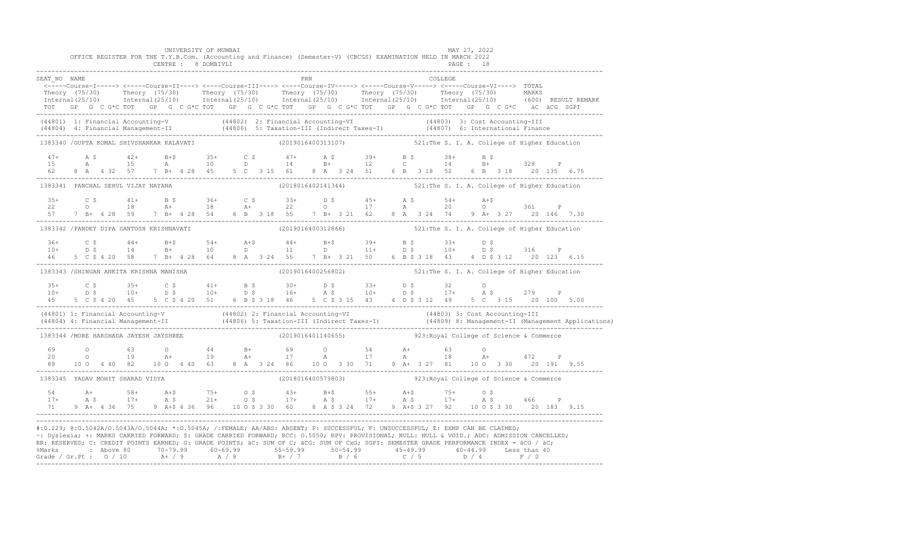UNIVERSITY OF MUMBAI

OFFICE REGISTER FOR THE T.Y.B.Com. (Accounting and Finance) (Semester-V) (CBCGS) EXAMINATION HELD IN MARCH 2022

CENTRE : 8 DOMBIVLI

MAY 27, 2022

```
SEAT_NO  NAME                                              PRN                                   COLLEGE
 <-----Course-I-----> <-----Course-II----> <----Course-III----> <----Course-IV-----> <-----Course-V-----> <-----Course-VI----> TOTAL
 Theory (75/30)      Theory (75/30)       Theory (75/30)       Theory (75/30)       Theory (75/30)       Theory (75/30)        MARKS
 Internal(25/10)     Internal(25/10)      Internal(25/10)      Internal(25/10)      Internal(25/10)      Internal(25/10)       (600)  RESULT REMARK
 TOT   GP  G  C G*C TOT   GP  G  C G*C TOT  GP  G  C G*C TOT   GP  G  C G*C TOT   GP  G  C G*C TOT   GP  G  C G*C   äC  äCG  SGPI
----------------------------------------------------------------------------------------------------------------------------------------------------
(44801) 1: Financial Accounting-V              (44802) 2: Financial Accounting-VI                (44803) 3: Cost Accounting-III
(44804) 4: Financial Management-II             (44806) 5: Taxation-III (Indirect Taxes-I)        (44807) 6: International Finance
----------------------------------------------------------------------------------------------------------------------------------------------------
1383340 /GUPTA KOMAL SHIVSHANKAR KALAVATI                (2019016400313107)             521:The S. I. A. College of Higher Education

  47+      A $       42+      B+$       35+      C $       47+      A $       39+      B $       38+      B $
  15       A         15       A         10       D         14       B+        12       C         14       B+        328     P
  62    8  A  4 32  57    7  B+  4 28  45    5  C  3 15  61    8  A  3 24  51    6  B  3 18  52    6  B  3 18   20  135  6.75
----------------------------------------------------------------------------------------------------------------------------------------------------
1383341  PANCHAL SEHUL VIJAY NAYANA                      (2018016402141344)             521:The S. I. A. College of Higher Education

  35+      C $       41+      B $       36+      C $       33+      D $       45+      A $       54+      A+$
  22       O         18       A+        18       A+        22       O         17       A         20       O         361     P
  57    7  B+  4 28  59    7  B+  4 28  54    6  B  3 18  55    7  B+  3 21  62    8  A  3 24  74    9  A+  3 27   20  146  7.30
----------------------------------------------------------------------------------------------------------------------------------------------------
1383342 /PANDEY DIPA SANTOSH KRISHNAVATI                 (2019016400312866)             521:The S. I. A. College of Higher Education

  36+      C $       44+      B+$       54+      A+$       44+      B+$       39+      B $       33+      D $
  10+      D $       14       B+        10       D         11       D         11+      D $       10+      D $       316     P
  46    5  C $ 4 20  58    7  B+  4 28  64    8  A  3 24  55    7  B+  3 21  50    6  B $ 3 18  43    4  D $ 3 12   20  123  6.15
----------------------------------------------------------------------------------------------------------------------------------------------------
1383343 /SHINGAN ANKITA KRISHNA MANISHA                  (2019016400256802)             521:The S. I. A. College of Higher Education

  35+      C $       35+      C $       41+      B $       30+      D $       33+      D $       32       D
  10+      D $       10+      D $       10+      D $       16+      A $       10+      D $       17+      A $       279     P
  45    5  C $ 4 20  45    5  C $ 4 20  51    6  B $ 3 18  46    5  C $ 3 15  43    4  D $ 3 12  49    5  C  3 15   20  100  5.00
----------------------------------------------------------------------------------------------------------------------------------------------------
(44801) 1: Financial Accounting-V              (44802) 2: Financial Accounting-VI                (44803) 3: Cost Accounting-III
(44804) 4: Financial Management-II             (44806) 5: Taxation-III (Indirect Taxes-I)        (44809) 8: Management-II (Management Applications)
----------------------------------------------------------------------------------------------------------------------------------------------------
1383344 /MORE HARSHADA JAYESH JAYSHREE                   (2019016401140655)             923:Royal College of Science & Commerce

  69       O         63       O         44       B+        69       O         54       A+        63       O
  20       O         19       A+        19       A+        17       A         17       A         18       A+        472     P
  89   10  O  4 40  82   10  O  4 40  63    8  A  3 24  86   10  O  3 30  71    9  A+  3 27  81   10  O  3 30   20  191  9.55
----------------------------------------------------------------------------------------------------------------------------------------------------
1383345  YADAV MOHIT SHARAD VIDYA                        (2018016400579803)             923:Royal College of Science & Commerce

  54       A+        58+      A+$       75+      O $       43+      B+$       55+      A+$       75+      O $
  17+      A $       17+      A $       21+      O $       17+      A $       17+      A $       17+      A $       466     P
  71    9  A+  4 36  75    9  A+$ 4 36  96   10  O $ 3 30  60    8  A $ 3 24  72    9  A+$ 3 27  92   10  O $ 3 30   20  183  9.15
----------------------------------------------------------------------------------------------------------------------------------------------------
```

#:O.229; @:O.5042A/O.5043A/O.5044A; *:O.5045A; /:FEMALE; AA/ABS: ABSENT; P: SUCCESSFUL; F: UNSUCCESSFUL; E: EXMP CAN BE CLAIMED;
~: Dyslexia; +: MARKS CARRIED FORWARD; $: GRADE CARRIED FORWARD; RCC: O.5050; RPV: PROVISIONAL; NULL: NULL & VOID.; ADC: ADMISSION CANCELLED;
RR: RESERVED; C: CREDIT POINTS EARNED; G: GRADE POINTS; äC: SUM OF C; äCG: SUM OF CxG; SGPI: SEMESTER GRADE PERFORMANCE INDEX = äCG / äC;

| %Marks | Above 80 | 70-79.99 | 60-69.99 | 55-59.99 | 50-54.99 | 45-49.99 | 40-44.99 | Less than 40 |
|---|---|---|---|---|---|---|---|---|
| Grade / Gr.Pt : | O / 10 | A+ / 9 | A / 8 | B+ / 7 | B / 6 | C / 5 | D / 4 | F / 0 |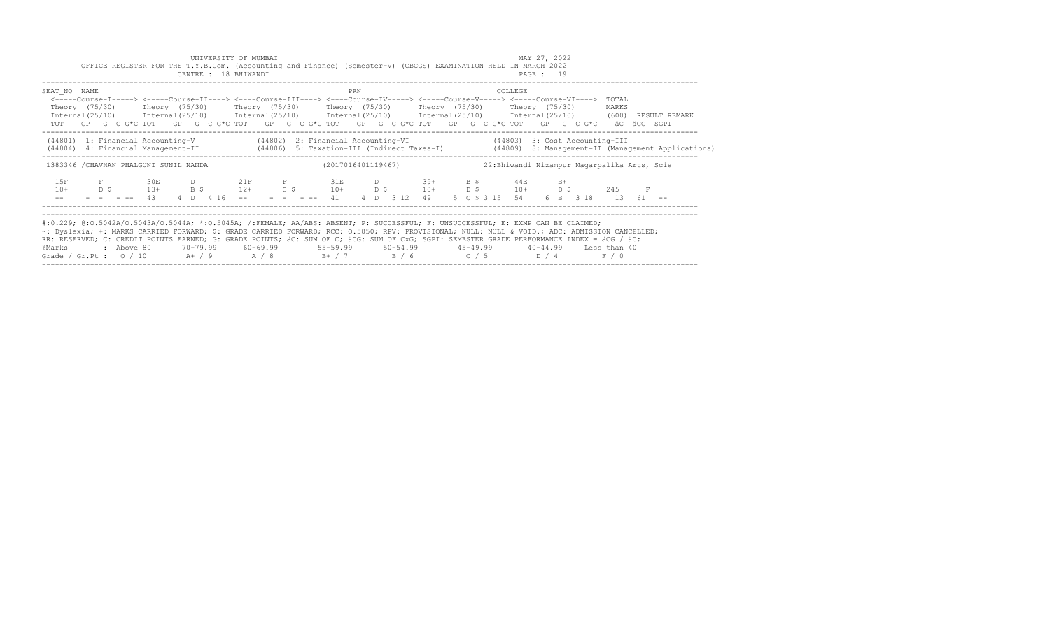UNIVERSITY OF MUMBAI

OFFICE REGISTER FOR THE T.Y.B.Com. (Accounting and Finance) (Semester-V) (CBCGS) EXAMINATION HELD IN MARCH 2022

CENTRE : 18 BHIWANDI

MAY 27, 2022

```
SEAT_NO  NAME                                                    PRN                                     COLLEGE
 <-----Course-I-----> <-----Course-II----> <----Course-III----> <----Course-IV-----> <-----Course-V-----> <-----Course-VI---->  TOTAL
 Theory  (75/30)      Theory  (75/30)      Theory  (75/30)      Theory  (75/30)      Theory  (75/30)      Theory  (75/30)       MARKS
 Internal(25/10)      Internal(25/10)      Internal(25/10)      Internal(25/10)      Internal(25/10)      Internal(25/10)       (600)  RESULT REMARK
 TOT   GP  G  C G*C TOT   GP  G  C G*C TOT   GP  G  C G*C TOT   GP  G  C G*C TOT   GP  G  C G*C TOT   GP  G  C G*C   äC  äCG  SGPI

 (44801)  1: Financial Accounting-V              (44802)  2: Financial Accounting-VI                  (44803)  3: Cost Accounting-III
 (44804)  4: Financial Management-II             (44806)  5: Taxation-III (Indirect Taxes-I)          (44809)  8: Management-II (Management Applications)

 1383346 /CHAVHAN PHALGUNI SUNIL NANDA                           (2017016401119467)                     22:Bhiwandi Nizampur Nagarpalika Arts, Scie

   15F       F          30E       D          21F       F          31E       D          39+       B $        44E       B+
   10+       D $        13+       B $        12+       C $        10+       D $        10+       D $        10+       D $        245       F
   --     -  -  - --    43     4  D   4 16   --     -  -  - --    41     4  D   3 12   49     5  C $ 3 15   54     6  B   3 18     13   61   --
```

#:0.229; @:O.5042A/O.5043A/O.5044A; *:O.5045A; /:FEMALE; AA/ABS: ABSENT; P: SUCCESSFUL; F: UNSUCCESSFUL; E: EXMP CAN BE CLAIMED;
~: Dyslexia; +: MARKS CARRIED FORWARD; $: GRADE CARRIED FORWARD; RCC: O.5050; RPV: PROVISIONAL; NULL: NULL & VOID.; ADC: ADMISSION CANCELLED;
RR: RESERVED; C: CREDIT POINTS EARNED; G: GRADE POINTS; äC: SUM OF C; äCG: SUM OF CxG; SGPI: SEMESTER GRADE PERFORMANCE INDEX = äCG / äC;

| %Marks | : Above 80 | 70-79.99 | 60-69.99 | 55-59.99 | 50-54.99 | 45-49.99 | 40-44.99 | Less than 40 |
|---|---|---|---|---|---|---|---|---|
| Grade / Gr.Pt : | O / 10 | A+ / 9 | A / 8 | B+ / 7 | B / 6 | C / 5 | D / 4 | F / 0 |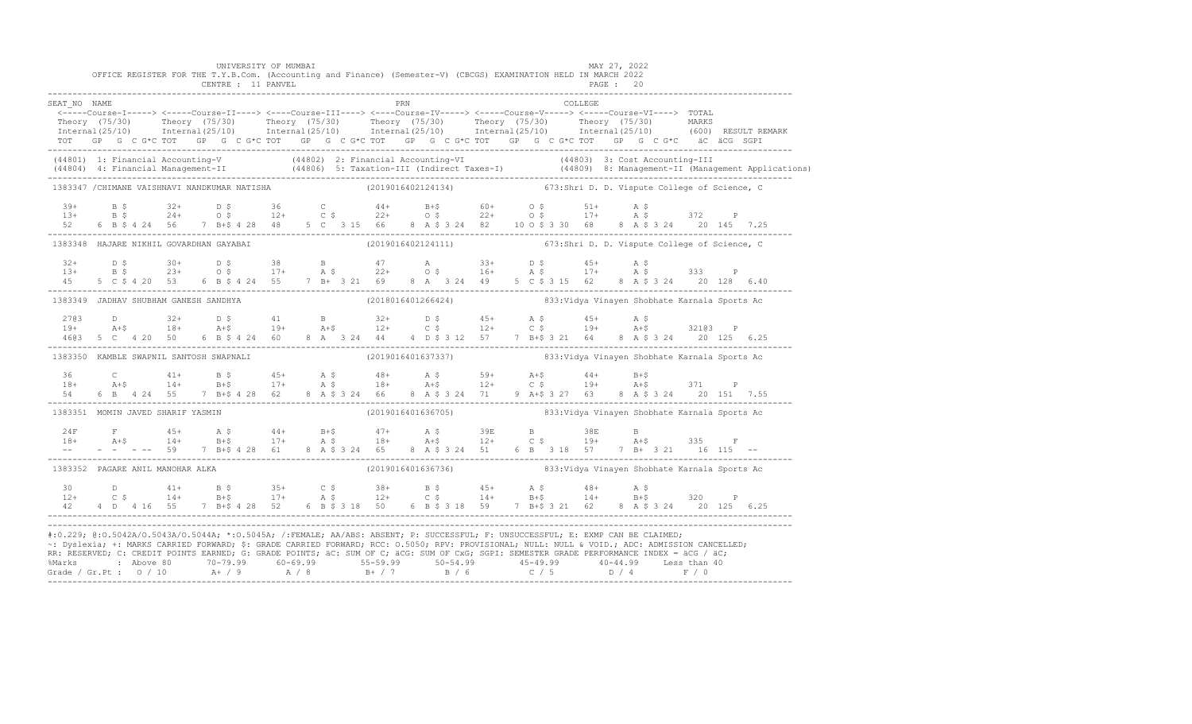UNIVERSITY OF MUMBAI

MAY 27, 2022

OFFICE REGISTER FOR THE T.Y.B.Com. (Accounting and Finance) (Semester-V) (CBCGS) EXAMINATION HELD IN MARCH 2022

CENTRE : 11 PANVEL

```
SEAT_NO  NAME                                                          PRN                                        COLLEGE
 <-----Course-I-----> <-----Course-II----> <----Course-III----> <----Course-IV-----> <-----Course-V-----> <-----Course-VI----> TOTAL
 Theory (75/30)      Theory  (75/30)      Theory  (75/30)      Theory  (75/30)      Theory  (75/30)      Theory  (75/30)       MARKS
 Internal(25/10)     Internal(25/10)      Internal(25/10)      Internal(25/10)      Internal(25/10)      Internal(25/10)       (600)  RESULT REMARK
 TOT   GP  G  C G*C TOT   GP  G  C G*C TOT   GP  G  C G*C TOT   GP  G  C G*C TOT   GP  G  C G*C TOT   GP  G  C G*C   äC  äCG  SGPI
-------------------------------------------------------------------------------------------------------------------------------------------
 (44801) 1: Financial Accounting-V            (44802) 2: Financial Accounting-VI              (44803) 3: Cost Accounting-III
 (44804) 4: Financial Management-II           (44806) 5: Taxation-III (Indirect Taxes-I)      (44809) 8: Management-II (Management Applications)
-------------------------------------------------------------------------------------------------------------------------------------------
 1383347 /CHIMANE VAISHNAVI NANDKUMAR NATISHA              (2019016402124134)          673:Shri D. D. Vispute College of Science, C

  39+      B $       32+      D $       36       C         44+      B+$       60+      O $       51+      A $
  13+      B $       24+      O $       12+      C $       22+      O $       22+      O $       17+      A $       372     P
  52     6  B $ 4 24  56     7  B+$ 4 28  48     5  C   3 15  66     8  A $ 3 24  82    10 O $ 3 30  68     8  A $ 3 24    20  145   7.25
-------------------------------------------------------------------------------------------------------------------------------------------
 1383348  HAJARE NIKHIL GOVARDHAN GAYABAI                  (2019016402124111)          673:Shri D. D. Vispute College of Science, C

  32+      D $       30+      D $       38       B         47       A         33+      D $       45+      A $
  13+      B $       23+      O $       17+      A $       22+      O $       16+      A $       17+      A $       333     P
  45     5  C $ 4 20  53     6  B $ 4 24  55     7  B+  3 21  69     8  A   3 24  49     5  C $ 3 15  62     8  A $ 3 24    20  128   6.40
-------------------------------------------------------------------------------------------------------------------------------------------
 1383349  JADHAV SHUBHAM GANESH SANDHYA                    (2018016401266424)          833:Vidya Vinayen Shobhate Karnala Sports Ac

  27@3     D         32+      D $       41       B         32+      D $       45+      A $       45+      A $
  19+      A+$       18+      A+$       19+      A+$       12+      C $       12+      C $       19+      A+$       321@3   P
  46@3   5  C   4 20  50     6  B $ 4 24  60     8  A   3 24  44     4  D $ 3 12  57     7  B+$ 3 21  64     8  A $ 3 24    20  125   6.25
-------------------------------------------------------------------------------------------------------------------------------------------
 1383350  KAMBLE SWAPNIL SANTOSH SWAPNALI                  (2019016401637337)          833:Vidya Vinayen Shobhate Karnala Sports Ac

  36       C         41+      B $       45+      A $       48+      A $       59+      A+$       44+      B+$
  18+      A+$       14+      B+$       17+      A $       18+      A+$       12+      C $       19+      A+$       371     P
  54     6  B   4 24  55     7  B+$ 4 28  62     8  A $ 3 24  66     8  A $ 3 24  71     9  A+$ 3 27  63     8  A $ 3 24    20  151   7.55
-------------------------------------------------------------------------------------------------------------------------------------------
 1383351  MOMIN JAVED SHARIF YASMIN                        (2019016401636705)          833:Vidya Vinayen Shobhate Karnala Sports Ac

  24F      F         45+      A $       44+      B+$       47+      A $       39E      B         38E      B
  18+      A+$       14+      B+$       17+      A $       18+      A+$       12+      C $       19+      A+$       335     F
  --     -  -   - --  59     7  B+$ 4 28  61     8  A $ 3 24  65     8  A $ 3 24  51     6  B   3 18  57     7  B+  3 21    16  115   --
-------------------------------------------------------------------------------------------------------------------------------------------
 1383352  PAGARE ANIL MANOHAR ALKA                         (2019016401636736)          833:Vidya Vinayen Shobhate Karnala Sports Ac

  30       D         41+      B $       35+      C $       38+      B $       45+      A $       48+      A $
  12+      C $       14+      B+$       17+      A $       12+      C $       14+      B+$       14+      B+$       320     P
  42     4  D   4 16  55     7  B+$ 4 28  52     6  B $ 3 18  50     6  B $ 3 18  59     7  B+$ 3 21  62     8  A $ 3 24    20  125   6.25
-------------------------------------------------------------------------------------------------------------------------------------------
```

#:0.229; @:O.5042A/O.5043A/O.5044A; *:O.5045A; /:FEMALE; AA/ABS: ABSENT; P: SUCCESSFUL; F: UNSUCCESSFUL; E: EXMP CAN BE CLAIMED;
~: Dyslexia; +: MARKS CARRIED FORWARD; $: GRADE CARRIED FORWARD; RCC: O.5050; RPV: PROVISIONAL; NULL: NULL & VOID.; ADC: ADMISSION CANCELLED;
RR: RESERVED; C: CREDIT POINTS EARNED; G: GRADE POINTS; äC: SUM OF C; äCG: SUM OF CxG; SGPI: SEMESTER GRADE PERFORMANCE INDEX = äCG / äC;

| %Marks | : Above 80 | 70-79.99 | 60-69.99 | 55-59.99 | 50-54.99 | 45-49.99 | 40-44.99 | Less than 40 |
|---|---|---|---|---|---|---|---|---|
| Grade / Gr.Pt : | O / 10 | A+ / 9 | A / 8 | B+ / 7 | B / 6 | C / 5 | D / 4 | F / 0 |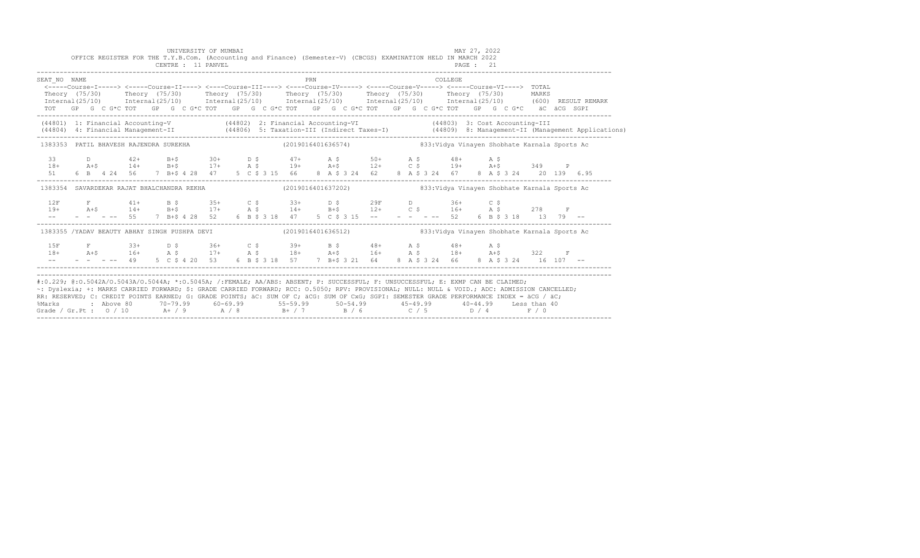UNIVERSITY OF MUMBAI
OFFICE REGISTER FOR THE T.Y.B.Com. (Accounting and Finance) (Semester-V) (CBCGS) EXAMINATION HELD IN MARCH 2022
CENTRE : 11 PANVEL

MAY 27, 2022

```
SEAT_NO  NAME                                                          PRN                                  COLLEGE
 <-----Course-I-----> <-----Course-II----> <----Course-III----> <----Course-IV-----> <-----Course-V-----> <-----Course-VI---->  TOTAL
 Theory (75/30)      Theory (75/30)      Theory (75/30)      Theory (75/30)      Theory (75/30)      Theory (75/30)       MARKS
 Internal(25/10)     Internal(25/10)     Internal(25/10)     Internal(25/10)     Internal(25/10)     Internal(25/10)      (600)  RESULT REMARK
 TOT   GP  G  C G*C TOT   GP  G  C G*C TOT   GP  G  C G*C TOT   GP  G  C G*C TOT   GP  G  C G*C TOT   GP  G  C G*C   äC  äCG  SGPI
------------------------------------------------------------------------------------------------------------------------------------------
 (44801) 1: Financial Accounting-V            (44802) 2: Financial Accounting-VI              (44803) 3: Cost Accounting-III
 (44804) 4: Financial Management-II           (44806) 5: Taxation-III (Indirect Taxes-I)       (44809) 8: Management-II (Management Applications)
------------------------------------------------------------------------------------------------------------------------------------------
 1383353  PATIL BHAVESH RAJENDRA SUREKHA                        (2019016401636574)           833:Vidya Vinayen Shobhate Karnala Sports Ac

  33       D         42+      B+$       30+      D $       47+      A $       50+      A $       48+      A $
  18+      A+$       14+      B+$       17+      A $       19+      A+$       12+      C $       19+      A+$       349    P
  51    6  B  4 24   56    7  B+$ 4 28  47    5  C $ 3 15  66    8  A $ 3 24  62    8  A $ 3 24  67    8  A $ 3 24    20  139  6.95
------------------------------------------------------------------------------------------------------------------------------------------
 1383354  SAVARDEKAR RAJAT BHALCHANDRA REKHA                    (2019016401637202)           833:Vidya Vinayen Shobhate Karnala Sports Ac

  12F      F         41+      B $       35+      C $       33+      D $       29F      D         36+      C $
  19+      A+$       14+      B+$       17+      A $       14+      B+$       12+      C $       16+      A $       278    F
  --    -  -  - --   55    7  B+$ 4 28  52    6  B $ 3 18  47    5  C $ 3 15  --    -  -  - --   52    6  B $ 3 18    13   79  --
------------------------------------------------------------------------------------------------------------------------------------------
 1383355 /YADAV BEAUTY ABHAY SINGH PUSHPA DEVI                  (2019016401636512)           833:Vidya Vinayen Shobhate Karnala Sports Ac

  15F      F         33+      D $       36+      C $       39+      B $       48+      A $       48+      A $
  18+      A+$       16+      A $       17+      A $       18+      A+$       16+      A $       18+      A+$       322    F
  --    -  -  - --   49    5  C $ 4 20  53    6  B $ 3 18  57    7  B+$ 3 21  64    8  A $ 3 24  66    8  A $ 3 24    16  107  --
------------------------------------------------------------------------------------------------------------------------------------------
```

#:O.229; @:O.5042A/O.5043A/O.5044A; *:O.5045A; /:FEMALE; AA/ABS: ABSENT; P: SUCCESSFUL; F: UNSUCCESSFUL; E: EXMP CAN BE CLAIMED;
~: Dyslexia; +: MARKS CARRIED FORWARD; $: GRADE CARRIED FORWARD; RCC: O.5050; RPV: PROVISIONAL; NULL: NULL & VOID.; ADC: ADMISSION CANCELLED;
RR: RESERVED; C: CREDIT POINTS EARNED; G: GRADE POINTS; äC: SUM OF C; äCG: SUM OF CxG; SGPI: SEMESTER GRADE PERFORMANCE INDEX = äCG / äC;

| %Marks | : Above 80 | 70-79.99 | 60-69.99 | 55-59.99 | 50-54.99 | 45-49.99 | 40-44.99 | Less than 40 |
|---|---|---|---|---|---|---|---|---|
| Grade / Gr.Pt : | O / 10 | A+ / 9 | A / 8 | B+ / 7 | B / 6 | C / 5 | D / 4 | F / 0 |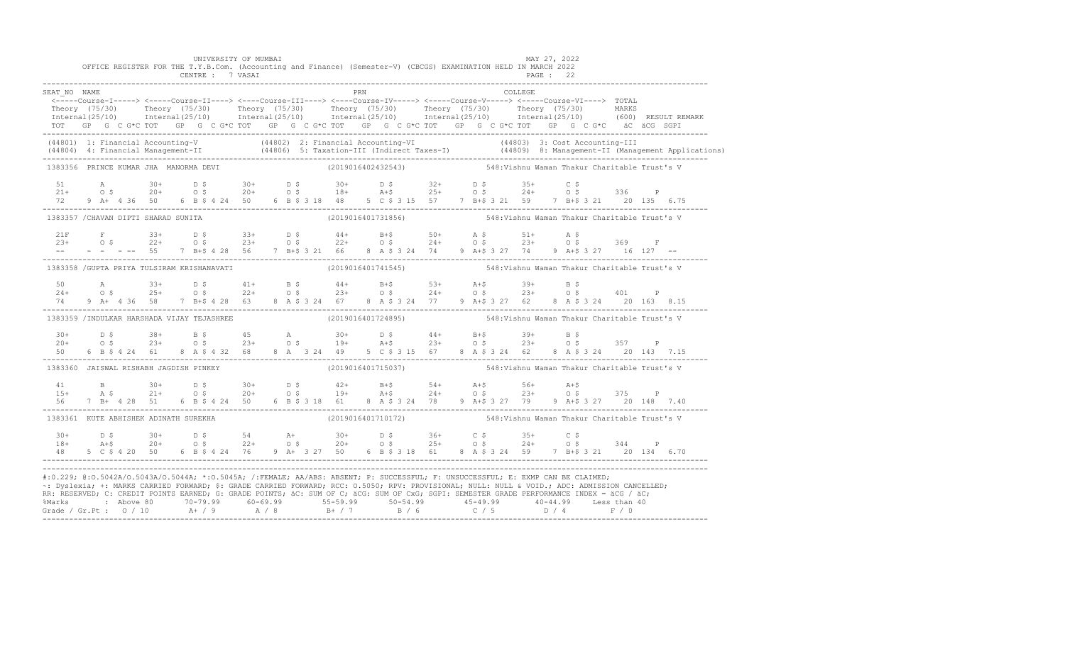UNIVERSITY OF MUMBAI

OFFICE REGISTER FOR THE T.Y.B.Com. (Accounting and Finance) (Semester-V) (CBCGS) EXAMINATION HELD IN MARCH 2022

CENTRE : 7 VASAI

MAY 27, 2022

```
SEAT_NO NAME                                                         PRN                                     COLLEGE
 <-----Course-I-----> <-----Course-II----> <----Course-III----> <----Course-IV-----> <-----Course-V-----> <-----Course-VI----> TOTAL
 Theory (75/30)       Theory (75/30)       Theory (75/30)       Theory (75/30)       Theory (75/30)       Theory (75/30)       MARKS
 Internal(25/10)      Internal(25/10)      Internal(25/10)      Internal(25/10)      Internal(25/10)      Internal(25/10)      (600)  RESULT REMARK
 TOT   GP  G  C G*C TOT   GP  G  C G*C TOT   GP  G  C G*C TOT   GP  G  C G*C TOT   GP  G  C G*C TOT   GP  G  C G*C   äC  äCG  SGPI
-----------------------------------------------------------------------------------------------------------------------------------------------
 (44801) 1: Financial Accounting-V            (44802) 2: Financial Accounting-VI                (44803) 3: Cost Accounting-III
 (44804) 4: Financial Management-II           (44806) 5: Taxation-III (Indirect Taxes-I)        (44809) 8: Management-II (Management Applications)
-----------------------------------------------------------------------------------------------------------------------------------------------
 1383356  PRINCE KUMAR JHA  MANORMA DEVI                         (2019016402432543)           548:Vishnu Waman Thakur Charitable Trust's V

  51       A         30+      D $       30+      D $       30+      D $       32+      D $       35+      C $
  21+      O $       20+      O $       20+      O $       18+      A+$       25+      O $       24+      O $       336    P
  72    9  A+  4 36  50    6  B $ 4 24  50    6  B $ 3 18  48    5  C $ 3 15  57    7  B+$ 3 21  59    7  B+$ 3 21   20  135  6.75
-----------------------------------------------------------------------------------------------------------------------------------------------
 1383357 /CHAVAN DIPTI SHARAD SUNITA                             (2019016401731856)           548:Vishnu Waman Thakur Charitable Trust's V

  21F      F         33+      D $       33+      D $       44+      B+$       50+      A $       51+      A $
  23+      O $       22+      O $       23+      O $       22+      O $       24+      O $       23+      O $       369    F
  --    -  -   - --  55    7  B+$ 4 28  56    7  B+$ 3 21  66    8  A $ 3 24  74    9  A+$ 3 27  74    9  A+$ 3 27   16  127  --
-----------------------------------------------------------------------------------------------------------------------------------------------
 1383358 /GUPTA PRIYA TULSIRAM KRISHANAVATI                      (2019016401741545)           548:Vishnu Waman Thakur Charitable Trust's V

  50       A         33+      D $       41+      B $       44+      B+$       53+      A+$       39+      B $
  24+      O $       25+      O $       22+      O $       23+      O $       24+      O $       23+      O $       401    P
  74    9  A+  4 36  58    7  B+$ 4 28  63    8  A $ 3 24  67    8  A $ 3 24  77    9  A+$ 3 27  62    8  A $ 3 24   20  163  8.15
-----------------------------------------------------------------------------------------------------------------------------------------------
 1383359 /INDULKAR HARSHADA VIJAY TEJASHREE                      (2019016401724895)           548:Vishnu Waman Thakur Charitable Trust's V

  30+      D $       38+      B $       45       A         30+      D $       44+      B+$       39+      B $
  20+      O $       23+      O $       23+      O $       19+      A+$       23+      O $       23+      O $       357    P
  50    6  B $ 4 24  61    8  A $ 4 32  68    8  A   3 24  49    5  C $ 3 15  67    8  A $ 3 24  62    8  A $ 3 24   20  143  7.15
-----------------------------------------------------------------------------------------------------------------------------------------------
 1383360  JAISWAL RISHABH JAGDISH PINKEY                         (2019016401715037)           548:Vishnu Waman Thakur Charitable Trust's V

  41       B         30+      D $       30+      D $       42+      B+$       54+      A+$       56+      A+$
  15+      A $       21+      O $       20+      O $       19+      A+$       24+      O $       23+      O $       375    P
  56    7  B+  4 28  51    6  B $ 4 24  50    6  B $ 3 18  61    8  A $ 3 24  78    9  A+$ 3 27  79    9  A+$ 3 27   20  148  7.40
-----------------------------------------------------------------------------------------------------------------------------------------------
 1383361  KUTE ABHISHEK ADINATH SUREKHA                          (2019016401710172)           548:Vishnu Waman Thakur Charitable Trust's V

  30+      D $       30+      D $       54       A+        30+      D $       36+      C $       35+      C $
  18+      A+$       20+      O $       22+      O $       20+      O $       25+      O $       24+      O $       344    P
  48    5  C $ 4 20  50    6  B $ 4 24  76    9  A+  3 27  50    6  B $ 3 18  61    8  A $ 3 24  59    7  B+$ 3 21   20  134  6.70
-----------------------------------------------------------------------------------------------------------------------------------------------
```

#:O.229; @:O.5042A/O.5043A/O.5044A; *:O.5045A; /:FEMALE; AA/ABS: ABSENT; P: SUCCESSFUL; F: UNSUCCESSFUL; E: EXMP CAN BE CLAIMED;
~: Dyslexia; +: MARKS CARRIED FORWARD; $: GRADE CARRIED FORWARD; RCC: O.5050; RPV: PROVISIONAL; NULL: NULL & VOID.; ADC: ADMISSION CANCELLED;
RR: RESERVED; C: CREDIT POINTS EARNED; G: GRADE POINTS; äC: SUM OF C; äCG: SUM OF CxG; SGPI: SEMESTER GRADE PERFORMANCE INDEX = äCG / äC;

| %Marks | : Above 80 | 70-79.99 | 60-69.99 | 55-59.99 | 50-54.99 | 45-49.99 | 40-44.99 | Less than 40 |
|---|---|---|---|---|---|---|---|---|
| Grade / Gr.Pt : | O / 10 | A+ / 9 | A / 8 | B+ / 7 | B / 6 | C / 5 | D / 4 | F / 0 |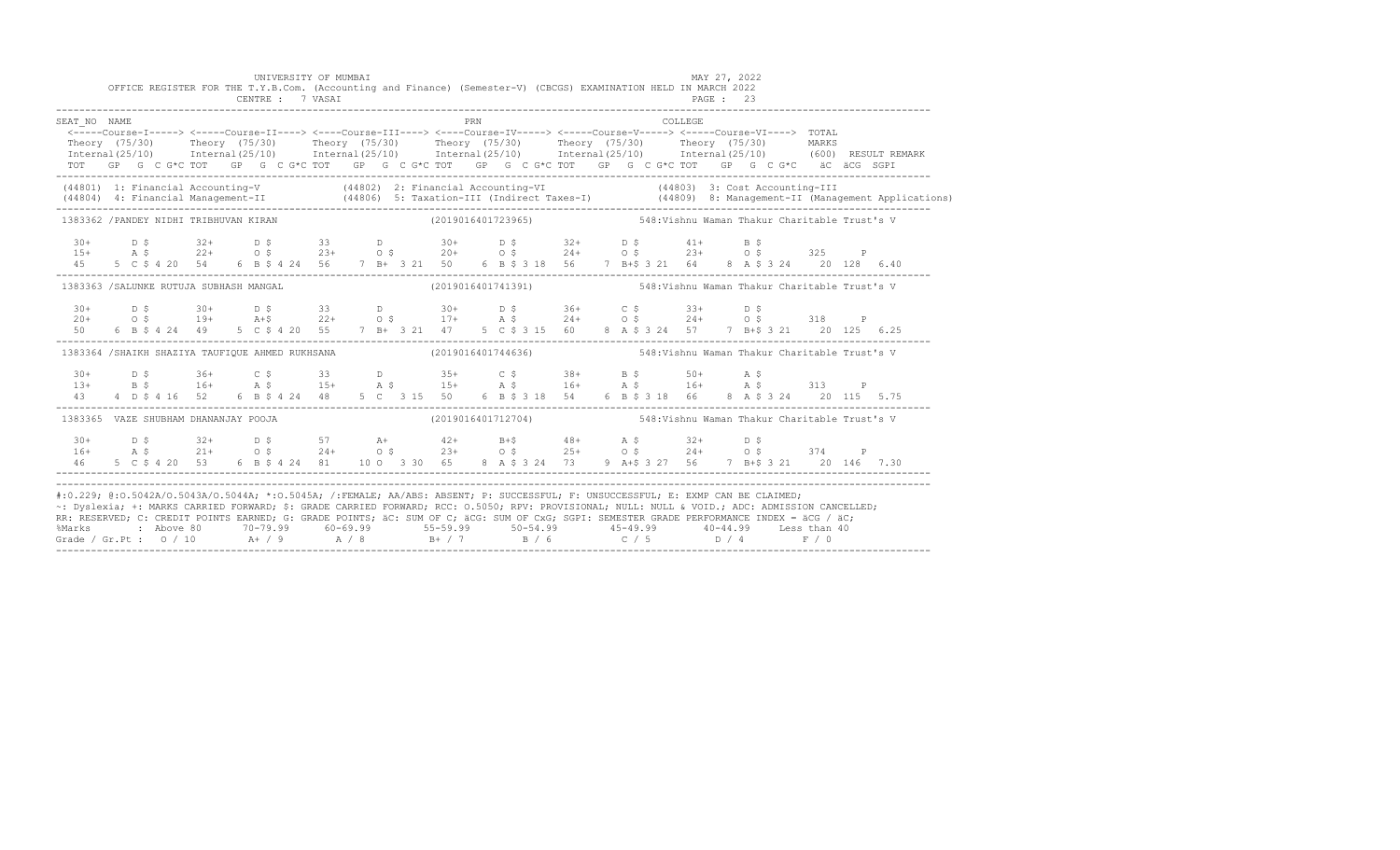UNIVERSITY OF MUMBAI
MAY 27, 2022

OFFICE REGISTER FOR THE T.Y.B.Com. (Accounting and Finance) (Semester-V) (CBCGS) EXAMINATION HELD IN MARCH 2022

CENTRE : 7 VASAI

```
SEAT_NO  NAME                                                    PRN                                   COLLEGE
 <-----Course-I-----> <----Course-II----> <----Course-III----> <----Course-IV-----> <-----Course-V-----> <-----Course-VI----> TOTAL
 Theory (75/30)      Theory (75/30)      Theory (75/30)      Theory (75/30)      Theory (75/30)      Theory (75/30)       MARKS
 Internal(25/10)     Internal(25/10)     Internal(25/10)     Internal(25/10)     Internal(25/10)     Internal(25/10)      (600)  RESULT REMARK
 TOT   GP  G  C G*C TOT   GP  G  C G*C TOT   GP  G  C G*C TOT   GP  G  C G*C TOT   GP  G  C G*C TOT   GP  G  C G*C   äC  äCG  SGPI
-----------------------------------------------------------------------------------------------------------------------------------------------
 (44801) 1: Financial Accounting-V          (44802) 2: Financial Accounting-VI          (44803) 3: Cost Accounting-III
 (44804) 4: Financial Management-II         (44806) 5: Taxation-III (Indirect Taxes-I)  (44809) 8: Management-II (Management Applications)
-----------------------------------------------------------------------------------------------------------------------------------------------
 1383362 /PANDEY NIDHI TRIBHUVAN KIRAN                     (2019016401723965)          548:Vishnu Waman Thakur Charitable Trust's V

  30+     D $     32+     D $     33      D       30+     D $     32+     D $     41+     B $
  15+     A $     22+     O $     23+     O $     20+     O $     24+     O $     23+     O $      325    P
  45    5 C $ 4 20  54    6 B $ 4 24  56    7 B+ 3 21  50    6 B $ 3 18  56    7 B+$ 3 21  64    8 A $ 3 24   20  128  6.40
-----------------------------------------------------------------------------------------------------------------------------------------------
 1383363 /SALUNKE RUTUJA SUBHASH MANGAL                    (2019016401741391)          548:Vishnu Waman Thakur Charitable Trust's V

  30+     D $     30+     D $     33      D       30+     D $     36+     C $     33+     D $
  20+     O $     19+     A+$     22+     O $     17+     A $     24+     O $     24+     O $      318    P
  50    6 B $ 4 24  49    5 C $ 4 20  55    7 B+ 3 21  47    5 C $ 3 15  60    8 A $ 3 24  57    7 B+$ 3 21   20  125  6.25
-----------------------------------------------------------------------------------------------------------------------------------------------
 1383364 /SHAIKH SHAZIYA TAUFIQUE AHMED RUKHSANA           (2019016401744636)          548:Vishnu Waman Thakur Charitable Trust's V

  30+     D $     36+     C $     33      D       35+     C $     38+     B $     50+     A $
  13+     B $     16+     A $     15+     A $     15+     A $     16+     A $     16+     A $      313    P
  43    4 D $ 4 16  52    6 B $ 4 24  48    5 C  3 15  50    6 B $ 3 18  54    6 B $ 3 18  66    8 A $ 3 24   20  115  5.75
-----------------------------------------------------------------------------------------------------------------------------------------------
 1383365  VAZE SHUBHAM DHANANJAY POOJA                     (2019016401712704)          548:Vishnu Waman Thakur Charitable Trust's V

  30+     D $     32+     D $     57      A+      42+     B+$     48+     A $     32+     D $
  16+     A $     21+     O $     24+     O $     23+     O $     25+     O $     24+     O $      374    P
  46    5 C $ 4 20  53    6 B $ 4 24  81   10 O  3 30  65    8 A $ 3 24  73    9 A+$ 3 27  56    7 B+$ 3 21   20  146  7.30
-----------------------------------------------------------------------------------------------------------------------------------------------
```

#:0.229; @:O.5042A/O.5043A/O.5044A; *:O.5045A; /:FEMALE; AA/ABS: ABSENT; P: SUCCESSFUL; F: UNSUCCESSFUL; E: EXMP CAN BE CLAIMED;
~: Dyslexia; +: MARKS CARRIED FORWARD; $: GRADE CARRIED FORWARD; RCC: O.5050; RPV: PROVISIONAL; NULL: NULL & VOID.; ADC: ADMISSION CANCELLED;
RR: RESERVED; C: CREDIT POINTS EARNED; G: GRADE POINTS; äC: SUM OF C; äCG: SUM OF CxG; SGPI: SEMESTER GRADE PERFORMANCE INDEX = äCG / äC;

| %Marks | : Above 80 | 70-79.99 | 60-69.99 | 55-59.99 | 50-54.99 | 45-49.99 | 40-44.99 | Less than 40 |
|---|---|---|---|---|---|---|---|---|
| Grade / Gr.Pt : | O / 10 | A+ / 9 | A / 8 | B+ / 7 | B / 6 | C / 5 | D / 4 | F / 0 |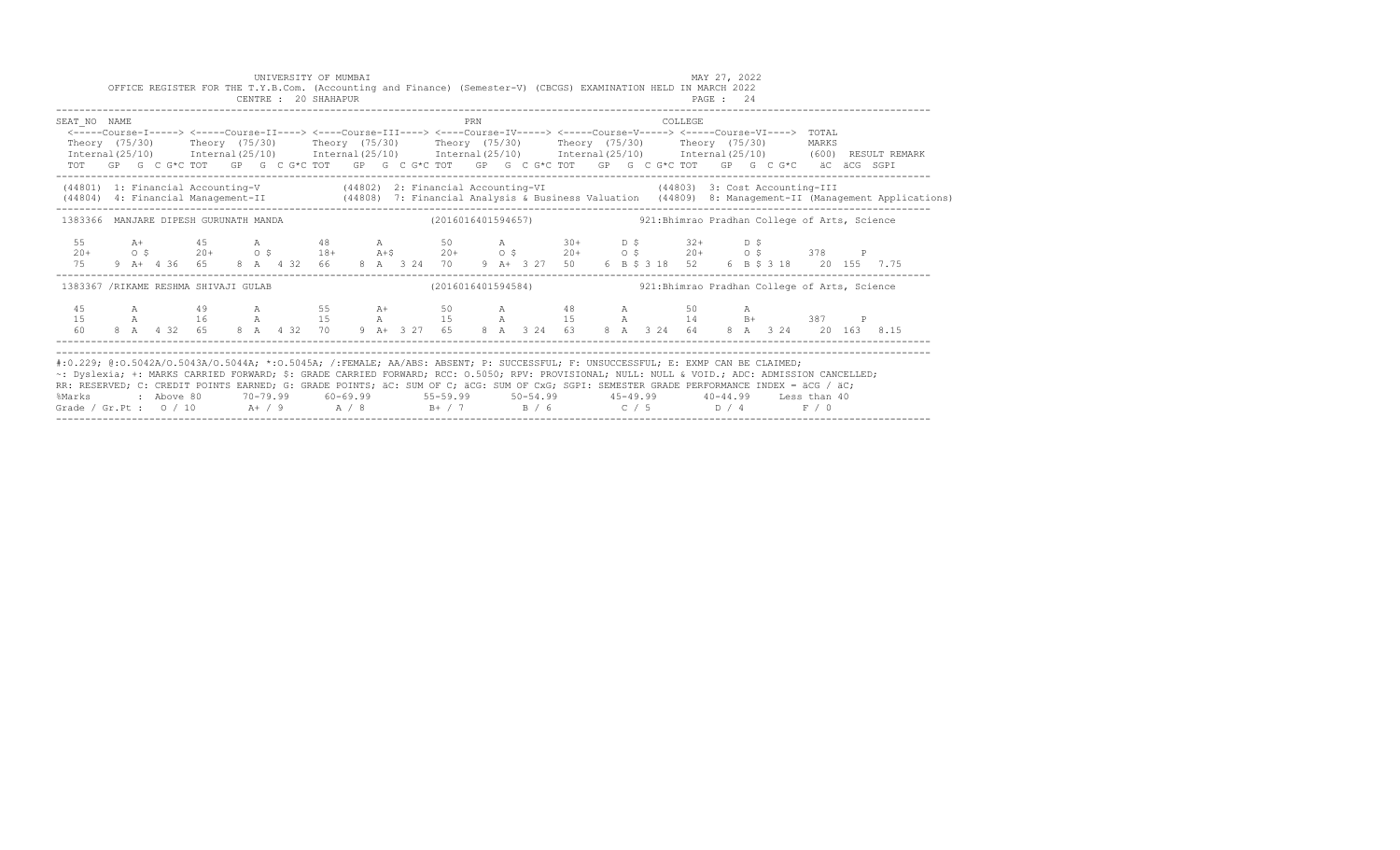UNIVERSITY OF MUMBAI

OFFICE REGISTER FOR THE T.Y.B.Com. (Accounting and Finance) (Semester-V) (CBCGS) EXAMINATION HELD IN MARCH 2022

CENTRE : 20 SHAHAPUR

MAY 27, 2022

```
SEAT_NO  NAME                                                    PRN                                   COLLEGE
 <-----Course-I-----> <-----Course-II----> <----Course-III----> <----Course-IV-----> <-----Course-V-----> <-----Course-VI---->  TOTAL
 Theory (75/30)       Theory (75/30)       Theory (75/30)       Theory (75/30)       Theory (75/30)       Theory (75/30)        MARKS
 Internal(25/10)      Internal(25/10)      Internal(25/10)      Internal(25/10)      Internal(25/10)      Internal(25/10)       (600)  RESULT REMARK
 TOT   GP  G  C G*C TOT   GP  G  C G*C TOT   GP  G  C G*C TOT   GP  G  C G*C TOT   GP  G  C G*C TOT   GP  G  C G*C   äC  äCG  SGPI

 (44801) 1: Financial Accounting-V            (44802) 2: Financial Accounting-VI                (44803) 3: Cost Accounting-III
 (44804) 4: Financial Management-II           (44808) 7: Financial Analysis & Business Valuation   (44809) 8: Management-II (Management Applications)

 1383366  MANJARE DIPESH GURUNATH MANDA                   (2016016401594657)              921:Bhimrao Pradhan College of Arts, Science

  55       A+        45       A         48       A         50       A         30+      D $       32+      D $
  20+      O $       20+      O $       18+      A+$       20+      O $       20+      O $       20+      O $       378     P
  75    9  A+  4 36  65    8  A   4 32  66    8  A   3 24  70    9  A+  3 27  50    6  B $ 3 18  52    6  B $ 3 18   20  155  7.75

 1383367 /RIKAME RESHMA SHIVAJI GULAB                      (2016016401594584)              921:Bhimrao Pradhan College of Arts, Science

  45       A         49       A         55       A+        50       A         48       A         50       A
  15       A         16       A         15       A         15       A         15       A         14       B+        387     P
  60    8  A   4 32  65    8  A   4 32  70    9  A+  3 27  65    8  A   3 24  63    8  A   3 24  64    8  A   3 24   20  163  8.15
```

#:0.229; @:O.5042A/O.5043A/O.5044A; *:O.5045A; /:FEMALE; AA/ABS: ABSENT; P: SUCCESSFUL; F: UNSUCCESSFUL; E: EXMP CAN BE CLAIMED;
~: Dyslexia; +: MARKS CARRIED FORWARD; $: GRADE CARRIED FORWARD; RCC: O.5050; RPV: PROVISIONAL; NULL: NULL & VOID.; ADC: ADMISSION CANCELLED;
RR: RESERVED; C: CREDIT POINTS EARNED; G: GRADE POINTS; äC: SUM OF C; äCG: SUM OF CxG; SGPI: SEMESTER GRADE PERFORMANCE INDEX = äCG / äC;

| %Marks | : Above 80 | 70-79.99 | 60-69.99 | 55-59.99 | 50-54.99 | 45-49.99 | 40-44.99 | Less than 40 |
|---|---|---|---|---|---|---|---|---|
| Grade / Gr.Pt : | O / 10 | A+ / 9 | A / 8 | B+ / 7 | B / 6 | C / 5 | D / 4 | F / 0 |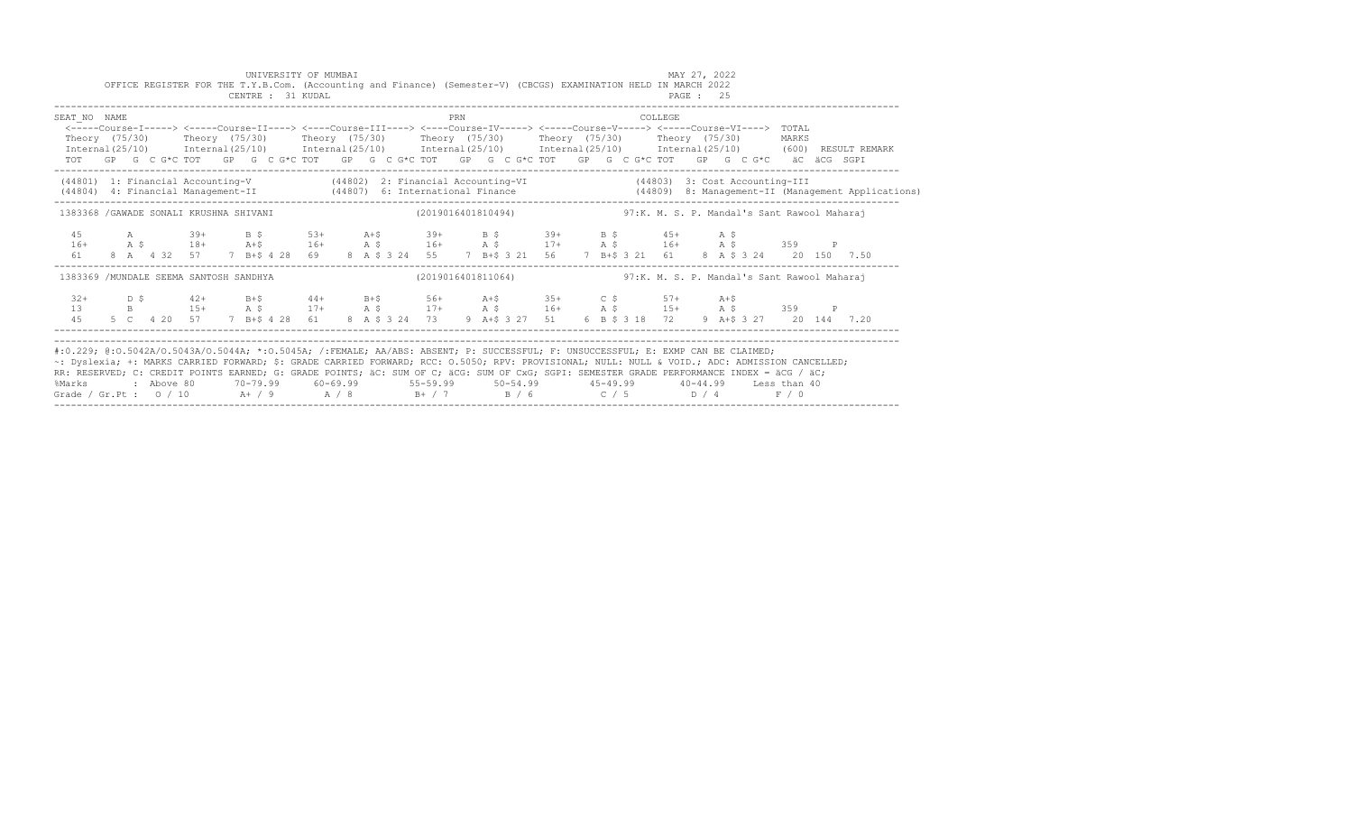UNIVERSITY OF MUMBAI

OFFICE REGISTER FOR THE T.Y.B.Com. (Accounting and Finance) (Semester-V) (CBCGS) EXAMINATION HELD IN MARCH 2022

CENTRE : 31 KUDAL

MAY 27, 2022

```
SEAT_NO  NAME                                                          PRN                                    COLLEGE
 <-----Course-I-----> <-----Course-II----> <----Course-III----> <----Course-IV-----> <-----Course-V-----> <-----Course-VI---->  TOTAL
 Theory  (75/30)      Theory  (75/30)      Theory  (75/30)      Theory  (75/30)      Theory  (75/30)      Theory  (75/30)       MARKS
 Internal(25/10)      Internal(25/10)      Internal(25/10)      Internal(25/10)      Internal(25/10)      Internal(25/10)      (600)  RESULT REMARK
 TOT   GP  G  C G*C TOT   GP  G  C G*C TOT   GP  G  C G*C TOT   GP  G  C G*C TOT   GP  G  C G*C TOT   GP  G  C G*C   äC  äCG  SGPI
----------------------------------------------------------------------------------------------------------------------------------------------------
 (44801)  1: Financial Accounting-V              (44802)  2: Financial Accounting-VI                 (44803)  3: Cost Accounting-III
 (44804)  4: Financial Management-II             (44807)  6: International Finance                   (44809)  8: Management-II (Management Applications)
----------------------------------------------------------------------------------------------------------------------------------------------------
 1383368 /GAWADE SONALI KRUSHNA SHIVANI                       (2019016401810494)            97:K. M. S. P. Mandal's Sant Rawool Maharaj

  45       A          39+      B $        53+      A+$        39+      B $        39+      B $        45+      A $
  16+      A $        18+      A+$        16+      A $        16+      A $        17+      A $        16+      A $        359     P
  61    8  A   4 32   57    7  B+$ 4 28   69    8  A $ 3 24   55    7  B+$ 3 21   56    7  B+$ 3 21   61    8  A $ 3 24    20  150  7.50
----------------------------------------------------------------------------------------------------------------------------------------------------
 1383369 /MUNDALE SEEMA SANTOSH SANDHYA                        (2019016401811064)            97:K. M. S. P. Mandal's Sant Rawool Maharaj

  32+      D $        42+      B+$        44+      B+$        56+      A+$        35+      C $        57+      A+$
  13       B          15+      A $        17+      A $        17+      A $        16+      A $        15+      A $        359     P
  45    5  C   4 20   57    7  B+$ 4 28   61    8  A $ 3 24   73    9  A+$ 3 27   51    6  B $ 3 18   72    9  A+$ 3 27    20  144  7.20
----------------------------------------------------------------------------------------------------------------------------------------------------
```

#:O.229; @:O.5042A/O.5043A/O.5044A; *:O.5045A; /:FEMALE; AA/ABS: ABSENT; P: SUCCESSFUL; F: UNSUCCESSFUL; E: EXMP CAN BE CLAIMED;
~: Dyslexia; +: MARKS CARRIED FORWARD; $: GRADE CARRIED FORWARD; RCC: O.5050; RPV: PROVISIONAL; NULL: NULL & VOID.; ADC: ADMISSION CANCELLED;
RR: RESERVED; C: CREDIT POINTS EARNED; G: GRADE POINTS; äC: SUM OF C; äCG: SUM OF CxG; SGPI: SEMESTER GRADE PERFORMANCE INDEX = äCG / äC;

| %Marks | : Above 80 | 70-79.99 | 60-69.99 | 55-59.99 | 50-54.99 | 45-49.99 | 40-44.99 | Less than 40 |
|---|---|---|---|---|---|---|---|---|
| Grade / Gr.Pt : | O / 10 | A+ / 9 | A / 8 | B+ / 7 | B / 6 | C / 5 | D / 4 | F / 0 |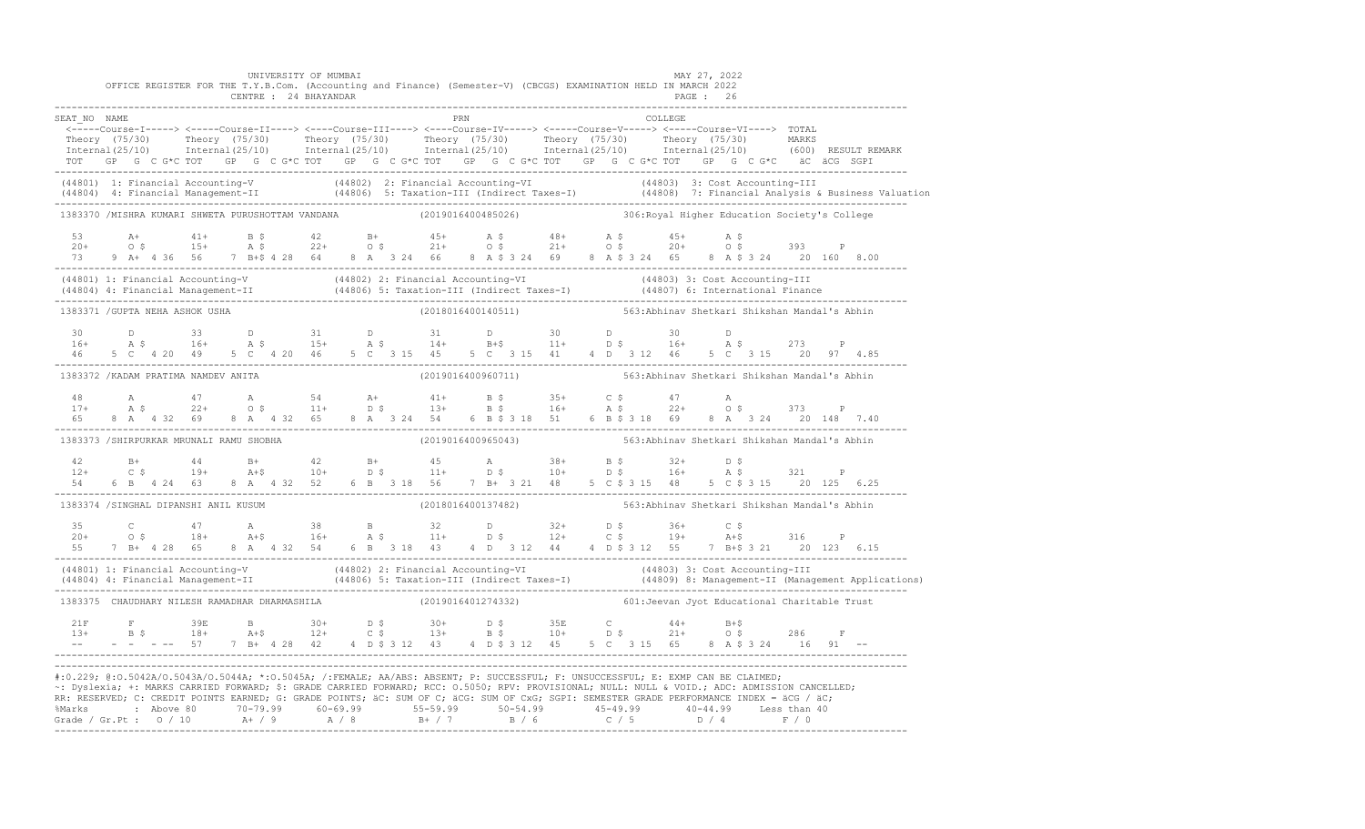UNIVERSITY OF MUMBAI — MAY 27, 2022

OFFICE REGISTER FOR THE T.Y.B.Com. (Accounting and Finance) (Semester-V) (CBCGS) EXAMINATION HELD IN MARCH 2022

CENTRE : 24 BHAYANDAR

```
SEAT_NO  NAME                                                       PRN                                  COLLEGE
 <-----Course-I-----> <-----Course-II----> <----Course-III----> <----Course-IV-----> <-----Course-V-----> <-----Course-VI----> TOTAL
 Theory  (75/30)      Theory  (75/30)      Theory  (75/30)      Theory  (75/30)      Theory  (75/30)      Theory  (75/30)      MARKS
 Internal(25/10)      Internal(25/10)      Internal(25/10)      Internal(25/10)      Internal(25/10)      Internal(25/10)      (600)  RESULT REMARK
 TOT   GP  G  C G*C TOT   GP  G  C G*C TOT   GP  G  C G*C TOT   GP  G  C G*C TOT   GP  G  C G*C TOT   GP  G  C G*C   äC  äCG  SGPI
-----------------------------------------------------------------------------------------------------------------------------------
(44801) 1: Financial Accounting-V          (44802) 2: Financial Accounting-VI            (44803) 3: Cost Accounting-III
(44804) 4: Financial Management-II         (44806) 5: Taxation-III (Indirect Taxes-I)     (44808) 7: Financial Analysis & Business Valuation
-----------------------------------------------------------------------------------------------------------------------------------
 1383370 /MISHRA KUMARI SHWETA PURUSHOTTAM VANDANA          (2019016400485026)          306:Royal Higher Education Society's College

  53       A+        41+      B $       42       B+        45+      A $       48+      A $       45+      A $
  20+      O $       15+      A $       22+      O $       21+      O $       21+      O $       20+      O $       393     P
  73    9  A+  4 36  56    7  B+$ 4 28  64    8  A  3 24  66    8  A $ 3 24  69    8  A $ 3 24  65    8  A $ 3 24   20  160  8.00
-----------------------------------------------------------------------------------------------------------------------------------
(44801) 1: Financial Accounting-V          (44802) 2: Financial Accounting-VI            (44803) 3: Cost Accounting-III
(44804) 4: Financial Management-II         (44806) 5: Taxation-III (Indirect Taxes-I)     (44807) 6: International Finance
-----------------------------------------------------------------------------------------------------------------------------------
 1383371 /GUPTA NEHA ASHOK USHA                             (2018016400140511)          563:Abhinav Shetkari Shikshan Mandal's Abhin

  30       D         33       D         31       D         31       D         30       D         30       D
  16+      A $       16+      A $       15+      A $       14+      B+$       11+      D $       16+      A $       273     P
  46    5  C   4 20  49    5  C   4 20  46    5  C  3 15  45    5  C  3 15  41    4  D   3 12  46    5  C  3 15   20   97  4.85
-----------------------------------------------------------------------------------------------------------------------------------
 1383372 /KADAM PRATIMA NAMDEV ANITA                        (2019016400960711)          563:Abhinav Shetkari Shikshan Mandal's Abhin

  48       A         47       A         54       A+        41+      B $       35+      C $       47       A
  17+      A $       22+      O $       11+      D $       13+      B $       16+      A $       22+      O $       373     P
  65    8  A   4 32  69    8  A   4 32  65    8  A  3 24  54    6  B $ 3 18  51    6  B $ 3 18  69    8  A  3 24   20  148  7.40
-----------------------------------------------------------------------------------------------------------------------------------
 1383373 /SHIRPURKAR MRUNALI RAMU SHOBHA                    (2019016400965043)          563:Abhinav Shetkari Shikshan Mandal's Abhin

  42       B+        44       B+        42       B+        45       A         38+      B $       32+      D $
  12+      C $       19+      A+$       10+      D $       11+      D $       10+      D $       16+      A $       321     P
  54    6  B   4 24  63    8  A   4 32  52    6  B  3 18  56    7  B+ 3 21  48    5  C $ 3 15  48    5  C $ 3 15   20  125  6.25
-----------------------------------------------------------------------------------------------------------------------------------
 1383374 /SINGHAL DIPANSHI ANIL KUSUM                       (2018016400137482)          563:Abhinav Shetkari Shikshan Mandal's Abhin

  35       C         47       A         38       B         32       D         32+      D $       36+      C $
  20+      O $       18+      A+$       16+      A $       11+      D $       12+      C $       19+      A+$       316     P
  55    7  B+  4 28  65    8  A   4 32  54    6  B  3 18  43    4  D  3 12  44    4  D $ 3 12  55    7  B+$ 3 21   20  123  6.15
-----------------------------------------------------------------------------------------------------------------------------------
(44801) 1: Financial Accounting-V          (44802) 2: Financial Accounting-VI            (44803) 3: Cost Accounting-III
(44804) 4: Financial Management-II         (44806) 5: Taxation-III (Indirect Taxes-I)     (44809) 8: Management-II (Management Applications)
-----------------------------------------------------------------------------------------------------------------------------------
 1383375  CHAUDHARY NILESH RAMADHAR DHARMASHILA             (2019016401274332)          601:Jeevan Jyot Educational Charitable Trust

  21F      F         39E      B         30+      D $       30+      D $       35E      C         44+      B+$
  13+      B $       18+      A+$       12+      C $       13+      B $       10+      D $       21+      O $       286     F
  --    -  -   - --  57    7  B+  4 28  42    4  D $ 3 12  43    4  D $ 3 12  45    5  C  3 15  65    8  A $ 3 24   16   91  --
-----------------------------------------------------------------------------------------------------------------------------------
```

#:0.229; @:O.5042A/O.5043A/O.5044A; *:O.5045A; /:FEMALE; AA/ABS: ABSENT; P: SUCCESSFUL; F: UNSUCCESSFUL; E: EXMP CAN BE CLAIMED;
~: Dyslexia; +: MARKS CARRIED FORWARD; $: GRADE CARRIED FORWARD; RCC: O.5050; RPV: PROVISIONAL; NULL: NULL & VOID.; ADC: ADMISSION CANCELLED;
RR: RESERVED; C: CREDIT POINTS EARNED; G: GRADE POINTS; äC: SUM OF C; äCG: SUM OF CxG; SGPI: SEMESTER GRADE PERFORMANCE INDEX = äCG / äC;

| %Marks | Above 80 | 70-79.99 | 60-69.99 | 55-59.99 | 50-54.99 | 45-49.99 | 40-44.99 | Less than 40 |
|---|---|---|---|---|---|---|---|---|
| Grade / Gr.Pt : | O / 10 | A+ / 9 | A / 8 | B+ / 7 | B / 6 | C / 5 | D / 4 | F / 0 |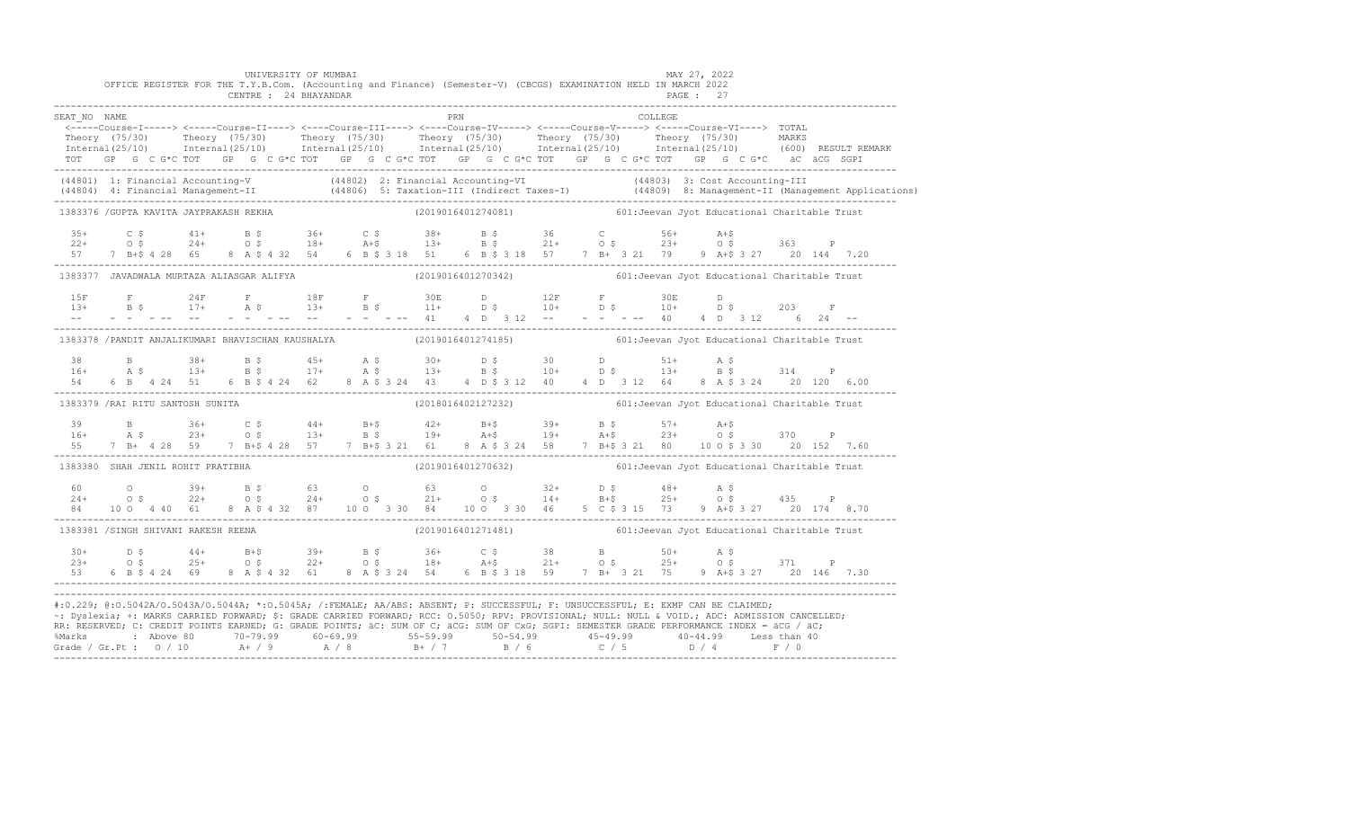UNIVERSITY OF MUMBAI

OFFICE REGISTER FOR THE T.Y.B.Com. (Accounting and Finance) (Semester-V) (CBCGS) EXAMINATION HELD IN MARCH 2022

CENTRE : 24 BHAYANDAR

MAY 27, 2022

```
SEAT_NO  NAME                                                    PRN                                COLLEGE
 <-----Course-I-----> <-----Course-II----> <----Course-III----> <----Course-IV-----> <-----Course-V-----> <-----Course-VI----> TOTAL
 Theory  (75/30)      Theory  (75/30)      Theory  (75/30)      Theory  (75/30)      Theory  (75/30)      Theory  (75/30)       MARKS
 Internal(25/10)      Internal(25/10)      Internal(25/10)      Internal(25/10)      Internal(25/10)      Internal(25/10)      (600)  RESULT REMARK
 TOT   GP  G  C G*C TOT   GP  G  C G*C TOT   GP  G  C G*C TOT   GP  G  C G*C TOT   GP  G  C G*C TOT   GP  G  C G*C   äC  äCG  SGPI

(44801) 1: Financial Accounting-V             (44802) 2: Financial Accounting-VI              (44803) 3: Cost Accounting-III
(44804) 4: Financial Management-II            (44806) 5: Taxation-III (Indirect Taxes-I)          (44809) 8: Management-II (Management Applications)

1383376 /GUPTA KAVITA JAYPRAKASH REKHA                    (2019016401274081)             601:Jeevan Jyot Educational Charitable Trust

  35+      C $       41+      B $       36+      C $       38+      B $       36       C          56+      A+$
  22+      O $       24+      O $       18+      A+$       13+      B $       21+      O $       23+      O $       363     P
  57     7  B+$ 4 28  65     8  A $ 4 32  54     6  B $ 3 18  51     6  B $ 3 18  57     7  B+  3 21  79     9  A+$ 3 27    20  144   7.20

1383377  JAVADWALA MURTAZA ALIASGAR ALIFYA                (2019016401270342)             601:Jeevan Jyot Educational Charitable Trust

  15F      F         24F      F         18F      F         30E      D         12F      F         30E      D
  13+      B $       17+      A $       13+      B $       11+      D $       10+      D $       10+      D $       203     F
  --     -  -  - --  --     -  -  - --  --     -  -  - --  41     4  D  3 12  --     -  -  - --  40     4  D  3 12     6   24   --

1383378 /PANDIT ANJALIKUMARI BHAVISCHAN KAUSHALYA         (2019016401274185)             601:Jeevan Jyot Educational Charitable Trust

  38       B         38+      B $       45+      A $       30+      D $       30       D          51+      A $
  16+      A $       13+      B $       17+      A $       13+      B $       10+      D $       13+      B $       314     P
  54     6  B  4 24  51     6  B $ 4 24  62     8  A $ 3 24  43     4  D $ 3 12  40     4  D  3 12  64     8  A $ 3 24    20  120   6.00

1383379 /RAI RITU SANTOSH SUNITA                          (2018016402127232)             601:Jeevan Jyot Educational Charitable Trust

  39       B         36+      C $       44+      B+$       42+      B+$       39+      B $       57+      A+$
  16+      A $       23+      O $       13+      B $       19+      A+$       19+      A+$       23+      O $       370     P
  55     7  B+  4 28  59     7  B+$ 4 28  57     7  B+$ 3 21  61     8  A $ 3 24  58     7  B+$ 3 21  80    10  O $ 3 30    20  152   7.60

1383380  SHAH JENIL ROHIT PRATIBHA                        (2019016401270632)             601:Jeevan Jyot Educational Charitable Trust

  60       O         39+      B $       63       O         63       O         32+      D $       48+      A $
  24+      O $       22+      O $       24+      O $       21+      O $       14+      B+$       25+      O $       435     P
  84    10  O  4 40  61     8  A $ 4 32  87    10  O  3 30  84    10  O  3 30  46     5  C $ 3 15  73     9  A+$ 3 27    20  174   8.70

1383381 /SINGH SHIVANI RAKESH REENA                       (2019016401271481)             601:Jeevan Jyot Educational Charitable Trust

  30+      D $       44+      B+$       39+      B $       36+      C $       38       B          50+      A $
  23+      O $       25+      O $       22+      O $       18+      A+$       21+      O $       25+      O $       371     P
  53     6  B $ 4 24  69     8  A $ 4 32  61     8  A $ 3 24  54     6  B $ 3 18  59     7  B+  3 21  75     9  A+$ 3 27    20  146   7.30
```

#:O.229; @:O.5042A/O.5043A/O.5044A; *:O.5045A; /:FEMALE; AA/ABS: ABSENT; P: SUCCESSFUL; F: UNSUCCESSFUL; E: EXMP CAN BE CLAIMED;
~: Dyslexia; +: MARKS CARRIED FORWARD; $: GRADE CARRIED FORWARD; RCC: O.5050; RPV: PROVISIONAL; NULL: NULL & VOID.; ADC: ADMISSION CANCELLED;
RR: RESERVED; C: CREDIT POINTS EARNED; G: GRADE POINTS; äC: SUM OF C; äCG: SUM OF CxG; SGPI: SEMESTER GRADE PERFORMANCE INDEX = äCG / äC;

| %Marks | Above 80 | 70-79.99 | 60-69.99 | 55-59.99 | 50-54.99 | 45-49.99 | 40-44.99 | Less than 40 |
|---|---|---|---|---|---|---|---|---|
| Grade / Gr.Pt : | O / 10 | A+ / 9 | A / 8 | B+ / 7 | B / 6 | C / 5 | D / 4 | F / 0 |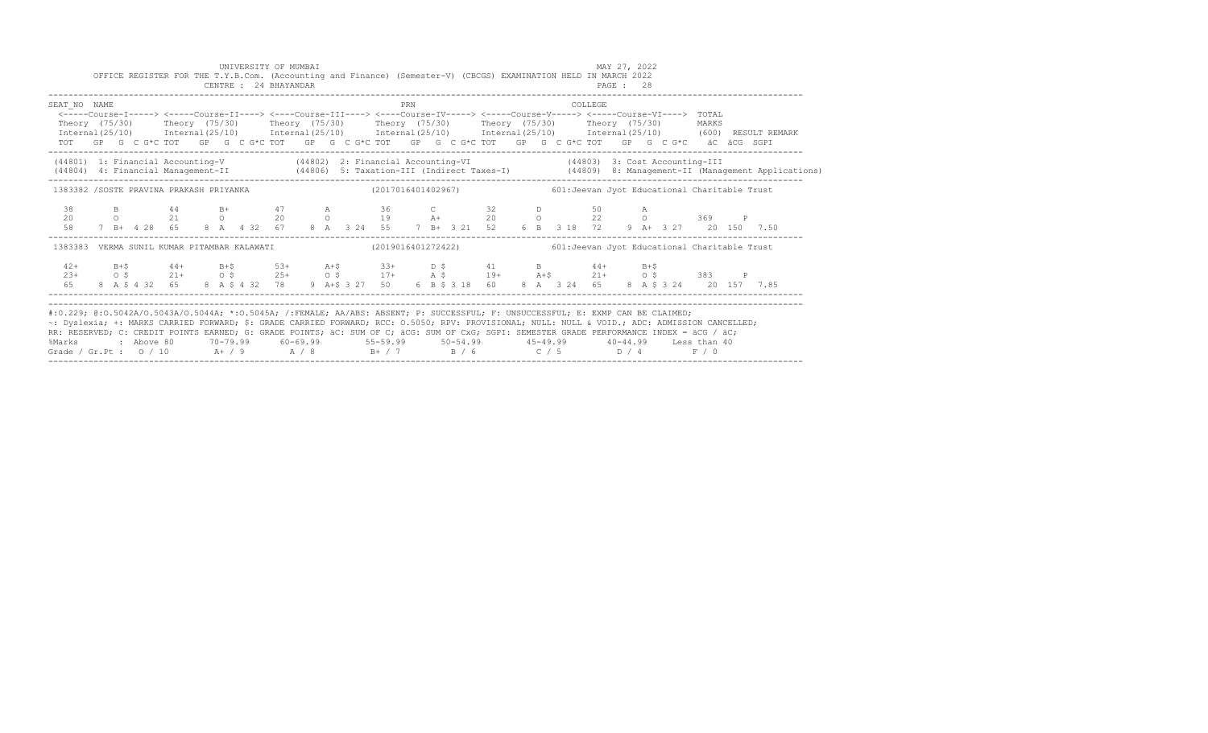UNIVERSITY OF MUMBAI

MAY 27, 2022

OFFICE REGISTER FOR THE T.Y.B.Com. (Accounting and Finance) (Semester-V) (CBCGS) EXAMINATION HELD IN MARCH 2022

CENTRE : 24 BHAYANDAR

PAGE : 28

```
SEAT_NO  NAME                                                         PRN                                  COLLEGE
 <-----Course-I-----> <-----Course-II----> <----Course-III----> <----Course-IV-----> <-----Course-V-----> <-----Course-VI---->  TOTAL
 Theory  (75/30)      Theory  (75/30)      Theory  (75/30)      Theory  (75/30)      Theory  (75/30)      Theory  (75/30)       MARKS
 Internal(25/10)      Internal(25/10)      Internal(25/10)      Internal(25/10)      Internal(25/10)      Internal(25/10)       (600)  RESULT REMARK
 TOT   GP  G  C G*C TOT   GP  G  C G*C TOT   GP  G  C G*C TOT   GP  G  C G*C TOT   GP  G  C G*C TOT   GP  G  C G*C   äC  äCG  SGPI

 (44801)  1: Financial Accounting-V              (44802)  2: Financial Accounting-VI                 (44803)  3: Cost Accounting-III
 (44804)  4: Financial Management-II             (44806)  5: Taxation-III (Indirect Taxes-I)         (44809)  8: Management-II (Management Applications)

 1383382 /SOSTE PRAVINA PRAKASH PRIYANKA                        (2017016401402967)              601:Jeevan Jyot Educational Charitable Trust

   38        B         44        B+        47        A         36        C         32        D         50        A
   20        O         21        O         20        O         19        A+        20        O         22        O         369      P
   58    7  B+  4 28   65    8  A   4 32   67    8  A   3 24   55    7  B+  3 21   52    6  B   3 18   72    9  A+  3 27    20  150  7.50

 1383383  VERMA SUNIL KUMAR PITAMBAR KALAWATI                    (2019016401272422)              601:Jeevan Jyot Educational Charitable Trust

   42+       B+$       44+       B+$       53+       A+$       33+       D $       41        B         44+       B+$
   23+       O $       21+       O $       25+       O $       17+       A $       19+       A+$       21+       O $       383      P
   65    8  A $ 4 32   65    8  A $ 4 32   78    9  A+$ 3 27   50    6  B $ 3 18   60    8  A   3 24   65    8  A $ 3 24    20  157  7.85
```

#:0.229; @:O.5042A/O.5043A/O.5044A; *:O.5045A; /:FEMALE; AA/ABS: ABSENT; P: SUCCESSFUL; F: UNSUCCESSFUL; E: EXMP CAN BE CLAIMED;
~: Dyslexia; +: MARKS CARRIED FORWARD; $: GRADE CARRIED FORWARD; RCC: O.5050; RPV: PROVISIONAL; NULL: NULL & VOID.; ADC: ADMISSION CANCELLED;
RR: RESERVED; C: CREDIT POINTS EARNED; G: GRADE POINTS; äC: SUM OF C; äCG: SUM OF CxG; SGPI: SEMESTER GRADE PERFORMANCE INDEX = äCG / äC;

| %Marks | : Above 80 | 70-79.99 | 60-69.99 | 55-59.99 | 50-54.99 | 45-49.99 | 40-44.99 | Less than 40 |
|---|---|---|---|---|---|---|---|---|
| Grade / Gr.Pt : | O / 10 | A+ / 9 | A / 8 | B+ / 7 | B / 6 | C / 5 | D / 4 | F / 0 |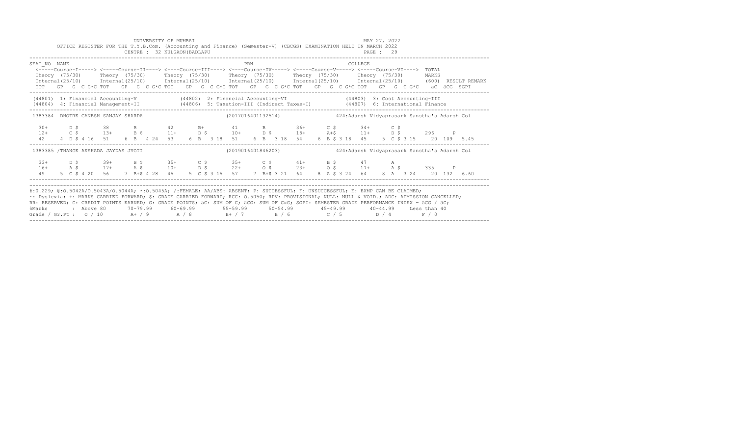UNIVERSITY OF MUMBAI

OFFICE REGISTER FOR THE T.Y.B.Com. (Accounting and Finance) (Semester-V) (CBCGS) EXAMINATION HELD IN MARCH 2022

CENTRE : 32 KULGAON(BADLAPU

MAY 27, 2022

PAGE : 29

```
SEAT_NO  NAME                                                    PRN                                    COLLEGE
 <-----Course-I-----> <-----Course-II----> <----Course-III----> <----Course-IV-----> <-----Course-V-----> <-----Course-VI---->  TOTAL
 Theory  (75/30)      Theory  (75/30)      Theory  (75/30)      Theory  (75/30)      Theory  (75/30)      Theory  (75/30)       MARKS
 Internal(25/10)      Internal(25/10)      Internal(25/10)      Internal(25/10)      Internal(25/10)      Internal(25/10)       (600)  RESULT REMARK
 TOT   GP  G  C G*C TOT   GP  G  C G*C TOT   GP  G  C G*C TOT   GP  G  C G*C TOT   GP  G  C G*C TOT   GP  G  C G*C   äC  äCG  SGPI

 (44801)  1: Financial Accounting-V            (44802)  2: Financial Accounting-VI               (44803)  3: Cost Accounting-III
 (44804)  4: Financial Management-II           (44806)  5: Taxation-III (Indirect Taxes-I)        (44807)  6: International Finance

 1383384  DHOTRE GANESH SANJAY SHARDA                        (2017016401132514)              424:Adarsh Vidyaprasark Sanstha's Adarsh Col

   30+      D $       38       B         42       B+        41       B         36+      C $       34+      C $
   12+      C $       13+      B $       11+      D $       10+      D $       18+      A+$       11+      D $       296     P
   42    4  D $ 4 16  51    6  B   4 24  53    6  B   3 18  51    6  B   3 18  54    6  B $ 3 18  45    5  C $ 3 15    20  109  5.45

 1383385 /THANGE AKSHADA JAYDAS JYOTI                        (2019016401846203)              424:Adarsh Vidyaprasark Sanstha's Adarsh Col

   33+      D $       39+      B $       35+      C $       35+      C $       41+      B $       47       A
   16+      A $       17+      A $       10+      D $       22+      O $       23+      O $       17+      A $       335     P
   49    5  C $ 4 20  56    7  B+$ 4 28  45    5  C $ 3 15  57    7  B+$ 3 21  64    8  A $ 3 24  64    8  A   3 24    20  132  6.60
```

#:0.229; @:O.5042A/O.5043A/O.5044A; *:O.5045A; /:FEMALE; AA/ABS: ABSENT; P: SUCCESSFUL; F: UNSUCCESSFUL; E: EXMP CAN BE CLAIMED;
~: Dyslexia; +: MARKS CARRIED FORWARD; $: GRADE CARRIED FORWARD; RCC: O.5050; RPV: PROVISIONAL; NULL: NULL & VOID.; ADC: ADMISSION CANCELLED;
RR: RESERVED; C: CREDIT POINTS EARNED; G: GRADE POINTS; äC: SUM OF C; äCG: SUM OF CxG; SGPI: SEMESTER GRADE PERFORMANCE INDEX = äCG / äC;

| %Marks | : Above 80 | 70-79.99 | 60-69.99 | 55-59.99 | 50-54.99 | 45-49.99 | 40-44.99 | Less than 40 |
|---|---|---|---|---|---|---|---|---|
| Grade / Gr.Pt : | O / 10 | A+ / 9 | A / 8 | B+ / 7 | B / 6 | C / 5 | D / 4 | F / 0 |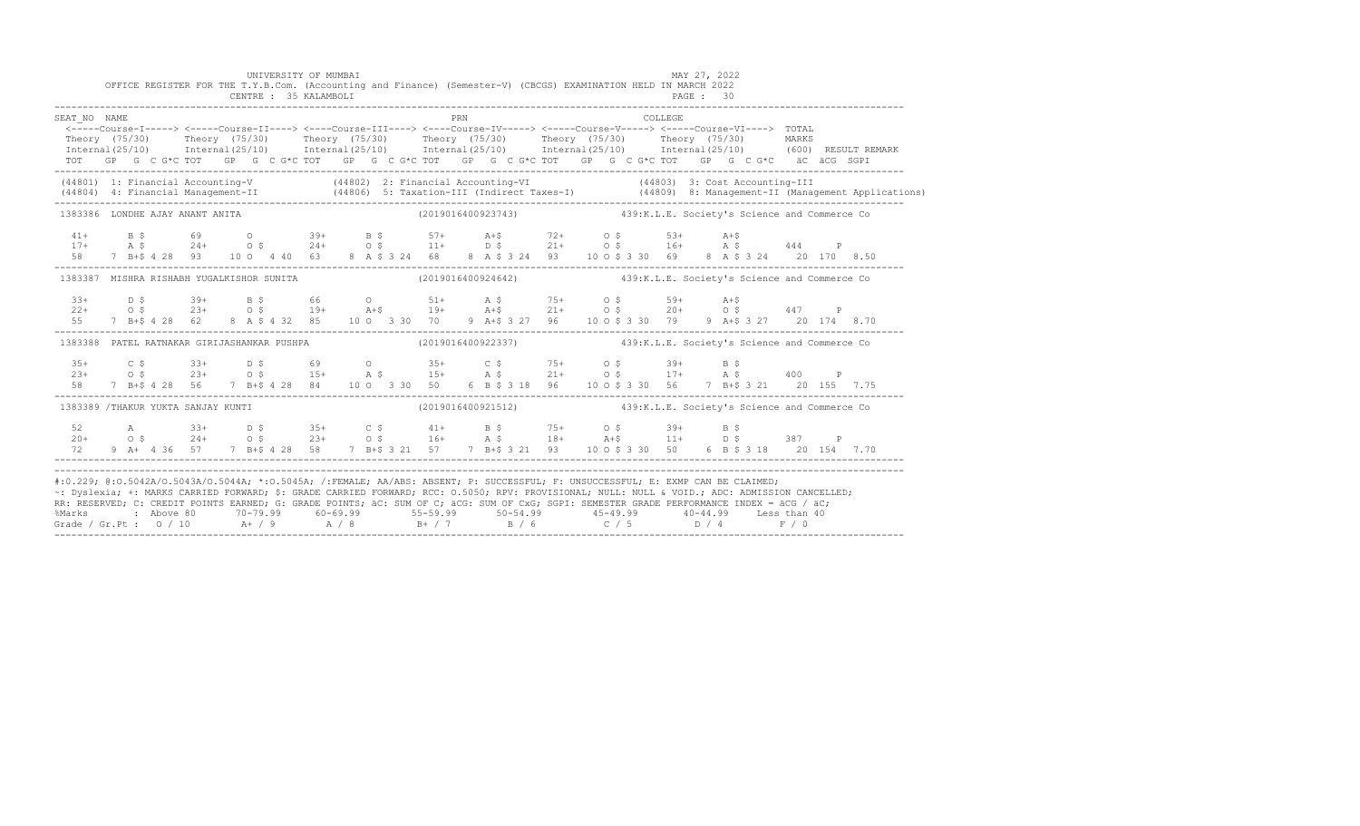UNIVERSITY OF MUMBAI
MAY 27, 2022

OFFICE REGISTER FOR THE T.Y.B.Com. (Accounting and Finance) (Semester-V) (CBCGS) EXAMINATION HELD IN MARCH 2022

CENTRE : 35 KALAMBOLI

```
SEAT_NO  NAME                                                    PRN                                    COLLEGE
 <-----Course-I-----> <-----Course-II----> <----Course-III----> <----Course-IV-----> <-----Course-V-----> <-----Course-VI----> TOTAL
 Theory  (75/30)      Theory  (75/30)      Theory  (75/30)      Theory  (75/30)      Theory  (75/30)      Theory  (75/30)      MARKS
 Internal(25/10)      Internal(25/10)      Internal(25/10)      Internal(25/10)      Internal(25/10)      Internal(25/10)      (600)  RESULT REMARK
 TOT   GP  G  C G*C TOT   GP  G  C G*C TOT   GP  G  C G*C TOT   GP  G  C G*C TOT   GP  G  C G*C TOT   GP  G  C G*C   äC  äCG  SGPI
---------------------------------------------------------------------------------------------------------------------------------------------
 (44801) 1: Financial Accounting-V             (44802) 2: Financial Accounting-VI               (44803) 3: Cost Accounting-III
 (44804) 4: Financial Management-II            (44806) 5: Taxation-III (Indirect Taxes-I)       (44809) 8: Management-II (Management Applications)
---------------------------------------------------------------------------------------------------------------------------------------------
 1383386  LONDHE AJAY ANANT ANITA                              (2019016400923743)              439:K.L.E. Society's Science and Commerce Co

  41+      B $       69       O        39+      B $       57+      A+$       72+      O $       53+      A+$
  17+      A $       24+      O $      24+      O $       11+      D $       21+      O $       16+      A $       444     P
  58    7 B+$ 4 28   93    10 O   4 40  63    8 A $ 3 24  68    8 A $ 3 24  93    10 O $ 3 30  69    8 A $ 3 24   20  170  8.50
---------------------------------------------------------------------------------------------------------------------------------------------
 1383387  MISHRA RISHABH YUGALKISHOR SUNITA                    (2019016400924642)              439:K.L.E. Society's Science and Commerce Co

  33+      D $       39+      B $      66       O         51+      A $       75+      O $       59+      A+$
  22+      O $       23+      O $      19+      A+$       19+      A+$       21+      O $       20+      O $       447     P
  55    7 B+$ 4 28   62    8 A $ 4 32  85    10 O   3 30  70    9 A+$ 3 27  96    10 O $ 3 30  79    9 A+$ 3 27   20  174  8.70
---------------------------------------------------------------------------------------------------------------------------------------------
 1383388  PATEL RATNAKAR GIRIJASHANKAR PUSHPA                  (2019016400922337)              439:K.L.E. Society's Science and Commerce Co

  35+      C $       33+      D $      69       O         35+      C $       75+      O $       39+      B $
  23+      O $       23+      O $      15+      A $       15+      A $       21+      O $       17+      A $       400     P
  58    7 B+$ 4 28   56    7 B+$ 4 28  84    10 O   3 30  50    6 B $ 3 18   96    10 O $ 3 30  56    7 B+$ 3 21   20  155  7.75
---------------------------------------------------------------------------------------------------------------------------------------------
 1383389  /THAKUR YUKTA SANJAY KUNTI                           (2019016400921512)              439:K.L.E. Society's Science and Commerce Co

  52       A         33+      D $      35+      C $       41+      B $       75+      O $       39+      B $
  20+      O $       24+      O $      23+      O $       16+      A $       18+      A+$       11+      D $       387     P
  72    9 A+  4 36   57    7 B+$ 4 28  58    7 B+$ 3 21  57    7 B+$ 3 21   93    10 O $ 3 30  50    6 B $ 3 18   20  154  7.70
---------------------------------------------------------------------------------------------------------------------------------------------
```

#:O.229; @:O.5042A/O.5043A/O.5044A; *:O.5045A; /:FEMALE; AA/ABS: ABSENT; P: SUCCESSFUL; F: UNSUCCESSFUL; E: EXMP CAN BE CLAIMED;
~: Dyslexia; +: MARKS CARRIED FORWARD; $: GRADE CARRIED FORWARD; RCC: O.5050; RPV: PROVISIONAL; NULL: NULL & VOID.; ADC: ADMISSION CANCELLED;
RR: RESERVED; C: CREDIT POINTS EARNED; G: GRADE POINTS; äC: SUM OF C; äCG: SUM OF CxG; SGPI: SEMESTER GRADE PERFORMANCE INDEX = äCG / äC;

| %Marks | : Above 80 | 70-79.99 | 60-69.99 | 55-59.99 | 50-54.99 | 45-49.99 | 40-44.99 | Less than 40 |
|---|---|---|---|---|---|---|---|---|
| Grade / Gr.Pt : | O / 10 | A+ / 9 | A / 8 | B+ / 7 | B / 6 | C / 5 | D / 4 | F / 0 |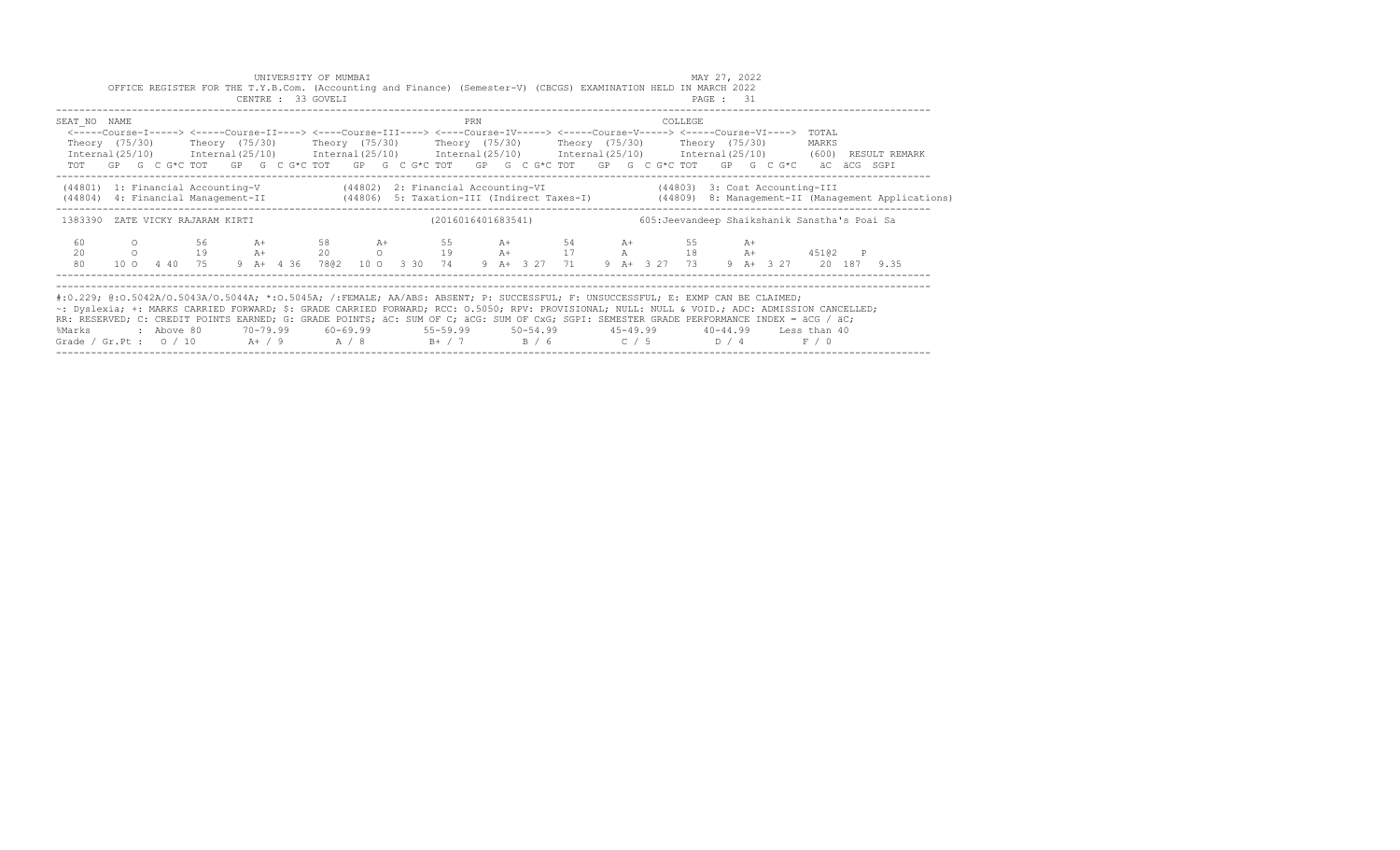UNIVERSITY OF MUMBAI

MAY 27, 2022

OFFICE REGISTER FOR THE T.Y.B.Com. (Accounting and Finance) (Semester-V) (CBCGS) EXAMINATION HELD IN MARCH 2022

CENTRE : 33 GOVELI

```
SEAT_NO  NAME                                                           PRN                                  COLLEGE
 <-----Course-I-----> <-----Course-II----> <----Course-III----> <----Course-IV-----> <-----Course-V-----> <-----Course-VI---->  TOTAL
 Theory  (75/30)      Theory  (75/30)      Theory  (75/30)      Theory  (75/30)      Theory  (75/30)      Theory  (75/30)       MARKS
 Internal(25/10)      Internal(25/10)      Internal(25/10)      Internal(25/10)      Internal(25/10)      Internal(25/10)       (600)  RESULT REMARK
 TOT   GP  G  C G*C TOT   GP  G  C G*C TOT   GP  G  C G*C TOT   GP  G  C G*C TOT   GP  G  C G*C TOT   GP  G  C G*C    äC  äCG  SGPI
```

(44801) 1: Financial Accounting-V (44802) 2: Financial Accounting-VI (44803) 3: Cost Accounting-III
(44804) 4: Financial Management-II (44806) 5: Taxation-III (Indirect Taxes-I) (44809) 8: Management-II (Management Applications)

```
1383390  ZATE VICKY RAJARAM KIRTI                          (2016016401683541)              605:Jeevandeep Shaikshanik Sanstha's Poai Sa

  60       O          56       A+        58       A+        55       A+        54       A+        55       A+
  20       O          19       A+        20       O         19       A+        17       A         18       A+        451@2   P
  80     10 O   4 40  75     9 A+  4 36  78@2  10 O   3 30  74     9 A+  3 27  71     9 A+  3 27  73     9 A+  3 27    20  187  9.35
```

#:0.229; @:O.5042A/O.5043A/O.5044A; *:O.5045A; /:FEMALE; AA/ABS: ABSENT; P: SUCCESSFUL; F: UNSUCCESSFUL; E: EXMP CAN BE CLAIMED;
~: Dyslexia; +: MARKS CARRIED FORWARD; $: GRADE CARRIED FORWARD; RCC: O.5050; RPV: PROVISIONAL; NULL: NULL & VOID.; ADC: ADMISSION CANCELLED;
RR: RESERVED; C: CREDIT POINTS EARNED; G: GRADE POINTS; äC: SUM OF C; äCG: SUM OF CxG; SGPI: SEMESTER GRADE PERFORMANCE INDEX = äCG / äC;

| %Marks | Above 80 | 70-79.99 | 60-69.99 | 55-59.99 | 50-54.99 | 45-49.99 | 40-44.99 | Less than 40 |
|---|---|---|---|---|---|---|---|---|
| Grade / Gr.Pt : | O / 10 | A+ / 9 | A / 8 | B+ / 7 | B / 6 | C / 5 | D / 4 | F / 0 |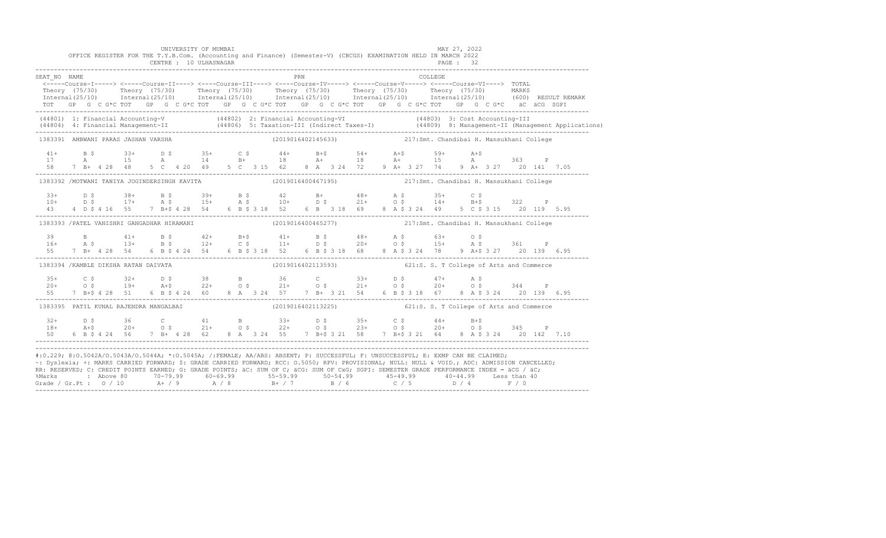UNIVERSITY OF MUMBAI

OFFICE REGISTER FOR THE T.Y.B.Com. (Accounting and Finance) (Semester-V) (CBCGS) EXAMINATION HELD IN MARCH 2022

CENTRE : 10 ULHASNAGAR

MAY 27, 2022

PAGE : 32

```
SEAT_NO  NAME                                                          PRN                                   COLLEGE
 <-----Course-I-----> <-----Course-II----> <----Course-III----> <----Course-IV-----> <-----Course-V-----> <-----Course-VI----> TOTAL
 Theory  (75/30)      Theory  (75/30)      Theory  (75/30)      Theory  (75/30)      Theory  (75/30)      Theory  (75/30)       MARKS
 Internal(25/10)      Internal(25/10)      Internal(25/10)      Internal(25/10)      Internal(25/10)      Internal(25/10)      (600)  RESULT REMARK
 TOT   GP  G  C G*C TOT   GP  G  C G*C TOT   GP  G  C G*C TOT   GP  G  C G*C TOT   GP  G  C G*C TOT   GP  G  C G*C   äC  äCG  SGPI
-------------------------------------------------------------------------------------------------------------------------------------------------
(44801) 1: Financial Accounting-V          (44802) 2: Financial Accounting-VI              (44803) 3: Cost Accounting-III
(44804) 4: Financial Management-II         (44806) 5: Taxation-III (Indirect Taxes-I)      (44809) 8: Management-II (Management Applications)
-------------------------------------------------------------------------------------------------------------------------------------------------
1383391  AMBWANI PARAS JASHAN VARSHA                          (2019016402145633)          217:Smt. Chandibai H. Mansukhani College

  41+      B $       33+      D $       35+      C $       44+      B+$       54+      A+$       59+      A+$
  17       A         15       A         14       B+        18       A+        18       A+        15       A          363     P
  58     7 B+  4 28  48     5 C  4 20   49     5 C  3 15   62     8 A  3 24   72     9 A+ 3 27   74     9 A+ 3 27    20  141  7.05
-------------------------------------------------------------------------------------------------------------------------------------------------
1383392 /MOTWANI TANIYA JOGINDERSINGH KAVITA                  (2019016400467195)          217:Smt. Chandibai H. Mansukhani College

  33+      D $       38+      B $       39+      B $       42       B+        48+      A $       35+      C $
  10+      D $       17+      A $       15+      A $       10+      D $       21+      O $       14+      B+$        322     P
  43     4 D $ 4 16  55     7 B+$ 4 28  54     6 B $ 3 18  52     6 B  3 18   69     8 A $ 3 24  49     5 C $ 3 15   20  119  5.95
-------------------------------------------------------------------------------------------------------------------------------------------------
1383393 /PATEL VANISHRI GANGADHAR HIRAMANI                    (2019016400465277)          217:Smt. Chandibai H. Mansukhani College

  39       B         41+      B $       42+      B+$       41+      B $       48+      A $       63+      O $
  16+      A $       13+      B $       12+      C $       11+      D $       20+      O $       15+      A $        361     P
  55     7 B+  4 28  54     6 B $ 4 24  54     6 B $ 3 18  52     6 B $ 3 18  68     8 A $ 3 24  78     9 A+$ 3 27   20  139  6.95
-------------------------------------------------------------------------------------------------------------------------------------------------
1383394 /KAMBLE DIKSHA RATAN DAIVATA                          (2019016402113593)          621:S. S. T College of Arts and Commerce

  35+      C $       32+      D $       38       B         36       C         33+      D $       47+      A $
  20+      O $       19+      A+$       22+      O $       21+      O $       21+      O $       20+      O $        344     P
  55     7 B+$ 4 28  51     6 B $ 4 24  60     8 A  3 24   57     7 B+ 3 21   54     6 B $ 3 18  67     8 A $ 3 24   20  139  6.95
-------------------------------------------------------------------------------------------------------------------------------------------------
1383395  PATIL KUNAL RAJENDRA MANGALBAI                       (2019016402113225)          621:S. S. T College of Arts and Commerce

  32+      D $       36       C         41       B         33+      D $       35+      C $       44+      B+$
  18+      A+$       20+      O $       21+      O $       22+      O $       23+      O $       20+      O $        345     P
  50     6 B $ 4 24  56     7 B+  4 28  62     8 A  3 24   55     7 B+$ 3 21  58     7 B+$ 3 21  64     8 A $ 3 24   20  142  7.10
-------------------------------------------------------------------------------------------------------------------------------------------------
```

#:O.229; @:O.5042A/O.5043A/O.5044A; *:O.5045A; /:FEMALE; AA/ABS: ABSENT; P: SUCCESSFUL; F: UNSUCCESSFUL; E: EXMP CAN BE CLAIMED;
~: Dyslexia; +: MARKS CARRIED FORWARD; $: GRADE CARRIED FORWARD; RCC: O.5050; RPV: PROVISIONAL; NULL: NULL & VOID.; ADC: ADMISSION CANCELLED;
RR: RESERVED; C: CREDIT POINTS EARNED; G: GRADE POINTS; äC: SUM OF C; äCG: SUM OF CxG; SGPI: SEMESTER GRADE PERFORMANCE INDEX = äCG / äC;

| %Marks | : Above 80 | 70-79.99 | 60-69.99 | 55-59.99 | 50-54.99 | 45-49.99 | 40-44.99 | Less than 40 |
|---|---|---|---|---|---|---|---|---|
| Grade / Gr.Pt : | O / 10 | A+ / 9 | A / 8 | B+ / 7 | B / 6 | C / 5 | D / 4 | F / 0 |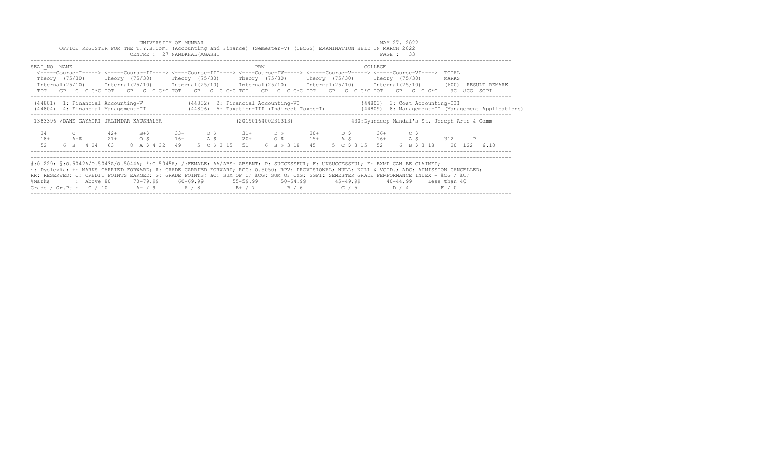UNIVERSITY OF MUMBAI

MAY 27, 2022

OFFICE REGISTER FOR THE T.Y.B.Com. (Accounting and Finance) (Semester-V) (CBCGS) EXAMINATION HELD IN MARCH 2022

CENTRE : 27 NANDKHAL(AGASHI

```
SEAT_NO  NAME                                                       PRN                                   COLLEGE
 <-----Course-I-----> <-----Course-II----> <-----Course-III----> <----Course-IV-----> <-----Course-V-----> <-----Course-VI---->  TOTAL
 Theory  (75/30)      Theory  (75/30)      Theory  (75/30)       Theory  (75/30)      Theory  (75/30)      Theory  (75/30)       MARKS
 Internal(25/10)      Internal(25/10)      Internal(25/10)       Internal(25/10)      Internal(25/10)      Internal(25/10)       (600)  RESULT REMARK
 TOT   GP  G  C G*C TOT   GP  G  C G*C TOT   GP  G  C G*C TOT   GP  G  C G*C TOT   GP  G  C G*C TOT   GP  G  C G*C    äC  äCG  SGPI

 (44801)  1: Financial Accounting-V              (44802)  2: Financial Accounting-VI                  (44803)  3: Cost Accounting-III
 (44804)  4: Financial Management-II             (44806)  5: Taxation-III (Indirect Taxes-I)          (44809)  8: Management-II (Management Applications)

 1383396 /DANE GAYATRI JALINDAR KAUSHALYA                     (2019016400231313)              430:Dyandeep Mandal's St. Joseph Arts & Comm

  34        C          42+      B+$       33+       D $        31+       D $        30+       D $        36+       C $
  18+      A+$         21+      O $       16+       A $        20+       O $        15+       A $        16+       A $         312      P
  52    6  B   4 24   63    8  A $ 4 32   49     5  C $ 3 15   51     6  B $ 3 18   45     5  C $ 3 15   52     6  B $ 3 18     20  122   6.10
```

#:0.229; @:O.5042A/O.5043A/O.5044A; *:O.5045A; /:FEMALE; AA/ABS: ABSENT; P: SUCCESSFUL; F: UNSUCCESSFUL; E: EXMP CAN BE CLAIMED;
~: Dyslexia; +: MARKS CARRIED FORWARD; $: GRADE CARRIED FORWARD; RCC: O.5050; RPV: PROVISIONAL; NULL: NULL & VOID.; ADC: ADMISSION CANCELLED;
RR: RESERVED; C: CREDIT POINTS EARNED; G: GRADE POINTS; äC: SUM OF C; äCG: SUM OF CxG; SGPI: SEMESTER GRADE PERFORMANCE INDEX = äCG / äC;

| %Marks | : Above 80 | 70-79.99 | 60-69.99 | 55-59.99 | 50-54.99 | 45-49.99 | 40-44.99 | Less than 40 |
|---|---|---|---|---|---|---|---|---|
| Grade / Gr.Pt : | O / 10 | A+ / 9 | A / 8 | B+ / 7 | B / 6 | C / 5 | D / 4 | F / 0 |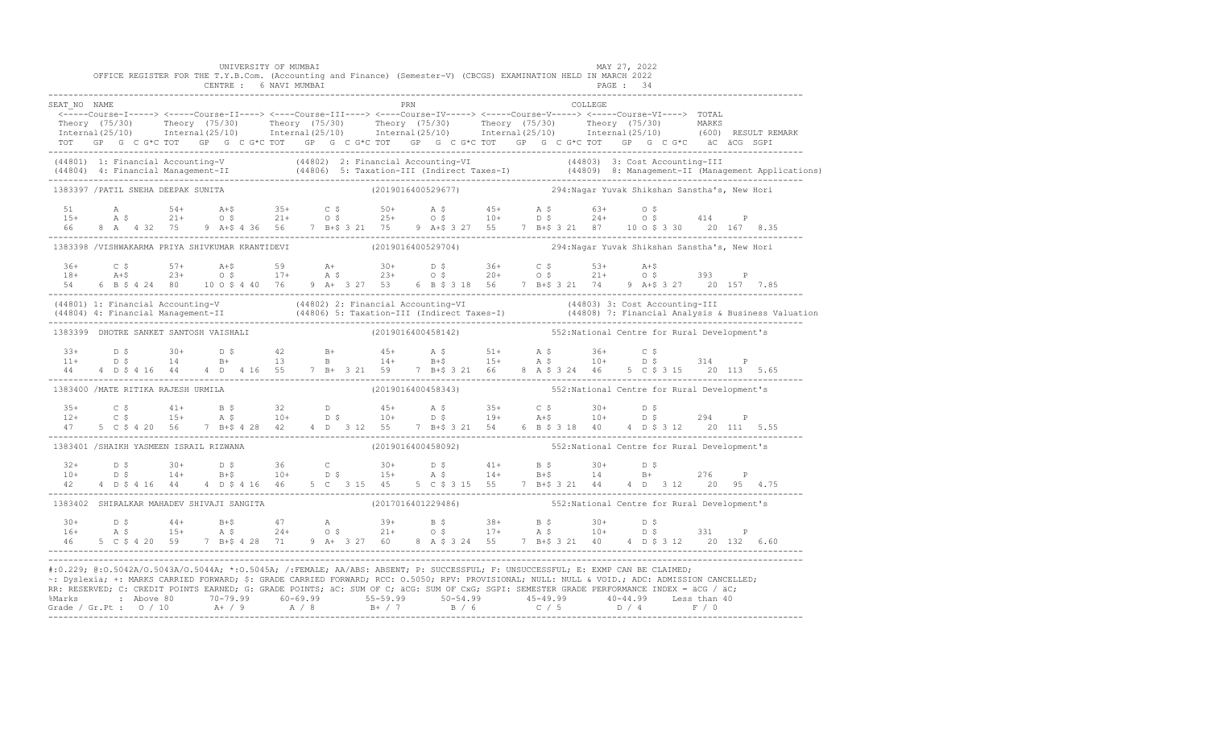UNIVERSITY OF MUMBAI

OFFICE REGISTER FOR THE T.Y.B.Com. (Accounting and Finance) (Semester-V) (CBCGS) EXAMINATION HELD IN MARCH 2022

CENTRE : 6 NAVI MUMBAI

MAY 27, 2022

```
SEAT_NO  NAME                                                          PRN                                        COLLEGE
 <-----Course-I-----> <-----Course-II----> <----Course-III----> <----Course-IV-----> <-----Course-V-----> <-----Course-VI---->  TOTAL
 Theory  (75/30)      Theory  (75/30)      Theory  (75/30)      Theory  (75/30)      Theory  (75/30)      Theory  (75/30)       MARKS
 Internal(25/10)      Internal(25/10)      Internal(25/10)      Internal(25/10)      Internal(25/10)      Internal(25/10)       (600)  RESULT REMARK
 TOT   GP  G  C G*C TOT   GP  G  C G*C TOT   GP  G  C G*C TOT   GP  G  C G*C TOT   GP  G  C G*C TOT   GP  G  C G*C   äC  äCG  SGPI
------------------------------------------------------------------------------------------------------------------------------------------
 (44801) 1: Financial Accounting-V            (44802) 2: Financial Accounting-VI                (44803) 3: Cost Accounting-III
 (44804) 4: Financial Management-II           (44806) 5: Taxation-III (Indirect Taxes-I)          (44809) 8: Management-II (Management Applications)
------------------------------------------------------------------------------------------------------------------------------------------
 1383397 /PATIL SNEHA DEEPAK SUNITA                            (2019016400529677)          294:Nagar Yuvak Shikshan Sanstha's, New Hori

  51       A         54+      A+$       35+      C $       50+      A $       45+      A $       63+      O $
  15+      A $       21+      O $       21+      O $       25+      O $       10+      D $       24+      O $       414     P
  66    8  A   4 32  75    9  A+$ 4 36  56    7  B+$ 3 21  75    9  A+$ 3 27  55    7  B+$ 3 21  87    10 O $ 3 30    20  167  8.35
------------------------------------------------------------------------------------------------------------------------------------------
 1383398 /VISHWAKARMA PRIYA SHIVKUMAR KRANTIDEVI               (2019016400529704)          294:Nagar Yuvak Shikshan Sanstha's, New Hori

  36+      C $       57+      A+$       59       A+        30+      D $       36+      C $       53+      A+$
  18+      A+$       23+      O $       17+      A $       23+      O $       20+      O $       21+      O $       393     P
  54    6  B $ 4 24  80    10 O $ 4 40  76    9  A+  3 27  53    6  B $ 3 18  56    7  B+$ 3 21  74    9  A+$ 3 27    20  157  7.85
------------------------------------------------------------------------------------------------------------------------------------------
 (44801) 1: Financial Accounting-V            (44802) 2: Financial Accounting-VI                (44803) 3: Cost Accounting-III
 (44804) 4: Financial Management-II           (44806) 5: Taxation-III (Indirect Taxes-I)          (44808) 7: Financial Analysis & Business Valuation
------------------------------------------------------------------------------------------------------------------------------------------
 1383399  DHOTRE SANKET SANTOSH VAISHALI                       (2019016400458142)          552:National Centre for Rural Development's

  33+      D $       30+      D $       42       B+        45+      A $       51+      A $       36+      C $
  11+      D $       14       B+        13       B         14+      B+$       15+      A $       10+      D $       314     P
  44    4  D $ 4 16  44    4  D   4 16  55    7  B+  3 21  59    7  B+$ 3 21  66    8  A $ 3 24  46    5  C $ 3 15    20  113  5.65
------------------------------------------------------------------------------------------------------------------------------------------
 1383400 /MATE RITIKA RAJESH URMILA                            (2019016400458343)          552:National Centre for Rural Development's

  35+      C $       41+      B $       32       D         45+      A $       35+      C $       30+      D $
  12+      C $       15+      A $       10+      D $       10+      D $       19+      A+$       10+      D $       294     P
  47    5  C $ 4 20  56    7  B+$ 4 28  42    4  D   3 12  55    7  B+$ 3 21  54    6  B $ 3 18  40    4  D $ 3 12    20  111  5.55
------------------------------------------------------------------------------------------------------------------------------------------
 1383401 /SHAIKH YASMEEN ISRAIL RIZWANA                        (2019016400458092)          552:National Centre for Rural Development's

  32+      D $       30+      D $       36       C         30+      D $       41+      B $       30+      D $
  10+      D $       14+      B+$       10+      D $       15+      A $       14+      B+$       14       B+        276     P
  42    4  D $ 4 16  44    4  D $ 4 16  46    5  C   3 15  45    5  C $ 3 15  55    7  B+$ 3 21  44    4  D   3 12    20   95  4.75
------------------------------------------------------------------------------------------------------------------------------------------
 1383402  SHIRALKAR MAHADEV SHIVAJI SANGITA                    (2017016401229486)          552:National Centre for Rural Development's

  30+      D $       44+      B+$       47       A         39+      B $       38+      B $       30+      D $
  16+      A $       15+      A $       24+      O $       21+      O $       17+      A $       10+      D $       331     P
  46    5  C $ 4 20  59    7  B+$ 4 28  71    9  A+  3 27  60    8  A $ 3 24  55    7  B+$ 3 21  40    4  D $ 3 12    20  132  6.60
------------------------------------------------------------------------------------------------------------------------------------------
```

#:O.229; @:O.5042A/O.5043A/O.5044A; *:O.5045A; /:FEMALE; AA/ABS: ABSENT; P: SUCCESSFUL; F: UNSUCCESSFUL; E: EXMP CAN BE CLAIMED;
~: Dyslexia; +: MARKS CARRIED FORWARD; $: GRADE CARRIED FORWARD; RCC: O.5050; RPV: PROVISIONAL; NULL: NULL & VOID.; ADC: ADMISSION CANCELLED;
RR: RESERVED; C: CREDIT POINTS EARNED; G: GRADE POINTS; äC: SUM OF C; äCG: SUM OF CxG; SGPI: SEMESTER GRADE PERFORMANCE INDEX = äCG / äC;

| %Marks | Above 80 | 70-79.99 | 60-69.99 | 55-59.99 | 50-54.99 | 45-49.99 | 40-44.99 | Less than 40 |
|---|---|---|---|---|---|---|---|---|
| Grade / Gr.Pt : | O / 10 | A+ / 9 | A / 8 | B+ / 7 | B / 6 | C / 5 | D / 4 | F / 0 |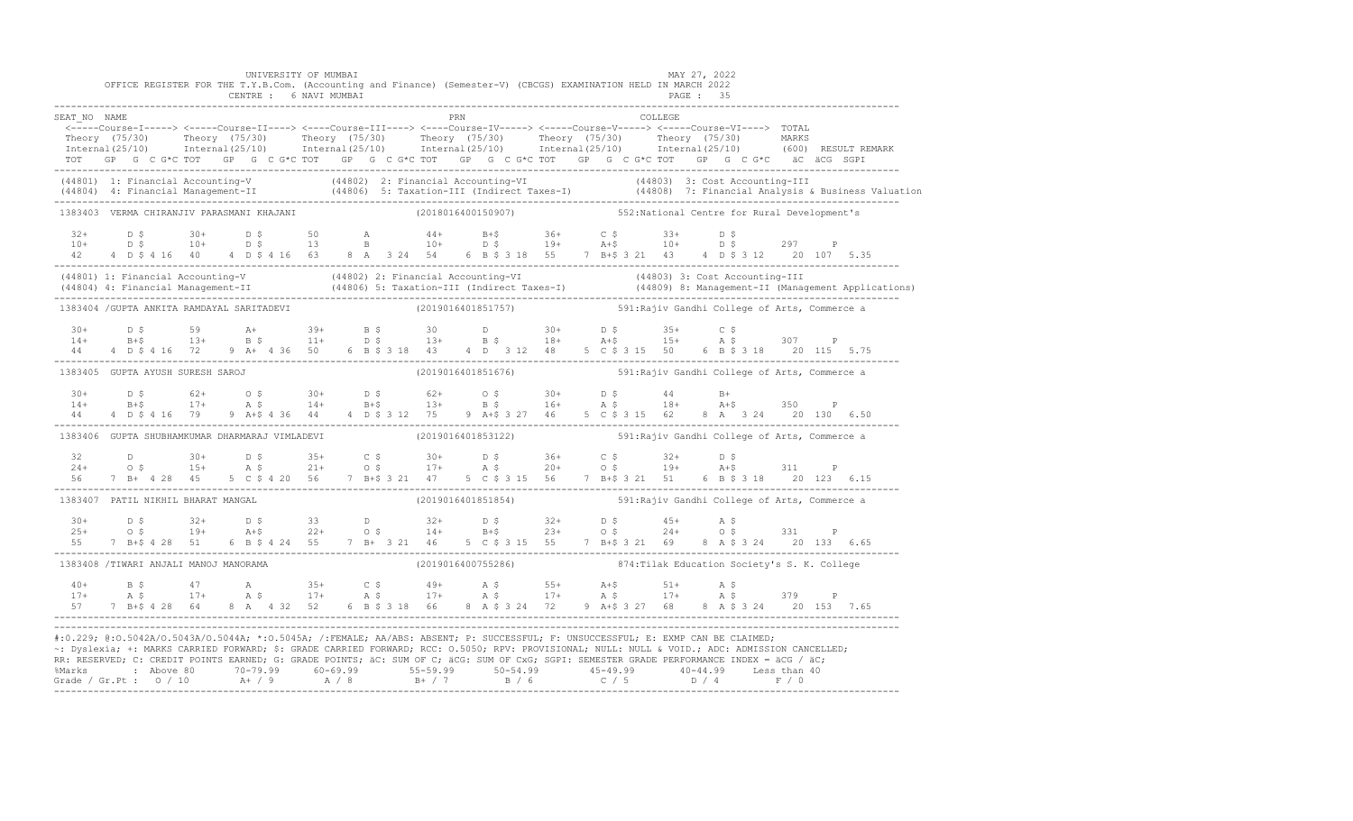UNIVERSITY OF MUMBAI — MAY 27, 2022

OFFICE REGISTER FOR THE T.Y.B.Com. (Accounting and Finance) (Semester-V) (CBCGS) EXAMINATION HELD IN MARCH 2022

CENTRE : 6 NAVI MUMBAI

```
SEAT_NO  NAME                                                          PRN                                    COLLEGE
 <-----Course-I-----> <-----Course-II----> <----Course-III----> <----Course-IV-----> <-----Course-V-----> <-----Course-VI---->  TOTAL
 Theory  (75/30)      Theory  (75/30)      Theory  (75/30)      Theory  (75/30)      Theory  (75/30)      Theory  (75/30)       MARKS
 Internal(25/10)      Internal(25/10)      Internal(25/10)      Internal(25/10)      Internal(25/10)      Internal(25/10)       (600)  RESULT REMARK
 TOT   GP  G  C G*C TOT   GP  G  C G*C TOT   GP  G  C G*C TOT   GP  G  C G*C TOT   GP  G  C G*C TOT   GP  G  C G*C   äC  äCG  SGPI
-----------------------------------------------------------------------------------------------------------------------------------------
(44801) 1: Financial Accounting-V            (44802) 2: Financial Accounting-VI               (44803) 3: Cost Accounting-III
(44804) 4: Financial Management-II           (44806) 5: Taxation-III (Indirect Taxes-I)       (44808) 7: Financial Analysis & Business Valuation
-----------------------------------------------------------------------------------------------------------------------------------------
1383403  VERMA CHIRANJIV PARASMANI KHAJANI                (2018016400150907)         552:National Centre for Rural Development's

  32+      D $       30+      D $       50       A         44+      B+$       36+      C $       33+      D $
  10+      D $       10+      D $       13       B         10+      D $       19+      A+$       10+      D $       297     P
  42    4  D $ 4 16  40    4  D $ 4 16  63    8  A   3 24  54    6  B $ 3 18  55    7  B+$ 3 21  43    4  D $ 3 12    20  107  5.35
-----------------------------------------------------------------------------------------------------------------------------------------
(44801) 1: Financial Accounting-V            (44802) 2: Financial Accounting-VI               (44803) 3: Cost Accounting-III
(44804) 4: Financial Management-II           (44806) 5: Taxation-III (Indirect Taxes-I)       (44809) 8: Management-II (Management Applications)
-----------------------------------------------------------------------------------------------------------------------------------------
1383404 /GUPTA ANKITA RAMDAYAL SARITADEVI                 (2019016401851757)         591:Rajiv Gandhi College of Arts, Commerce a

  30+      D $       59       A+        39+      B $       30       D         30+      D $       35+      C $
  14+      B+$       13+      B $       11+      D $       13+      B $       18+      A+$       15+      A $       307     P
  44    4  D $ 4 16  72    9  A+  4 36  50    6  B $ 3 18  43    4  D   3 12  48    5  C $ 3 15  50    6  B $ 3 18    20  115  5.75
-----------------------------------------------------------------------------------------------------------------------------------------
1383405  GUPTA AYUSH SURESH SAROJ                         (2019016401851676)         591:Rajiv Gandhi College of Arts, Commerce a

  30+      D $       62+      O $       30+      D $       62+      O $       30+      D $       44       B+
  14+      B+$       17+      A $       14+      B+$       13+      B $       16+      A $       18+      A+$       350     P
  44    4  D $ 4 16  79    9  A+$ 4 36  44    4  D $ 3 12  75    9  A+$ 3 27  46    5  C $ 3 15  62    8  A   3 24    20  130  6.50
-----------------------------------------------------------------------------------------------------------------------------------------
1383406  GUPTA SHUBHAMKUMAR DHARMARAJ VIMLADEVI           (2019016401853122)         591:Rajiv Gandhi College of Arts, Commerce a

  32       D         30+      D $       35+      C $       30+      D $       36+      C $       32+      D $
  24+      O $       15+      A $       21+      O $       17+      A $       20+      O $       19+      A+$       311     P
  56    7  B+  4 28  45    5  C $ 4 20  56    7  B+$ 3 21  47    5  C $ 3 15  56    7  B+$ 3 21  51    6  B $ 3 18    20  123  6.15
-----------------------------------------------------------------------------------------------------------------------------------------
1383407  PATIL NIKHIL BHARAT MANGAL                       (2019016401851854)         591:Rajiv Gandhi College of Arts, Commerce a

  30+      D $       32+      D $       33       D         32+      D $       32+      D $       45+      A $
  25+      O $       19+      A+$       22+      O $       14+      B+$       23+      O $       24+      O $       331     P
  55    7  B+$ 4 28  51    6  B $ 4 24  55    7  B+  3 21  46    5  C $ 3 15  55    7  B+$ 3 21  69    8  A $ 3 24    20  133  6.65
-----------------------------------------------------------------------------------------------------------------------------------------
1383408 /TIWARI ANJALI MANOJ MANORAMA                     (2019016400755286)         874:Tilak Education Society's S. K. College

  40+      B $       47       A         35+      C $       49+      A $       55+      A+$       51+      A $
  17+      A $       17+      A $       17+      A $       17+      A $       17+      A $       17+      A $       379     P
  57    7  B+$ 4 28  64    8  A   4 32  52    6  B $ 3 18  66    8  A $ 3 24  72    9  A+$ 3 27  68    8  A $ 3 24    20  153  7.65
-----------------------------------------------------------------------------------------------------------------------------------------
```

#:0.229; @:O.5042A/O.5043A/O.5044A; *:O.5045A; /:FEMALE; AA/ABS: ABSENT; P: SUCCESSFUL; F: UNSUCCESSFUL; E: EXMP CAN BE CLAIMED;
~: Dyslexia; +: MARKS CARRIED FORWARD; $: GRADE CARRIED FORWARD; RCC: O.5050; RPV: PROVISIONAL; NULL: NULL & VOID.; ADC: ADMISSION CANCELLED;
RR: RESERVED; C: CREDIT POINTS EARNED; G: GRADE POINTS; äC: SUM OF C; äCG: SUM OF CxG; SGPI: SEMESTER GRADE PERFORMANCE INDEX = äCG / äC;

| %Marks | Above 80 | 70-79.99 | 60-69.99 | 55-59.99 | 50-54.99 | 45-49.99 | 40-44.99 | Less than 40 |
|---|---|---|---|---|---|---|---|---|
| Grade / Gr.Pt : | O / 10 | A+ / 9 | A / 8 | B+ / 7 | B / 6 | C / 5 | D / 4 | F / 0 |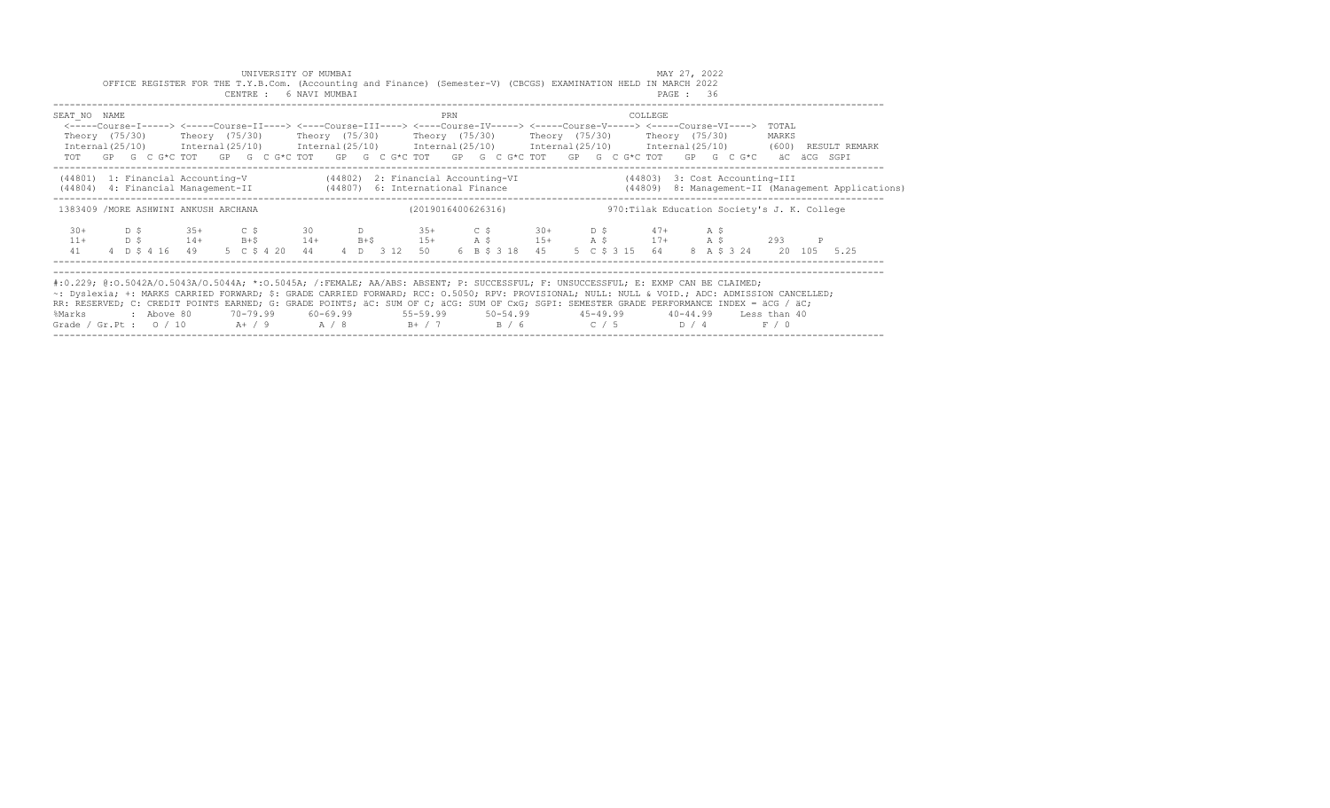UNIVERSITY OF MUMBAI

MAY 27, 2022

OFFICE REGISTER FOR THE T.Y.B.Com. (Accounting and Finance) (Semester-V) (CBCGS) EXAMINATION HELD IN MARCH 2022

CENTRE : 6 NAVI MUMBAI

PAGE : 36

```
SEAT_NO  NAME                                                      PRN                                   COLLEGE
 <-----Course-I-----> <-----Course-II----> <----Course-III----> <----Course-IV-----> <-----Course-V-----> <-----Course-VI---->  TOTAL
 Theory  (75/30)      Theory  (75/30)      Theory  (75/30)      Theory  (75/30)      Theory  (75/30)      Theory  (75/30)       MARKS
 Internal(25/10)      Internal(25/10)      Internal(25/10)      Internal(25/10)      Internal(25/10)      Internal(25/10)       (600)  RESULT REMARK
 TOT   GP  G  C G*C TOT   GP  G  C G*C TOT   GP  G  C G*C TOT   GP  G  C G*C TOT   GP  G  C G*C TOT   GP  G  C G*C    äC  äCG  SGPI

 (44801)  1: Financial Accounting-V            (44802)  2: Financial Accounting-VI                  (44803)  3: Cost Accounting-III
 (44804)  4: Financial Management-II           (44807)  6: International Finance                    (44809)  8: Management-II (Management Applications)

 1383409 /MORE ASHWINI ANKUSH ARCHANA                          (2019016400626316)              970:Tilak Education Society's J. K. College

   30+      D $       35+      C $       30       D          35+      C $       30+      D $       47+      A $
   11+      D $       14+      B+$       14+      B+$        15+      A $       15+      A $       17+      A $        293     P
   41    4  D $ 4 16  49    5  C $ 4 20  44    4  D  3 12  50    6  B $ 3 18  45    5  C $ 3 15  64    8  A $ 3 24    20  105  5.25
```

#:O.229; @:O.5042A/O.5043A/O.5044A; *:O.5045A; /:FEMALE; AA/ABS: ABSENT; P: SUCCESSFUL; F: UNSUCCESSFUL; E: EXMP CAN BE CLAIMED;
~: Dyslexia; +: MARKS CARRIED FORWARD; $: GRADE CARRIED FORWARD; RCC: O.5050; RPV: PROVISIONAL; NULL: NULL & VOID.; ADC: ADMISSION CANCELLED;
RR: RESERVED; C: CREDIT POINTS EARNED; G: GRADE POINTS; äC: SUM OF C; äCG: SUM OF CxG; SGPI: SEMESTER GRADE PERFORMANCE INDEX = äCG / äC;

| %Marks | Above 80 | 70-79.99 | 60-69.99 | 55-59.99 | 50-54.99 | 45-49.99 | 40-44.99 | Less than 40 |
|---|---|---|---|---|---|---|---|---|
| Grade / Gr.Pt : | O / 10 | A+ / 9 | A / 8 | B+ / 7 | B / 6 | C / 5 | D / 4 | F / 0 |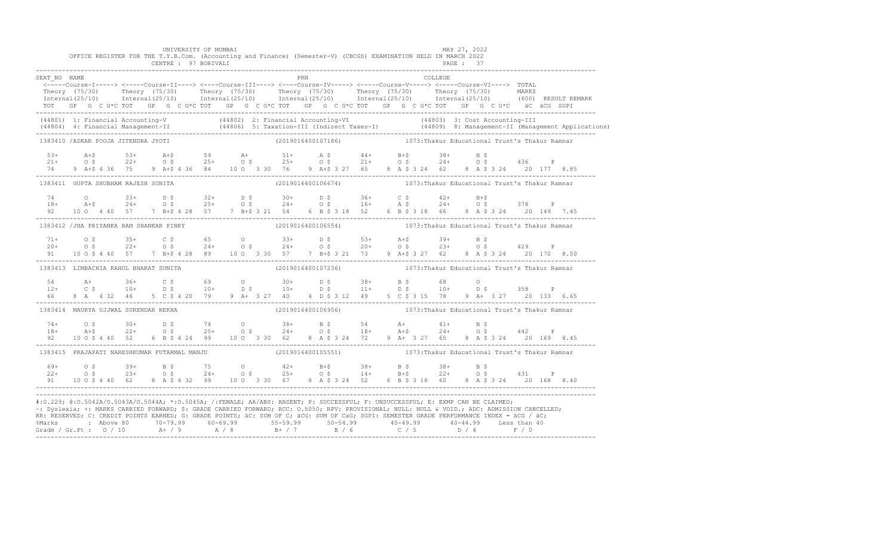UNIVERSITY OF MUMBAI

OFFICE REGISTER FOR THE T.Y.B.Com. (Accounting and Finance) (Semester-V) (CBCGS) EXAMINATION HELD IN MARCH 2022

CENTRE : 97 BORIVALI

MAY 27, 2022

```
SEAT_NO  NAME                                              PRN                                   COLLEGE
 <-----Course-I-----> <----Course-II----> <----Course-III----> <----Course-IV-----> <-----Course-V-----> <-----Course-VI----> TOTAL
 Theory  (75/30)     Theory  (75/30)     Theory  (75/30)      Theory  (75/30)      Theory  (75/30)      Theory  (75/30)      MARKS
 Internal(25/10)     Internal(25/10)     Internal(25/10)      Internal(25/10)      Internal(25/10)      Internal(25/10)      (600)  RESULT REMARK
 TOT   GP  G  C G*C TOT   GP  G  C G*C TOT   GP  G  C G*C TOT   GP  G  C G*C TOT   GP  G  C G*C TOT   GP  G  C G*C   äC  äCG  SGPI
------------------------------------------------------------------------------------------------------------------------------------------
(44801) 1: Financial Accounting-V            (44802) 2: Financial Accounting-VI              (44803) 3: Cost Accounting-III
(44804) 4: Financial Management-II           (44806) 5: Taxation-III (Indirect Taxes-I)      (44809) 8: Management-II (Management Applications)
------------------------------------------------------------------------------------------------------------------------------------------
1383410 /ADKAR POOJA JITENDRA JYOTI                  (2019016400107186)          1073:Thakur Educational Trust's Thakur Ramnar

  53+     A+$      53+     A+$      59      A+       51+     A $      44+     B+$      38+     B $
  21+     O $      22+     O $      25+     O $      25+     O $      21+     O $      24+     O $      436     P
  74    9 A+$ 4 36  75    9 A+$ 4 36  84    10 O  3 30  76    9 A+$ 3 27  65    8 A $ 3 24  62    8 A $ 3 24   20  177  8.85
------------------------------------------------------------------------------------------------------------------------------------------
1383411  GUPTA SHUBHAM RAJESH SUNITA                 (2019016400106674)          1073:Thakur Educational Trust's Thakur Ramnar

  74      O        33+     D $      32+     D $      30+     D $      36+     C $      42+     B+$
  18+     A+$      24+     O $      25+     O $      24+     O $      16+     A $      24+     O $      378     P
  92    10 O  4 40  57    7 B+$ 4 28  57    7 B+$ 3 21  54    6 B $ 3 18  52    6 B $ 3 18  66    8 A $ 3 24   20  149  7.45
------------------------------------------------------------------------------------------------------------------------------------------
1383412 /JHA PRIYANKA RAM SHANKAR PINKY              (2019016400106554)          1073:Thakur Educational Trust's Thakur Ramnar

  71+     O $      35+     C $      65      O        33+     D $      53+     A+$      39+     B $
  20+     O $      22+     O $      24+     O $      24+     O $      20+     O $      23+     O $      429     P
  91    10 O $ 4 40  57    7 B+$ 4 28  89    10 O  3 30  57    7 B+$ 3 21  73    9 A+$ 3 27  62    8 A $ 3 24   20  170  8.50
------------------------------------------------------------------------------------------------------------------------------------------
1383413  LIMBACHIA RAHUL BHARAT SUNITA               (2019016400107236)          1073:Thakur Educational Trust's Thakur Ramnar

  54      A+       36+     C $      69      O        30+     D $      38+     B $      68      O
  12+     C $      10+     D $      10+     D $      10+     D $      11+     D $      10+     D $      358     P
  66    8 A  4 32  46    5 C $ 4 20  79    9 A+  3 27  40    4 D $ 3 12  49    5 C $ 3 15  78    9 A+  3 27   20  133  6.65
------------------------------------------------------------------------------------------------------------------------------------------
1383414  MAURYA UJJWAL SURENDAR REKHA                (2019016400106956)          1073:Thakur Educational Trust's Thakur Ramnar

  74+     O $      30+     D $      74      O        38+     B $      54      A+       41+     B $
  18+     A+$      22+     O $      25+     O $      24+     O $      18+     A+$      24+     O $      442     P
  92    10 O $ 4 40  52    6 B $ 4 24  99    10 O  3 30  62    8 A $ 3 24  72    9 A+  3 27  65    8 A $ 3 24   20  169  8.45
------------------------------------------------------------------------------------------------------------------------------------------
1383415  PRAJAPATI NARESHKUMAR FUTARMAL MANJU        (2019016400105551)          1073:Thakur Educational Trust's Thakur Ramnar

  69+     O $      39+     B $      75      O        42+     B+$      38+     B $      38+     B $
  22+     O $      23+     O $      24+     O $      25+     O $      14+     B+$      22+     O $      431     P
  91    10 O $ 4 40  62    8 A $ 4 32  99    10 O  3 30  67    8 A $ 3 24  52    6 B $ 3 18  60    8 A $ 3 24   20  168  8.40
------------------------------------------------------------------------------------------------------------------------------------------
```

#:O.229; @:O.5042A/O.5043A/O.5044A; *:O.5045A; /:FEMALE; AA/ABS: ABSENT; P: SUCCESSFUL; F: UNSUCCESSFUL; E: EXMP CAN BE CLAIMED;
~: Dyslexia; +: MARKS CARRIED FORWARD; $: GRADE CARRIED FORWARD; RCC: O.5050; RPV: PROVISIONAL; NULL: NULL & VOID.; ADC: ADMISSION CANCELLED;
RR: RESERVED; C: CREDIT POINTS EARNED; G: GRADE POINTS; äC: SUM OF C; äCG: SUM OF CxG; SGPI: SEMESTER GRADE PERFORMANCE INDEX = äCG / äC;

| %Marks | : Above 80 | 70-79.99 | 60-69.99 | 55-59.99 | 50-54.99 | 45-49.99 | 40-44.99 | Less than 40 |
|---|---|---|---|---|---|---|---|---|
| Grade / Gr.Pt : | O / 10 | A+ / 9 | A / 8 | B+ / 7 | B / 6 | C / 5 | D / 4 | F / 0 |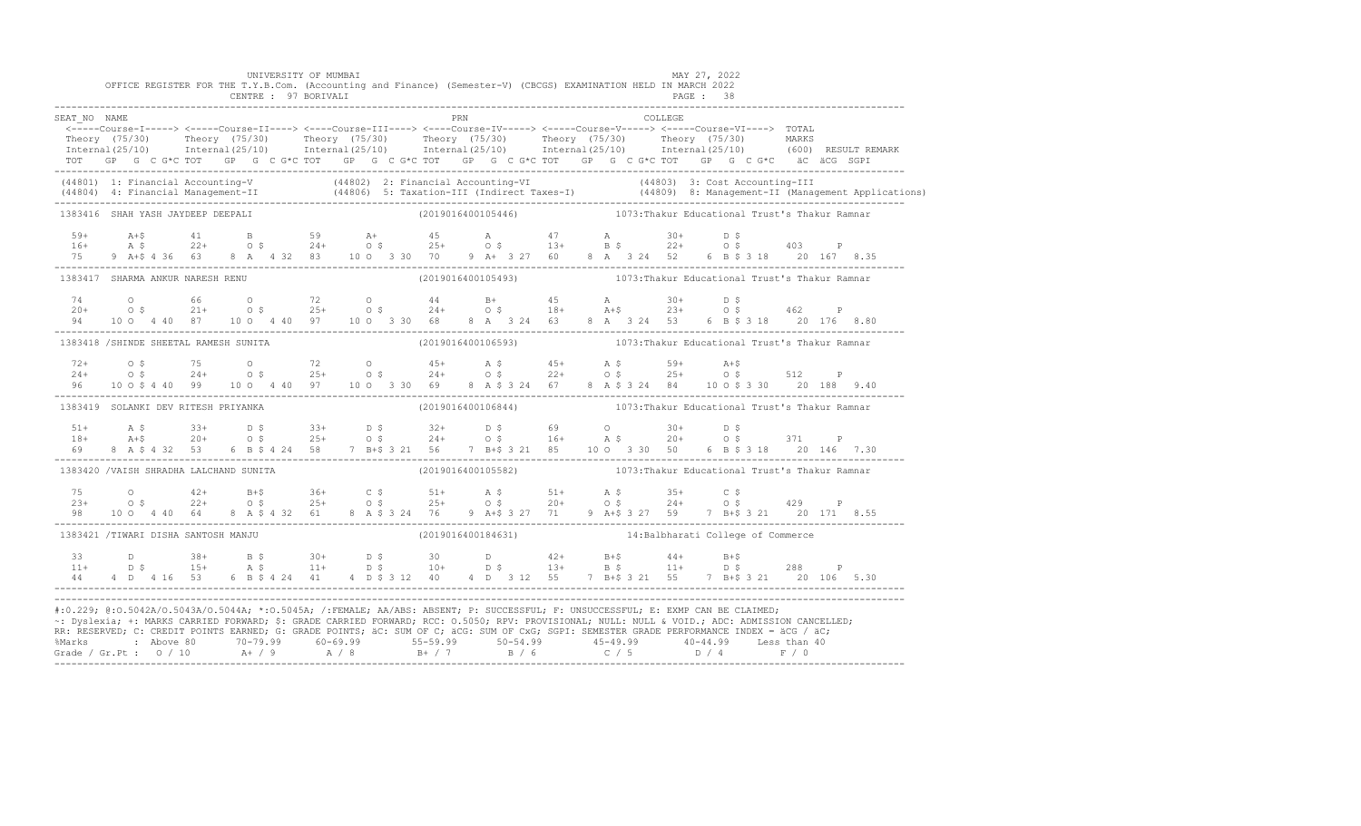UNIVERSITY OF MUMBAI
MAY 27, 2022

OFFICE REGISTER FOR THE T.Y.B.Com. (Accounting and Finance) (Semester-V) (CBCGS) EXAMINATION HELD IN MARCH 2022

CENTRE : 97 BORIVALI

PAGE : 38

```
SEAT_NO  NAME                                                          PRN                                          COLLEGE
 <-----Course-I-----> <-----Course-II----> <----Course-III----> <----Course-IV-----> <-----Course-V-----> <-----Course-VI----> TOTAL
 Theory  (75/30)      Theory  (75/30)      Theory  (75/30)      Theory  (75/30)      Theory  (75/30)      Theory  (75/30)      MARKS
 Internal(25/10)      Internal(25/10)      Internal(25/10)      Internal(25/10)      Internal(25/10)      Internal(25/10)      (600)  RESULT REMARK
 TOT   GP  G  C G*C TOT   GP  G  C G*C TOT   GP  G  C G*C TOT   GP  G  C G*C TOT   GP  G  C G*C TOT   GP  G  C G*C   äC  äCG  SGPI
-----------------------------------------------------------------------------------------------------------------------------------------------
 (44801) 1: Financial Accounting-V            (44802) 2: Financial Accounting-VI               (44803) 3: Cost Accounting-III
 (44804) 4: Financial Management-II           (44806) 5: Taxation-III (Indirect Taxes-I)       (44809) 8: Management-II (Management Applications)
-----------------------------------------------------------------------------------------------------------------------------------------------
 1383416  SHAH YASH JAYDEEP DEEPALI                          (2019016400105446)          1073:Thakur Educational Trust's Thakur Ramnar

  59+     A+$      41      B        59      A+       45      A        47      A        30+     D $
  16+     A $      22+     O $      24+     O $      25+     O $      13+     B $      22+     O $      403    P
  75    9 A+$ 4 36  63   8 A   4 32  83   10 O   3 30  70   9 A+  3 27  60   8 A   3 24  52   6 B $ 3 18   20 167  8.35
-----------------------------------------------------------------------------------------------------------------------------------------------
 1383417  SHARMA ANKUR NARESH RENU                           (2019016400105493)          1073:Thakur Educational Trust's Thakur Ramnar

  74      O        66      O        72      O        44      B+       45      A        30+     D $
  20+     O $      21+     O $      25+     O $      24+     O $      18+     A+$      23+     O $      462    P
  94   10 O   4 40  87  10 O   4 40  97   10 O   3 30  68   8 A   3 24  63   8 A   3 24  53   6 B $ 3 18   20 176  8.80
-----------------------------------------------------------------------------------------------------------------------------------------------
 1383418 /SHINDE SHEETAL RAMESH SUNITA                       (2019016400106593)          1073:Thakur Educational Trust's Thakur Ramnar

  72+     O $      75      O        72      O        45+     A $      45+     A $      59+     A+$
  24+     O $      24+     O $      25+     O $      24+     O $      22+     O $      25+     O $      512    P
  96   10 O $ 4 40  99  10 O   4 40  97   10 O   3 30  69   8 A $ 3 24  67   8 A $ 3 24  84  10 O $ 3 30   20 188  9.40
-----------------------------------------------------------------------------------------------------------------------------------------------
 1383419  SOLANKI DEV RITESH PRIYANKA                        (2019016400106844)          1073:Thakur Educational Trust's Thakur Ramnar

  51+     A $      33+     D $      33+     D $      32+     D $      69      O        30+     D $
  18+     A+$      20+     O $      25+     O $      24+     O $      16+     A $      20+     O $      371    P
  69    8 A $ 4 32  53   6 B $ 4 24  58   7 B+$ 3 21  56   7 B+$ 3 21  85  10 O   3 30  50   6 B $ 3 18   20 146  7.30
-----------------------------------------------------------------------------------------------------------------------------------------------
 1383420 /VAISH SHRADHA LALCHAND SUNITA                      (2019016400105582)          1073:Thakur Educational Trust's Thakur Ramnar

  75      O        42+     B+$      36+     C $      51+     A $      51+     A $      35+     C $
  23+     O $      22+     O $      25+     O $      25+     O $      20+     O $      24+     O $      429    P
  98   10 O   4 40  64   8 A $ 4 32  61   8 A $ 3 24  76   9 A+$ 3 27  71   9 A+$ 3 27  59   7 B+$ 3 21   20 171  8.55
-----------------------------------------------------------------------------------------------------------------------------------------------
 1383421 /TIWARI DISHA SANTOSH MANJU                         (2019016400184631)          14:Balbharati College of Commerce

  33      D        38+     B $      30+     D $      30      D        42+     B+$      44+     B+$
  11+     D $      15+     A $      11+     D $      10+     D $      13+     B $      11+     D $      288    P
  44    4 D   4 16  53   6 B $ 4 24  41   4 D $ 3 12  40   4 D   3 12  55   7 B+$ 3 21  55   7 B+$ 3 21   20 106  5.30
-----------------------------------------------------------------------------------------------------------------------------------------------
```

#:O.229; @:O.5042A/O.5043A/O.5044A; *:O.5045A; /:FEMALE; AA/ABS: ABSENT; P: SUCCESSFUL; F: UNSUCCESSFUL; E: EXMP CAN BE CLAIMED;
~: Dyslexia; +: MARKS CARRIED FORWARD; $: GRADE CARRIED FORWARD; RCC: O.5050; RPV: PROVISIONAL; NULL: NULL & VOID.; ADC: ADMISSION CANCELLED;
RR: RESERVED; C: CREDIT POINTS EARNED; G: GRADE POINTS; äC: SUM OF C; äCG: SUM OF CxG; SGPI: SEMESTER GRADE PERFORMANCE INDEX = äCG / äC;

| %Marks | : Above 80 | 70-79.99 | 60-69.99 | 55-59.99 | 50-54.99 | 45-49.99 | 40-44.99 | Less than 40 |
|---|---|---|---|---|---|---|---|---|
| Grade / Gr.Pt : | O / 10 | A+ / 9 | A / 8 | B+ / 7 | B / 6 | C / 5 | D / 4 | F / 0 |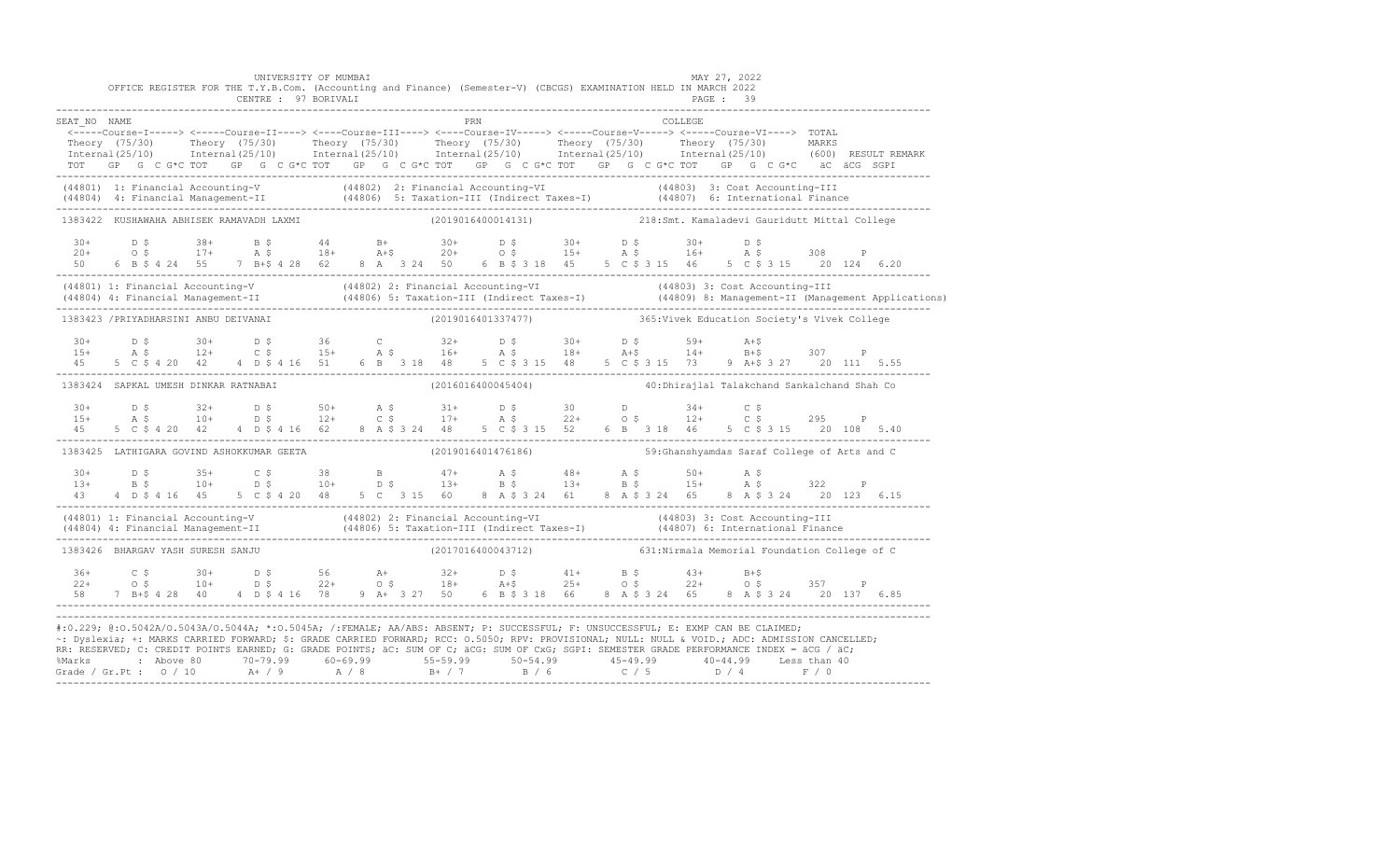UNIVERSITY OF MUMBAI
MAY 27, 2022

OFFICE REGISTER FOR THE T.Y.B.Com. (Accounting and Finance) (Semester-V) (CBCGS) EXAMINATION HELD IN MARCH 2022

CENTRE : 97 BORIVALI

```
SEAT_NO  NAME                                                      PRN                                  COLLEGE
 <-----Course-I-----> <-----Course-II----> <----Course-III----> <----Course-IV-----> <-----Course-V-----> <-----Course-VI----> TOTAL
 Theory (75/30)      Theory (75/30)      Theory (75/30)      Theory (75/30)      Theory (75/30)      Theory (75/30)       MARKS
 Internal(25/10)     Internal(25/10)     Internal(25/10)     Internal(25/10)     Internal(25/10)     Internal(25/10)      (600) RESULT REMARK
 TOT   GP  G  C G*C TOT   GP  G  C G*C TOT   GP  G  C G*C TOT   GP  G  C G*C TOT   GP  G  C G*C TOT   GP  G  C G*C   äC  äCG  SGPI
------------------------------------------------------------------------------------------------------------------------------------------
(44801) 1: Financial Accounting-V            (44802) 2: Financial Accounting-VI              (44803) 3: Cost Accounting-III
(44804) 4: Financial Management-II           (44806) 5: Taxation-III (Indirect Taxes-I)      (44807) 6: International Finance
------------------------------------------------------------------------------------------------------------------------------------------
1383422  KUSHAWAHA ABHISEK RAMAVADH LAXMI                   (2019016400014131)             218:Smt. Kamaladevi Gauridutt Mittal College

  30+      D $       38+      B $       44       B+        30+      D $       30+      D $       30+      D $
  20+      O $       17+      A $       18+      A+$       20+      O $       15+      A $       16+      A $       308     P
 50    6  B $ 4 24  55    7  B+$ 4 28  62    8  A   3 24  50    6  B $ 3 18  45    5  C $ 3 15  46    5  C $ 3 15    20  124   6.20
------------------------------------------------------------------------------------------------------------------------------------------
(44801) 1: Financial Accounting-V            (44802) 2: Financial Accounting-VI              (44803) 3: Cost Accounting-III
(44804) 4: Financial Management-II           (44806) 5: Taxation-III (Indirect Taxes-I)      (44809) 8: Management-II (Management Applications)
------------------------------------------------------------------------------------------------------------------------------------------
1383423 /PRIYADHARSINI ANBU DEIVANAI                        (2019016401337477)             365:Vivek Education Society's Vivek College

  30+      D $       30+      D $       36       C         32+      D $       30+      D $       59+      A+$
  15+      A $       12+      C $       15+      A $       16+      A $       18+      A+$       14+      B+$       307     P
 45    5  C $ 4 20  42    4  D $ 4 16  51    6  B   3 18  48    5  C $ 3 15  48    5  C $ 3 15  73    9  A+$ 3 27    20  111   5.55
------------------------------------------------------------------------------------------------------------------------------------------
1383424  SAPKAL UMESH DINKAR RATNABAI                       (2016016400045404)             40:Dhirajlal Talakchand Sankalchand Shah Co

  30+      D $       32+      D $       50+      A $       31+      D $       30       D         34+      C $
  15+      A $       10+      D $       12+      C $       17+      A $       22+      O $       12+      C $       295     P
 45    5  C $ 4 20  42    4  D $ 4 16  62    8  A $ 3 24  48    5  C $ 3 15  52    6  B   3 18  46    5  C $ 3 15    20  108   5.40
------------------------------------------------------------------------------------------------------------------------------------------
1383425  LATHIGARA GOVIND ASHOKKUMAR GEETA                  (2019016401476186)             59:Ghanshyamdas Saraf College of Arts and C

  30+      D $       35+      C $       38       B         47+      A $       48+      A $       50+      A $
  13+      B $       10+      D $       10+      D $       13+      B $       13+      B $       15+      A $       322     P
 43    4  D $ 4 16  45    5  C $ 4 20  48    5  C   3 15  60    8  A $ 3 24  61    8  A $ 3 24  65    8  A $ 3 24    20  123   6.15
------------------------------------------------------------------------------------------------------------------------------------------
(44801) 1: Financial Accounting-V            (44802) 2: Financial Accounting-VI              (44803) 3: Cost Accounting-III
(44804) 4: Financial Management-II           (44806) 5: Taxation-III (Indirect Taxes-I)      (44807) 6: International Finance
------------------------------------------------------------------------------------------------------------------------------------------
1383426  BHARGAV YASH SURESH SANJU                          (2017016400043712)             631:Nirmala Memorial Foundation College of C

  36+      C $       30+      D $       56       A+        32+      D $       41+      B $       43+      B+$
  22+      O $       10+      D $       22+      O $       18+      A+$       25+      O $       22+      O $       357     P
 58    7  B+$ 4 28  40    4  D $ 4 16  78    9  A+  3 27  50    6  B $ 3 18  66    8  A $ 3 24  65    8  A $ 3 24    20  137   6.85
------------------------------------------------------------------------------------------------------------------------------------------
```

#:O.229; @:O.5042A/O.5043A/O.5044A; *:O.5045A; /:FEMALE; AA/ABS: ABSENT; P: SUCCESSFUL; F: UNSUCCESSFUL; E: EXMP CAN BE CLAIMED;
~: Dyslexia; +: MARKS CARRIED FORWARD; $: GRADE CARRIED FORWARD; RCC: O.5050; RPV: PROVISIONAL; NULL: NULL & VOID.; ADC: ADMISSION CANCELLED;
RR: RESERVED; C: CREDIT POINTS EARNED; G: GRADE POINTS; äC: SUM OF C; äCG: SUM OF CxG; SGPI: SEMESTER GRADE PERFORMANCE INDEX = äCG / äC;

| %Marks | : Above 80 | 70-79.99 | 60-69.99 | 55-59.99 | 50-54.99 | 45-49.99 | 40-44.99 | Less than 40 |
|---|---|---|---|---|---|---|---|---|
| Grade / Gr.Pt : | O / 10 | A+ / 9 | A / 8 | B+ / 7 | B / 6 | C / 5 | D / 4 | F / 0 |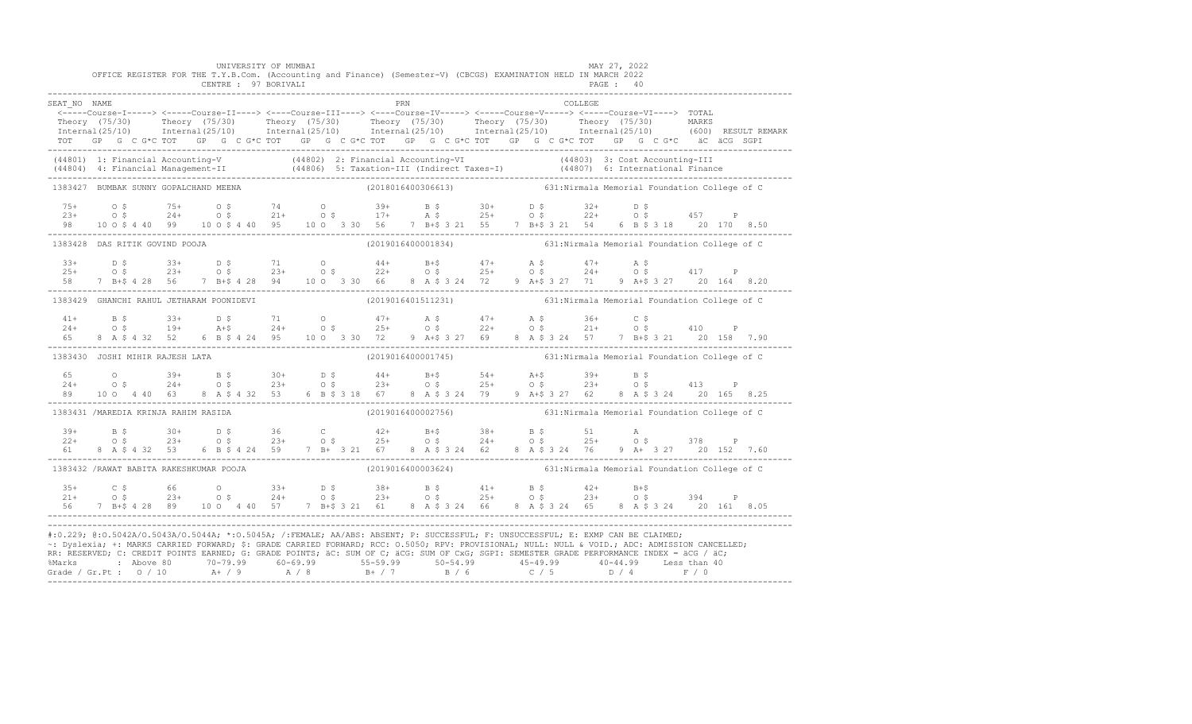UNIVERSITY OF MUMBAI

MAY 27, 2022

OFFICE REGISTER FOR THE T.Y.B.Com. (Accounting and Finance) (Semester-V) (CBCGS) EXAMINATION HELD IN MARCH 2022

CENTRE : 97 BORIVALI

```
SEAT_NO NAME                                                   PRN                                     COLLEGE
 <-----Course-I-----> <-----Course-II----> <----Course-III----> <----Course-IV-----> <-----Course-V-----> <-----Course-VI----> TOTAL
 Theory (75/30)       Theory (75/30)       Theory (75/30)       Theory (75/30)       Theory (75/30)       Theory (75/30)       MARKS
 Internal(25/10)      Internal(25/10)      Internal(25/10)      Internal(25/10)      Internal(25/10)      Internal(25/10)      (600) RESULT REMARK
 TOT   GP  G  C G*C TOT   GP  G  C G*C TOT   GP  G  C G*C TOT   GP  G  C G*C TOT   GP  G  C G*C TOT   GP  G  C G*C   äC  äCG  SGPI
-----------------------------------------------------------------------------------------------------------------------------------------
(44801) 1: Financial Accounting-V            (44802) 2: Financial Accounting-VI              (44803) 3: Cost Accounting-III
(44804) 4: Financial Management-II           (44806) 5: Taxation-III (Indirect Taxes-I)      (44807) 6: International Finance
-----------------------------------------------------------------------------------------------------------------------------------------
1383427  BUMBAK SUNNY GOPALCHAND MEENA                    (2018016400306613)          631:Nirmala Memorial Foundation College of C

 75+      O $       75+      O $       74       O         39+      B $       30+      D $       32+      D $
 23+      O $       24+      O $       21+      O $       17+      A $       25+      O $       22+      O $       457     P
 98    10 O $ 4 40  99    10 O $ 4 40  95    10 O   3 30  56    7 B+$ 3 21  55    7 B+$ 3 21  54    6 B $ 3 18    20  170  8.50
-----------------------------------------------------------------------------------------------------------------------------------------
1383428  DAS RITIK GOVIND POOJA                           (2019016400001834)          631:Nirmala Memorial Foundation College of C

 33+      D $       33+      D $       71       O         44+      B+$       47+      A $       47+      A $
 25+      O $       23+      O $       23+      O $       22+      O $       25+      O $       24+      O $       417     P
 58    7 B+$ 4 28   56    7 B+$ 4 28   94    10 O   3 30  66    8 A $ 3 24  72    9 A+$ 3 27  71    9 A+$ 3 27    20  164  8.20
-----------------------------------------------------------------------------------------------------------------------------------------
1383429  GHANCHI RAHUL JETHARAM POONIDEVI                 (2019016401511231)          631:Nirmala Memorial Foundation College of C

 41+      B $       33+      D $       71       O         47+      A $       47+      A $       36+      C $
 24+      O $       19+      A+$       24+      O $       25+      O $       22+      O $       21+      O $       410     P
 65    8 A $ 4 32   52    6 B $ 4 24   95    10 O   3 30  72    9 A+$ 3 27  69    8 A $ 3 24  57    7 B+$ 3 21    20  158  7.90
-----------------------------------------------------------------------------------------------------------------------------------------
1383430  JOSHI MIHIR RAJESH LATA                          (2019016400001745)          631:Nirmala Memorial Foundation College of C

 65       O         39+      B $       30+      D $       44+      B+$       54+      A+$       39+      B $
 24+      O $       24+      O $       23+      O $       23+      O $       25+      O $       23+      O $       413     P
 89    10 O   4 40  63    8 A $ 4 32   53    6 B $ 3 18  67    8 A $ 3 24  79    9 A+$ 3 27  62    8 A $ 3 24    20  165  8.25
-----------------------------------------------------------------------------------------------------------------------------------------
1383431 /MAREDIA KRINJA RAHIM RASIDA                      (2019016400002756)          631:Nirmala Memorial Foundation College of C

 39+      B $       30+      D $       36       C         42+      B+$       38+      B $       51       A
 22+      O $       23+      O $       23+      O $       25+      O $       24+      O $       25+      O $       378     P
 61    8 A $ 4 32   53    6 B $ 4 24   59    7 B+   3 21  67    8 A $ 3 24  62    8 A $ 3 24  76    9 A+   3 27   20  152  7.60
-----------------------------------------------------------------------------------------------------------------------------------------
1383432 /RAWAT BABITA RAKESHKUMAR POOJA                   (2019016400003624)          631:Nirmala Memorial Foundation College of C

 35+      C $       66       O         33+      D $       38+      B $       41+      B $       42+      B+$
 21+      O $       23+      O $       24+      O $       23+      O $       25+      O $       23+      O $       394     P
 56    7 B+$ 4 28   89    10 O   4 40  57    7 B+$ 3 21  61    8 A $ 3 24  66    8 A $ 3 24  65    8 A $ 3 24    20  161  8.05
-----------------------------------------------------------------------------------------------------------------------------------------
```

#:0.229; @:O.5042A/O.5043A/O.5044A; *:O.5045A; /:FEMALE; AA/ABS: ABSENT; P: SUCCESSFUL; F: UNSUCCESSFUL; E: EXMP CAN BE CLAIMED;
~: Dyslexia; +: MARKS CARRIED FORWARD; $: GRADE CARRIED FORWARD; RCC: O.5050; RPV: PROVISIONAL; NULL: NULL & VOID.; ADC: ADMISSION CANCELLED;
RR: RESERVED; C: CREDIT POINTS EARNED; G: GRADE POINTS; äC: SUM OF C; äCG: SUM OF CxG; SGPI: SEMESTER GRADE PERFORMANCE INDEX = äCG / äC;

| %Marks | : Above 80 | 70-79.99 | 60-69.99 | 55-59.99 | 50-54.99 | 45-49.99 | 40-44.99 | Less than 40 |
|---|---|---|---|---|---|---|---|---|
| Grade / Gr.Pt : | O / 10 | A+ / 9 | A / 8 | B+ / 7 | B / 6 | C / 5 | D / 4 | F / 0 |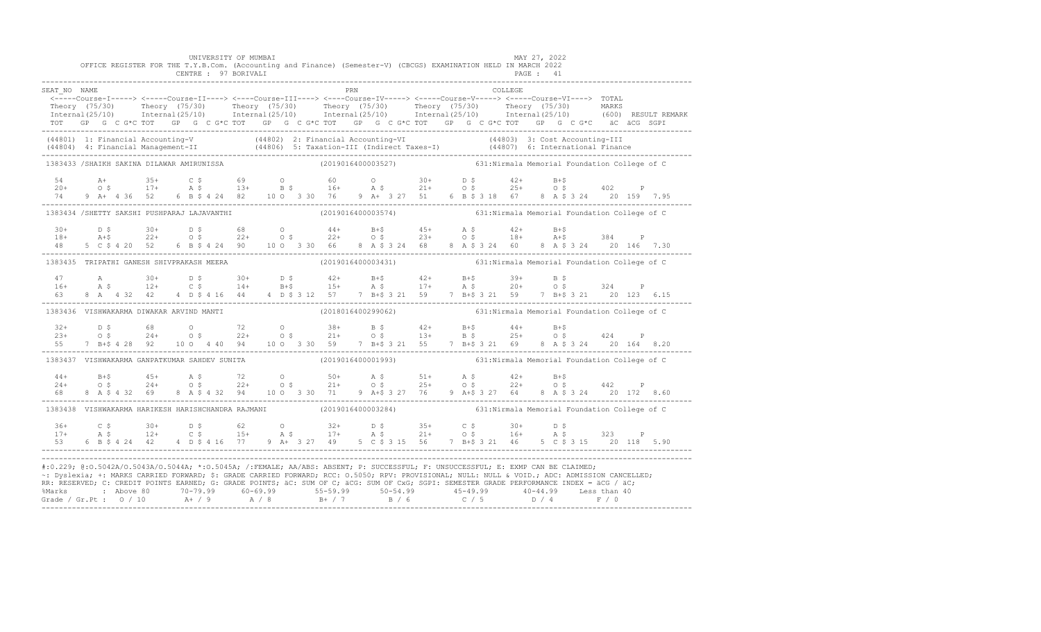UNIVERSITY OF MUMBAI — MAY 27, 2022

OFFICE REGISTER FOR THE T.Y.B.Com. (Accounting and Finance) (Semester-V) (CBCGS) EXAMINATION HELD IN MARCH 2022

CENTRE : 97 BORIVALI — PAGE : 41

```
SEAT_NO NAME                                                     PRN                                      COLLEGE
 <-----Course-I-----> <-----Course-II----> <----Course-III----> <----Course-IV-----> <-----Course-V-----> <-----Course-VI----> TOTAL
 Theory (75/30)      Theory (75/30)      Theory (75/30)      Theory (75/30)      Theory (75/30)      Theory (75/30)       MARKS
 Internal(25/10)     Internal(25/10)     Internal(25/10)     Internal(25/10)     Internal(25/10)     Internal(25/10)      (600)  RESULT REMARK
 TOT   GP  G  C G*C TOT   GP  G  C G*C TOT   GP  G  C G*C TOT   GP  G  C G*C TOT   GP  G  C G*C TOT   GP  G  C G*C   äC  äCG  SGPI
------------------------------------------------------------------------------------------------------------------------------------------
 (44801) 1: Financial Accounting-V            (44802) 2: Financial Accounting-VI              (44803) 3: Cost Accounting-III
 (44804) 4: Financial Management-II           (44806) 5: Taxation-III (Indirect Taxes-I)       (44807) 6: International Finance
------------------------------------------------------------------------------------------------------------------------------------------
 1383433 /SHAIKH SAKINA DILAWAR AMIRUNISSA                   (2019016400003527)           631:Nirmala Memorial Foundation College of C

  54       A+      35+      C $       69       O        60       O        30+      D $       42+      B+$
  20+      O $     17+      A $       13+      B $      16+      A $      21+      O $       25+      O $      402     P
  74    9 A+ 4 36  52    6 B $ 4 24   82    10 O  3 30  76    9 A+ 3 27   51    6 B $ 3 18   67    8 A $ 3 24    20  159  7.95
------------------------------------------------------------------------------------------------------------------------------------------
 1383434 /SHETTY SAKSHI PUSHPARAJ LAJAVANTHI                 (2019016400003574)           631:Nirmala Memorial Foundation College of C

  30+      D $     30+      D $       68       O        44+      B+$      45+      A $       42+      B+$
  18+      A+$     22+      O $       22+      O $      22+      O $      23+      O $       18+      A+$      384     P
  48    5 C $ 4 20  52    6 B $ 4 24  90    10 O  3 30  66    8 A $ 3 24   68    8 A $ 3 24   60    8 A $ 3 24    20  146  7.30
------------------------------------------------------------------------------------------------------------------------------------------
 1383435  TRIPATHI GANESH SHIVPRAKASH MEERA                  (2019016400003431)           631:Nirmala Memorial Foundation College of C

  47       A       30+      D $       30+      D $      42+      B+$      42+      B+$       39+      B $
  16+      A $     12+      C $       14+      B+$      15+      A $      17+      A $       20+      O $      324     P
  63    8 A  4 32  42    4 D $ 4 16   44    4 D $ 3 12  57    7 B+$ 3 21   59    7 B+$ 3 21   59    7 B+$ 3 21    20  123  6.15
------------------------------------------------------------------------------------------------------------------------------------------
 1383436  VISHWAKARMA DIWAKAR ARVIND MANTI                   (2018016400299062)           631:Nirmala Memorial Foundation College of C

  32+      D $     68       O         72       O        38+      B $      42+      B+$       44+      B+$
  23+      O $     24+      O $       22+      O $      21+      O $      13+      B $       25+      O $      424     P
  55    7 B+$ 4 28  92    10 O  4 40  94    10 O  3 30  59    7 B+$ 3 21   55    7 B+$ 3 21   69    8 A $ 3 24    20  164  8.20
------------------------------------------------------------------------------------------------------------------------------------------
 1383437  VISHWAKARMA GANPATKUMAR SAHDEV SUNITA              (2019016400001993)           631:Nirmala Memorial Foundation College of C

  44+      B+$     45+      A $       72       O        50+      A $      51+      A $       42+      B+$
  24+      O $     24+      O $       22+      O $      21+      O $      25+      O $       22+      O $      442     P
  68    8 A $ 4 32  69    8 A $ 4 32  94    10 O  3 30  71    9 A+$ 3 27   76    9 A+$ 3 27   64    8 A $ 3 24    20  172  8.60
------------------------------------------------------------------------------------------------------------------------------------------
 1383438  VISHWAKARMA HARIKESH HARISHCHANDRA RAJMANI         (2019016400003284)           631:Nirmala Memorial Foundation College of C

  36+      C $     30+      D $       62       O        32+      D $      35+      C $       30+      D $
  17+      A $     12+      C $       15+      A $      17+      A $      21+      O $       16+      A $      323     P
  53    6 B $ 4 24  42    4 D $ 4 16  77    9 A+  3 27  49    5 C $ 3 15   56    7 B+$ 3 21   46    5 C $ 3 15    20  118  5.90
------------------------------------------------------------------------------------------------------------------------------------------
```

#:O.229; @:O.5042A/O.5043A/O.5044A; *:O.5045A; /:FEMALE; AA/ABS: ABSENT; P: SUCCESSFUL; F: UNSUCCESSFUL; E: EXMP CAN BE CLAIMED;
~: Dyslexia; +: MARKS CARRIED FORWARD; $: GRADE CARRIED FORWARD; RCC: O.5050; RPV: PROVISIONAL; NULL: NULL & VOID.; ADC: ADMISSION CANCELLED;
RR: RESERVED; C: CREDIT POINTS EARNED; G: GRADE POINTS; äC: SUM OF C; äCG: SUM OF CxG; SGPI: SEMESTER GRADE PERFORMANCE INDEX = äCG / äC;

| %Marks | : Above 80 | 70-79.99 | 60-69.99 | 55-59.99 | 50-54.99 | 45-49.99 | 40-44.99 | Less than 40 |
|---|---|---|---|---|---|---|---|---|
| Grade / Gr.Pt : | O / 10 | A+ / 9 | A / 8 | B+ / 7 | B / 6 | C / 5 | D / 4 | F / 0 |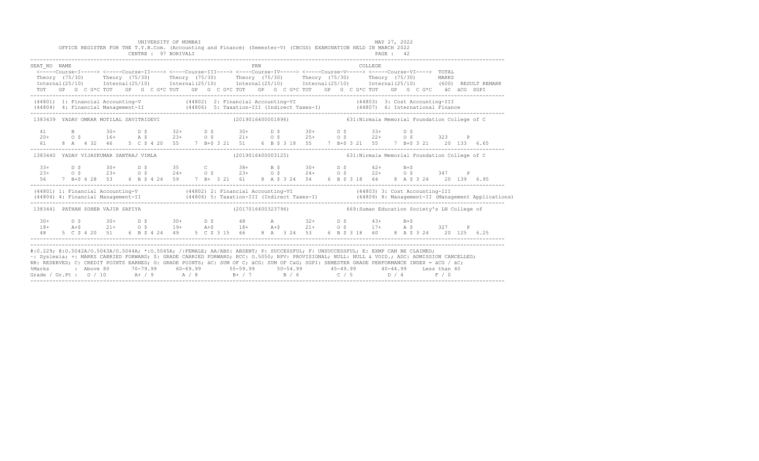UNIVERSITY OF MUMBAI

OFFICE REGISTER FOR THE T.Y.B.Com. (Accounting and Finance) (Semester-V) (CBCGS) EXAMINATION HELD IN MARCH 2022

CENTRE : 97 BORIVALI

MAY 27, 2022

PAGE : 42

```
SEAT_NO NAME                                                    PRN                                    COLLEGE
 <-----Course-I-----> <----Course-II----> <----Course-III----> <----Course-IV-----> <-----Course-V-----> <-----Course-VI----> TOTAL
 Theory (75/30)      Theory (75/30)      Theory (75/30)      Theory (75/30)      Theory (75/30)      Theory (75/30)       MARKS
 Internal(25/10)     Internal(25/10)     Internal(25/10)     Internal(25/10)     Internal(25/10)     Internal(25/10)      (600)  RESULT REMARK
 TOT   GP  G  C G*C TOT   GP  G  C G*C TOT   GP  G  C G*C TOT   GP  G  C G*C TOT   GP  G  C G*C TOT   GP  G  C G*C   äC  äCG  SGPI
------------------------------------------------------------------------------------------------------------------------------------------
 (44801) 1: Financial Accounting-V           (44802) 2: Financial Accounting-VI               (44803) 3: Cost Accounting-III
 (44804) 4: Financial Management-II          (44806) 5: Taxation-III (Indirect Taxes-I)       (44807) 6: International Finance
------------------------------------------------------------------------------------------------------------------------------------------
 1383439  YADAV OMKAR MOTILAL SAVITRIDEVI                    (2019016400001896)            631:Nirmala Memorial Foundation College of C

  41       B         30+      D $       32+      D $       30+      D $       30+      D $       33+      D $
  20+      O $       16+      A $       23+      O $       21+      O $       25+      O $       22+      O $       323    P
  61    8  A   4 32  46    5  C $ 4 20  55    7  B+$ 3 21  51    6  B $ 3 18  55    7  B+$ 3 21  55    7  B+$ 3 21    20  133  6.65
------------------------------------------------------------------------------------------------------------------------------------------
 1383440  YADAV VIJAYKUMAR SANTRAJ VIMLA                     (2019016400003125)            631:Nirmala Memorial Foundation College of C

  33+      D $       30+      D $       35       C         38+      B $       30+      D $       42+      B+$
  23+      O $       23+      O $       24+      O $       23+      O $       24+      O $       22+      O $       347    P
  56    7  B+$ 4 28  53    6  B $ 4 24  59    7  B+  3 21  61    8  A $ 3 24  54    6  B $ 3 18  64    8  A $ 3 24    20  139  6.95
------------------------------------------------------------------------------------------------------------------------------------------
 (44801) 1: Financial Accounting-V           (44802) 2: Financial Accounting-VI               (44803) 3: Cost Accounting-III
 (44804) 4: Financial Management-II          (44806) 5: Taxation-III (Indirect Taxes-I)       (44809) 8: Management-II (Management Applications)
------------------------------------------------------------------------------------------------------------------------------------------
 1383441  PATHAN SOHEB VAJIR SAFIYA                          (2017016400323796)            669:Suman Education Society's LN College of

  30+      D $       30+      D $       30+      D $       48       A         32+      D $       43+      B+$
  18+      A+$       21+      O $       19+      A+$       18+      A+$       21+      O $       17+      A $       327    P
  48    5  C $ 4 20  51    6  B $ 4 24  49    5  C $ 3 15  66    8  A   3 24  53    6  B $ 3 18  60    8  A $ 3 24    20  125  6.25
------------------------------------------------------------------------------------------------------------------------------------------
```

#:0.229; @:O.5042A/O.5043A/O.5044A; *:O.5045A; /:FEMALE; AA/ABS: ABSENT; P: SUCCESSFUL; F: UNSUCCESSFUL; E: EXMP CAN BE CLAIMED;
~: Dyslexia; +: MARKS CARRIED FORWARD; $: GRADE CARRIED FORWARD; RCC: O.5050; RPV: PROVISIONAL; NULL: NULL & VOID.; ADC: ADMISSION CANCELLED;
RR: RESERVED; C: CREDIT POINTS EARNED; G: GRADE POINTS; äC: SUM OF C; äCG: SUM OF CxG; SGPI: SEMESTER GRADE PERFORMANCE INDEX = äCG / äC;

| %Marks | : Above 80 | 70-79.99 | 60-69.99 | 55-59.99 | 50-54.99 | 45-49.99 | 40-44.99 | Less than 40 |
|---|---|---|---|---|---|---|---|---|
| Grade / Gr.Pt : | O / 10 | A+ / 9 | A / 8 | B+ / 7 | B / 6 | C / 5 | D / 4 | F / 0 |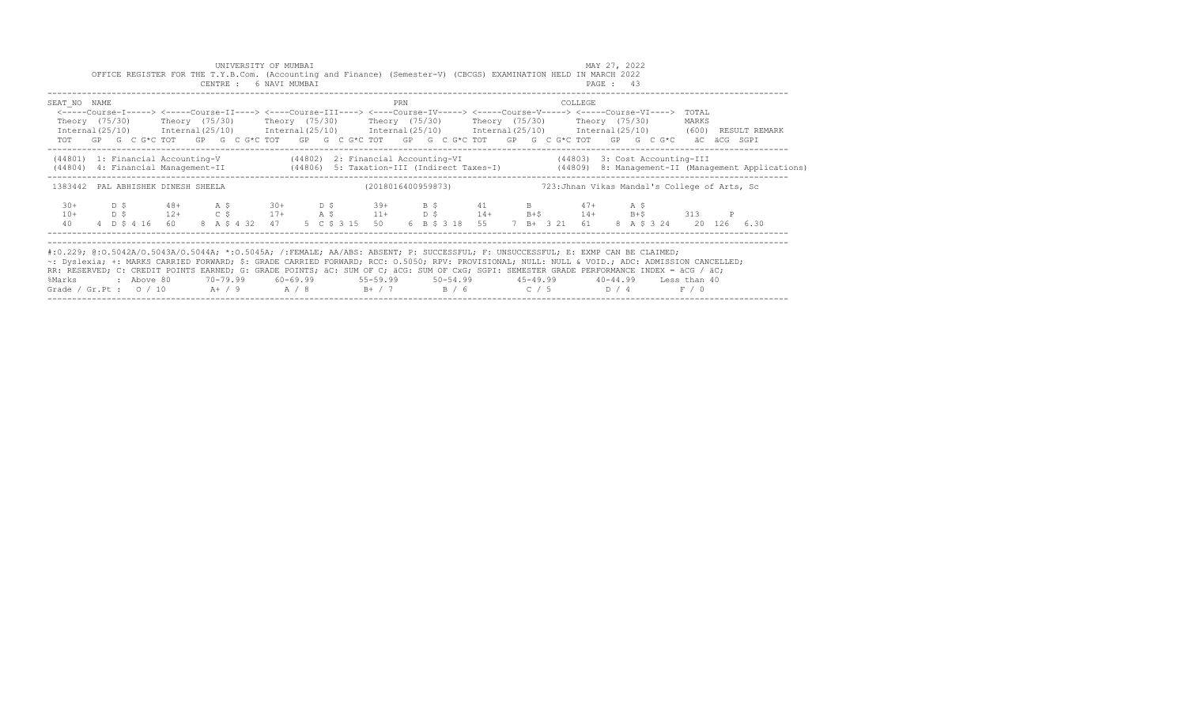UNIVERSITY OF MUMBAI

MAY 27, 2022

OFFICE REGISTER FOR THE T.Y.B.Com. (Accounting and Finance) (Semester-V) (CBCGS) EXAMINATION HELD IN MARCH 2022

CENTRE : 6 NAVI MUMBAI

```
SEAT_NO  NAME                                               PRN                                    COLLEGE
 <-----Course-I-----> <-----Course-II----> <----Course-III----> <----Course-IV-----> <-----Course-V-----> <-----Course-VI---->  TOTAL
 Theory  (75/30)      Theory  (75/30)      Theory  (75/30)      Theory  (75/30)      Theory  (75/30)      Theory  (75/30)       MARKS
 Internal(25/10)      Internal(25/10)      Internal(25/10)      Internal(25/10)      Internal(25/10)      Internal(25/10)       (600)  RESULT REMARK
 TOT   GP  G  C G*C TOT   GP  G  C G*C TOT   GP  G  C G*C TOT   GP  G  C G*C TOT   GP  G  C G*C TOT   GP  G  C G*C   äC  äCG  SGPI
---------------------------------------------------------------------------------------------------------------------------------------------------
 (44801)  1: Financial Accounting-V             (44802)  2: Financial Accounting-VI                (44803)  3: Cost Accounting-III
 (44804)  4: Financial Management-II            (44806)  5: Taxation-III (Indirect Taxes-I)        (44809)  8: Management-II (Management Applications)
---------------------------------------------------------------------------------------------------------------------------------------------------
 1383442  PAL ABHISHEK DINESH SHEELA                        (2018016400959873)              723:Jhnan Vikas Mandal's College of Arts, Sc

  30+      D $       48+      A $       30+      D $       39+      B $       41       B         47+      A $
  10+      D $       12+      C $       17+      A $       11+      D $       14+      B+$       14+      B+$       313     P
  40     4  D $ 4 16  60     8  A $ 4 32  47     5  C $ 3 15  50     6  B $ 3 18  55     7  B+  3 21  61     8  A $ 3 24    20  126  6.30
---------------------------------------------------------------------------------------------------------------------------------------------------
```

#:0.229; @:O.5042A/O.5043A/O.5044A; *:O.5045A; /:FEMALE; AA/ABS: ABSENT; P: SUCCESSFUL; F: UNSUCCESSFUL; E: EXMP CAN BE CLAIMED;
~: Dyslexia; +: MARKS CARRIED FORWARD; $: GRADE CARRIED FORWARD; RCC: O.5050; RPV: PROVISIONAL; NULL: NULL & VOID.; ADC: ADMISSION CANCELLED;
RR: RESERVED; C: CREDIT POINTS EARNED; G: GRADE POINTS; äC: SUM OF C; äCG: SUM OF CxG; SGPI: SEMESTER GRADE PERFORMANCE INDEX = äCG / äC;

| %Marks | Above 80 | 70-79.99 | 60-69.99 | 55-59.99 | 50-54.99 | 45-49.99 | 40-44.99 | Less than 40 |
|---|---|---|---|---|---|---|---|---|
| Grade / Gr.Pt : | O / 10 | A+ / 9 | A / 8 | B+ / 7 | B / 6 | C / 5 | D / 4 | F / 0 |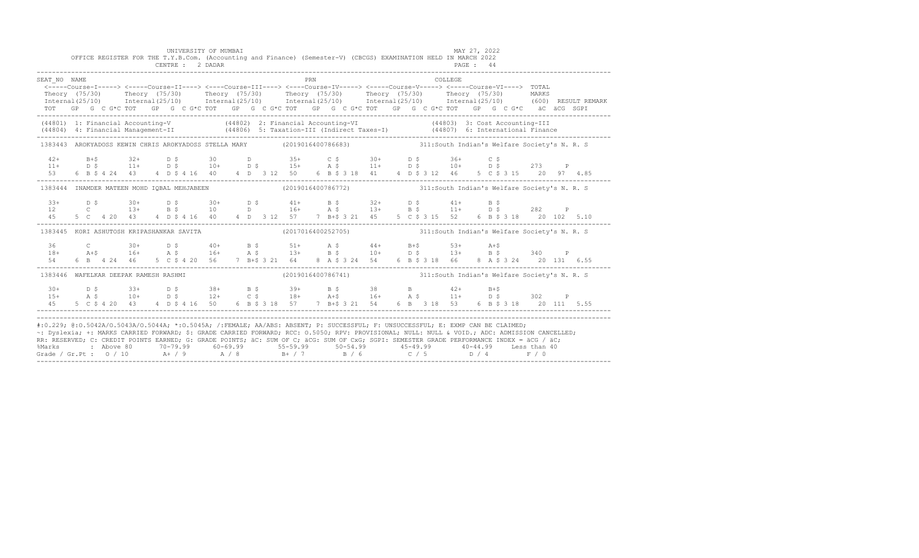UNIVERSITY OF MUMBAI

OFFICE REGISTER FOR THE T.Y.B.Com. (Accounting and Finance) (Semester-V) (CBCGS) EXAMINATION HELD IN MARCH 2022

CENTRE : 2 DADAR

MAY 27, 2022

```
SEAT_NO  NAME                                                      PRN                                  COLLEGE
 <-----Course-I-----> <----Course-II----> <----Course-III----> <----Course-IV-----> <-----Course-V-----> <-----Course-VI---->  TOTAL
 Theory  (75/30)      Theory  (75/30)      Theory  (75/30)      Theory  (75/30)      Theory  (75/30)      Theory  (75/30)      MARKS
 Internal(25/10)      Internal(25/10)      Internal(25/10)      Internal(25/10)      Internal(25/10)      Internal(25/10)      (600)  RESULT REMARK
 TOT   GP  G  C G*C TOT   GP  G  C G*C TOT   GP  G  C G*C TOT   GP  G  C G*C TOT   GP  G  C G*C TOT   GP  G  C G*C   äC  äCG  SGPI
------------------------------------------------------------------------------------------------------------------------------------------
 (44801) 1: Financial Accounting-V            (44802) 2: Financial Accounting-VI              (44803) 3: Cost Accounting-III
 (44804) 4: Financial Management-II           (44806) 5: Taxation-III (Indirect Taxes-I)      (44807) 6: International Finance
------------------------------------------------------------------------------------------------------------------------------------------
 1383443  AROKYADOSS KEWIN CHRIS AROKYADOSS STELLA MARY        (2019016400786683)          311:South Indian's Welfare Society's N. R. S

  42+      B+$       32+      D $       30       D         35+      C $       30+      D $       36+      C $
  11+      D $       11+      D $       10+      D $       15+      A $       11+      D $       10+      D $       273     P
  53    6  B $ 4 24  43    4  D $ 4 16  40    4  D   3 12  50    6  B $ 3 18  41    4  D $ 3 12  46    5  C $ 3 15    20   97   4.85
------------------------------------------------------------------------------------------------------------------------------------------
 1383444  INAMDER MATEEN MOHD IQBAL MEHJABEEN                  (2019016400786772)          311:South Indian's Welfare Society's N. R. S

  33+      D $       30+      D $       30+      D $       41+      B $       32+      D $       41+      B $
  12       C         13+      B $       10       D         16+      A $       13+      B $       11+      D $       282     P
  45    5  C   4 20  43    4  D $ 4 16  40    4  D   3 12  57    7  B+$ 3 21  45    5  C $ 3 15  52    6  B $ 3 18    20  102   5.10
------------------------------------------------------------------------------------------------------------------------------------------
 1383445  KORI ASHUTOSH KRIPASHANKAR SAVITA                    (2017016400252705)          311:South Indian's Welfare Society's N. R. S

  36       C         30+      D $       40+      B $       51+      A $       44+      B+$       53+      A+$
  18+      A+$       16+      A $       16+      A $       13+      B $       10+      D $       13+      B $       340     P
  54    6  B   4 24  46    5  C $ 4 20  56    7  B+$ 3 21  64    8  A $ 3 24  54    6  B $ 3 18  66    8  A $ 3 24    20  131   6.55
------------------------------------------------------------------------------------------------------------------------------------------
 1383446  WAFELKAR DEEPAK RAMESH RASHMI                        (2019016400786741)          311:South Indian's Welfare Society's N. R. S

  30+      D $       33+      D $       38+      B $       39+      B $       38       B         42+      B+$
  15+      A $       10+      D $       12+      C $       18+      A+$       16+      A $       11+      D $       302     P
  45    5  C $ 4 20  43    4  D $ 4 16  50    6  B $ 3 18  57    7  B+$ 3 21  54    6  B   3 18  53    6  B $ 3 18    20  111   5.55
------------------------------------------------------------------------------------------------------------------------------------------
```

#:O.229; @:O.5042A/O.5043A/O.5044A; *:O.5045A; /:FEMALE; AA/ABS: ABSENT; P: SUCCESSFUL; F: UNSUCCESSFUL; E: EXMP CAN BE CLAIMED;
~: Dyslexia; +: MARKS CARRIED FORWARD; $: GRADE CARRIED FORWARD; RCC: O.5050; RPV: PROVISIONAL; NULL: NULL & VOID.; ADC: ADMISSION CANCELLED;
RR: RESERVED; C: CREDIT POINTS EARNED; G: GRADE POINTS; äC: SUM OF C; äCG: SUM OF CxG; SGPI: SEMESTER GRADE PERFORMANCE INDEX = äCG / äC;

| %Marks | Above 80 | 70-79.99 | 60-69.99 | 55-59.99 | 50-54.99 | 45-49.99 | 40-44.99 | Less than 40 |
|---|---|---|---|---|---|---|---|---|
| Grade / Gr.Pt | O / 10 | A+ / 9 | A / 8 | B+ / 7 | B / 6 | C / 5 | D / 4 | F / 0 |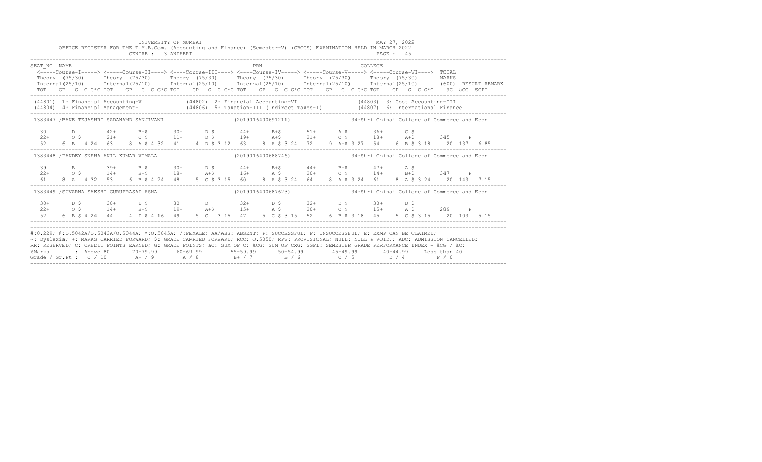UNIVERSITY OF MUMBAI

MAY 27, 2022

OFFICE REGISTER FOR THE T.Y.B.Com. (Accounting and Finance) (Semester-V) (CBCGS) EXAMINATION HELD IN MARCH 2022

CENTRE : 3 ANDHERI

PAGE : 45

```
SEAT_NO  NAME                                                    PRN                                   COLLEGE
 <-----Course-I-----> <-----Course-II----> <----Course-III----> <----Course-IV-----> <-----Course-V-----> <-----Course-VI---->  TOTAL
 Theory  (75/30)      Theory  (75/30)      Theory  (75/30)      Theory  (75/30)      Theory  (75/30)      Theory  (75/30)       MARKS
 Internal(25/10)      Internal(25/10)      Internal(25/10)      Internal(25/10)      Internal(25/10)      Internal(25/10)       (600)  RESULT REMARK
 TOT   GP  G  C G*C TOT   GP  G  C G*C TOT   GP  G  C G*C TOT   GP  G  C G*C TOT   GP  G  C G*C TOT   GP  G  C G*C   äC  äCG  SGPI
```

```
 (44801) 1: Financial Accounting-V              (44802) 2: Financial Accounting-VI                   (44803) 3: Cost Accounting-III
 (44804) 4: Financial Management-II             (44806) 5: Taxation-III (Indirect Taxes-I)           (44807) 6: International Finance
```

```
 1383447 /BANE TEJASHRI SADANAND SANJIVANI                      (2019016400691211)              34:Shri Chinai College of Commerce and Econ

  30       D          42+      B+$        30+      D $        44+      B+$        51+      A $        36+      C $
  22+      O $        21+      O $        11+      D $        19+      A+$        21+      O $        18+      A+$        345     P
  52    6  B  4 24   63    8  A $ 4 32   41    4  D $ 3 12   63    8  A $ 3 24   72    9  A+$ 3 27   54    6  B $ 3 18    20  137  6.85
```

```
 1383448 /PANDEY SNEHA ANIL KUMAR VIMALA                        (2019016400688746)              34:Shri Chinai College of Commerce and Econ

  39       B          39+      B $        30+      D $        44+      B+$        44+      B+$        47+      A $
  22+      O $        14+      B+$        18+      A+$        16+      A $        20+      O $        14+      B+$        347     P
  61    8  A  4 32   53    6  B $ 4 24   48    5  C $ 3 15   60    8  A $ 3 24   64    8  A $ 3 24   61    8  A $ 3 24    20  143  7.15
```

```
 1383449 /SUVARNA SAKSHI GURUPRASAD ASHA                        (2019016400687623)              34:Shri Chinai College of Commerce and Econ

  30+      D $        30+      D $        30       D          32+      D $        32+      D $        30+      D $
  22+      O $        14+      B+$        19+      A+$        15+      A $        20+      O $        15+      A $        289     P
  52    6  B $ 4 24   44    4  D $ 4 16   49    5  C  3 15   47    5  C $ 3 15   52    6  B $ 3 18   45    5  C $ 3 15    20  103  5.15
```

#:O.229; @:O.5042A/O.5043A/O.5044A; *:O.5045A; /:FEMALE; AA/ABS: ABSENT; P: SUCCESSFUL; F: UNSUCCESSFUL; E: EXMP CAN BE CLAIMED;
~: Dyslexia; +: MARKS CARRIED FORWARD; $: GRADE CARRIED FORWARD; RCC: O.5050; RPV: PROVISIONAL; NULL: NULL & VOID.; ADC: ADMISSION CANCELLED;
RR: RESERVED; C: CREDIT POINTS EARNED; G: GRADE POINTS; äC: SUM OF C; äCG: SUM OF CxG; SGPI: SEMESTER GRADE PERFORMANCE INDEX = äCG / äC;

| %Marks | Above 80 | 70-79.99 | 60-69.99 | 55-59.99 | 50-54.99 | 45-49.99 | 40-44.99 | Less than 40 |
|---|---|---|---|---|---|---|---|---|
| Grade / Gr.Pt : | O / 10 | A+ / 9 | A / 8 | B+ / 7 | B / 6 | C / 5 | D / 4 | F / 0 |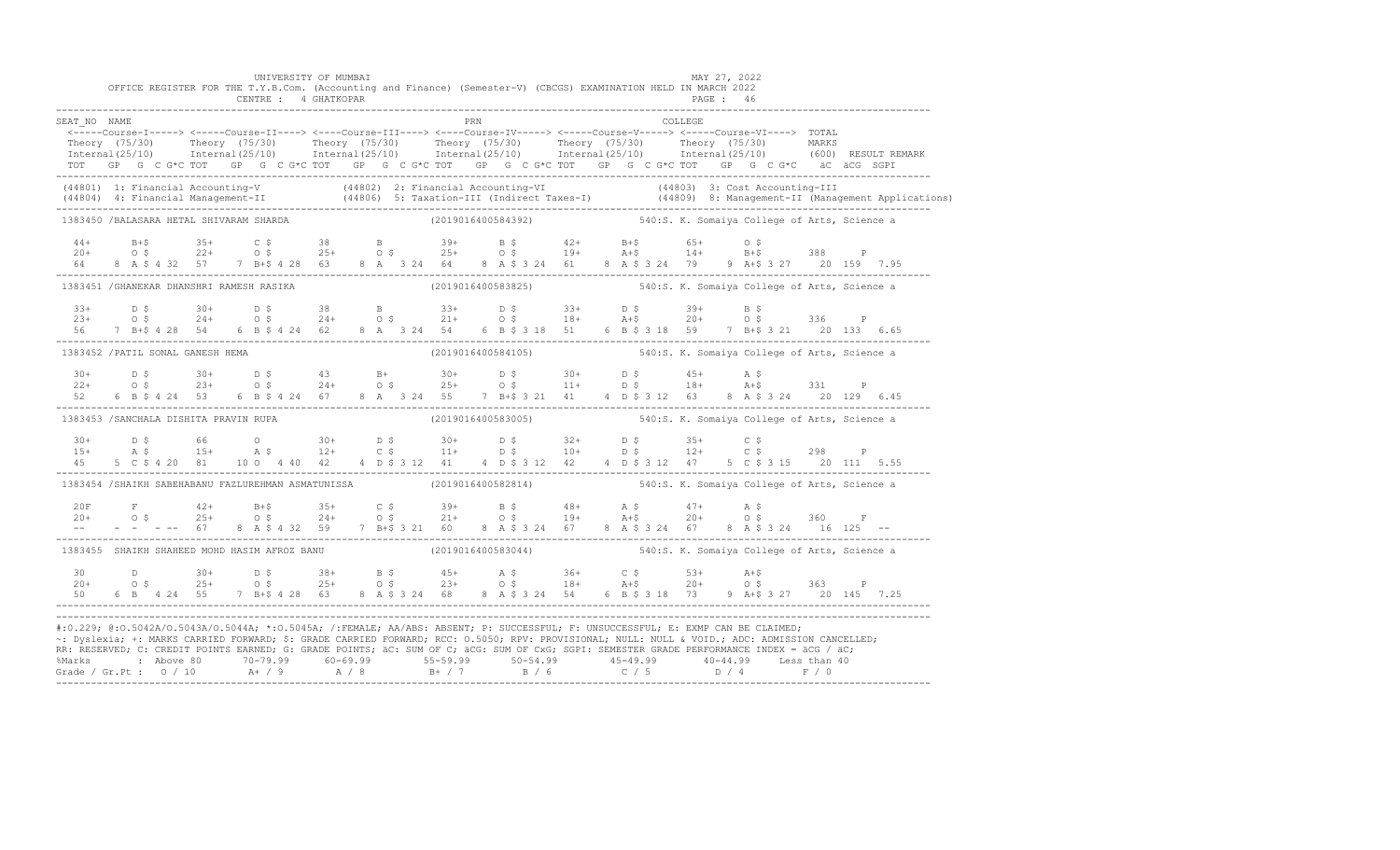UNIVERSITY OF MUMBAI

OFFICE REGISTER FOR THE T.Y.B.Com. (Accounting and Finance) (Semester-V) (CBCGS) EXAMINATION HELD IN MARCH 2022

CENTRE : 4 GHATKOPAR

MAY 27, 2022

```
SEAT_NO  NAME                                                    PRN                                    COLLEGE
 <-----Course-I-----> <-----Course-II----> <----Course-III----> <----Course-IV-----> <-----Course-V-----> <-----Course-VI---->  TOTAL
 Theory  (75/30)      Theory  (75/30)      Theory  (75/30)      Theory  (75/30)      Theory  (75/30)      Theory  (75/30)       MARKS
 Internal(25/10)      Internal(25/10)      Internal(25/10)      Internal(25/10)      Internal(25/10)      Internal(25/10)       (600)  RESULT REMARK
 TOT   GP  G  C G*C TOT   GP  G  C G*C TOT   GP  G  C G*C TOT   GP  G  C G*C TOT   GP  G  C G*C TOT   GP  G  C G*C   äC  äCG  SGPI
--------------------------------------------------------------------------------------------------------------------------------------------
 (44801) 1: Financial Accounting-V           (44802) 2: Financial Accounting-VI              (44803) 3: Cost Accounting-III
 (44804) 4: Financial Management-II          (44806) 5: Taxation-III (Indirect Taxes-I)      (44809) 8: Management-II (Management Applications)
--------------------------------------------------------------------------------------------------------------------------------------------
 1383450 /BALASARA HETAL SHIVARAM SHARDA                    (2019016400584392)          540:S. K. Somaiya College of Arts, Science a

   44+      B+$       35+      C $       38       B         39+      B $       42+      B+$       65+      O $
   20+      O $       22+      O $       25+      O $       25+      O $       19+      A+$       14+      B+$       388     P
   64    8  A $ 4 32  57    7  B+$ 4 28  63    8  A   3 24  64    8  A $ 3 24  61    8  A $ 3 24  79    9  A+$ 3 27   20  159  7.95
--------------------------------------------------------------------------------------------------------------------------------------------
 1383451 /GHANEKAR DHANSHRI RAMESH RASIKA                   (2019016400583825)          540:S. K. Somaiya College of Arts, Science a

   33+      D $       30+      D $       38       B         33+      D $       33+      D $       39+      B $
   23+      O $       24+      O $       24+      O $       21+      O $       18+      A+$       20+      O $       336     P
   56    7  B+$ 4 28  54    6  B $ 4 24  62    8  A   3 24  54    6  B $ 3 18  51    6  B $ 3 18  59    7  B+$ 3 21   20  133  6.65
--------------------------------------------------------------------------------------------------------------------------------------------
 1383452 /PATIL SONAL GANESH HEMA                           (2019016400584105)          540:S. K. Somaiya College of Arts, Science a

   30+      D $       30+      D $       43       B+        30+      D $       30+      D $       45+      A $
   22+      O $       23+      O $       24+      O $       25+      O $       11+      D $       18+      A+$       331     P
   52    6  B $ 4 24  53    6  B $ 4 24  67    8  A   3 24  55    7  B+$ 3 21  41    4  D $ 3 12  63    8  A $ 3 24   20  129  6.45
--------------------------------------------------------------------------------------------------------------------------------------------
 1383453 /SANCHALA DISHITA PRAVIN RUPA                      (2019016400583005)          540:S. K. Somaiya College of Arts, Science a

   30+      D $       66       O         30+      D $       30+      D $       32+      D $       35+      C $
   15+      A $       15+      A $       12+      C $       11+      D $       10+      D $       12+      C $       298     P
   45    5  C $ 4 20  81   10  O   4 40  42    4  D $ 3 12  41    4  D $ 3 12  42    4  D $ 3 12  47    5  C $ 3 15   20  111  5.55
--------------------------------------------------------------------------------------------------------------------------------------------
 1383454 /SHAIKH SABEHABANU FAZLUREHMAN ASMATUNISSA         (2019016400582814)          540:S. K. Somaiya College of Arts, Science a

   20F      F         42+      B+$       35+      C $       39+      B $       48+      A $       47+      A $
   20+      O $       25+      O $       24+      O $       21+      O $       19+      A+$       20+      O $       360     F
   --    -  -   - --  67    8  A $ 4 32  59    7  B+$ 3 21  60    8  A $ 3 24  67    8  A $ 3 24  67    8  A $ 3 24   16  125  --
--------------------------------------------------------------------------------------------------------------------------------------------
 1383455  SHAIKH SHAHEED MOHD HASIM AFROZ BANU              (2019016400583044)          540:S. K. Somaiya College of Arts, Science a

   30       D         30+      D $       38+      B $       45+      A $       36+      C $       53+      A+$
   20+      O $       25+      O $       25+      O $       23+      O $       18+      A+$       20+      O $       363     P
   50    6  B   4 24  55    7  B+$ 4 28  63    8  A $ 3 24  68    8  A $ 3 24  54    6  B $ 3 18  73    9  A+$ 3 27   20  145  7.25
--------------------------------------------------------------------------------------------------------------------------------------------
```

#:O.229; @:O.5042A/O.5043A/O.5044A; *:O.5045A; /:FEMALE; AA/ABS: ABSENT; P: SUCCESSFUL; F: UNSUCCESSFUL; E: EXMP CAN BE CLAIMED;
~: Dyslexia; +: MARKS CARRIED FORWARD; $: GRADE CARRIED FORWARD; RCC: O.5050; RPV: PROVISIONAL; NULL: NULL & VOID.; ADC: ADMISSION CANCELLED;
RR: RESERVED; C: CREDIT POINTS EARNED; G: GRADE POINTS; äC: SUM OF C; äCG: SUM OF CxG; SGPI: SEMESTER GRADE PERFORMANCE INDEX = äCG / äC;

| %Marks | : Above 80 | 70-79.99 | 60-69.99 | 55-59.99 | 50-54.99 | 45-49.99 | 40-44.99 | Less than 40 |
|---|---|---|---|---|---|---|---|---|
| Grade / Gr.Pt : | O / 10 | A+ / 9 | A / 8 | B+ / 7 | B / 6 | C / 5 | D / 4 | F / 0 |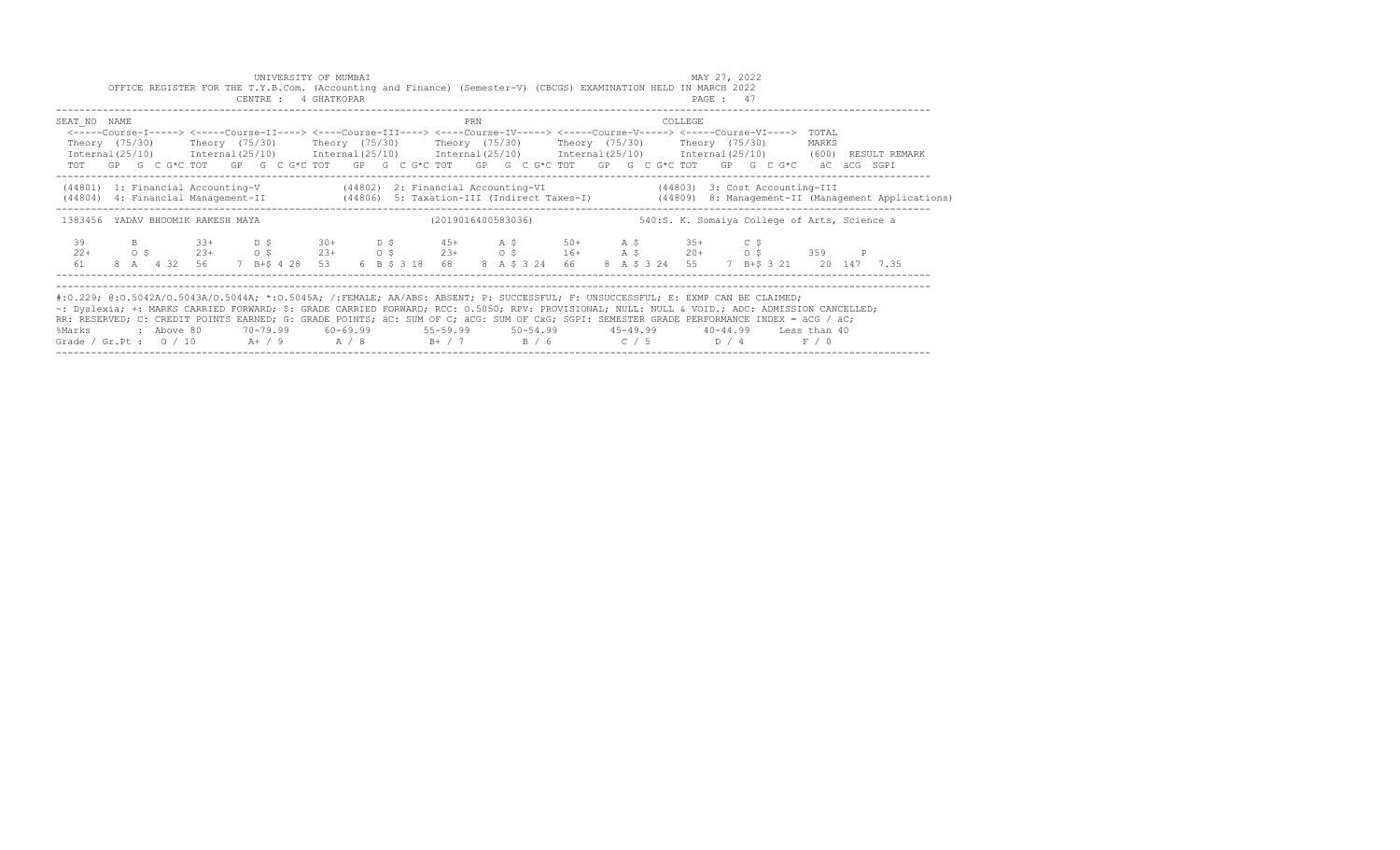UNIVERSITY OF MUMBAI

OFFICE REGISTER FOR THE T.Y.B.Com. (Accounting and Finance) (Semester-V) (CBCGS) EXAMINATION HELD IN MARCH 2022

CENTRE : 4 GHATKOPAR

MAY 27, 2022

PAGE : 47

| SEAT_NO | NAME | | PRN | | COLLEGE |
|---|---|---|---|---|---|

| | Course-I | Course-II | Course-III | Course-IV | Course-V | Course-VI | TOTAL MARKS (600) | RESULT | REMARK |
|---|---|---|---|---|---|---|---|---|---|
| Theory (75/30) | | | | | | | | | |
| Internal (25/10) | | | | | | | | | |
| TOT GP G C G*C | | | | | | | äC äCG | SGPI | |

(44801) 1: Financial Accounting-V (44802) 2: Financial Accounting-VI (44803) 3: Cost Accounting-III
(44804) 4: Financial Management-II (44806) 5: Taxation-III (Indirect Taxes-I) (44809) 8: Management-II (Management Applications)

1383456 YADAV BHOOMIK RAKESH MAYA (2019016400583036) 540:S. K. Somaiya College of Arts, Science a

| | Course-I | Course-II | Course-III | Course-IV | Course-V | Course-VI | TOTAL | RESULT |
|---|---|---|---|---|---|---|---|---|
| Theory | 39 B | 33+ D $ | 30+ D $ | 45+ A $ | 50+ A $ | 35+ C $ | | |
| Internal | 22+ O $ | 23+ O $ | 23+ O $ | 23+ O $ | 16+ A $ | 20+ O $ | 359 | P |
| TOT GP G C G*C | 61 8 A 4 32 | 56 7 B+$ 4 28 | 53 6 B $ 3 18 | 68 8 A $ 3 24 | 66 8 A $ 3 24 | 55 7 B+$ 3 21 | 20 147 | 7.35 |

#:0.229; @:O.5042A/O.5043A/O.5044A; *:O.5045A; /:FEMALE; AA/ABS: ABSENT; P: SUCCESSFUL; F: UNSUCCESSFUL; E: EXMP CAN BE CLAIMED;
~: Dyslexia; +: MARKS CARRIED FORWARD; $: GRADE CARRIED FORWARD; RCC: O.5050; RPV: PROVISIONAL; NULL: NULL & VOID.; ADC: ADMISSION CANCELLED;
RR: RESERVED; C: CREDIT POINTS EARNED; G: GRADE POINTS; äC: SUM OF C; äCG: SUM OF CxG; SGPI: SEMESTER GRADE PERFORMANCE INDEX = äCG / äC;

| %Marks | Above 80 | 70-79.99 | 60-69.99 | 55-59.99 | 50-54.99 | 45-49.99 | 40-44.99 | Less than 40 |
|---|---|---|---|---|---|---|---|---|
| Grade / Gr.Pt | O / 10 | A+ / 9 | A / 8 | B+ / 7 | B / 6 | C / 5 | D / 4 | F / 0 |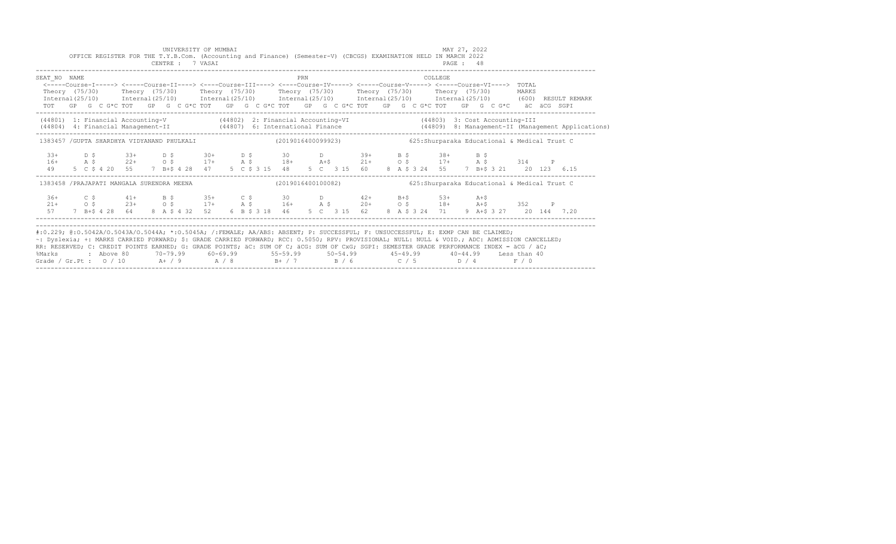UNIVERSITY OF MUMBAI

MAY 27, 2022

OFFICE REGISTER FOR THE T.Y.B.Com. (Accounting and Finance) (Semester-V) (CBCGS) EXAMINATION HELD IN MARCH 2022

CENTRE : 7 VASAI

PAGE : 48

```
SEAT_NO  NAME                                                   PRN                                  COLLEGE
 <-----Course-I-----> <-----Course-II----> <----Course-III----> <----Course-IV-----> <-----Course-V-----> <-----Course-VI----> TOTAL
 Theory  (75/30)      Theory  (75/30)      Theory  (75/30)      Theory  (75/30)      Theory  (75/30)      Theory  (75/30)      MARKS
 Internal(25/10)      Internal(25/10)      Internal(25/10)      Internal(25/10)      Internal(25/10)      Internal(25/10)      (600)  RESULT REMARK
 TOT   GP  G  C G*C TOT   GP  G  C G*C TOT   GP  G  C G*C TOT   GP  G  C G*C TOT   GP  G  C G*C TOT   GP  G  C G*C   äC  äCG  SGPI
```

(44801) 1: Financial Accounting-V (44802) 2: Financial Accounting-VI (44803) 3: Cost Accounting-III
(44804) 4: Financial Management-II (44807) 6: International Finance (44809) 8: Management-II (Management Applications)

```
1383457 /GUPTA SHARDHYA VIDYANAND PHULKALI                   (2019016400099923)            625:Shurparaka Educational & Medical Trust C

  33+      D $       33+      D $       30+      D $       30        D         39+      B $       38+      B $
  16+      A $       22+      O $       17+      A $       18+      A+$        21+      O $       17+      A $       314     P
  49    5  C $ 4 20  55    7  B+$ 4 28  47    5  C $ 3 15  48    5  C   3 15  60    8  A $ 3 24  55    7  B+$ 3 21    20  123  6.15

1383458 /PRAJAPATI MANGALA SURENDRA MEENA                    (2019016400100082)            625:Shurparaka Educational & Medical Trust C

  36+      C $       41+      B $       35+      C $       30        D         42+      B+$       53+      A+$
  21+      O $       23+      O $       17+      A $       16+      A $        20+      O $       18+      A+$       352     P
  57    7  B+$ 4 28  64    8  A $ 4 32  52    6  B $ 3 18  46    5  C   3 15  62    8  A $ 3 24  71    9  A+$ 3 27    20  144  7.20
```

#:0.229; @:O.5042A/O.5043A/O.5044A; *:O.5045A; /:FEMALE; AA/ABS: ABSENT; P: SUCCESSFUL; F: UNSUCCESSFUL; E: EXMP CAN BE CLAIMED;
~: Dyslexia; +: MARKS CARRIED FORWARD; $: GRADE CARRIED FORWARD; RCC: O.5050; RPV: PROVISIONAL; NULL: NULL & VOID.; ADC: ADMISSION CANCELLED;
RR: RESERVED; C: CREDIT POINTS EARNED; G: GRADE POINTS; äC: SUM OF C; äCG: SUM OF CxG; SGPI: SEMESTER GRADE PERFORMANCE INDEX = äCG / äC;

| %Marks | : Above 80 | 70-79.99 | 60-69.99 | 55-59.99 | 50-54.99 | 45-49.99 | 40-44.99 | Less than 40 |
|---|---|---|---|---|---|---|---|---|
| Grade / Gr.Pt : | O / 10 | A+ / 9 | A / 8 | B+ / 7 | B / 6 | C / 5 | D / 4 | F / 0 |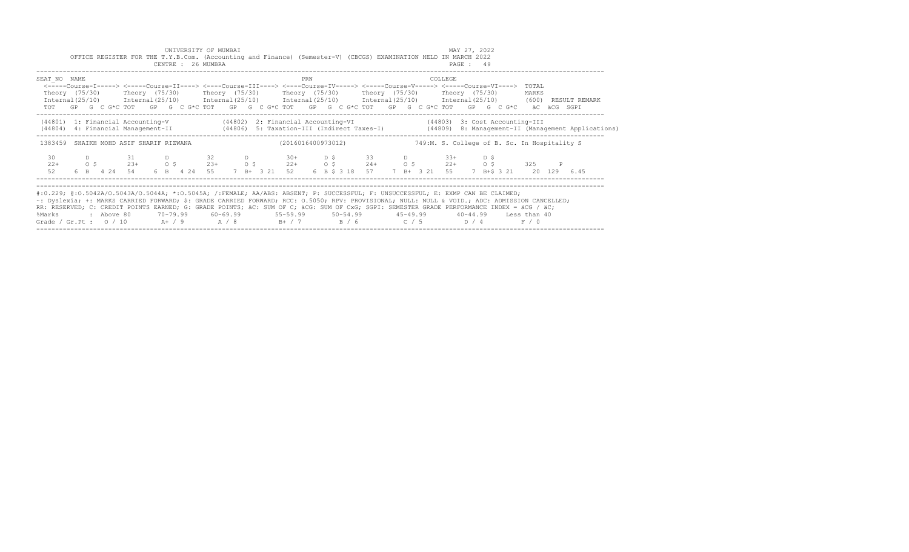UNIVERSITY OF MUMBAI

OFFICE REGISTER FOR THE T.Y.B.Com. (Accounting and Finance) (Semester-V) (CBCGS) EXAMINATION HELD IN MARCH 2022

CENTRE : 26 MUMBRA

MAY 27, 2022

| SEAT_NO | NAME | | | PRN | | COLLEGE | |
|---|---|---|---|---|---|---|---|
| | <-----Course-I-----> | <-----Course-II----> | <----Course-III----> | <----Course-IV-----> | <-----Course-V-----> | <-----Course-VI----> | TOTAL |
| | Theory (75/30) | Theory (75/30) | Theory (75/30) | Theory (75/30) | Theory (75/30) | Theory (75/30) | MARKS |
| | Internal(25/10) | Internal(25/10) | Internal(25/10) | Internal(25/10) | Internal(25/10) | Internal(25/10) | (600) RESULT REMARK |
| | TOT GP G C G*C | TOT GP G C G*C | TOT GP G C G*C | TOT GP G C G*C | TOT GP G C G*C | TOT GP G C G*C | äC äCG SGPI |

(44801) 1: Financial Accounting-V (44802) 2: Financial Accounting-VI (44803) 3: Cost Accounting-III
(44804) 4: Financial Management-II (44806) 5: Taxation-III (Indirect Taxes-I) (44809) 8: Management-II (Management Applications)

1383459 SHAIKH MOHD ASIF SHARIF RIZWANA (2016016400973012) 749:M. S. College of B. Sc. In Hospitality S

| | Course-I | Course-II | Course-III | Course-IV | Course-V | Course-VI | Total |
|---|---|---|---|---|---|---|---|
| Theory | 30 D | 31 D | 32 D | 30+ D $ | 33 D | 33+ D $ | |
| Internal | 22+ O $ | 23+ O $ | 23+ O $ | 22+ O $ | 24+ O $ | 22+ O $ | 325 P |
| TOT GP G C G*C | 52 6 B 4 24 | 54 6 B 4 24 | 55 7 B+ 3 21 | 52 6 B $ 3 18 | 57 7 B+ 3 21 | 55 7 B+$ 3 21 | 20 129 6.45 |

#:0.229; @:O.5042A/O.5043A/O.5044A; *:O.5045A; /:FEMALE; AA/ABS: ABSENT; P: SUCCESSFUL; F: UNSUCCESSFUL; E: EXMP CAN BE CLAIMED;
~: Dyslexia; +: MARKS CARRIED FORWARD; $: GRADE CARRIED FORWARD; RCC: O.5050; RPV: PROVISIONAL; NULL: NULL & VOID.; ADC: ADMISSION CANCELLED;
RR: RESERVED; C: CREDIT POINTS EARNED; G: GRADE POINTS; äC: SUM OF C; äCG: SUM OF CxG; SGPI: SEMESTER GRADE PERFORMANCE INDEX = äCG / äC;

| %Marks | : Above 80 | 70-79.99 | 60-69.99 | 55-59.99 | 50-54.99 | 45-49.99 | 40-44.99 | Less than 40 |
|---|---|---|---|---|---|---|---|---|
| Grade / Gr.Pt : | O / 10 | A+ / 9 | A / 8 | B+ / 7 | B / 6 | C / 5 | D / 4 | F / 0 |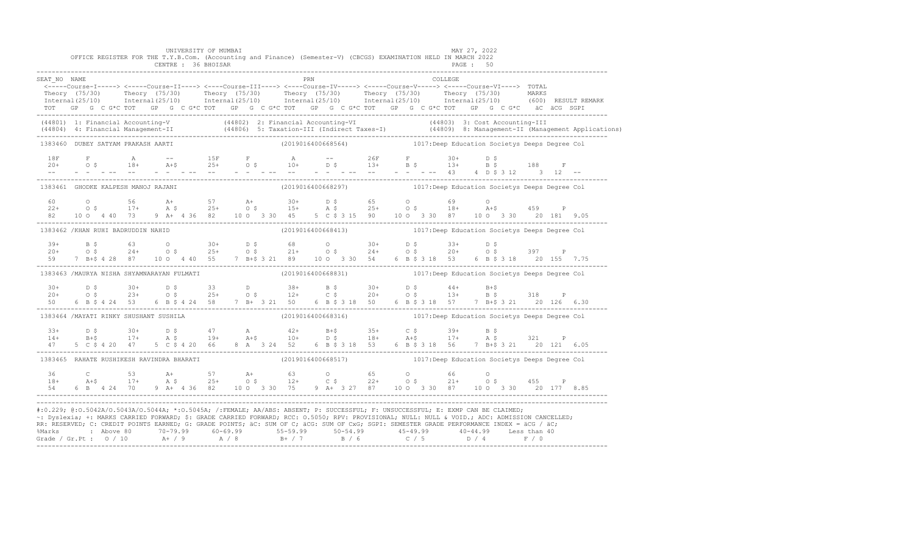UNIVERSITY OF MUMBAI

OFFICE REGISTER FOR THE T.Y.B.Com. (Accounting and Finance) (Semester-V) (CBCGS) EXAMINATION HELD IN MARCH 2022

CENTRE : 36 BHOISAR

MAY 27, 2022

```
SEAT_NO  NAME                                                   PRN                                           COLLEGE
 <-----Course-I-----> <-----Course-II----> <----Course-III----> <----Course-IV-----> <-----Course-V-----> <-----Course-VI----> TOTAL
 Theory (75/30)      Theory (75/30)      Theory (75/30)      Theory (75/30)      Theory (75/30)      Theory (75/30)       MARKS
 Internal(25/10)     Internal(25/10)     Internal(25/10)     Internal(25/10)     Internal(25/10)     Internal(25/10)      (600)  RESULT REMARK
 TOT   GP  G  C G*C TOT   GP  G  C G*C TOT   GP  G  C G*C TOT   GP  G  C G*C TOT   GP  G  C G*C TOT   GP  G  C G*C   äC  äCG  SGPI
----------------------------------------------------------------------------------------------------------------------------------------
(44801) 1: Financial Accounting-V            (44802) 2: Financial Accounting-VI              (44803) 3: Cost Accounting-III
(44804) 4: Financial Management-II           (44806) 5: Taxation-III (Indirect Taxes-I)      (44809) 8: Management-II (Management Applications)
----------------------------------------------------------------------------------------------------------------------------------------
1383460  DUBEY SATYAM PRAKASH AARTI                         (2019016400668564)          1017:Deep Education Societys Deeps Degree Col

  18F      F         A      --       15F      F         A      --       26F      F         30+      D $
  20+      O $       18+    A+$      25+      O $       10+    D $      13+      B $       13+      B $       188     F
  --      -  -  - --  --     -  -  - --  --    -  -  - --  --    -  -  - --  --    -  -  - --  43     4  D $ 3 12     3  12  --
----------------------------------------------------------------------------------------------------------------------------------------
1383461  GHODKE KALPESH MANOJ RAJANI                        (2019016400668297)          1017:Deep Education Societys Deeps Degree Col

  60       O         56     A+       57       A+        30+    D $      65       O         69       O
  22+      O $       17+    A $      25+      O $       15+    A $      25+      O $       18+      A+$       459     P
  82   10 O  4 40  73   9 A+  4 36  82   10 O  3 30  45   5 C $ 3 15  90   10 O  3 30  87   10 O  3 30   20  181  9.05
----------------------------------------------------------------------------------------------------------------------------------------
1383462  /KHAN RUHI BADRUDDIN NAHID                         (2019016400668413)          1017:Deep Education Societys Deeps Degree Col

  39+      B $       63     O        30+      D $       68     O        30+      D $       33+      D $
  20+      O $       24+    O $      25+      O $       21+    O $      24+      O $       20+      O $       397     P
  59   7 B+$ 4 28  87   10 O  4 40  55   7 B+$ 3 21  89   10 O  3 30  54   6 B $ 3 18  53   6 B $ 3 18   20  155  7.75
----------------------------------------------------------------------------------------------------------------------------------------
1383463  /MAURYA NISHA SHYAMNARAYAN FULMATI                 (2019016400668831)          1017:Deep Education Societys Deeps Degree Col

  30+      D $       30+    D $      33       D         38+    B $      30+      D $       44+      B+$
  20+      O $       23+    O $      25+      O $       12+    C $      20+      O $       13+      B $       318     P
  50   6 B $ 4 24  53   6 B $ 4 24  58   7 B+  3 21  50   6 B $ 3 18  50   6 B $ 3 18  57   7 B+$ 3 21   20  126  6.30
----------------------------------------------------------------------------------------------------------------------------------------
1383464  /MAYATI RINKY SHUSHANT SUSHILA                     (2019016400668316)          1017:Deep Education Societys Deeps Degree Col

  33+      D $       30+    D $      47       A         42+    B+$      35+      C $       39+      B $
  14+      B+$       17+    A $      19+      A+$       10+    D $      18+      A+$       17+      A $       321     P
  47   5 C $ 4 20  47   5 C $ 4 20  66   8 A  3 24  52   6 B $ 3 18  53   6 B $ 3 18  56   7 B+$ 3 21   20  121  6.05
----------------------------------------------------------------------------------------------------------------------------------------
1383465  RAHATE RUSHIKESH RAVINDRA BHARATI                  (2019016400668517)          1017:Deep Education Societys Deeps Degree Col

  36       C         53     A+       57       A+        63     O        65       O         66       O
  18+      A+$       17+    A $      25+      O $       12+    C $      22+      O $       21+      O $       455     P
  54   6 B  4 24  70   9 A+  4 36  82   10 O  3 30  75   9 A+  3 27  87   10 O  3 30  87   10 O  3 30   20  177  8.85
----------------------------------------------------------------------------------------------------------------------------------------
```

#:O.229; @:O.5042A/O.5043A/O.5044A; *:O.5045A; /:FEMALE; AA/ABS: ABSENT; P: SUCCESSFUL; F: UNSUCCESSFUL; E: EXMP CAN BE CLAIMED;
~: Dyslexia; +: MARKS CARRIED FORWARD; $: GRADE CARRIED FORWARD; RCC: O.5050; RPV: PROVISIONAL; NULL: NULL & VOID.; ADC: ADMISSION CANCELLED;
RR: RESERVED; C: CREDIT POINTS EARNED; G: GRADE POINTS; äC: SUM OF C; äCG: SUM OF CxG; SGPI: SEMESTER GRADE PERFORMANCE INDEX = äCG / äC;

| %Marks | : Above 80 | 70-79.99 | 60-69.99 | 55-59.99 | 50-54.99 | 45-49.99 | 40-44.99 | Less than 40 |
|---|---|---|---|---|---|---|---|---|
| Grade / Gr.Pt : | O / 10 | A+ / 9 | A / 8 | B+ / 7 | B / 6 | C / 5 | D / 4 | F / 0 |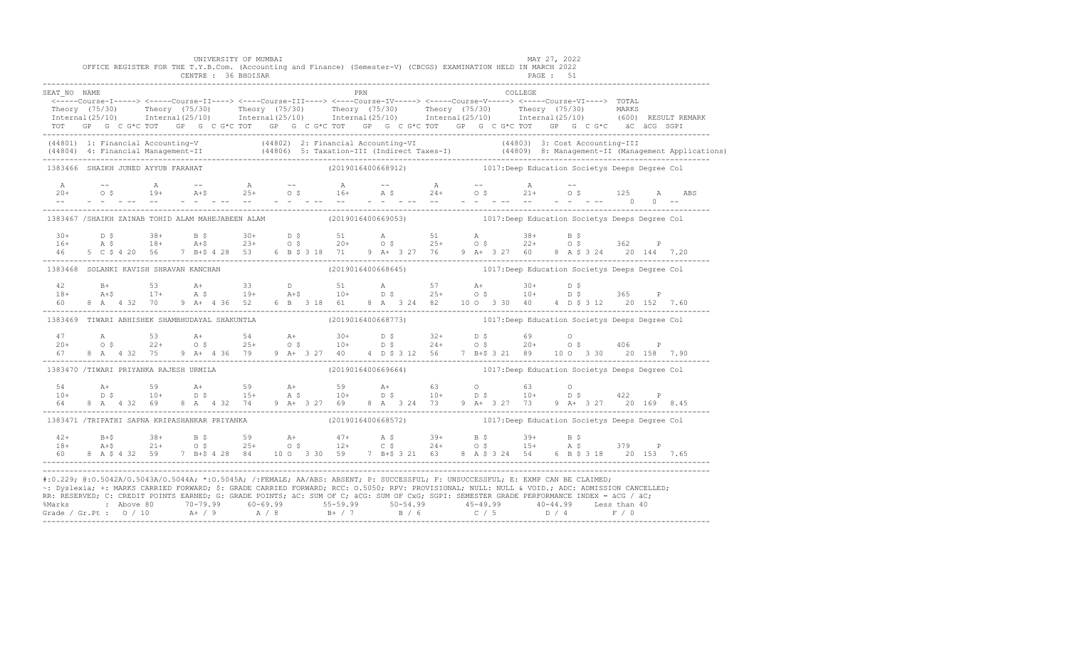UNIVERSITY OF MUMBAI

OFFICE REGISTER FOR THE T.Y.B.Com. (Accounting and Finance) (Semester-V) (CBCGS) EXAMINATION HELD IN MARCH 2022

CENTRE : 36 BHOISAR

MAY 27, 2022

PAGE : 51

```
SEAT_NO NAME                                                            PRN                                         COLLEGE
 <-----Course-I-----> <-----Course-II----> <----Course-III----> <----Course-IV-----> <-----Course-V-----> <-----Course-VI----> TOTAL
 Theory (75/30)      Theory (75/30)      Theory (75/30)      Theory (75/30)      Theory (75/30)      Theory (75/30)       MARKS
 Internal(25/10)     Internal(25/10)     Internal(25/10)     Internal(25/10)     Internal(25/10)     Internal(25/10)      (600) RESULT REMARK
 TOT   GP  G  C G*C TOT   GP  G  C G*C TOT   GP  G  C G*C TOT   GP  G  C G*C TOT   GP  G  C G*C TOT   GP  G  C G*C   äC  äCG  SGPI
-----------------------------------------------------------------------------------------------------------------------------------------------
 (44801) 1: Financial Accounting-V            (44802) 2: Financial Accounting-VI              (44803) 3: Cost Accounting-III
 (44804) 4: Financial Management-II           (44806) 5: Taxation-III (Indirect Taxes-I)      (44809) 8: Management-II (Management Applications)
-----------------------------------------------------------------------------------------------------------------------------------------------
1383466  SHAIKH JUNED AYYUB FARAHAT                           (2019016400668912)          1017:Deep Education Societys Deeps Degree Col

  A       --        A       --        A       --        A       --        A       --        A       --
  20+     O $      19+     A+$      25+     O $      16+     A $      24+     O $      21+     O $      125     A    ABS
  --    -  -  - --  --    -  -  - --  --    -  -  - --  --    -  -  - --  --    -  -  - --  --    -  -  - --     0    0   --
-----------------------------------------------------------------------------------------------------------------------------------------------
1383467 /SHAIKH ZAINAB TOHID ALAM MAHEJABEEN ALAM             (2019016400669053)          1017:Deep Education Societys Deeps Degree Col

  30+     D $      38+     B $      30+     D $      51      A        51      A        38+     B $
  16+     A $      18+     A+$      23+     O $      20+     O $      25+     O $      22+     O $      362     P
  46    5  C $ 4 20  56    7  B+$ 4 28  53    6  B $ 3 18  71    9  A+  3 27  76    9  A+  3 27  60    8  A $ 3 24    20  144  7.20
-----------------------------------------------------------------------------------------------------------------------------------------------
1383468  SOLANKI KAVISH SHRAVAN KANCHAN                       (2019016400668645)          1017:Deep Education Societys Deeps Degree Col

  42      B+       53      A+       33      D        51      A        57      A+       30+     D $
  18+     A+$      17+     A $      19+     A+$      10+     D $      25+     O $      10+     D $      365     P
  60    8  A   4 32  70    9  A+  4 36  52    6  B   3 18  61    8  A   3 24  82   10  O   3 30  40    4  D $ 3 12    20  152  7.60
-----------------------------------------------------------------------------------------------------------------------------------------------
1383469  TIWARI ABHISHEK SHAMBHUDAYAL SHAKUNTLA               (2019016400668773)          1017:Deep Education Societys Deeps Degree Col

  47      A        53      A+       54      A+       30+     D $      32+     D $      69      O
  20+     O $      22+     O $      25+     O $      10+     D $      24+     O $      20+     O $      406     P
  67    8  A   4 32  75    9  A+  4 36  79    9  A+  3 27  40    4  D $ 3 12  56    7  B+$ 3 21  89   10  O   3 30    20  158  7.90
-----------------------------------------------------------------------------------------------------------------------------------------------
1383470 /TIWARI PRIYANKA RAJESH URMILA                        (2019016400669664)          1017:Deep Education Societys Deeps Degree Col

  54      A+       59      A+       59      A+       59      A+       63      O        63      O
  10+     D $      10+     D $      15+     A $      10+     D $      10+     D $      10+     D $      422     P
  64    8  A   4 32  69    8  A   4 32  74    9  A+  3 27  69    8  A   3 24  73    9  A+  3 27  73    9  A+  3 27    20  169  8.45
-----------------------------------------------------------------------------------------------------------------------------------------------
1383471 /TRIPATHI SAPNA KRIPASHANKAR PRIYANKA                 (2019016400668572)          1017:Deep Education Societys Deeps Degree Col

  42+     B+$      38+     B $      59      A+       47+     A $      39+     B $      39+     B $
  18+     A+$      21+     O $      25+     O $      12+     C $      24+     O $      15+     A $      379     P
  60    8  A $ 4 32  59    7  B+$ 4 28  84   10  O   3 30  59    7  B+$ 3 21  63    8  A $ 3 24  54    6  B $ 3 18    20  153  7.65
-----------------------------------------------------------------------------------------------------------------------------------------------
```

#:O.229; @:O.5042A/O.5043A/O.5044A; *:O.5045A; /:FEMALE; AA/ABS: ABSENT; P: SUCCESSFUL; F: UNSUCCESSFUL; E: EXMP CAN BE CLAIMED;
~: Dyslexia; +: MARKS CARRIED FORWARD; $: GRADE CARRIED FORWARD; RCC: O.5050; RPV: PROVISIONAL; NULL: NULL & VOID.; ADC: ADMISSION CANCELLED;
RR: RESERVED; C: CREDIT POINTS EARNED; G: GRADE POINTS; äC: SUM OF C; äCG: SUM OF CxG; SGPI: SEMESTER GRADE PERFORMANCE INDEX = äCG / äC;

| %Marks | : Above 80 | 70-79.99 | 60-69.99 | 55-59.99 | 50-54.99 | 45-49.99 | 40-44.99 | Less than 40 |
|---|---|---|---|---|---|---|---|---|
| Grade / Gr.Pt : | O / 10 | A+ / 9 | A / 8 | B+ / 7 | B / 6 | C / 5 | D / 4 | F / 0 |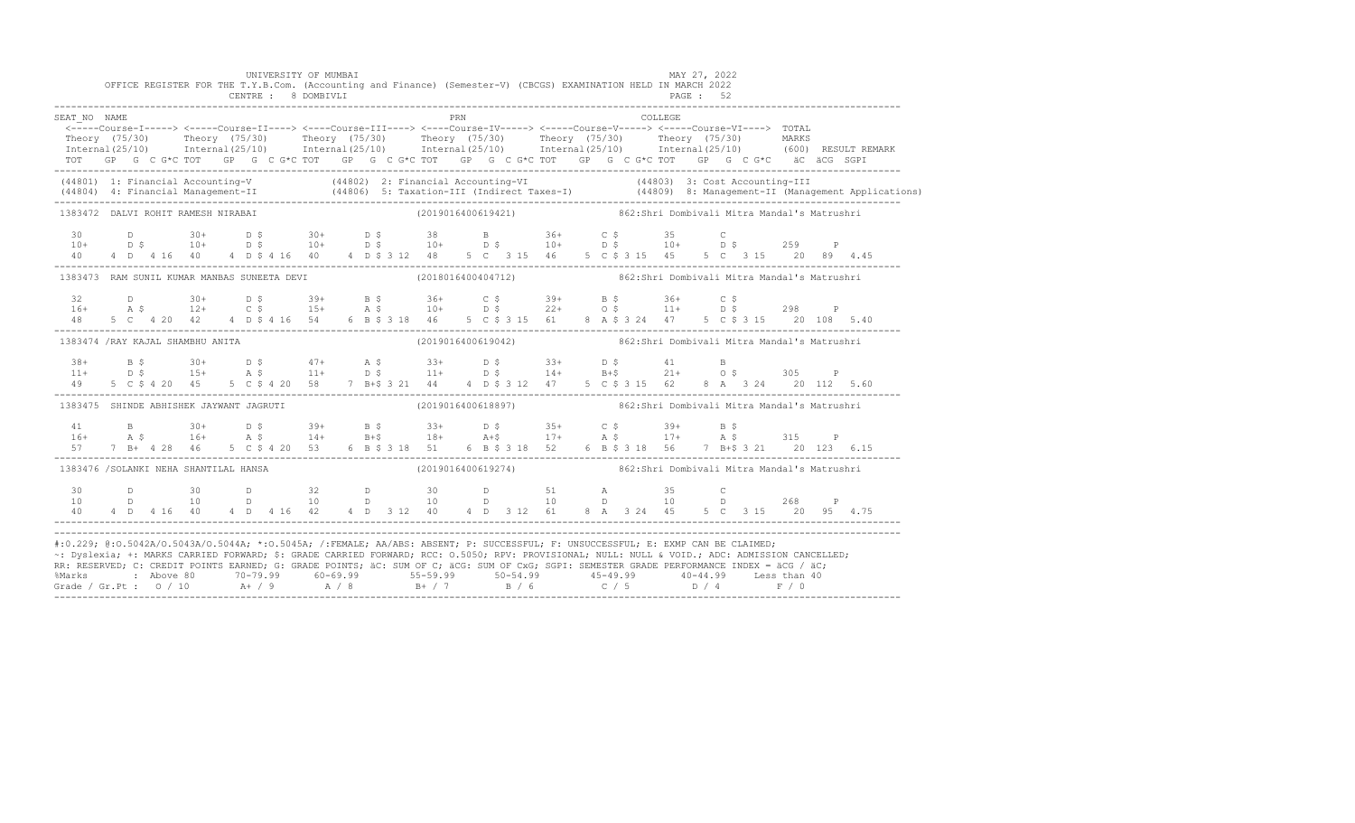UNIVERSITY OF MUMBAI

OFFICE REGISTER FOR THE T.Y.B.Com. (Accounting and Finance) (Semester-V) (CBCGS) EXAMINATION HELD IN MARCH 2022

CENTRE : 8 DOMBIVLI

MAY 27, 2022

```
SEAT_NO  NAME                                                    PRN                                        COLLEGE
 <-----Course-I-----> <-----Course-II----> <----Course-III----> <----Course-IV-----> <-----Course-V-----> <-----Course-VI---->  TOTAL
 Theory  (75/30)      Theory  (75/30)      Theory  (75/30)      Theory  (75/30)      Theory  (75/30)      Theory  (75/30)       MARKS
 Internal(25/10)      Internal(25/10)      Internal(25/10)      Internal(25/10)      Internal(25/10)      Internal(25/10)       (600)  RESULT REMARK
 TOT   GP  G  C G*C TOT   GP  G  C G*C TOT   GP  G  C G*C TOT   GP  G  C G*C TOT   GP  G  C G*C TOT   GP  G  C G*C   äC  äCG  SGPI
-----------------------------------------------------------------------------------------------------------------------------------------------
 (44801) 1: Financial Accounting-V            (44802) 2: Financial Accounting-VI                 (44803) 3: Cost Accounting-III
 (44804) 4: Financial Management-II           (44806) 5: Taxation-III (Indirect Taxes-I)         (44809) 8: Management-II (Management Applications)
-----------------------------------------------------------------------------------------------------------------------------------------------
 1383472  DALVI ROHIT RAMESH NIRABAI                      (2019016400619421)            862:Shri Dombivali Mitra Mandal's Matrushri

  30       D         30+      D $       30+      D $       38       B         36+      C $       35       C
  10+      D $       10+      D $       10+      D $       10+      D $       10+      D $       10+      D $       259     P
  40    4  D  4 16   40    4  D $ 4 16  40    4  D $ 3 12  48    5  C  3 15   46    5  C $ 3 15  45    5  C  3 15    20   89   4.45
-----------------------------------------------------------------------------------------------------------------------------------------------
 1383473  RAM SUNIL KUMAR MANBAS SUNEETA DEVI             (2018016400404712)            862:Shri Dombivali Mitra Mandal's Matrushri

  32       D         30+      D $       39+      B $       36+      C $       39+      B $       36+      C $
  16+      A $       12+      C $       15+      A $       10+      D $       22+      O $       11+      D $       298     P
  48    5  C  4 20   42    4  D $ 4 16  54    6  B $ 3 18  46    5  C $ 3 15  61    8  A $ 3 24  47    5  C $ 3 15    20  108   5.40
-----------------------------------------------------------------------------------------------------------------------------------------------
 1383474 /RAY KAJAL SHAMBHU ANITA                         (2019016400619042)            862:Shri Dombivali Mitra Mandal's Matrushri

  38+      B $       30+      D $       47+      A $       33+      D $       33+      D $       41       B
  11+      D $       15+      A $       11+      D $       11+      D $       14+      B+$       21+      O $       305     P
  49    5  C $ 4 20  45    5  C $ 4 20  58    7  B+$ 3 21  44    4  D $ 3 12  47    5  C $ 3 15  62    8  A  3 24    20  112   5.60
-----------------------------------------------------------------------------------------------------------------------------------------------
 1383475  SHINDE ABHISHEK JAYWANT JAGRUTI                 (2019016400618897)            862:Shri Dombivali Mitra Mandal's Matrushri

  41       B         30+      D $       39+      B $       33+      D $       35+      C $       39+      B $
  16+      A $       16+      A $       14+      B+$       18+      A+$       17+      A $       17+      A $       315     P
  57    7  B+  4 28  46    5  C $ 4 20  53    6  B $ 3 18  51    6  B $ 3 18  52    6  B $ 3 18  56    7  B+$ 3 21    20  123   6.15
-----------------------------------------------------------------------------------------------------------------------------------------------
 1383476 /SOLANKI NEHA SHANTILAL HANSA                    (2019016400619274)            862:Shri Dombivali Mitra Mandal's Matrushri

  30       D         30       D         32       D         30       D         51       A         35       C
  10       D         10       D         10       D         10       D         10       D         10       D         268     P
  40    4  D  4 16   40    4  D  4 16   42    4  D  3 12   40    4  D  3 12   61    8  A  3 24   45    5  C  3 15    20   95   4.75
-----------------------------------------------------------------------------------------------------------------------------------------------
```

#:O.229; @:O.5042A/O.5043A/O.5044A; *:O.5045A; /:FEMALE; AA/ABS: ABSENT; P: SUCCESSFUL; F: UNSUCCESSFUL; E: EXMP CAN BE CLAIMED;
~: Dyslexia; +: MARKS CARRIED FORWARD; $: GRADE CARRIED FORWARD; RCC: O.5050; RPV: PROVISIONAL; NULL: NULL & VOID.; ADC: ADMISSION CANCELLED;
RR: RESERVED; C: CREDIT POINTS EARNED; G: GRADE POINTS; äC: SUM OF C; äCG: SUM OF CxG; SGPI: SEMESTER GRADE PERFORMANCE INDEX = äCG / äC;

| %Marks | : Above 80 | 70-79.99 | 60-69.99 | 55-59.99 | 50-54.99 | 45-49.99 | 40-44.99 | Less than 40 |
|---|---|---|---|---|---|---|---|---|
| Grade / Gr.Pt : | O / 10 | A+ / 9 | A / 8 | B+ / 7 | B / 6 | C / 5 | D / 4 | F / 0 |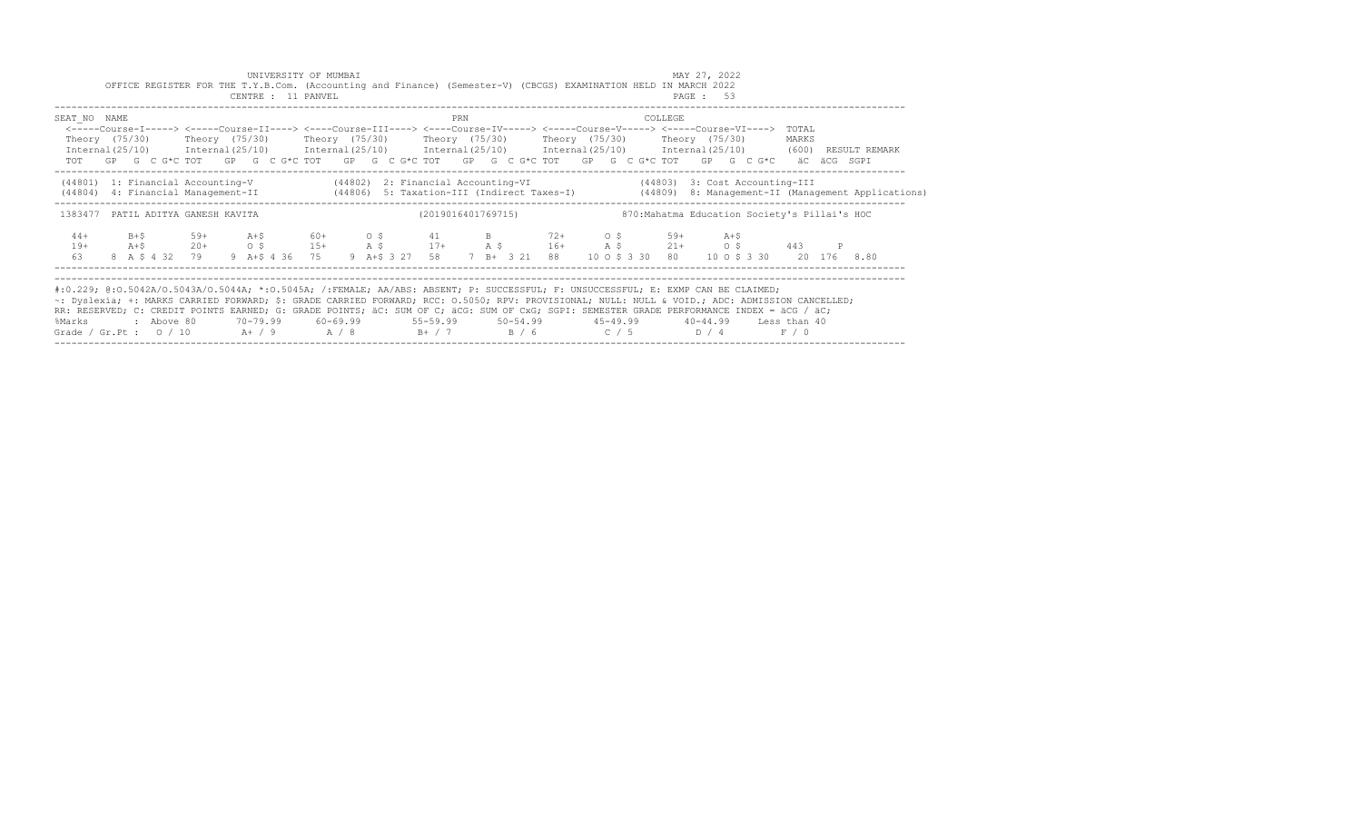UNIVERSITY OF MUMBAI

OFFICE REGISTER FOR THE T.Y.B.Com. (Accounting and Finance) (Semester-V) (CBCGS) EXAMINATION HELD IN MARCH 2022

CENTRE : 11 PANVEL

MAY 27, 2022

```
SEAT_NO  NAME                                                    PRN                                    COLLEGE
 <-----Course-I-----> <-----Course-II----> <----Course-III----> <----Course-IV-----> <-----Course-V-----> <-----Course-VI---->  TOTAL
 Theory  (75/30)      Theory  (75/30)      Theory  (75/30)      Theory  (75/30)      Theory  (75/30)      Theory  (75/30)       MARKS
 Internal(25/10)      Internal(25/10)      Internal(25/10)      Internal(25/10)      Internal(25/10)      Internal(25/10)       (600)  RESULT REMARK
 TOT   GP  G  C G*C TOT   GP  G  C G*C TOT   GP  G  C G*C TOT   GP  G  C G*C TOT   GP  G  C G*C TOT   GP  G  C G*C    äC  äCG  SGPI

 (44801)  1: Financial Accounting-V           (44802)  2: Financial Accounting-VI              (44803)  3: Cost Accounting-III
 (44804)  4: Financial Management-II          (44806)  5: Taxation-III (Indirect Taxes-I)      (44809)  8: Management-II (Management Applications)

 1383477  PATIL ADITYA GANESH KAVITA                          (2019016401769715)              870:Mahatma Education Society's Pillai's HOC

  44+      B+$       59+      A+$       60+      O $       41       B         72+      O $       59+      A+$
  19+      A+$       20+      O $       15+      A $       17+      A $       16+      A $       21+      O $       443     P
  63    8  A $ 4 32  79    9  A+$ 4 36  75    9  A+$ 3 27  58    7  B+  3 21  88   10  O $ 3 30  80   10  O $ 3 30    20  176  8.80
```

#:0.229; @:O.5042A/O.5043A/O.5044A; *:O.5045A; /:FEMALE; AA/ABS: ABSENT; P: SUCCESSFUL; F: UNSUCCESSFUL; E: EXMP CAN BE CLAIMED;
~: Dyslexia; +: MARKS CARRIED FORWARD; $: GRADE CARRIED FORWARD; RCC: O.5050; RPV: PROVISIONAL; NULL: NULL & VOID.; ADC: ADMISSION CANCELLED;
RR: RESERVED; C: CREDIT POINTS EARNED; G: GRADE POINTS; äC: SUM OF C; äCG: SUM OF CxG; SGPI: SEMESTER GRADE PERFORMANCE INDEX = äCG / äC;

| %Marks | : Above 80 | 70-79.99 | 60-69.99 | 55-59.99 | 50-54.99 | 45-49.99 | 40-44.99 | Less than 40 |
|---|---|---|---|---|---|---|---|---|
| Grade / Gr.Pt : | O / 10 | A+ / 9 | A / 8 | B+ / 7 | B / 6 | C / 5 | D / 4 | F / 0 |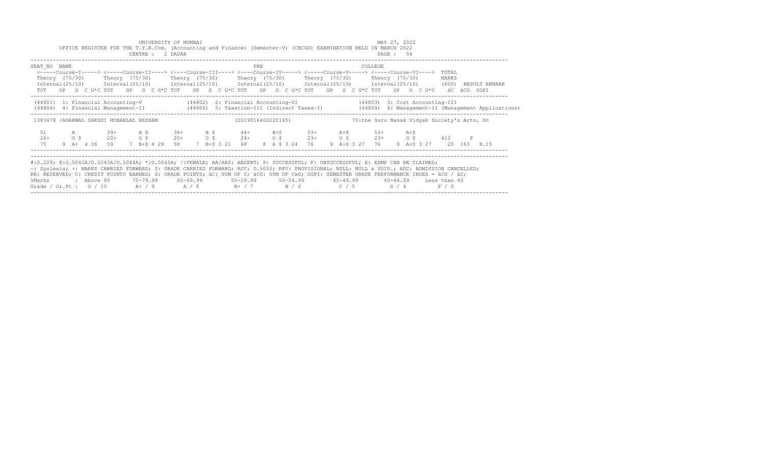UNIVERSITY OF MUMBAI

MAY 27, 2022

OFFICE REGISTER FOR THE T.Y.B.Com. (Accounting and Finance) (Semester-V) (CBCGS) EXAMINATION HELD IN MARCH 2022

CENTRE : 2 DADAR

```
SEAT_NO  NAME                                              PRN                                   COLLEGE
 <-----Course-I-----> <-----Course-II----> <----Course-III----> <----Course-IV-----> <-----Course-V-----> <-----Course-VI---->  TOTAL
 Theory  (75/30)      Theory  (75/30)      Theory  (75/30)      Theory  (75/30)      Theory  (75/30)      Theory  (75/30)       MARKS
 Internal(25/10)      Internal(25/10)      Internal(25/10)      Internal(25/10)      Internal(25/10)      Internal(25/10)       (600)  RESULT REMARK
 TOT   GP  G  C G*C TOT   GP  G  C G*C TOT   GP  G  C G*C TOT   GP  G  C G*C TOT   GP  G  C G*C TOT   GP  G  C G*C   äC  äCG  SGPI
--------------------------------------------------------------------------------------------------------------------------------------------
 (44801)  1: Financial Accounting-V             (44802)  2: Financial Accounting-VI                 (44803)  3: Cost Accounting-III
 (44804)  4: Financial Management-II            (44806)  5: Taxation-III (Indirect Taxes-I)         (44809)  8: Management-II (Management Applications)
--------------------------------------------------------------------------------------------------------------------------------------------
 1383478 /AGARWAL SAKSHI MOHANLAL RESHAM                    (2019016400220145)                    75:the Guru Nanak Vidyak Society's Arts, Sc

   51        A          39+      B $        38+      B $        44+      B+$        53+      A+$        53+      A+$
   24+       O $        20+      O $        20+      O $        24+      O $        23+      O $        23+      O $        412      P
   75     9  A+  4 36   59    7  B+$ 4 28   58    7  B+$ 3 21   68    8  A $ 3 24   76    9  A+$ 3 27   76    9  A+$ 3 27    20  163  8.15
--------------------------------------------------------------------------------------------------------------------------------------------
```

#:0.229; @:O.5042A/O.5043A/O.5044A; *:O.5045A; /:FEMALE; AA/ABS: ABSENT; P: SUCCESSFUL; F: UNSUCCESSFUL; E: EXMP CAN BE CLAIMED;
~: Dyslexia; +: MARKS CARRIED FORWARD; $: GRADE CARRIED FORWARD; RCC: O.5050; RPV: PROVISIONAL; NULL: NULL & VOID.; ADC: ADMISSION CANCELLED;
RR: RESERVED; C: CREDIT POINTS EARNED; G: GRADE POINTS; äC: SUM OF C; äCG: SUM OF CxG; SGPI: SEMESTER GRADE PERFORMANCE INDEX = äCG / äC;

| %Marks | Above 80 | 70-79.99 | 60-69.99 | 55-59.99 | 50-54.99 | 45-49.99 | 40-44.99 | Less than 40 |
|---|---|---|---|---|---|---|---|---|
| Grade / Gr.Pt : | O / 10 | A+ / 9 | A / 8 | B+ / 7 | B / 6 | C / 5 | D / 4 | F / 0 |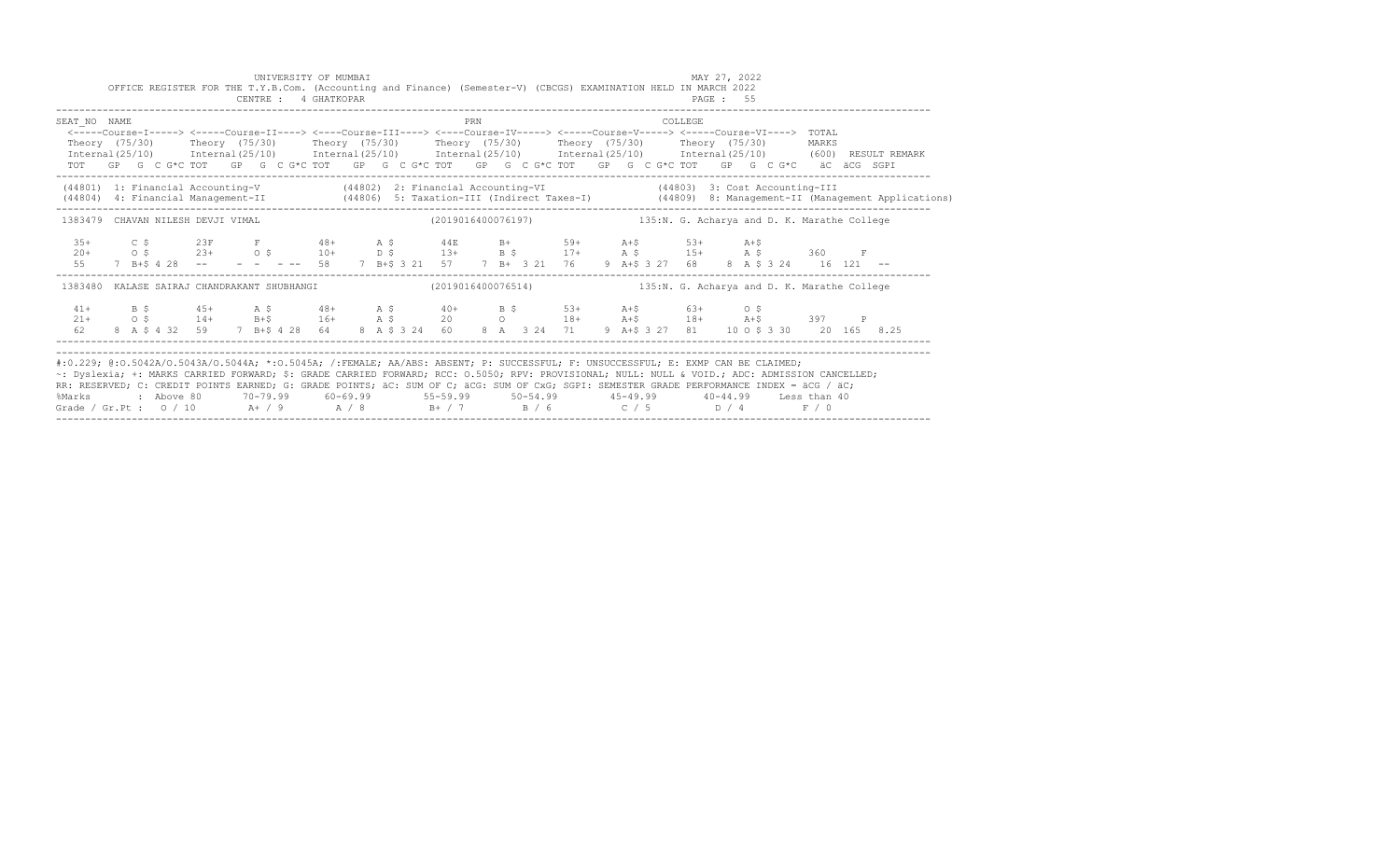UNIVERSITY OF MUMBAI

OFFICE REGISTER FOR THE T.Y.B.Com. (Accounting and Finance) (Semester-V) (CBCGS) EXAMINATION HELD IN MARCH 2022

CENTRE : 4 GHATKOPAR

MAY 27, 2022

```
SEAT_NO  NAME                                                     PRN                                  COLLEGE
 <-----Course-I-----> <-----Course-II----> <----Course-III----> <----Course-IV-----> <-----Course-V-----> <-----Course-VI----> TOTAL
 Theory (75/30)      Theory (75/30)      Theory (75/30)      Theory (75/30)      Theory (75/30)      Theory (75/30)       MARKS
 Internal(25/10)     Internal(25/10)     Internal(25/10)     Internal(25/10)     Internal(25/10)     Internal(25/10)      (600)  RESULT REMARK
 TOT   GP  G  C G*C TOT   GP  G  C G*C TOT   GP  G  C G*C TOT   GP  G  C G*C TOT   GP  G  C G*C TOT   GP  G  C G*C   äC  äCG  SGPI

 (44801) 1: Financial Accounting-V           (44802) 2: Financial Accounting-VI              (44803) 3: Cost Accounting-III
 (44804) 4: Financial Management-II          (44806) 5: Taxation-III (Indirect Taxes-I)      (44809) 8: Management-II (Management Applications)

 1383479  CHAVAN NILESH DEVJI VIMAL                      (2019016400076197)             135:N. G. Acharya and D. K. Marathe College

  35+      C $       23F      F        48+      A $      44E      B+       59+      A+$      53+      A+$
  20+      O $       23+      O $      10+      D $      13+      B $      17+      A $      15+      A $      360     F
  55    7 B+$ 4 28  --     -  -  - --  58    7 B+$ 3 21  57    7 B+  3 21  76    9 A+$ 3 27  68    8 A $ 3 24   16  121  --

 1383480  KALASE SAIRAJ CHANDRAKANT SHUBHANGI            (2019016400076514)             135:N. G. Acharya and D. K. Marathe College

  41+      B $       45+      A $      48+      A $      40+      B $      53+      A+$      63+      O $
  21+      O $       14+      B+$      16+      A $      20       O        18+      A+$      18+      A+$      397     P
  62    8 A $ 4 32  59    7 B+$ 4 28  64    8 A $ 3 24  60    8 A   3 24  71    9 A+$ 3 27  81   10 O $ 3 30   20  165  8.25
```

#:0.229; @:O.5042A/O.5043A/O.5044A; *:O.5045A; /:FEMALE; AA/ABS: ABSENT; P: SUCCESSFUL; F: UNSUCCESSFUL; E: EXMP CAN BE CLAIMED;
~: Dyslexia; +: MARKS CARRIED FORWARD; $: GRADE CARRIED FORWARD; RCC: O.5050; RPV: PROVISIONAL; NULL: NULL & VOID.; ADC: ADMISSION CANCELLED;
RR: RESERVED; C: CREDIT POINTS EARNED; G: GRADE POINTS; äC: SUM OF C; äCG: SUM OF CxG; SGPI: SEMESTER GRADE PERFORMANCE INDEX = äCG / äC;

| %Marks | : Above 80 | 70-79.99 | 60-69.99 | 55-59.99 | 50-54.99 | 45-49.99 | 40-44.99 | Less than 40 |
|---|---|---|---|---|---|---|---|---|
| Grade / Gr.Pt : | O / 10 | A+ / 9 | A / 8 | B+ / 7 | B / 6 | C / 5 | D / 4 | F / 0 |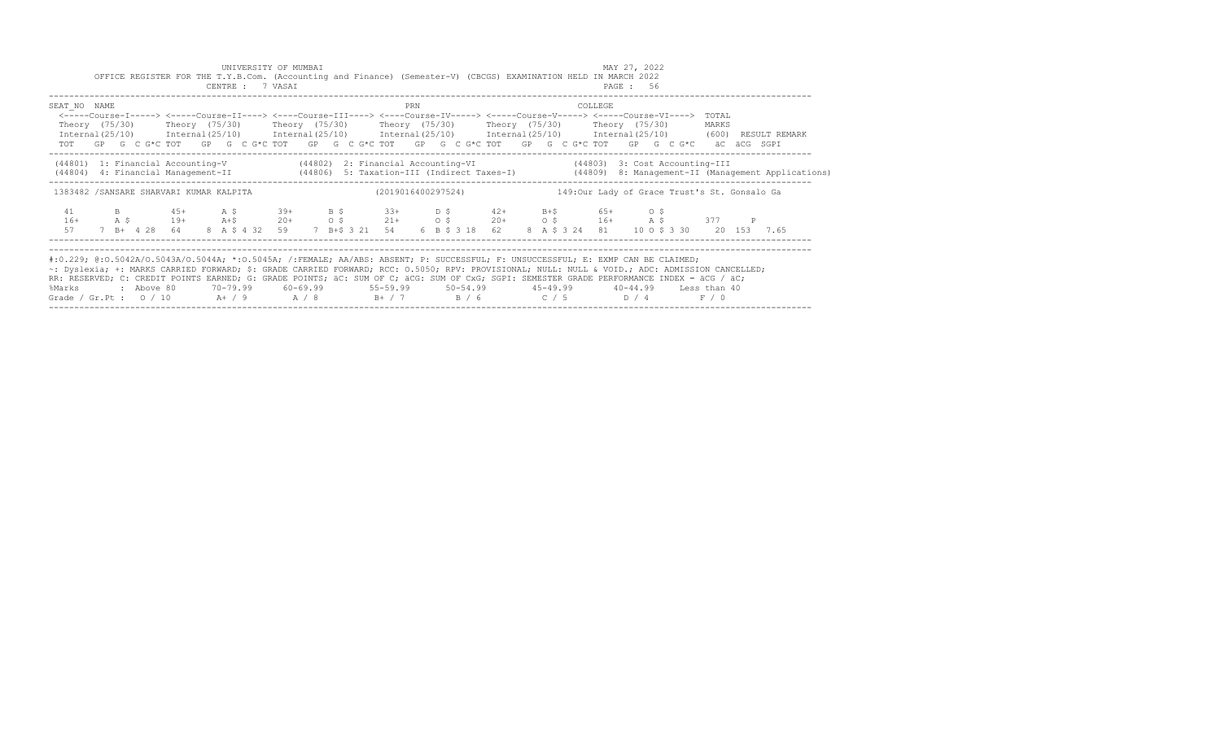UNIVERSITY OF MUMBAI

OFFICE REGISTER FOR THE T.Y.B.Com. (Accounting and Finance) (Semester-V) (CBCGS) EXAMINATION HELD IN MARCH 2022

CENTRE : 7 VASAI

MAY 27, 2022

PAGE : 56

```
SEAT_NO  NAME                                                         PRN                                        COLLEGE
 <-----Course-I-----> <-----Course-II----> <----Course-III----> <----Course-IV-----> <-----Course-V-----> <-----Course-VI---->  TOTAL
 Theory  (75/30)      Theory  (75/30)      Theory  (75/30)      Theory  (75/30)      Theory  (75/30)      Theory  (75/30)       MARKS
 Internal(25/10)      Internal(25/10)      Internal(25/10)      Internal(25/10)      Internal(25/10)      Internal(25/10)       (600)  RESULT REMARK
 TOT   GP  G  C G*C TOT   GP  G  C G*C TOT   GP  G  C G*C TOT   GP  G  C G*C TOT   GP  G  C G*C TOT   GP  G  C G*C    äC  äCG  SGPI

 (44801)  1: Financial Accounting-V             (44802)  2: Financial Accounting-VI                (44803)  3: Cost Accounting-III
 (44804)  4: Financial Management-II            (44806)  5: Taxation-III (Indirect Taxes-I)        (44809)  8: Management-II (Management Applications)

 1383482 /SANSARE SHARVARI KUMAR KALPITA                    (2019016400297524)              149:Our Lady of Grace Trust's St. Gonsalo Ga

  41       B          45+      A $        39+      B $        33+      D $        42+      B+$        65+      O $
  16+      A $        19+      A+$        20+      O $        21+      O $        20+      O $        16+      A $        377     P
  57    7  B+  4 28   64    8  A $ 4 32   59    7  B+$ 3 21   54    6  B $ 3 18   62    8  A $ 3 24   81    10 O $ 3 30    20  153  7.65
```

#:O.229; @:O.5042A/O.5043A/O.5044A; *:O.5045A; /:FEMALE; AA/ABS: ABSENT; P: SUCCESSFUL; F: UNSUCCESSFUL; E: EXMP CAN BE CLAIMED;
~: Dyslexia; +: MARKS CARRIED FORWARD; $: GRADE CARRIED FORWARD; RCC: O.5050; RPV: PROVISIONAL; NULL: NULL & VOID.; ADC: ADMISSION CANCELLED;
RR: RESERVED; C: CREDIT POINTS EARNED; G: GRADE POINTS; äC: SUM OF C; äCG: SUM OF CxG; SGPI: SEMESTER GRADE PERFORMANCE INDEX = äCG / äC;

| %Marks | Above 80 | 70-79.99 | 60-69.99 | 55-59.99 | 50-54.99 | 45-49.99 | 40-44.99 | Less than 40 |
|---|---|---|---|---|---|---|---|---|
| Grade / Gr.Pt : | O / 10 | A+ / 9 | A / 8 | B+ / 7 | B / 6 | C / 5 | D / 4 | F / 0 |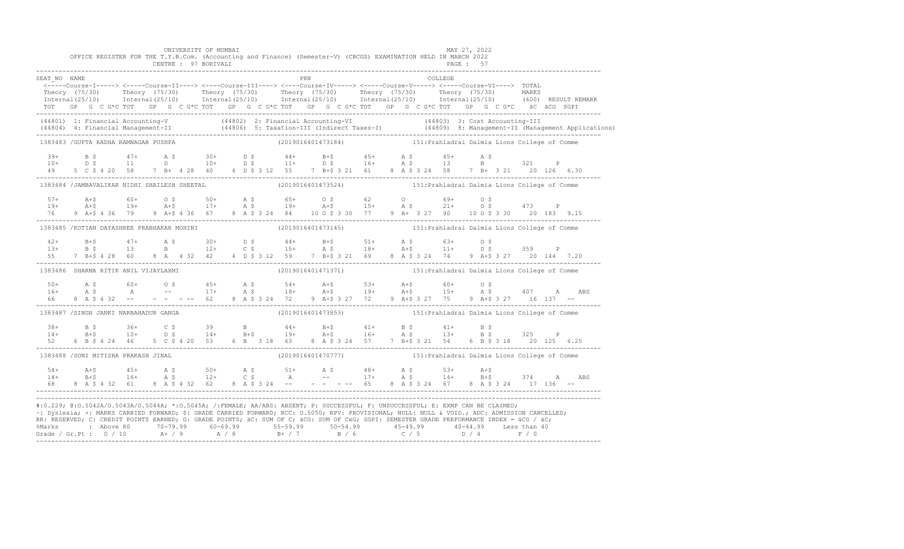UNIVERSITY OF MUMBAI
MAY 27, 2022

OFFICE REGISTER FOR THE T.Y.B.Com. (Accounting and Finance) (Semester-V) (CBCGS) EXAMINATION HELD IN MARCH 2022

CENTRE : 97 BORIVALI

```
SEAT_NO  NAME                                                    PRN                                     COLLEGE
 <-----Course-I-----> <----Course-II----> <----Course-III----> <----Course-IV-----> <-----Course-V-----> <-----Course-VI----> TOTAL
 Theory  (75/30)      Theory  (75/30)      Theory  (75/30)      Theory  (75/30)      Theory  (75/30)      Theory  (75/30)      MARKS
 Internal(25/10)      Internal(25/10)      Internal(25/10)      Internal(25/10)      Internal(25/10)      Internal(25/10)      (600)  RESULT REMARK
 TOT   GP  G  C G*C TOT   GP  G  C G*C TOT   GP  G  C G*C TOT   GP  G  C G*C TOT   GP  G  C G*C TOT   GP  G  C G*C   äC  äCG  SGPI
------------------------------------------------------------------------------------------------------------------------------------------
 (44801) 1: Financial Accounting-V          (44802) 2: Financial Accounting-VI             (44803) 3: Cost Accounting-III
 (44804) 4: Financial Management-II         (44806) 5: Taxation-III (Indirect Taxes-I)    (44809) 8: Management-II (Management Applications)
------------------------------------------------------------------------------------------------------------------------------------------
 1383483 /GUPTA RADHA RAMNAGAR PUSHPA                          (2019016401473184)          151:Prahladrai Dalmia Lions College of Comme

  39+      B $      47+      A $      30+      D $      44+      B+$      45+      A $      45+      A $
  10+      D $      11       D        10+      D $      11+      D $      16+      A $      13       B          321     P
  49     5 C $ 4 20  58    7 B+ 4 28  40     4 D $ 3 12  55    7 B+$ 3 21  61    8 A $ 3 24  58    7 B+  3 21    20  126   6.30
------------------------------------------------------------------------------------------------------------------------------------------
 1383484 /JAMBAVALIKAR NIDHI SHAILESH SHEETAL                  (2019016401473524)          151:Prahladrai Dalmia Lions College of Comme

  57+      A+$      60+      O $      50+      A $      65+      O $      62       O        69+      O $
  19+      A+$      19+      A+$      17+      A $      19+      A+$      15+      A $      21+      O $        473     P
  76     9 A+$ 4 36  79    9 A+$ 4 36  67    8 A $ 3 24  84   10 O $ 3 30  77    9 A+  3 27  90   10 O $ 3 30    20  183   9.15
------------------------------------------------------------------------------------------------------------------------------------------
 1383485 /KOTIAN DAYASHREE PRABHAKAR MOHINI                    (2019016401473145)          151:Prahladrai Dalmia Lions College of Comme

  42+      B+$      47+      A $      30+      D $      44+      B+$      51+      A $      63+      O $
  13+      B $      13       B        12+      C $      15+      A $      18+      A+$      11+      D $        359     P
  55     7 B+$ 4 28  60    8 A  4 32  42     4 D $ 3 12  59    7 B+$ 3 21  69    8 A $ 3 24  74    9 A+$ 3 27    20  144   7.20
------------------------------------------------------------------------------------------------------------------------------------------
 1383486  SHARMA RITIK ANIL VIJAYLAXMI                         (2019016401471371)          151:Prahladrai Dalmia Lions College of Comme

  50+      A $      60+      O $      45+      A $      54+      A+$      53+      A+$      60+      O $
  16+      A $      A        --       17+      A $      18+      A+$      19+      A+$      15+      A $        407     A      ABS
  66     8 A $ 4 32  --    -  -  - --  62    8 A $ 3 24  72    9 A+$ 3 27  72    9 A+$ 3 27  75    9 A+$ 3 27    16  137   --
------------------------------------------------------------------------------------------------------------------------------------------
 1383487 /SINGH JANKI NARBAHADUR GANGA                         (2019016401473853)          151:Prahladrai Dalmia Lions College of Comme

  38+      B $      36+      C $      39       B        44+      B+$      41+      B $      41+      B $
  14+      B+$      10+      D $      14+      B+$      19+      A+$      16+      A $      13+      B $        325     P
  52     6 B $ 4 24  46    5 C $ 4 20  53    6 B  3 18  63    8 A $ 3 24  57    7 B+$ 3 21  54    6 B $ 3 18    20  125   6.25
------------------------------------------------------------------------------------------------------------------------------------------
 1383488 /SONI MITISHA PRAKASH JINAL                           (2019016401470777)          151:Prahladrai Dalmia Lions College of Comme

  54+      A+$      45+      A $      50+      A $      51+      A $      48+      A $      53+      A+$
  14+      B+$      16+      A $      12+      C $      A        --       17+      A $      14+      B+$        374     A      ABS
  68     8 A $ 4 32  61    8 A $ 4 32  62    8 A $ 3 24  --    -  -  - --  65    8 A $ 3 24  67    8 A $ 3 24    17  136   --
------------------------------------------------------------------------------------------------------------------------------------------
```

#:O.229; @:O.5042A/O.5043A/O.5044A; *:O.5045A; /:FEMALE; AA/ABS: ABSENT; P: SUCCESSFUL; F: UNSUCCESSFUL; E: EXMP CAN BE CLAIMED;
~: Dyslexia; +: MARKS CARRIED FORWARD; $: GRADE CARRIED FORWARD; RCC: O.5050; RPV: PROVISIONAL; NULL: NULL & VOID.; ADC: ADMISSION CANCELLED;
RR: RESERVED; C: CREDIT POINTS EARNED; G: GRADE POINTS; äC: SUM OF C; äCG: SUM OF CxG; SGPI: SEMESTER GRADE PERFORMANCE INDEX = äCG / äC;

| %Marks | Above 80 | 70-79.99 | 60-69.99 | 55-59.99 | 50-54.99 | 45-49.99 | 40-44.99 | Less than 40 |
|---|---|---|---|---|---|---|---|---|
| Grade / Gr.Pt : | O / 10 | A+ / 9 | A / 8 | B+ / 7 | B / 6 | C / 5 | D / 4 | F / 0 |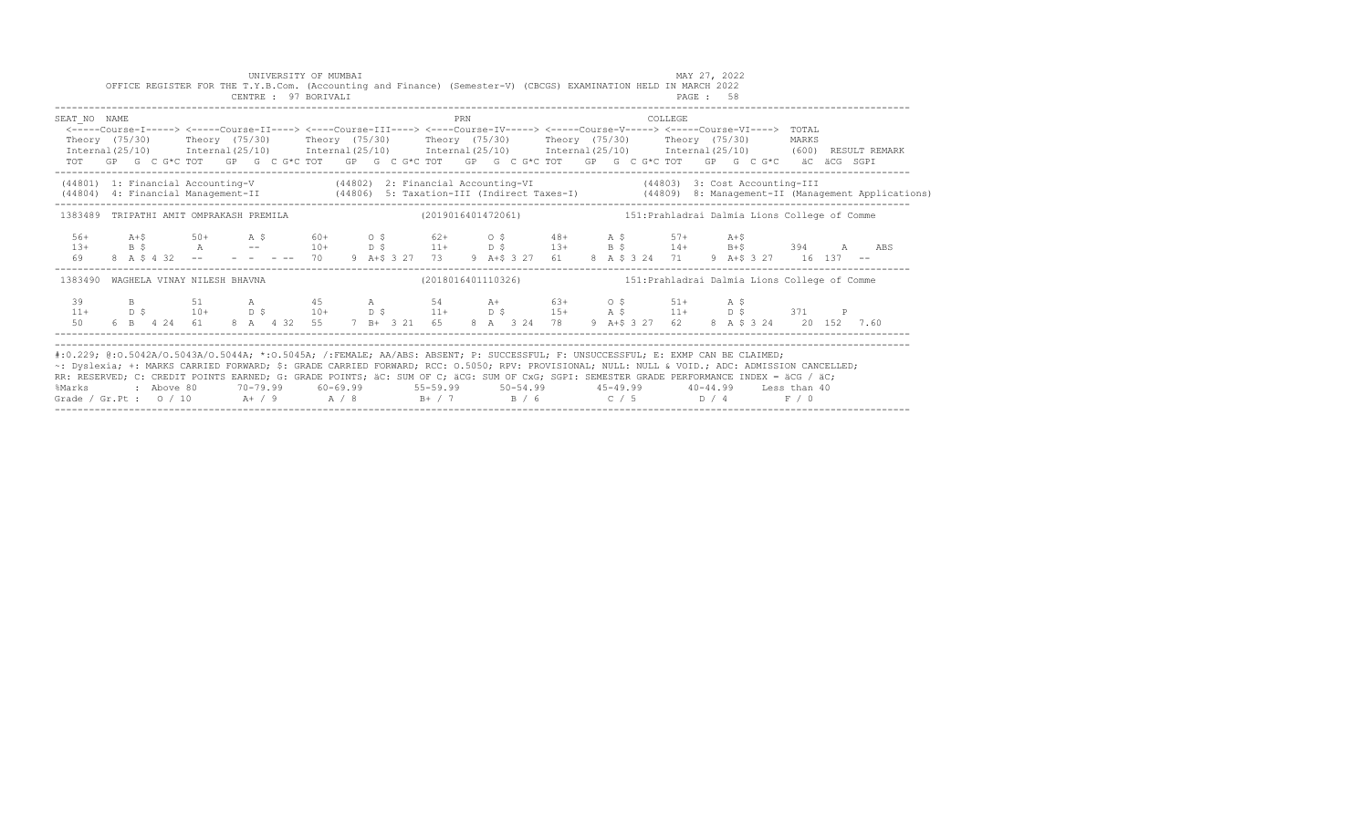UNIVERSITY OF MUMBAI

OFFICE REGISTER FOR THE T.Y.B.Com. (Accounting and Finance) (Semester-V) (CBCGS) EXAMINATION HELD IN MARCH 2022

CENTRE : 97 BORIVALI

MAY 27, 2022

```
SEAT_NO  NAME                                              PRN                                    COLLEGE
 <-----Course-I-----> <-----Course-II----> <----Course-III----> <----Course-IV-----> <-----Course-V-----> <-----Course-VI----> TOTAL
 Theory (75/30)      Theory (75/30)      Theory (75/30)      Theory (75/30)      Theory (75/30)      Theory (75/30)       MARKS
 Internal(25/10)     Internal(25/10)     Internal(25/10)     Internal(25/10)     Internal(25/10)     Internal(25/10)     (600)  RESULT REMARK
 TOT   GP  G  C G*C TOT   GP  G  C G*C TOT   GP  G  C G*C TOT   GP  G  C G*C TOT   GP  G  C G*C TOT   GP  G  C G*C   äC  äCG  SGPI

 (44801) 1: Financial Accounting-V            (44802) 2: Financial Accounting-VI                 (44803) 3: Cost Accounting-III
 (44804) 4: Financial Management-II           (44806) 5: Taxation-III (Indirect Taxes-I)         (44809) 8: Management-II (Management Applications)

 1383489  TRIPATHI AMIT OMPRAKASH PREMILA                  (2019016401472061)          151:Prahladrai Dalmia Lions College of Comme

  56+     A+$      50+     A $      60+     O $      62+     O $      48+     A $      57+     A+$
  13+     B $      A       --       10+     D $      11+     D $      13+     B $      14+     B+$       394    A     ABS
  69    8  A $ 4 32  --    -  -  - --  70    9 A+$ 3 27  73    9 A+$ 3 27  61    8 A $ 3 24  71    9 A+$ 3 27   16  137  --

 1383490  WAGHELA VINAY NILESH BHAVNA                      (2018016401110326)          151:Prahladrai Dalmia Lions College of Comme

  39      B        51      A        45      A        54      A+       63+     O $      51+     A $
  11+     D $      10+     D $      10+     D $      11+     D $      15+     A $      11+     D $       371    P
  50    6  B  4 24  61    8  A  4 32  55    7 B+  3 21  65    8  A  3 24  78    9 A+$ 3 27  62    8 A $ 3 24   20  152  7.60
```

#:0.229; @:O.5042A/O.5043A/O.5044A; *:O.5045A; /:FEMALE; AA/ABS: ABSENT; P: SUCCESSFUL; F: UNSUCCESSFUL; E: EXMP CAN BE CLAIMED;
~: Dyslexia; +: MARKS CARRIED FORWARD; $: GRADE CARRIED FORWARD; RCC: O.5050; RPV: PROVISIONAL; NULL: NULL & VOID.; ADC: ADMISSION CANCELLED;
RR: RESERVED; C: CREDIT POINTS EARNED; G: GRADE POINTS; äC: SUM OF C; äCG: SUM OF CxG; SGPI: SEMESTER GRADE PERFORMANCE INDEX = äCG / äC;

| %Marks | : Above 80 | 70-79.99 | 60-69.99 | 55-59.99 | 50-54.99 | 45-49.99 | 40-44.99 | Less than 40 |
|---|---|---|---|---|---|---|---|---|
| Grade / Gr.Pt : | O / 10 | A+ / 9 | A / 8 | B+ / 7 | B / 6 | C / 5 | D / 4 | F / 0 |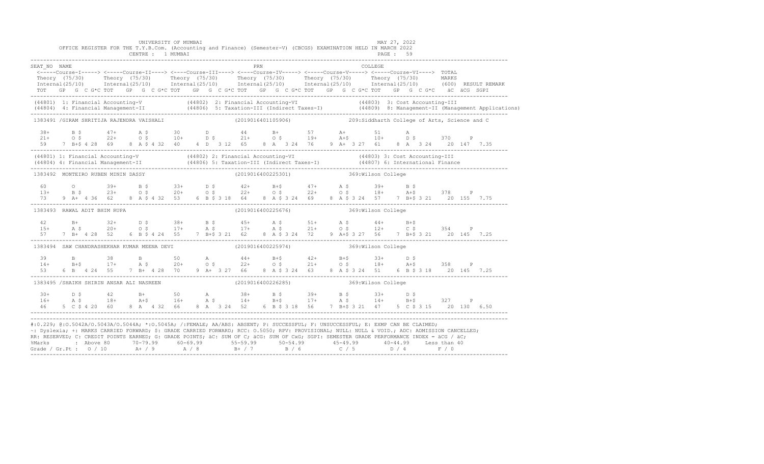UNIVERSITY OF MUMBAI

OFFICE REGISTER FOR THE T.Y.B.Com. (Accounting and Finance) (Semester-V) (CBCGS) EXAMINATION HELD IN MARCH 2022

CENTRE : 1 MUMBAI

MAY 27, 2022

```
SEAT_NO  NAME                                                          PRN                                   COLLEGE
 <-----Course-I-----> <-----Course-II----> <----Course-III----> <----Course-IV-----> <-----Course-V-----> <-----Course-VI----> TOTAL
 Theory (75/30)      Theory (75/30)       Theory (75/30)       Theory (75/30)       Theory (75/30)       Theory (75/30)       MARKS
 Internal(25/10)     Internal(25/10)      Internal(25/10)      Internal(25/10)      Internal(25/10)      Internal(25/10)      (600)  RESULT REMARK
 TOT   GP  G  C G*C TOT   GP  G  C G*C TOT   GP  G  C G*C TOT   GP  G  C G*C TOT   GP  G  C G*C TOT   GP  G  C G*C   äC  äCG  SGPI
------------------------------------------------------------------------------------------------------------------------------------------------
(44801) 1: Financial Accounting-V           (44802) 2: Financial Accounting-VI              (44803) 3: Cost Accounting-III
(44804) 4: Financial Management-II          (44806) 5: Taxation-III (Indirect Taxes-I)       (44809) 8: Management-II (Management Applications)
------------------------------------------------------------------------------------------------------------------------------------------------
1383491 /GIRAM SHRITIJA RAJENDRA VAISHALI                   (2019016401105906)              209:Siddharth College of Arts, Science and C

  38+      B $      47+      A $      30       D        44       B+       57       A+       51       A
  21+      O $      22+      O $      10+      D $      21+      O $      19+      A+$      10+      D $      370      P
  59    7 B+$ 4 28  69    8 A $ 4 32  40    4 D  3 12  65    8 A  3 24  76    9 A+ 3 27  61    8 A  3 24    20 147  7.35
------------------------------------------------------------------------------------------------------------------------------------------------
(44801) 1: Financial Accounting-V           (44802) 2: Financial Accounting-VI              (44803) 3: Cost Accounting-III
(44804) 4: Financial Management-II          (44806) 5: Taxation-III (Indirect Taxes-I)       (44807) 6: International Finance
------------------------------------------------------------------------------------------------------------------------------------------------
1383492  MONTEIRO RUBEN MININ DASSY                          (2019016400225301)              369:Wilson College

  60       O        39+      B $      33+      D $      42+      B+$      47+      A $      39+      B $
  13+      B $      23+      O $      20+      O $      22+      O $      22+      O $      18+      A+$      378      P
  73    9 A+ 4 36  62    8 A $ 4 32  53    6 B $ 3 18  64    8 A $ 3 24  69    8 A $ 3 24  57    7 B+$ 3 21    20 155  7.75
------------------------------------------------------------------------------------------------------------------------------------------------
1383493  RAWAL ADIT BHIM RUPA                                (2019016400225676)              369:Wilson College

  42       B+       32+      D $      38+      B $      45+      A $      51+      A $      44+      B+$
  15+      A $      20+      O $      17+      A $      17+      A $      21+      O $      12+      C $      354      P
  57    7 B+ 4 28  52    6 B $ 4 24  55    7 B+$ 3 21  62    8 A $ 3 24  72    9 A+$ 3 27  56    7 B+$ 3 21    20 145  7.25
------------------------------------------------------------------------------------------------------------------------------------------------
1383494  SAW CHANDRASHEKHAR KUMAR MEENA DEVI                 (2019016400225974)              369:Wilson College

  39       B        38       B        50       A        44+      B+$      42+      B+$      33+      D $
  14+      B+$      17+      A $      20+      O $      22+      O $      21+      O $      18+      A+$      358      P
  53    6 B  4 24  55    7 B+ 4 28  70    9 A+ 3 27  66    8 A $ 3 24  63    8 A $ 3 24  51    6 B $ 3 18    20 145  7.25
------------------------------------------------------------------------------------------------------------------------------------------------
1383495 /SHAIKH SHIRIN ANSAR ALI NASREEN                     (2019016400226285)              369:Wilson College

  30+      D $      42       B+       50       A        38+      B $      39+      B $      33+      D $
  16+      A $      18+      A+$      16+      A $      14+      B+$      17+      A $      14+      B+$      327      P
  46    5 C $ 4 20  60    8 A  4 32  66    8 A  3 24  52    6 B $ 3 18  56    7 B+$ 3 21  47    5 C $ 3 15    20 130  6.50
------------------------------------------------------------------------------------------------------------------------------------------------
```

#:O.229; @:O.5042A/O.5043A/O.5044A; *:O.5045A; /:FEMALE; AA/ABS: ABSENT; P: SUCCESSFUL; F: UNSUCCESSFUL; E: EXMP CAN BE CLAIMED;
~: Dyslexia; +: MARKS CARRIED FORWARD; $: GRADE CARRIED FORWARD; RCC: O.5050; RPV: PROVISIONAL; NULL: NULL & VOID.; ADC: ADMISSION CANCELLED;
RR: RESERVED; C: CREDIT POINTS EARNED; G: GRADE POINTS; äC: SUM OF C; äCG: SUM OF CxG; SGPI: SEMESTER GRADE PERFORMANCE INDEX = äCG / äC;

| %Marks | : Above 80 | 70-79.99 | 60-69.99 | 55-59.99 | 50-54.99 | 45-49.99 | 40-44.99 | Less than 40 |
|---|---|---|---|---|---|---|---|---|
| Grade / Gr.Pt : | O / 10 | A+ / 9 | A / 8 | B+ / 7 | B / 6 | C / 5 | D / 4 | F / 0 |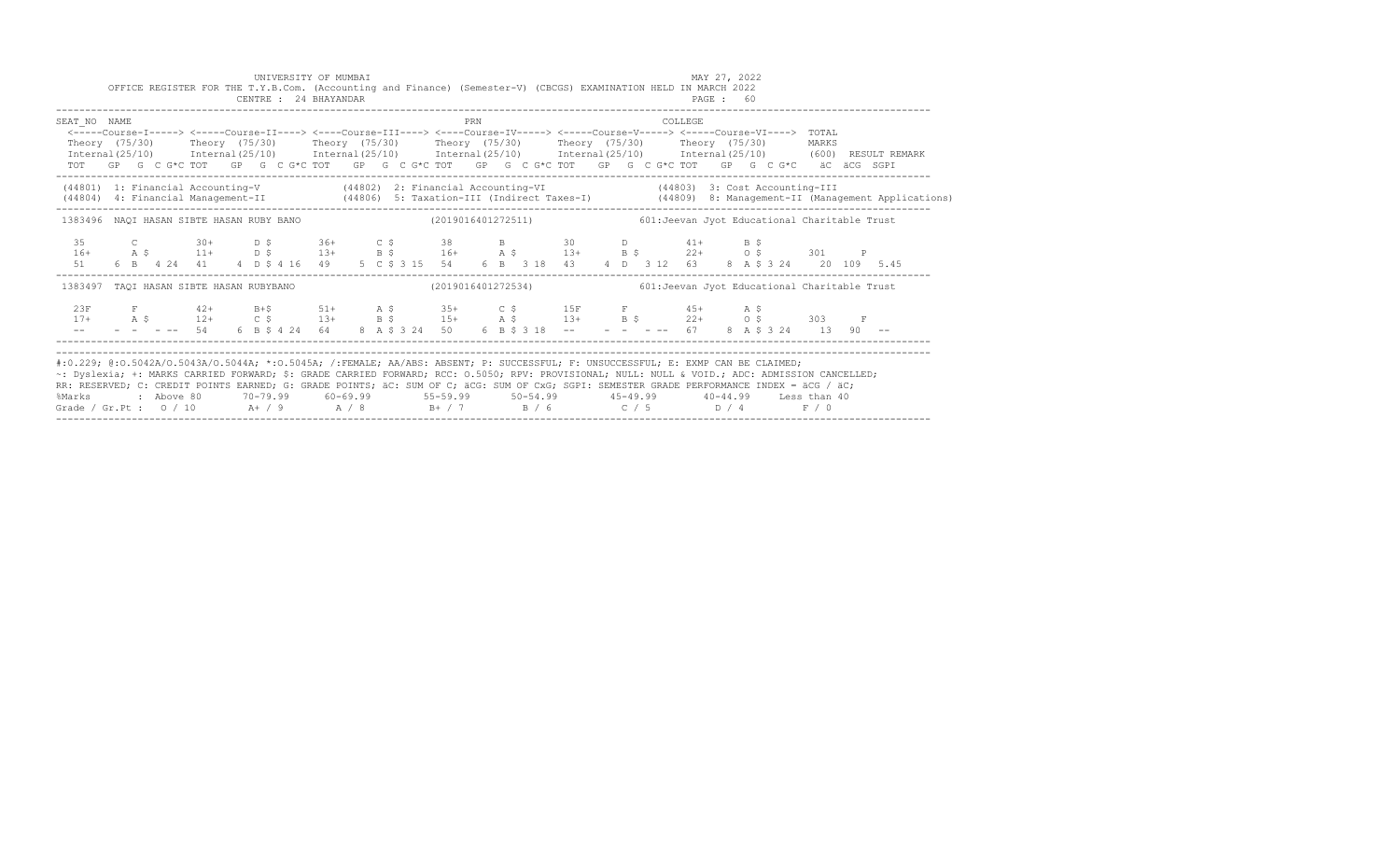UNIVERSITY OF MUMBAI

OFFICE REGISTER FOR THE T.Y.B.Com. (Accounting and Finance) (Semester-V) (CBCGS) EXAMINATION HELD IN MARCH 2022

CENTRE : 24 BHAYANDAR

MAY 27, 2022

PAGE : 60

```
SEAT_NO  NAME                                                        PRN                                      COLLEGE
 <-----Course-I-----> <-----Course-II----> <----Course-III----> <----Course-IV-----> <-----Course-V-----> <-----Course-VI----> TOTAL
 Theory  (75/30)      Theory  (75/30)      Theory  (75/30)      Theory  (75/30)      Theory  (75/30)      Theory  (75/30)      MARKS
 Internal(25/10)      Internal(25/10)      Internal(25/10)      Internal(25/10)      Internal(25/10)      Internal(25/10)      (600)  RESULT REMARK
 TOT   GP  G  C G*C TOT   GP  G  C G*C TOT   GP  G  C G*C TOT   GP  G  C G*C TOT   GP  G  C G*C TOT   GP  G  C G*C   äC  äCG  SGPI

 (44801) 1: Financial Accounting-V           (44802) 2: Financial Accounting-VI              (44803) 3: Cost Accounting-III
 (44804) 4: Financial Management-II          (44806) 5: Taxation-III (Indirect Taxes-I)      (44809) 8: Management-II (Management Applications)

 1383496  NAQI HASAN SIBTE HASAN RUBY BANO                 (2019016401272511)             601:Jeevan Jyot Educational Charitable Trust

  35       C        30+      D $      36+      C $      38       B        30       D        41+      B $
  16+      A $      11+      D $      13+      B $      16+      A $      13+      B $      22+      O $       301     P
  51     6  B   4 24  41     4  D $ 4 16  49     5  C $ 3 15  54     6  B   3 18  43     4  D   3 12  63     8  A $ 3 24    20  109  5.45

 1383497  TAQI HASAN SIBTE HASAN RUBYBANO                  (2019016401272534)             601:Jeevan Jyot Educational Charitable Trust

  23F      F        42+      B+$      51+      A $      35+      C $      15F      F        45+      A $
  17+      A $      12+      C $      13+      B $      15+      A $      13+      B $      22+      O $       303     F
  --     -  -   - --  54     6  B $ 4 24  64     8  A $ 3 24  50     6  B $ 3 18  --     -  -   - --  67     8  A $ 3 24    13   90   --
```

#:0.229; @:O.5042A/O.5043A/O.5044A; *:O.5045A; /:FEMALE; AA/ABS: ABSENT; P: SUCCESSFUL; F: UNSUCCESSFUL; E: EXMP CAN BE CLAIMED;
~: Dyslexia; +: MARKS CARRIED FORWARD; $: GRADE CARRIED FORWARD; RCC: O.5050; RPV: PROVISIONAL; NULL: NULL & VOID.; ADC: ADMISSION CANCELLED;
RR: RESERVED; C: CREDIT POINTS EARNED; G: GRADE POINTS; äC: SUM OF C; äCG: SUM OF CxG; SGPI: SEMESTER GRADE PERFORMANCE INDEX = äCG / äC;

| %Marks | : Above 80 | 70-79.99 | 60-69.99 | 55-59.99 | 50-54.99 | 45-49.99 | 40-44.99 | Less than 40 |
|---|---|---|---|---|---|---|---|---|
| Grade / Gr.Pt : | O / 10 | A+ / 9 | A / 8 | B+ / 7 | B / 6 | C / 5 | D / 4 | F / 0 |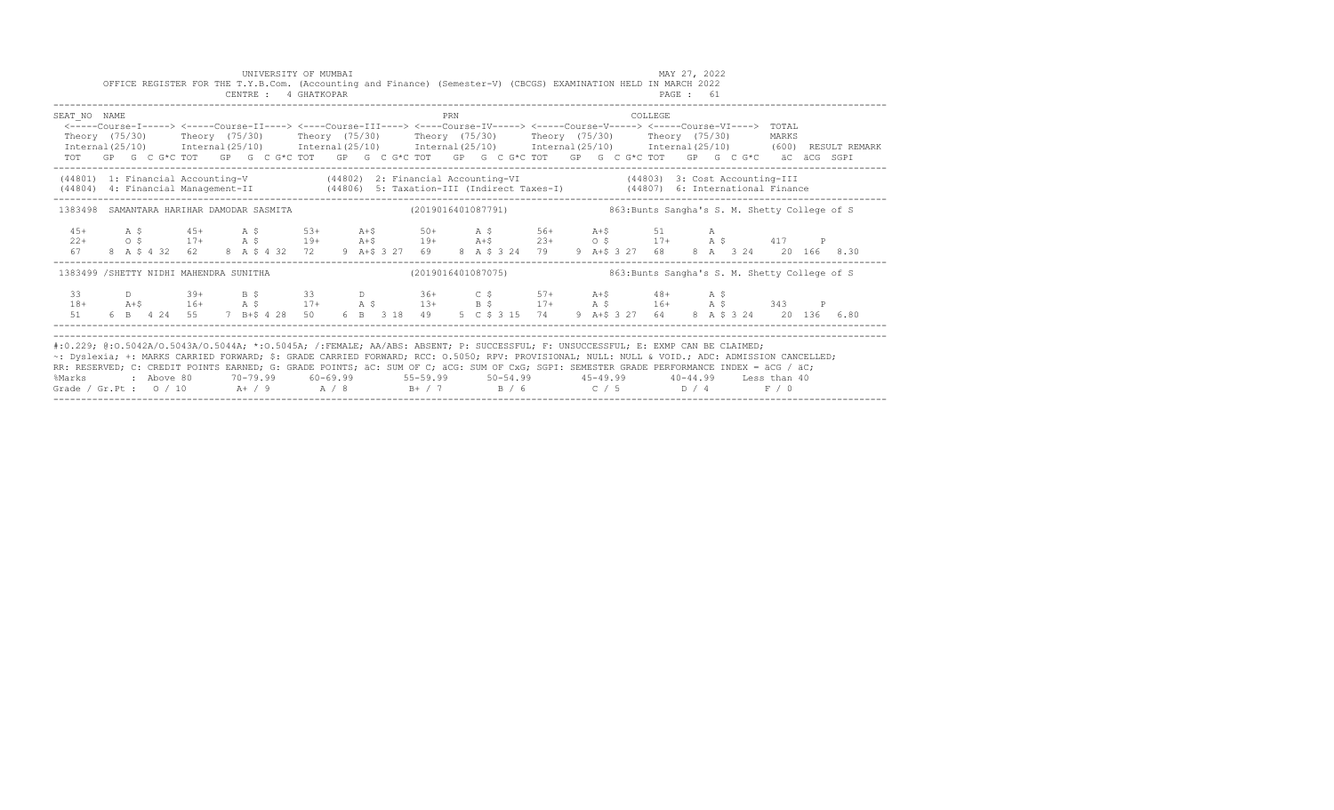UNIVERSITY OF MUMBAI

OFFICE REGISTER FOR THE T.Y.B.Com. (Accounting and Finance) (Semester-V) (CBCGS) EXAMINATION HELD IN MARCH 2022

CENTRE : 4 GHATKOPAR

MAY 27, 2022

```
SEAT_NO  NAME                                                    PRN                                    COLLEGE
 <-----Course-I-----> <-----Course-II----> <----Course-III----> <----Course-IV-----> <-----Course-V-----> <-----Course-VI---->  TOTAL
 Theory  (75/30)      Theory  (75/30)      Theory  (75/30)      Theory  (75/30)      Theory  (75/30)      Theory  (75/30)       MARKS
 Internal(25/10)      Internal(25/10)      Internal(25/10)      Internal(25/10)      Internal(25/10)      Internal(25/10)       (600)  RESULT REMARK
 TOT   GP  G  C G*C TOT   GP  G  C G*C TOT   GP  G  C G*C TOT   GP  G  C G*C TOT   GP  G  C G*C TOT   GP  G  C G*C   äC  äCG  SGPI

 (44801) 1: Financial Accounting-V            (44802) 2: Financial Accounting-VI               (44803) 3: Cost Accounting-III
 (44804) 4: Financial Management-II           (44806) 5: Taxation-III (Indirect Taxes-I)       (44807) 6: International Finance

 1383498  SAMANTARA HARIHAR DAMODAR SASMITA                (2019016401087791)            863:Bunts Sangha's S. M. Shetty College of S

  45+      A $       45+      A $       53+      A+$       50+      A $       56+      A+$       51       A
  22+      O $       17+      A $       19+      A+$       19+      A+$       23+      O $       17+      A $       417    P
  67    8  A $ 4 32  62    8  A $ 4 32  72    9  A+$ 3 27  69    8  A $ 3 24  79    9  A+$ 3 27  68    8  A  3 24   20  166  8.30

 1383499 /SHETTY NIDHI MAHENDRA SUNITHA                    (2019016401087075)            863:Bunts Sangha's S. M. Shetty College of S

  33       D         39+      B $       33       D         36+      C $       57+      A+$       48+      A $
  18+      A+$       16+      A $       17+      A $       13+      B $       17+      A $       16+      A $       343    P
  51    6  B   4 24  55    7  B+$ 4 28  50    6  B   3 18  49    5  C $ 3 15  74    9  A+$ 3 27  64    8  A $ 3 24   20  136  6.80
```

#:0.229; @:O.5042A/O.5043A/O.5044A; *:O.5045A; /:FEMALE; AA/ABS: ABSENT; P: SUCCESSFUL; F: UNSUCCESSFUL; E: EXMP CAN BE CLAIMED;
~: Dyslexia; +: MARKS CARRIED FORWARD; $: GRADE CARRIED FORWARD; RCC: O.5050; RPV: PROVISIONAL; NULL: NULL & VOID.; ADC: ADMISSION CANCELLED;
RR: RESERVED; C: CREDIT POINTS EARNED; G: GRADE POINTS; äC: SUM OF C; äCG: SUM OF CxG; SGPI: SEMESTER GRADE PERFORMANCE INDEX = äCG / äC;

| %Marks | : Above 80 | 70-79.99 | 60-69.99 | 55-59.99 | 50-54.99 | 45-49.99 | 40-44.99 | Less than 40 |
|---|---|---|---|---|---|---|---|---|
| Grade / Gr.Pt : | O / 10 | A+ / 9 | A / 8 | B+ / 7 | B / 6 | C / 5 | D / 4 | F / 0 |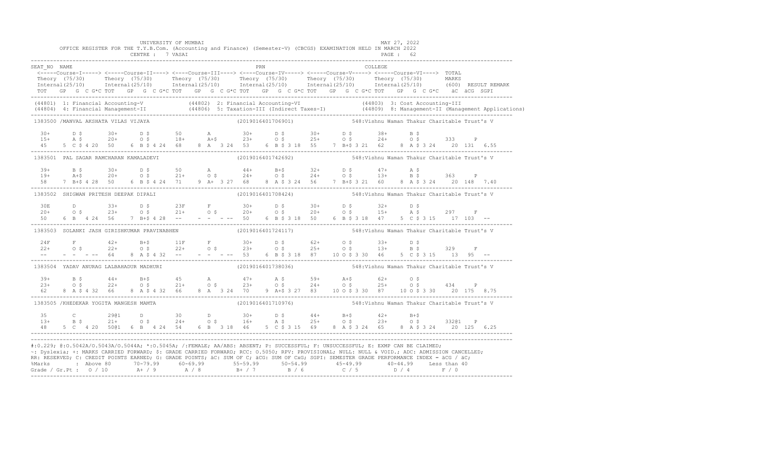UNIVERSITY OF MUMBAI — MAY 27, 2022

OFFICE REGISTER FOR THE T.Y.B.Com. (Accounting and Finance) (Semester-V) (CBCGS) EXAMINATION HELD IN MARCH 2022

CENTRE : 7 VASAI — PAGE : 62

```
SEAT_NO NAME                                                    PRN                                   COLLEGE
 <-----Course-I-----> <-----Course-II----> <----Course-III----> <----Course-IV-----> <-----Course-V-----> <-----Course-VI----> TOTAL
 Theory (75/30)       Theory (75/30)       Theory (75/30)       Theory (75/30)       Theory (75/30)       Theory (75/30)       MARKS
 Internal(25/10)      Internal(25/10)      Internal(25/10)      Internal(25/10)      Internal(25/10)      Internal(25/10)      (600) RESULT REMARK
 TOT   GP  G  C G*C TOT   GP  G  C G*C TOT   GP  G  C G*C TOT   GP  G  C G*C TOT   GP  G  C G*C TOT   GP  G  C G*C   äC  äCG  SGPI
-------------------------------------------------------------------------------------------------------------------------------------------
(44801) 1: Financial Accounting-V          (44802) 2: Financial Accounting-VI             (44803) 3: Cost Accounting-III
(44804) 4: Financial Management-II         (44806) 5: Taxation-III (Indirect Taxes-I)     (44809) 8: Management-II (Management Applications)
-------------------------------------------------------------------------------------------------------------------------------------------
1383500 /MANVAL AKSHATA VILAS VIJAYA                       (2019016401706901)          548:Vishnu Waman Thakur Charitable Trust's V

  30+      D $       30+      D $       50       A         30+      D $       30+      D $       38+      B $
  15+      A $       20+      O $       18+      A+$       23+      O $       25+      O $       24+      O $       333     P
  45    5  C $ 4 20  50    6  B $ 4 24  68    8  A  3 24  53    6  B $ 3 18  55    7  B+$ 3 21  62    8  A $ 3 24   20  131   6.55
-------------------------------------------------------------------------------------------------------------------------------------------
1383501  PAL SAGAR RAMCHARAN KAMALADEVI                    (2019016401742692)          548:Vishnu Waman Thakur Charitable Trust's V

  39+      B $       30+      D $       50       A         44+      B+$       32+      D $       47+      A $
  19+      A+$       20+      O $       21+      O $       24+      O $       24+      O $       13+      B $       363     P
  58    7  B+$ 4 28  50    6  B $ 4 24  71    9  A+  3 27  68    8  A $ 3 24  56    7  B+$ 3 21  60    8  A $ 3 24   20  148   7.40
-------------------------------------------------------------------------------------------------------------------------------------------
1383502  SHIGWAN PRITESH DEEPAK DIPALI                     (2019016401708424)          548:Vishnu Waman Thakur Charitable Trust's V

  30E      D         33+      D $       23F      F         30+      D $       30+      D $       32+      D $
  20+      O $       23+      O $       21+      O $       20+      O $       20+      O $       15+      A $       297     F
  50    6  B   4 24  56    7  B+$ 4 28  --    -  -  - --  50    6  B $ 3 18  50    6  B $ 3 18  47    5  C $ 3 15   17  103   --
-------------------------------------------------------------------------------------------------------------------------------------------
1383503  SOLANKI JASH GIRISHKUMAR PRAVINABHEN              (2019016401724117)          548:Vishnu Waman Thakur Charitable Trust's V

  24F      F         42+      B+$       11F      F         30+      D $       62+      O $       33+      D $
  22+      O $       22+      O $       22+      O $       23+      O $       25+      O $       13+      B $       329     F
  --    -  -  - --   64    8  A $ 4 32  --    -  -  - --  53    6  B $ 3 18  87   10  O $ 3 30  46    5  C $ 3 15   13   95   --
-------------------------------------------------------------------------------------------------------------------------------------------
1383504  YADAV ANURAG LALBAHADUR MADHURI                   (2019016401738036)          548:Vishnu Waman Thakur Charitable Trust's V

  39+      B $       44+      B+$       45       A         47+      A $       59+      A+$       62+      O $
  23+      O $       22+      O $       21+      O $       23+      O $       24+      O $       25+      O $       434     P
  62    8  A $ 4 32  66    8  A $ 4 32  66    8  A  3 24  70    9  A+$ 3 27  83   10  O $ 3 30  87   10  O $ 3 30   20  175   8.75
-------------------------------------------------------------------------------------------------------------------------------------------
1383505 /KHEDEKAR YOGITA MANGESH MAMTA                     (2019016401710976)          548:Vishnu Waman Thakur Charitable Trust's V

  35       C         29@1     D         30       D         30+      D $       44+      B+$       42+      B+$
  13+      B $       21+      O $       24+      O $       16+      A $       25+      O $       23+      O $       332@1   P
  48    5  C   4 20  50@1  6  B   4 24  54    6  B  3 18  46    5  C $ 3 15  69    8  A $ 3 24  65    8  A $ 3 24   20  125   6.25
-------------------------------------------------------------------------------------------------------------------------------------------
```

#:O.229; @:O.5042A/O.5043A/O.5044A; *:O.5045A; /:FEMALE; AA/ABS: ABSENT; P: SUCCESSFUL; F: UNSUCCESSFUL; E: EXMP CAN BE CLAIMED;
~: Dyslexia; +: MARKS CARRIED FORWARD; $: GRADE CARRIED FORWARD; RCC: O.5050; RPV: PROVISIONAL; NULL: NULL & VOID.; ADC: ADMISSION CANCELLED;
RR: RESERVED; C: CREDIT POINTS EARNED; G: GRADE POINTS; äC: SUM OF C; äCG: SUM OF CxG; SGPI: SEMESTER GRADE PERFORMANCE INDEX = äCG / äC;

| %Marks | Above 80 | 70-79.99 | 60-69.99 | 55-59.99 | 50-54.99 | 45-49.99 | 40-44.99 | Less than 40 |
|---|---|---|---|---|---|---|---|---|
| Grade / Gr.Pt | O / 10 | A+ / 9 | A / 8 | B+ / 7 | B / 6 | C / 5 | D / 4 | F / 0 |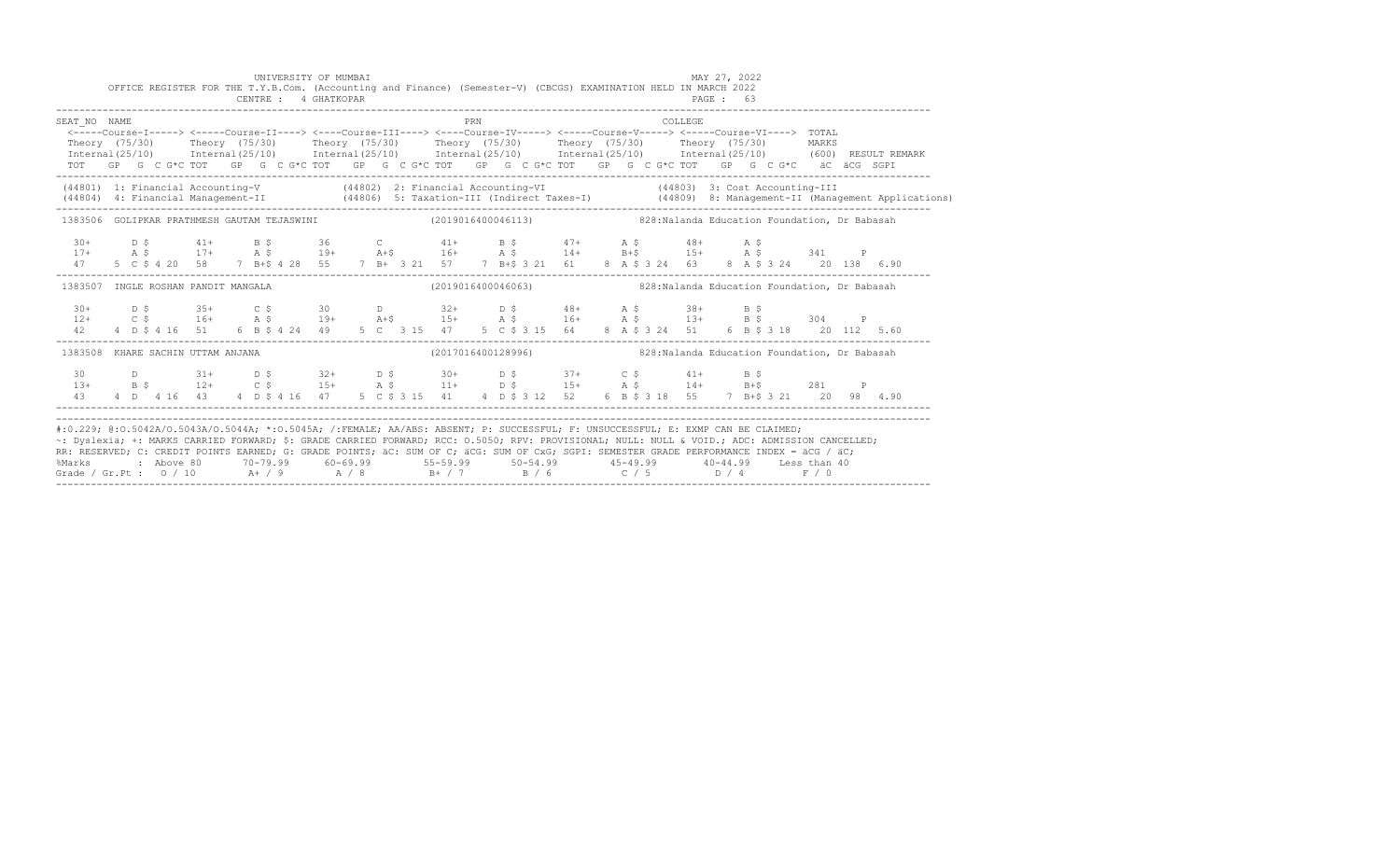UNIVERSITY OF MUMBAI

OFFICE REGISTER FOR THE T.Y.B.Com. (Accounting and Finance) (Semester-V) (CBCGS) EXAMINATION HELD IN MARCH 2022

CENTRE : 4 GHATKOPAR

MAY 27, 2022

```
SEAT_NO  NAME                                              PRN                                     COLLEGE
 <-----Course-I-----> <-----Course-II----> <----Course-III----> <----Course-IV-----> <-----Course-V-----> <-----Course-VI---->  TOTAL
 Theory  (75/30)      Theory  (75/30)      Theory  (75/30)      Theory  (75/30)      Theory  (75/30)      Theory  (75/30)       MARKS
 Internal(25/10)      Internal(25/10)      Internal(25/10)      Internal(25/10)      Internal(25/10)      Internal(25/10)       (600)  RESULT REMARK
 TOT   GP  G  C G*C TOT   GP  G  C G*C TOT   GP  G  C G*C TOT   GP  G  C G*C TOT   GP  G  C G*C TOT   GP  G  C G*C   äC  äCG  SGPI
-------------------------------------------------------------------------------------------------------------------------------------------------
 (44801) 1: Financial Accounting-V            (44802) 2: Financial Accounting-VI                (44803) 3: Cost Accounting-III
 (44804) 4: Financial Management-II           (44806) 5: Taxation-III (Indirect Taxes-I)        (44809) 8: Management-II (Management Applications)
-------------------------------------------------------------------------------------------------------------------------------------------------
 1383506  GOLIPKAR PRATHMESH GAUTAM TEJASWINI                 (2019016400046113)          828:Nalanda Education Foundation, Dr Babasah

  30+      D $       41+      B $       36       C         41+      B $       47+      A $       48+      A $
  17+      A $       17+      A $       19+      A+$       16+      A $       14+      B+$       15+      A $       341     P
  47    5  C $ 4 20  58    7  B+$ 4 28  55    7  B+  3 21  57    7  B+$ 3 21  61    8  A $ 3 24  63    8  A $ 3 24    20  138   6.90
-------------------------------------------------------------------------------------------------------------------------------------------------
 1383507  INGLE ROSHAN PANDIT MANGALA                         (2019016400046063)          828:Nalanda Education Foundation, Dr Babasah

  30+      D $       35+      C $       30       D         32+      D $       48+      A $       38+      B $
  12+      C $       16+      A $       19+      A+$       15+      A $       16+      A $       13+      B $       304     P
  42    4  D $ 4 16  51    6  B $ 4 24  49    5  C   3 15  47    5  C $ 3 15  64    8  A $ 3 24  51    6  B $ 3 18    20  112   5.60
-------------------------------------------------------------------------------------------------------------------------------------------------
 1383508  KHARE SACHIN UTTAM ANJANA                           (2017016400128996)          828:Nalanda Education Foundation, Dr Babasah

  30       D         31+      D $       32+      D $       30+      D $       37+      C $       41+      B $
  13+      B $       12+      C $       15+      A $       11+      D $       15+      A $       14+      B+$       281     P
  43    4  D   4 16  43    4  D $ 4 16  47    5  C $ 3 15  41    4  D $ 3 12  52    6  B $ 3 18  55    7  B+$ 3 21    20   98   4.90
-------------------------------------------------------------------------------------------------------------------------------------------------
```

#:O.229; @:O.5042A/O.5043A/O.5044A; *:O.5045A; /:FEMALE; AA/ABS: ABSENT; P: SUCCESSFUL; F: UNSUCCESSFUL; E: EXMP CAN BE CLAIMED;
~: Dyslexia; +: MARKS CARRIED FORWARD; $: GRADE CARRIED FORWARD; RCC: O.5050; RPV: PROVISIONAL; NULL: NULL & VOID.; ADC: ADMISSION CANCELLED;
RR: RESERVED; C: CREDIT POINTS EARNED; G: GRADE POINTS; äC: SUM OF C; äCG: SUM OF CxG; SGPI: SEMESTER GRADE PERFORMANCE INDEX = äCG / äC;

| %Marks | : Above 80 | 70-79.99 | 60-69.99 | 55-59.99 | 50-54.99 | 45-49.99 | 40-44.99 | Less than 40 |
|---|---|---|---|---|---|---|---|---|
| Grade / Gr.Pt : | O / 10 | A+ / 9 | A / 8 | B+ / 7 | B / 6 | C / 5 | D / 4 | F / 0 |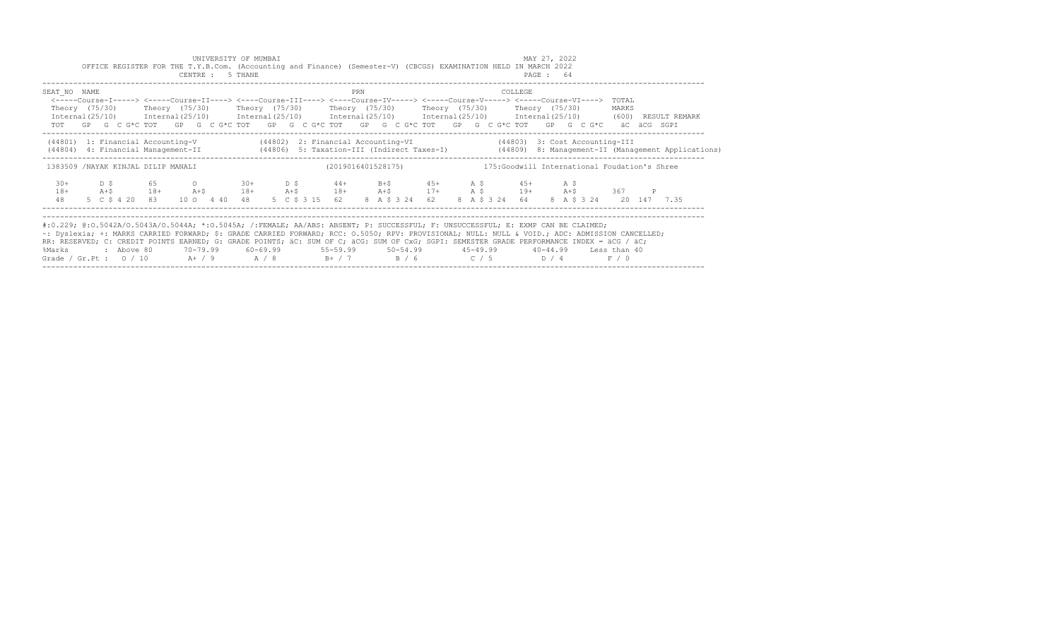UNIVERSITY OF MUMBAI

OFFICE REGISTER FOR THE T.Y.B.Com. (Accounting and Finance) (Semester-V) (CBCGS) EXAMINATION HELD IN MARCH 2022

CENTRE : 5 THANE

MAY 27, 2022

| SEAT_NO | NAME | | | | PRN | | | COLLEGE | |
|---|---|---|---|---|---|---|---|---|---|
| | <-----Course-I-----> | <-----Course-II----> | <----Course-III----> | <----Course-IV-----> | <-----Course-V-----> | <-----Course-VI----> | TOTAL | | |
| | Theory (75/30) | Theory (75/30) | Theory (75/30) | Theory (75/30) | Theory (75/30) | Theory (75/30) | MARKS | | |
| | Internal(25/10) | Internal(25/10) | Internal(25/10) | Internal(25/10) | Internal(25/10) | Internal(25/10) | (600) | RESULT | REMARK |
| | TOT GP G C G*C | TOT GP G C G*C | TOT GP G C G*C | TOT GP G C G*C | TOT GP G C G*C | TOT GP G C G*C | äC äCG | SGPI | |

(44801) 1: Financial Accounting-V (44802) 2: Financial Accounting-VI (44803) 3: Cost Accounting-III
(44804) 4: Financial Management-II (44806) 5: Taxation-III (Indirect Taxes-I) (44809) 8: Management-II (Management Applications)

1383509 /NAYAK KINJAL DILIP MANALI (2019016401528175) 175:Goodwill International Foudation's Shree

| | Course-I | Course-II | Course-III | Course-IV | Course-V | Course-VI | TOTAL | RESULT | |
|---|---|---|---|---|---|---|---|---|---|
| Theory | 30+ D $ | 65 O | 30+ D $ | 44+ B+$ | 45+ A $ | 45+ A $ | | | |
| Internal | 18+ A+$ | 18+ A+$ | 18+ A+$ | 18+ A+$ | 17+ A $ | 19+ A+$ | 367 | P | |
| TOT GP G C G*C | 48 5 C $ 4 20 | 83 10 O 4 40 | 48 5 C $ 3 15 | 62 8 A $ 3 24 | 62 8 A $ 3 24 | 64 8 A $ 3 24 | 20 147 | 7.35 | |

#:0.229; @:O.5042A/O.5043A/O.5044A; *:O.5045A; /:FEMALE; AA/ABS: ABSENT; P: SUCCESSFUL; F: UNSUCCESSFUL; E: EXMP CAN BE CLAIMED;
~: Dyslexia; +: MARKS CARRIED FORWARD; $: GRADE CARRIED FORWARD; RCC: O.5050; RPV: PROVISIONAL; NULL: NULL & VOID.; ADC: ADMISSION CANCELLED;
RR: RESERVED; C: CREDIT POINTS EARNED; G: GRADE POINTS; äC: SUM OF C; äCG: SUM OF CxG; SGPI: SEMESTER GRADE PERFORMANCE INDEX = äCG / äC;

| %Marks | : Above 80 | 70-79.99 | 60-69.99 | 55-59.99 | 50-54.99 | 45-49.99 | 40-44.99 | Less than 40 |
|---|---|---|---|---|---|---|---|---|
| Grade / Gr.Pt : | O / 10 | A+ / 9 | A / 8 | B+ / 7 | B / 6 | C / 5 | D / 4 | F / 0 |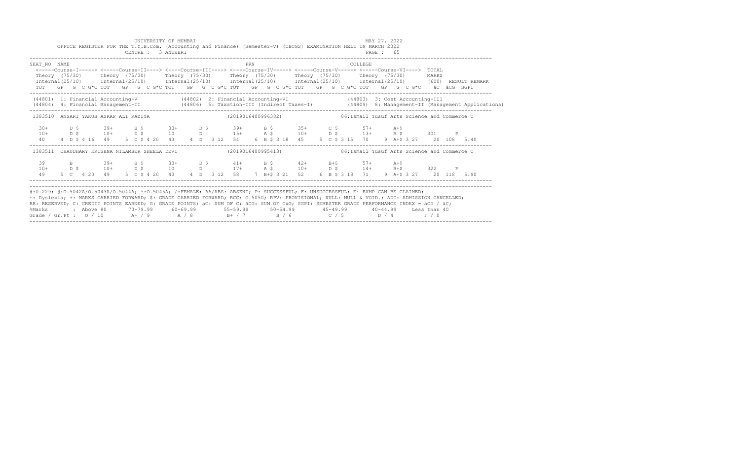UNIVERSITY OF MUMBAI

OFFICE REGISTER FOR THE T.Y.B.Com. (Accounting and Finance) (Semester-V) (CBCGS) EXAMINATION HELD IN MARCH 2022

CENTRE : 3 ANDHERI

MAY 27, 2022

PAGE : 65

```
SEAT_NO  NAME                                                      PRN                                           COLLEGE
  <-----Course-I-----> <-----Course-II----> <----Course-III----> <----Course-IV-----> <-----Course-V-----> <-----Course-VI---->  TOTAL
  Theory (75/30)      Theory (75/30)      Theory (75/30)      Theory (75/30)      Theory (75/30)      Theory (75/30)       MARKS
  Internal(25/10)     Internal(25/10)     Internal(25/10)     Internal(25/10)     Internal(25/10)     Internal(25/10)      (600)  RESULT REMARK
  TOT   GP  G  C G*C TOT   GP  G  C G*C TOT   GP  G  C G*C TOT   GP  G  C G*C TOT   GP  G  C G*C TOT   GP  G  C G*C   äC  äCG  SGPI

 (44801)  1: Financial Accounting-V          (44802)  2: Financial Accounting-VI                (44803)  3: Cost Accounting-III
 (44804)  4: Financial Management-II        (44806)  5: Taxation-III (Indirect Taxes-I)         (44809)  8: Management-II (Management Applications)

 1383510  ANSARI YAKUB ASRAF ALI RAZIYA                      (2019016400996382)              86:Ismail Yusuf Arts Science and Commerce C

  30+      D $       39+      B $       33+      D $       39+      B $       35+      C $       57+      A+$
  10+      D $       10+      D $       10       D         15+      A $       10+      D $       13+      B $       301     P
  40    4  D $ 4 16  49    5  C $ 4 20  43    4  D  3 12  54    6  B $ 3 18  45    5  C $ 3 15  70    9  A+$ 3 27    20  108  5.40

 1383511  CHAUDHARY KRISHNA NILAMBER SHEELA DEVI             (2019016400995413)              86:Ismail Yusuf Arts Science and Commerce C

  39       B         39+      B $       33+      D $       41+      B $       42+      B+$       57+      A+$
  10+      D $       10+      D $       10       D         17+      A $       10+      D $       14+      B+$       322     P
  49    5  C   4 20  49    5  C $ 4 20  43    4  D  3 12  58    7  B+$ 3 21  52    6  B $ 3 18  71    9  A+$ 3 27    20  118  5.90
```

#:0.229; @:O.5042A/O.5043A/O.5044A; *:O.5045A; /:FEMALE; AA/ABS: ABSENT; P: SUCCESSFUL; F: UNSUCCESSFUL; E: EXMP CAN BE CLAIMED;
~: Dyslexia; +: MARKS CARRIED FORWARD; $: GRADE CARRIED FORWARD; RCC: O.5050; RPV: PROVISIONAL; NULL: NULL & VOID.; ADC: ADMISSION CANCELLED;
RR: RESERVED; C: CREDIT POINTS EARNED; G: GRADE POINTS; äC: SUM OF C; äCG: SUM OF CxG; SGPI: SEMESTER GRADE PERFORMANCE INDEX = äCG / äC;

| %Marks | : Above 80 | 70-79.99 | 60-69.99 | 55-59.99 | 50-54.99 | 45-49.99 | 40-44.99 | Less than 40 |
|---|---|---|---|---|---|---|---|---|
| Grade / Gr.Pt : | O / 10 | A+ / 9 | A / 8 | B+ / 7 | B / 6 | C / 5 | D / 4 | F / 0 |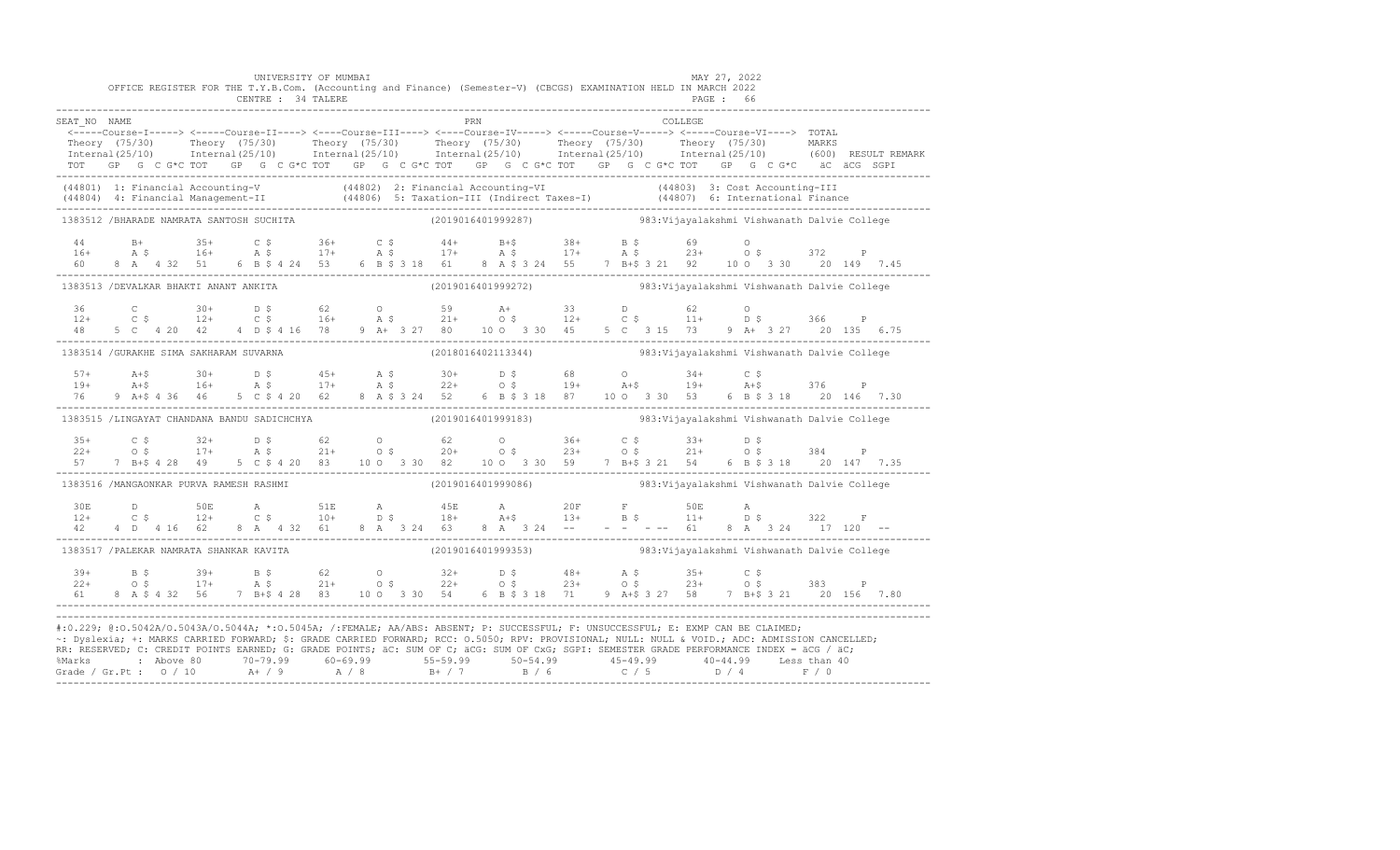UNIVERSITY OF MUMBAI
MAY 27, 2022

OFFICE REGISTER FOR THE T.Y.B.Com. (Accounting and Finance) (Semester-V) (CBCGS) EXAMINATION HELD IN MARCH 2022

CENTRE : 34 TALERE

```
SEAT_NO  NAME                                                    PRN                                     COLLEGE
 <-----Course-I-----> <-----Course-II----> <----Course-III----> <----Course-IV-----> <-----Course-V-----> <-----Course-VI----> TOTAL
 Theory  (75/30)      Theory  (75/30)      Theory  (75/30)      Theory  (75/30)      Theory  (75/30)      Theory  (75/30)       MARKS
 Internal(25/10)      Internal(25/10)      Internal(25/10)      Internal(25/10)      Internal(25/10)      Internal(25/10)       (600)  RESULT REMARK
 TOT   GP  G  C G*C TOT   GP  G  C G*C TOT   GP  G  C G*C TOT   GP  G  C G*C TOT   GP  G  C G*C TOT   GP  G  C G*C   äC  äCG  SGPI
-------------------------------------------------------------------------------------------------------------------------------------------------
 (44801) 1: Financial Accounting-V            (44802) 2: Financial Accounting-VI              (44803) 3: Cost Accounting-III
 (44804) 4: Financial Management-II           (44806) 5: Taxation-III (Indirect Taxes-I)      (44807) 6: International Finance
-------------------------------------------------------------------------------------------------------------------------------------------------
 1383512 /BHARADE NAMRATA SANTOSH SUCHITA                  (2019016401999287)              983:Vijayalakshmi Vishwanath Dalvie College

  44       B+        35+      C $       36+      C $       44+      B+$       38+      B $       69       O
  16+      A $       16+      A $       17+      A $       17+      A $       17+      A $       23+      O $       372     P
  60    8  A   4 32  51    6  B $ 4 24  53    6  B $ 3 18  61    8  A $ 3 24  55    7  B+$ 3 21  92    10 O   3 30    20  149  7.45
-------------------------------------------------------------------------------------------------------------------------------------------------
 1383513 /DEVALKAR BHAKTI ANANT ANKITA                     (2019016401999272)              983:Vijayalakshmi Vishwanath Dalvie College

  36       C         30+      D $       62       O         59       A+        33       D         62       O
  12+      C $       12+      C $       16+      A $       21+      O $       12+      C $       11+      D $       366     P
  48    5  C   4 20  42    4  D $ 4 16  78    9  A+  3 27  80    10 O   3 30  45    5  C   3 15  73    9  A+  3 27    20  135  6.75
-------------------------------------------------------------------------------------------------------------------------------------------------
 1383514 /GURAKHE SIMA SAKHARAM SUVARNA                    (2018016402113344)              983:Vijayalakshmi Vishwanath Dalvie College

  57+      A+$       30+      D $       45+      A $       30+      D $       68       O         34+      C $
  19+      A+$       16+      A $       17+      A $       22+      O $       19+      A+$       19+      A+$       376     P
  76    9  A+$ 4 36  46    5  C $ 4 20  62    8  A $ 3 24  52    6  B $ 3 18  87    10 O   3 30  53    6  B $ 3 18    20  146  7.30
-------------------------------------------------------------------------------------------------------------------------------------------------
 1383515 /LINGAYAT CHANDANA BANDU SADICHCHYA               (2019016401999183)              983:Vijayalakshmi Vishwanath Dalvie College

  35+      C $       32+      D $       62       O         62       O         36+      C $       33+      D $
  22+      O $       17+      A $       21+      O $       20+      O $       23+      O $       21+      O $       384     P
  57    7  B+$ 4 28  49    5  C $ 4 20  83    10 O   3 30  82    10 O   3 30  59    7  B+$ 3 21  54    6  B $ 3 18    20  147  7.35
-------------------------------------------------------------------------------------------------------------------------------------------------
 1383516 /MANGAONKAR PURVA RAMESH RASHMI                   (2019016401999086)              983:Vijayalakshmi Vishwanath Dalvie College

  30E      D         50E      A         51E      A         45E      A         20F      F         50E      A
  12+      C $       12+      C $       10+      D $       18+      A+$       13+      B $       11+      D $       322     F
  42    4  D   4 16  62    8  A   4 32  61    8  A   3 24  63    8  A   3 24  --     -  -  - --  61    8  A   3 24    17  120  --
-------------------------------------------------------------------------------------------------------------------------------------------------
 1383517 /PALEKAR NAMRATA SHANKAR KAVITA                   (2019016401999353)              983:Vijayalakshmi Vishwanath Dalvie College

  39+      B $       39+      B $       62       O         32+      D $       48+      A $       35+      C $
  22+      O $       17+      A $       21+      O $       22+      O $       23+      O $       23+      O $       383     P
  61    8  A $ 4 32  56    7  B+$ 4 28  83    10 O   3 30  54    6  B $ 3 18  71    9  A+$ 3 27  58    7  B+$ 3 21    20  156  7.80
-------------------------------------------------------------------------------------------------------------------------------------------------
```

#:O.229; @:O.5042A/O.5043A/O.5044A; *:O.5045A; /:FEMALE; AA/ABS: ABSENT; P: SUCCESSFUL; F: UNSUCCESSFUL; E: EXMP CAN BE CLAIMED;
~: Dyslexia; +: MARKS CARRIED FORWARD; $: GRADE CARRIED FORWARD; RCC: O.5050; RPV: PROVISIONAL; NULL: NULL & VOID.; ADC: ADMISSION CANCELLED;
RR: RESERVED; C: CREDIT POINTS EARNED; G: GRADE POINTS; äC: SUM OF C; äCG: SUM OF CxG; SGPI: SEMESTER GRADE PERFORMANCE INDEX = äCG / äC;

| %Marks | Above 80 | 70-79.99 | 60-69.99 | 55-59.99 | 50-54.99 | 45-49.99 | 40-44.99 | Less than 40 |
|---|---|---|---|---|---|---|---|---|
| Grade / Gr.Pt : | O / 10 | A+ / 9 | A / 8 | B+ / 7 | B / 6 | C / 5 | D / 4 | F / 0 |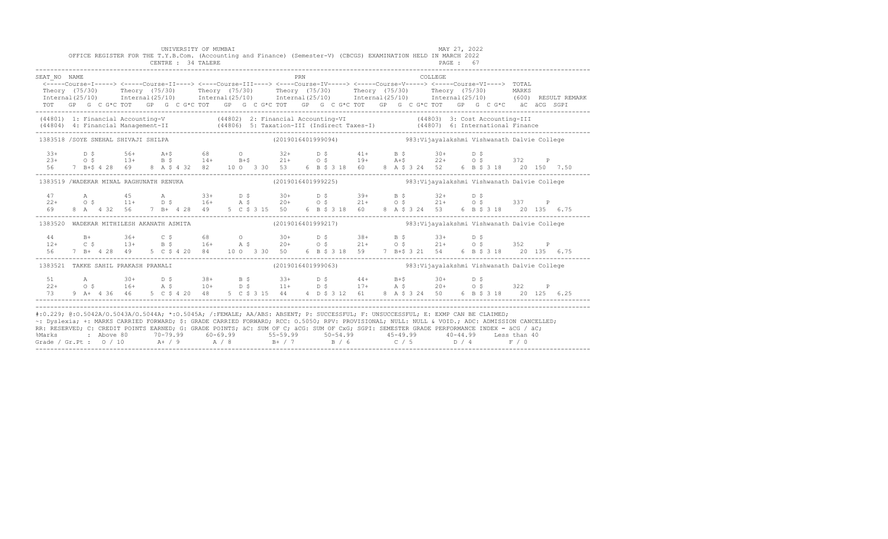UNIVERSITY OF MUMBAI

OFFICE REGISTER FOR THE T.Y.B.Com. (Accounting and Finance) (Semester-V) (CBCGS) EXAMINATION HELD IN MARCH 2022

CENTRE : 34 TALERE

MAY 27, 2022

```
SEAT_NO  NAME                                                   PRN                                      COLLEGE
 <-----Course-I-----> <-----Course-II----> <----Course-III----> <----Course-IV-----> <-----Course-V-----> <-----Course-VI----> TOTAL
 Theory  (75/30)      Theory  (75/30)      Theory  (75/30)      Theory  (75/30)      Theory  (75/30)      Theory  (75/30)       MARKS
 Internal(25/10)      Internal(25/10)      Internal(25/10)      Internal(25/10)      Internal(25/10)      Internal(25/10)      (600)  RESULT REMARK
 TOT   GP  G  C G*C TOT   GP  G  C G*C TOT   GP  G  C G*C TOT   GP  G  C G*C TOT   GP  G  C G*C TOT   GP  G  C G*C   äC  äCG  SGPI

 (44801) 1: Financial Accounting-V          (44802) 2: Financial Accounting-VI               (44803) 3: Cost Accounting-III
 (44804) 4: Financial Management-II         (44806) 5: Taxation-III (Indirect Taxes-I)       (44807) 6: International Finance

 1383518 /SOYE SNEHAL SHIVAJI SHILPA                        (2019016401999094)           983:Vijayalakshmi Vishwanath Dalvie College

   33+      D $       56+      A+$       68       O         32+      D $       41+      B $       30+      D $
   23+      O $       13+      B $       14+      B+$       21+      O $       19+      A+$       22+      O $       372     P
  56    7 B+$ 4 28  69    8 A $ 4 32  82    10 O  3 30  53    6 B $ 3 18  60    8 A $ 3 24  52    6 B $ 3 18    20  150  7.50

 1383519 /WADEKAR MINAL RAGHUNATH RENUKA                    (2019016401999225)           983:Vijayalakshmi Vishwanath Dalvie College

   47       A         45       A         33+      D $       30+      D $       39+      B $       32+      D $
   22+      O $       11+      D $       16+      A $       20+      O $       21+      O $       21+      O $       337     P
  69    8 A   4 32  56    7 B+  4 28  49    5 C $ 3 15  50    6 B $ 3 18  60    8 A $ 3 24  53    6 B $ 3 18    20  135  6.75

 1383520  WADEKAR MITHILESH AKANATH ASMITA                  (2019016401999217)           983:Vijayalakshmi Vishwanath Dalvie College

   44       B+        36+      C $       68       O         30+      D $       38+      B $       33+      D $
   12+      C $       13+      B $       16+      A $       20+      O $       21+      O $       21+      O $       352     P
  56    7 B+  4 28  49    5 C $ 4 20  84    10 O  3 30  50    6 B $ 3 18  59    7 B+$ 3 21  54    6 B $ 3 18    20  135  6.75

 1383521  TAKKE SAHIL PRAKASH PRANALI                       (2019016401999063)           983:Vijayalakshmi Vishwanath Dalvie College

   51       A         30+      D $       38+      B $       33+      D $       44+      B+$       30+      D $
   22+      O $       16+      A $       10+      D $       11+      D $       17+      A $       20+      O $       322     P
  73    9 A+  4 36  46    5 C $ 4 20  48    5 C $ 3 15  44    4 D $ 3 12  61    8 A $ 3 24  50    6 B $ 3 18    20  125  6.25
```

#:O.229; @:O.5042A/O.5043A/O.5044A; *:O.5045A; /:FEMALE; AA/ABS: ABSENT; P: SUCCESSFUL; F: UNSUCCESSFUL; E: EXMP CAN BE CLAIMED;
~: Dyslexia; +: MARKS CARRIED FORWARD; $: GRADE CARRIED FORWARD; RCC: O.5050; RPV: PROVISIONAL; NULL: NULL & VOID.; ADC: ADMISSION CANCELLED;
RR: RESERVED; C: CREDIT POINTS EARNED; G: GRADE POINTS; äC: SUM OF C; äCG: SUM OF CxG; SGPI: SEMESTER GRADE PERFORMANCE INDEX = äCG / äC;

| %Marks | Above 80 | 70-79.99 | 60-69.99 | 55-59.99 | 50-54.99 | 45-49.99 | 40-44.99 | Less than 40 |
|---|---|---|---|---|---|---|---|---|
| Grade / Gr.Pt | O / 10 | A+ / 9 | A / 8 | B+ / 7 | B / 6 | C / 5 | D / 4 | F / 0 |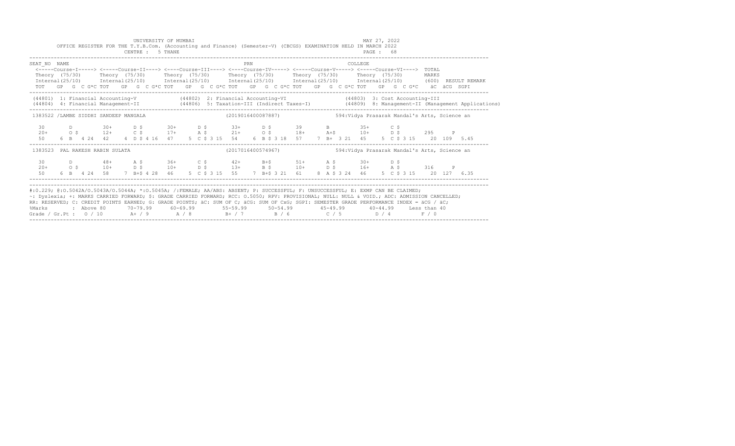UNIVERSITY OF MUMBAI
MAY 27, 2022

OFFICE REGISTER FOR THE T.Y.B.Com. (Accounting and Finance) (Semester-V) (CBCGS) EXAMINATION HELD IN MARCH 2022

CENTRE : 5 THANE

```
SEAT_NO  NAME                                                          PRN                                    COLLEGE
 <-----Course-I-----> <-----Course-II----> <----Course-III----> <----Course-IV-----> <-----Course-V-----> <-----Course-VI----> TOTAL
 Theory  (75/30)      Theory  (75/30)      Theory  (75/30)      Theory  (75/30)      Theory  (75/30)      Theory  (75/30)       MARKS
 Internal(25/10)      Internal(25/10)      Internal(25/10)      Internal(25/10)      Internal(25/10)      Internal(25/10)       (600)  RESULT REMARK
 TOT   GP  G  C G*C TOT   GP  G  C G*C TOT   GP  G  C G*C TOT   GP  G  C G*C TOT   GP  G  C G*C TOT   GP  G  C G*C   äC  äCG  SGPI
```

```
(44801) 1: Financial Accounting-V          (44802) 2: Financial Accounting-VI            (44803) 3: Cost Accounting-III
(44804) 4: Financial Management-II         (44806) 5: Taxation-III (Indirect Taxes-I)    (44809) 8: Management-II (Management Applications)
```

```
1383522 /LAMBE SIDDHI SANDEEP MANGALA                          (2019016400087887)             594:Vidya Prasarak Mandal's Arts, Science an

  30       D          30+      D $        30+      D $        33+      D $        39       B          35+      C $
  20+      O $        12+      C $        17+      A $        21+      O $        18+      A+$        10+      D $        295     P
  50    6  B  4 24  42    4  D $ 4 16  47    5  C $ 3 15  54    6  B $ 3 18  57    7  B+  3 21  45    5  C $ 3 15    20  109  5.45
```

```
1383523  PAL RAKESH RABIN SULATA                               (2017016400574967)             594:Vidya Prasarak Mandal's Arts, Science an

  30       D          48+      A $        36+      C $        42+      B+$        51+      A $        30+      D $
  20+      O $        10+      D $        10+      D $        13+      B $        10+      D $        16+      A $        316     P
  50    6  B  4 24  58    7  B+$ 4 28  46    5  C $ 3 15  55    7  B+$ 3 21  61    8  A $ 3 24  46    5  C $ 3 15    20  127  6.35
```

#:0.229; @:O.5042A/O.5043A/O.5044A; *:O.5045A; /:FEMALE; AA/ABS: ABSENT; P: SUCCESSFUL; F: UNSUCCESSFUL; E: EXMP CAN BE CLAIMED;
~: Dyslexia; +: MARKS CARRIED FORWARD; $: GRADE CARRIED FORWARD; RCC: O.5050; RPV: PROVISIONAL; NULL: NULL & VOID.; ADC: ADMISSION CANCELLED;
RR: RESERVED; C: CREDIT POINTS EARNED; G: GRADE POINTS; äC: SUM OF C; äCG: SUM OF CxG; SGPI: SEMESTER GRADE PERFORMANCE INDEX = äCG / äC;

| %Marks | : Above 80 | 70-79.99 | 60-69.99 | 55-59.99 | 50-54.99 | 45-49.99 | 40-44.99 | Less than 40 |
|---|---|---|---|---|---|---|---|---|
| Grade / Gr.Pt : | O / 10 | A+ / 9 | A / 8 | B+ / 7 | B / 6 | C / 5 | D / 4 | F / 0 |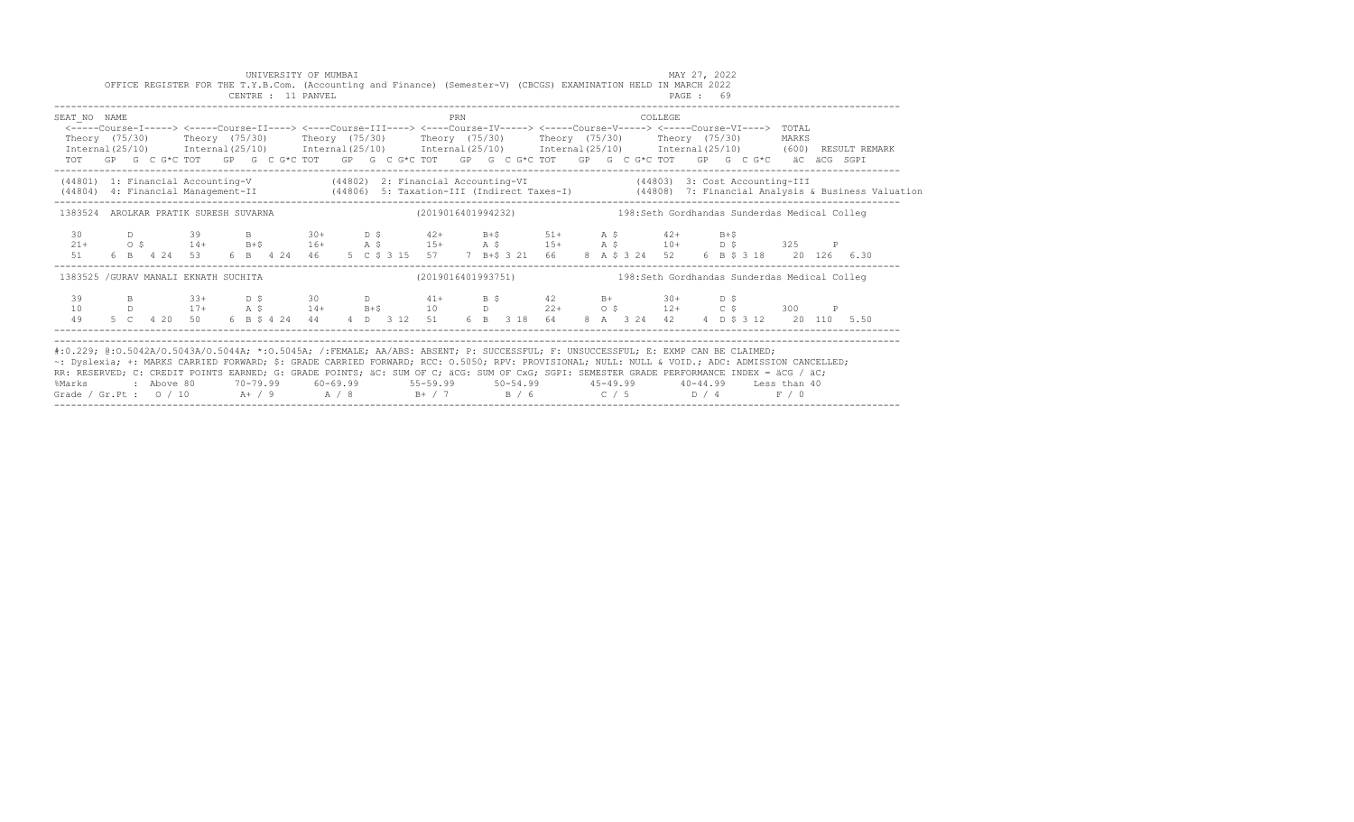UNIVERSITY OF MUMBAI

OFFICE REGISTER FOR THE T.Y.B.Com. (Accounting and Finance) (Semester-V) (CBCGS) EXAMINATION HELD IN MARCH 2022

CENTRE : 11 PANVEL

MAY 27, 2022

```
SEAT_NO  NAME                                              PRN                                     COLLEGE
 <-----Course-I-----> <-----Course-II----> <----Course-III----> <----Course-IV-----> <-----Course-V-----> <-----Course-VI----> TOTAL
 Theory  (75/30)      Theory  (75/30)      Theory  (75/30)      Theory  (75/30)      Theory  (75/30)      Theory  (75/30)       MARKS
 Internal(25/10)      Internal(25/10)      Internal(25/10)      Internal(25/10)      Internal(25/10)      Internal(25/10)      (600)  RESULT REMARK
 TOT   GP  G  C G*C TOT   GP  G  C G*C TOT   GP  G  C G*C TOT   GP  G  C G*C TOT   GP  G  C G*C TOT   GP  G  C G*C    äC  äCG  SGPI

 (44801) 1: Financial Accounting-V            (44802) 2: Financial Accounting-VI               (44803) 3: Cost Accounting-III
 (44804) 4: Financial Management-II           (44806) 5: Taxation-III (Indirect Taxes-I)       (44808) 7: Financial Analysis & Business Valuation

 1383524  AROLKAR PRATIK SURESH SUVARNA                   (2019016401994232)              198:Seth Gordhandas Sunderdas Medical Colleg

   30        D          39       B          30+       D $        42+       B+$        51+       A $        42+       B+$
   21+       O $        14+      B+$        16+       A $        15+       A $        15+       A $        10+       D $        325     P
   51     6  B   4 24   53    6  B   4 24   46     5  C $ 3 15   57     7  B+$ 3 21   66     8  A $ 3 24   52     6  B $ 3 18     20  126  6.30

 1383525 /GURAV MANALI EKNATH SUCHITA                     (2019016401993751)              198:Seth Gordhandas Sunderdas Medical Colleg

   39        B          33+      D $        30        D          41+       B $        42        B+         30+       D $
   10        D          17+      A $        14+       B+$        10        D          22+       O $        12+       C $        300     P
   49     5  C   4 20   50    6  B $ 4 24   44     4  D   3 12   51     6  B   3 18   64     8  A   3 24   42     4  D $ 3 12     20  110  5.50
```

#:0.229; @:O.5042A/O.5043A/O.5044A; *:O.5045A; /:FEMALE; AA/ABS: ABSENT; P: SUCCESSFUL; F: UNSUCCESSFUL; E: EXMP CAN BE CLAIMED;
~: Dyslexia; +: MARKS CARRIED FORWARD; $: GRADE CARRIED FORWARD; RCC: O.5050; RPV: PROVISIONAL; NULL: NULL & VOID.; ADC: ADMISSION CANCELLED;
RR: RESERVED; C: CREDIT POINTS EARNED; G: GRADE POINTS; äC: SUM OF C; äCG: SUM OF CxG; SGPI: SEMESTER GRADE PERFORMANCE INDEX = äCG / äC;

| %Marks | : Above 80 | 70-79.99 | 60-69.99 | 55-59.99 | 50-54.99 | 45-49.99 | 40-44.99 | Less than 40 |
|---|---|---|---|---|---|---|---|---|
| Grade / Gr.Pt : | O / 10 | A+ / 9 | A / 8 | B+ / 7 | B / 6 | C / 5 | D / 4 | F / 0 |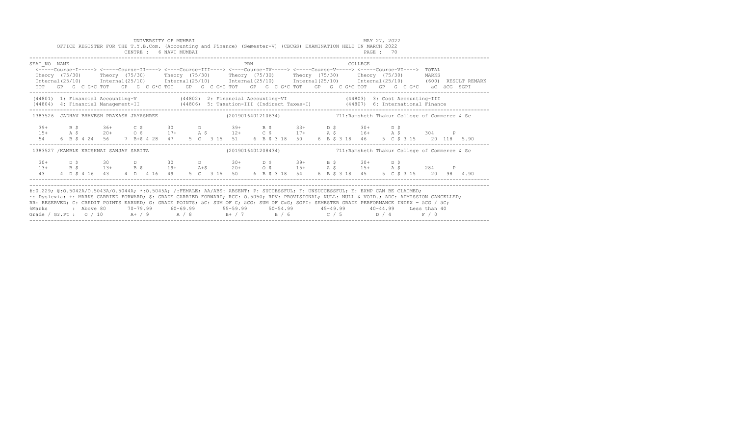UNIVERSITY OF MUMBAI

OFFICE REGISTER FOR THE T.Y.B.Com. (Accounting and Finance) (Semester-V) (CBCGS) EXAMINATION HELD IN MARCH 2022

CENTRE : 6 NAVI MUMBAI

MAY 27, 2022

```
SEAT_NO  NAME                                                   PRN                                COLLEGE
 <-----Course-I-----> <-----Course-II----> <----Course-III----> <----Course-IV-----> <-----Course-V-----> <-----Course-VI---->  TOTAL
 Theory  (75/30)      Theory  (75/30)      Theory  (75/30)      Theory  (75/30)      Theory  (75/30)      Theory  (75/30)       MARKS
 Internal(25/10)      Internal(25/10)      Internal(25/10)      Internal(25/10)      Internal(25/10)      Internal(25/10)       (600)  RESULT REMARK
 TOT   GP  G  C G*C TOT   GP  G  C G*C TOT   GP  G  C G*C TOT   GP  G  C G*C TOT   GP  G  C G*C TOT   GP  G  C G*C   äC  äCG  SGPI

 (44801) 1: Financial Accounting-V            (44802) 2: Financial Accounting-VI                (44803) 3: Cost Accounting-III
 (44804) 4: Financial Management-II           (44806) 5: Taxation-III (Indirect Taxes-I)        (44807) 6: International Finance

 1383526  JADHAV BHAVESH PRAKASH JAYASHREE               (2019016401210634)              711:Ramsheth Thakur College of Commerce & Sc

   39+      B $       36+      C $       30       D         39+      B $       33+      D $       30+      D $
   15+      A $       20+      O $       17+      A $       12+      C $       17+      A $       16+      A $       304     P
   54    6  B $ 4 24  56    7  B+$ 4 28  47    5  C   3 15  51    6  B $ 3 18  50    6  B $ 3 18  46    5  C $ 3 15    20  118  5.90

 1383527 /KAMBLE KRUSHNAI SANJAY SARITA                  (2019016401208434)              711:Ramsheth Thakur College of Commerce & Sc

   30+      D $       30       D         30       D         30+      D $       39+      B $       30+      D $
   13+      B $       13+      B $       19+      A+$       20+      O $       15+      A $       15+      A $       284     P
   43    4  D $ 4 16  43    4  D   4 16  49    5  C   3 15  50    6  B $ 3 18  54    6  B $ 3 18  45    5  C $ 3 15    20   98  4.90
```

#:O.229; @:O.5042A/O.5043A/O.5044A; *:O.5045A; /:FEMALE; AA/ABS: ABSENT; P: SUCCESSFUL; F: UNSUCCESSFUL; E: EXMP CAN BE CLAIMED;
~: Dyslexia; +: MARKS CARRIED FORWARD; $: GRADE CARRIED FORWARD; RCC: O.5050; RPV: PROVISIONAL; NULL: NULL & VOID.; ADC: ADMISSION CANCELLED;
RR: RESERVED; C: CREDIT POINTS EARNED; G: GRADE POINTS; äC: SUM OF C; äCG: SUM OF CxG; SGPI: SEMESTER GRADE PERFORMANCE INDEX = äCG / äC;

| %Marks | Above 80 | 70-79.99 | 60-69.99 | 55-59.99 | 50-54.99 | 45-49.99 | 40-44.99 | Less than 40 |
|---|---|---|---|---|---|---|---|---|
| Grade / Gr.Pt : | O / 10 | A+ / 9 | A / 8 | B+ / 7 | B / 6 | C / 5 | D / 4 | F / 0 |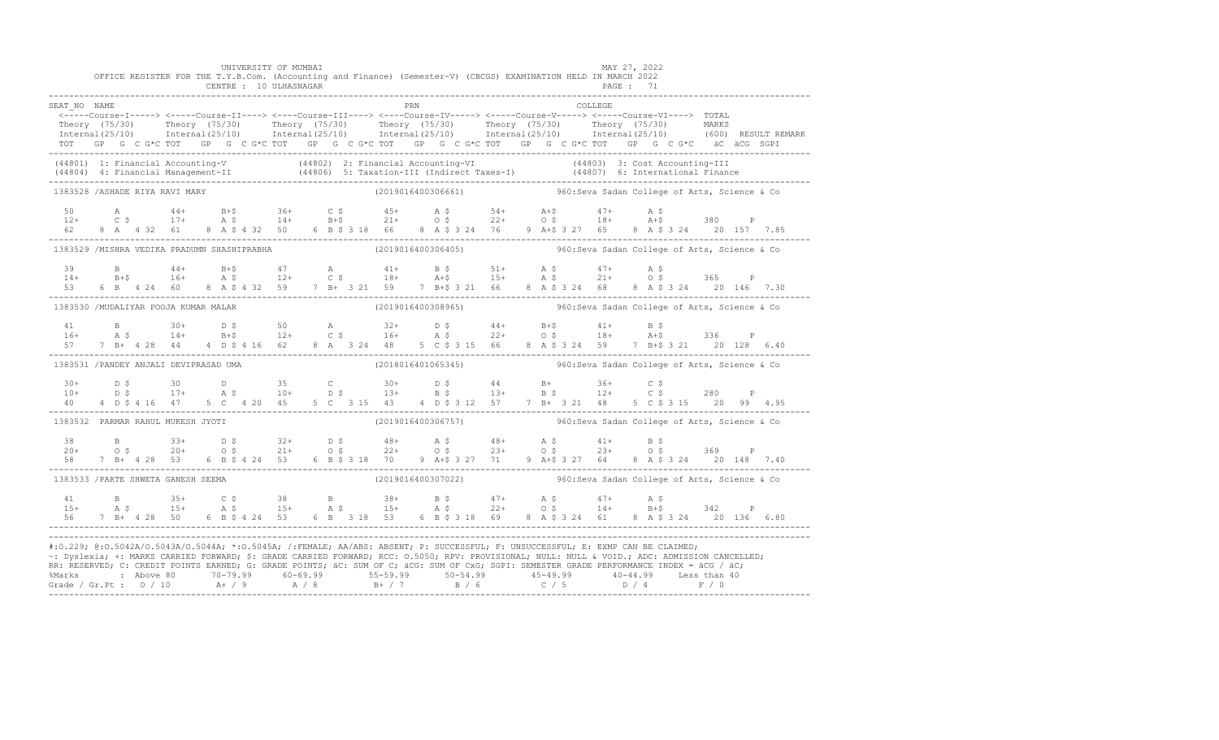UNIVERSITY OF MUMBAI
MAY 27, 2022

OFFICE REGISTER FOR THE T.Y.B.Com. (Accounting and Finance) (Semester-V) (CBCGS) EXAMINATION HELD IN MARCH 2022

CENTRE : 10 ULHASNAGAR

```
SEAT_NO  NAME                                                    PRN                                          COLLEGE
 <-----Course-I-----> <-----Course-II----> <----Course-III----> <----Course-IV-----> <-----Course-V-----> <-----Course-VI----> TOTAL
 Theory (75/30)      Theory  (75/30)      Theory  (75/30)      Theory  (75/30)      Theory  (75/30)      Theory  (75/30)      MARKS
 Internal(25/10)     Internal(25/10)      Internal(25/10)      Internal(25/10)      Internal(25/10)      Internal(25/10)      (600)  RESULT REMARK
 TOT   GP  G  C G*C TOT   GP  G  C G*C TOT   GP  G  C G*C TOT   GP  G  C G*C TOT   GP  G  C G*C TOT   GP  G  C G*C   äC  äCG  SGPI
----------------------------------------------------------------------------------------------------------------------------------------------
(44801) 1: Financial Accounting-V          (44802) 2: Financial Accounting-VI                 (44803) 3: Cost Accounting-III
(44804) 4: Financial Management-II          (44806) 5: Taxation-III (Indirect Taxes-I)         (44807) 6: International Finance
----------------------------------------------------------------------------------------------------------------------------------------------
1383528 /ASHADE RIYA RAVI MARY                              (2019016400306661)          960:Seva Sadan College of Arts, Science & Co

  50      A       44+     B+$       36+     C $       45+     A $       54+     A+$       47+     A $
  12+     C $     17+     A $       14+     B+$       21+     O $       22+     O $       18+     A+$       380     P
  62    8  A   4 32  61    8  A $ 4 32  50    6  B $ 3 18  66    8  A $ 3 24  76    9  A+$ 3 27  65    8  A $ 3 24    20  157  7.85
----------------------------------------------------------------------------------------------------------------------------------------------
1383529 /MISHRA VEDIKA PRADUMN SHASHIPRABHA                 (2019016400306405)          960:Seva Sadan College of Arts, Science & Co

  39      B       44+     B+$       47      A         41+     B $       51+     A $       47+     A $
  14+     B+$     16+     A $       12+     C $       18+     A+$       15+     A $       21+     O $       365     P
  53    6  B   4 24  60    8  A $ 4 32  59    7  B+  3 21  59    7  B+$ 3 21  66    8  A $ 3 24  68    8  A $ 3 24    20  146  7.30
----------------------------------------------------------------------------------------------------------------------------------------------
1383530 /MUDALIYAR POOJA KUMAR MALAR                        (2019016400308965)          960:Seva Sadan College of Arts, Science & Co

  41      B       30+     D $       50      A         32+     D $       44+     B+$       41+     B $
  16+     A $     14+     B+$       12+     C $       16+     A $       22+     O $       18+     A+$       336     P
  57    7  B+  4 28  44    4  D $ 4 16  62    8  A   3 24  48    5  C $ 3 15  66    8  A $ 3 24  59    7  B+$ 3 21    20  128  6.40
----------------------------------------------------------------------------------------------------------------------------------------------
1383531 /PANDEY ANJALI DEVIPRASAD UMA                       (2018016401065345)          960:Seva Sadan College of Arts, Science & Co

  30+     D $     30      D         35      C         30+     D $       44      B+        36+     C $
  10+     D $     17+     A $       10+     D $       13+     B $       13+     B $       12+     C $       280     P
  40    4  D $ 4 16  47    5  C   4 20  45    5  C   3 15  43    4  D $ 3 12  57    7  B+  3 21  48    5  C $ 3 15    20   99  4.95
----------------------------------------------------------------------------------------------------------------------------------------------
1383532  PARMAR RAHUL MUKESH JYOTI                          (2019016400306757)          960:Seva Sadan College of Arts, Science & Co

  38      B       33+     D $       32+     D $       48+     A $       48+     A $       41+     B $
  20+     O $     20+     O $       21+     O $       22+     O $       23+     O $       23+     O $       369     P
  58    7  B+  4 28  53    6  B $ 4 24  53    6  B $ 3 18  70    9  A+$ 3 27  71    9  A+$ 3 27  64    8  A $ 3 24    20  148  7.40
----------------------------------------------------------------------------------------------------------------------------------------------
1383533 /PARTE SHWETA GANESH SEEMA                          (2019016400307022)          960:Seva Sadan College of Arts, Science & Co

  41      B       35+     C $       38      B         38+     B $       47+     A $       47+     A $
  15+     A $     15+     A $       15+     A $       15+     A $       22+     O $       14+     B+$       342     P
  56    7  B+  4 28  50    6  B $ 4 24  53    6  B   3 18  53    6  B $ 3 18  69    8  A $ 3 24  61    8  A $ 3 24    20  136  6.80
----------------------------------------------------------------------------------------------------------------------------------------------
```

#:O.229; @:O.5042A/O.5043A/O.5044A; *:O.5045A; /:FEMALE; AA/ABS: ABSENT; P: SUCCESSFUL; F: UNSUCCESSFUL; E: EXMP CAN BE CLAIMED;
~: Dyslexia; +: MARKS CARRIED FORWARD; $: GRADE CARRIED FORWARD; RCC: O.5050; RPV: PROVISIONAL; NULL: NULL & VOID.; ADC: ADMISSION CANCELLED;
RR: RESERVED; C: CREDIT POINTS EARNED; G: GRADE POINTS; äC: SUM OF C; äCG: SUM OF CxG; SGPI: SEMESTER GRADE PERFORMANCE INDEX = äCG / äC;

| %Marks | : Above 80 | 70-79.99 | 60-69.99 | 55-59.99 | 50-54.99 | 45-49.99 | 40-44.99 | Less than 40 |
|---|---|---|---|---|---|---|---|---|
| Grade / Gr.Pt : | O / 10 | A+ / 9 | A / 8 | B+ / 7 | B / 6 | C / 5 | D / 4 | F / 0 |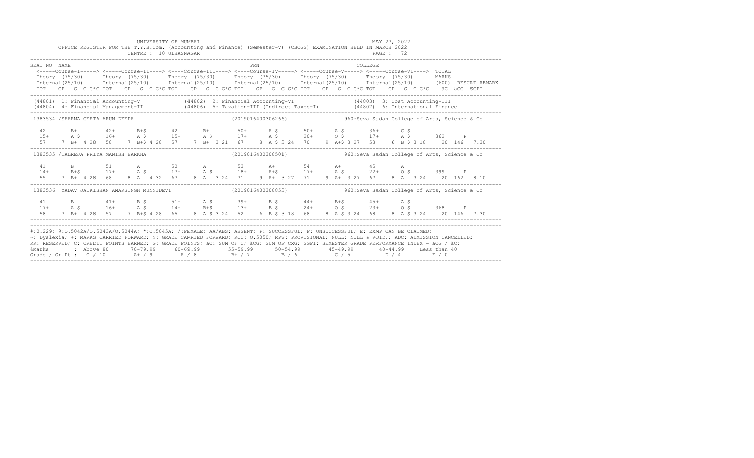UNIVERSITY OF MUMBAI
MAY 27, 2022

OFFICE REGISTER FOR THE T.Y.B.Com. (Accounting and Finance) (Semester-V) (CBCGS) EXAMINATION HELD IN MARCH 2022

CENTRE : 10 ULHASNAGAR

PAGE : 72

```
SEAT_NO  NAME                                                    PRN                                      COLLEGE
 <-----Course-I-----> <-----Course-II----> <----Course-III----> <----Course-IV-----> <-----Course-V-----> <-----Course-VI---->  TOTAL
 Theory  (75/30)      Theory  (75/30)      Theory  (75/30)      Theory  (75/30)      Theory  (75/30)      Theory  (75/30)       MARKS
 Internal(25/10)      Internal(25/10)      Internal(25/10)      Internal(25/10)      Internal(25/10)      Internal(25/10)       (600)  RESULT REMARK
 TOT   GP  G  C G*C TOT   GP  G  C G*C TOT   GP  G  C G*C TOT   GP  G  C G*C TOT   GP  G  C G*C TOT   GP  G  C G*C   äC  äCG  SGPI
----------------------------------------------------------------------------------------------------------------------------------------
 (44801) 1: Financial Accounting-V              (44802) 2: Financial Accounting-VI                   (44803) 3: Cost Accounting-III
 (44804) 4: Financial Management-II             (44806) 5: Taxation-III (Indirect Taxes-I)           (44807) 6: International Finance
----------------------------------------------------------------------------------------------------------------------------------------
 1383534 /SHARMA GEETA ARUN DEEPA                              (2019016400306266)           960:Seva Sadan College of Arts, Science & Co

  42       B+        42+      B+$       42       B+        50+      A $       50+      A $       36+      C $
  15+      A $       16+      A $       15+      A $       17+      A $       20+      O $       17+      A $       362    P
  57    7  B+  4 28  58    7  B+$ 4 28  57    7  B+  3 21  67    8  A $ 3 24  70    9  A+$ 3 27  53    6  B $ 3 18   20  146  7.30
----------------------------------------------------------------------------------------------------------------------------------------
 1383535 /TALREJA PRIYA MANISH BARKHA                          (2019016400308501)           960:Seva Sadan College of Arts, Science & Co

  41       B         51       A         50       A         53       A+        54       A+        45       A
  14+      B+$       17+      A $       17+      A $       18+      A+$       17+      A $       22+      O $       399    P
  55    7  B+  4 28  68    8  A   4 32  67    8  A   3 24  71    9  A+  3 27  71    9  A+  3 27  67    8  A   3 24   20  162  8.10
----------------------------------------------------------------------------------------------------------------------------------------
 1383536  YADAV JAIKISHAN AMARSINGH MUNNIDEVI                  (2019016400308853)           960:Seva Sadan College of Arts, Science & Co

  41       B         41+      B $       51+      A $       39+      B $       44+      B+$       45+      A $
  17+      A $       16+      A $       14+      B+$       13+      B $       24+      O $       23+      O $       368    P
  58    7  B+  4 28  57    7  B+$ 4 28  65    8  A $ 3 24  52    6  B $ 3 18  68    8  A $ 3 24  68    8  A $ 3 24   20  146  7.30
----------------------------------------------------------------------------------------------------------------------------------------
```

#:0.229; @:O.5042A/O.5043A/O.5044A; *:O.5045A; /:FEMALE; AA/ABS: ABSENT; P: SUCCESSFUL; F: UNSUCCESSFUL; E: EXMP CAN BE CLAIMED;
~: Dyslexia; +: MARKS CARRIED FORWARD; $: GRADE CARRIED FORWARD; RCC: O.5050; RPV: PROVISIONAL; NULL: NULL & VOID.; ADC: ADMISSION CANCELLED;
RR: RESERVED; C: CREDIT POINTS EARNED; G: GRADE POINTS; äC: SUM OF C; äCG: SUM OF CxG; SGPI: SEMESTER GRADE PERFORMANCE INDEX = äCG / äC;

| %Marks | : Above 80 | 70-79.99 | 60-69.99 | 55-59.99 | 50-54.99 | 45-49.99 | 40-44.99 | Less than 40 |
|---|---|---|---|---|---|---|---|---|
| Grade / Gr.Pt : | O / 10 | A+ / 9 | A / 8 | B+ / 7 | B / 6 | C / 5 | D / 4 | F / 0 |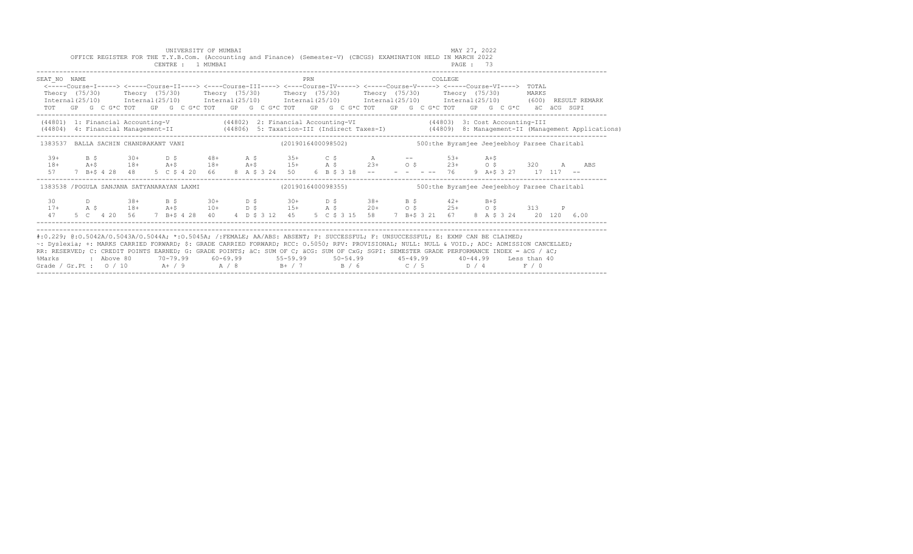UNIVERSITY OF MUMBAI
MAY 27, 2022

OFFICE REGISTER FOR THE T.Y.B.Com. (Accounting and Finance) (Semester-V) (CBCGS) EXAMINATION HELD IN MARCH 2022

CENTRE : 1 MUMBAI

PAGE : 73

```
SEAT_NO  NAME                                                              PRN                                   COLLEGE
 <-----Course-I-----> <-----Course-II----> <----Course-III----> <----Course-IV-----> <-----Course-V-----> <-----Course-VI---->  TOTAL
 Theory  (75/30)      Theory  (75/30)      Theory  (75/30)      Theory  (75/30)      Theory  (75/30)      Theory  (75/30)       MARKS
 Internal(25/10)      Internal(25/10)      Internal(25/10)      Internal(25/10)      Internal(25/10)      Internal(25/10)       (600)  RESULT REMARK
 TOT   GP  G  C G*C TOT   GP  G  C G*C TOT   GP  G  C G*C TOT   GP  G  C G*C TOT   GP  G  C G*C TOT   GP  G  C G*C   äC  äCG  SGPI

 (44801)  1: Financial Accounting-V            (44802)  2: Financial Accounting-VI                (44803)  3: Cost Accounting-III
 (44804)  4: Financial Management-II           (44806)  5: Taxation-III (Indirect Taxes-I)        (44809)  8: Management-II (Management Applications)

 1383537  BALLA SACHIN CHANDRAKANT VANI                       (2019016400098502)              500:the Byramjee Jeejeebhoy Parsee Charitabl

  39+      B $       30+      D $       48+      A $       35+      C $        A        --         53+      A+$
  18+      A+$       18+      A+$       18+      A+$       15+      A $       23+      O $        23+      O $        320     A     ABS
  57    7  B+$ 4 28  48    5  C $ 4 20  66    8  A $ 3 24  50    6  B $ 3 18  --    -  -  - --  76    9  A+$ 3 27    17  117  --

 1383538 /POGULA SANJANA SATYANARAYAN LAXMI                   (2019016400098355)              500:the Byramjee Jeejeebhoy Parsee Charitabl

  30       D         38+      B $       30+      D $       30+      D $       38+      B $        42+      B+$
  17+      A $       18+      A+$       10+      D $       15+      A $       20+      O $        25+      O $        313     P
  47    5  C   4 20  56    7  B+$ 4 28  40    4  D $ 3 12  45    5  C $ 3 15  58    7  B+$ 3 21  67    8  A $ 3 24    20  120  6.00
```

#:0.229; @:O.5042A/O.5043A/O.5044A; *:O.5045A; /:FEMALE; AA/ABS: ABSENT; P: SUCCESSFUL; F: UNSUCCESSFUL; E: EXMP CAN BE CLAIMED;
~: Dyslexia; +: MARKS CARRIED FORWARD; $: GRADE CARRIED FORWARD; RCC: O.5050; RPV: PROVISIONAL; NULL: NULL & VOID.; ADC: ADMISSION CANCELLED;
RR: RESERVED; C: CREDIT POINTS EARNED; G: GRADE POINTS; äC: SUM OF C; äCG: SUM OF CxG; SGPI: SEMESTER GRADE PERFORMANCE INDEX = äCG / äC;

| %Marks | : Above 80 | 70-79.99 | 60-69.99 | 55-59.99 | 50-54.99 | 45-49.99 | 40-44.99 | Less than 40 |
|---|---|---|---|---|---|---|---|---|
| Grade / Gr.Pt : | O / 10 | A+ / 9 | A / 8 | B+ / 7 | B / 6 | C / 5 | D / 4 | F / 0 |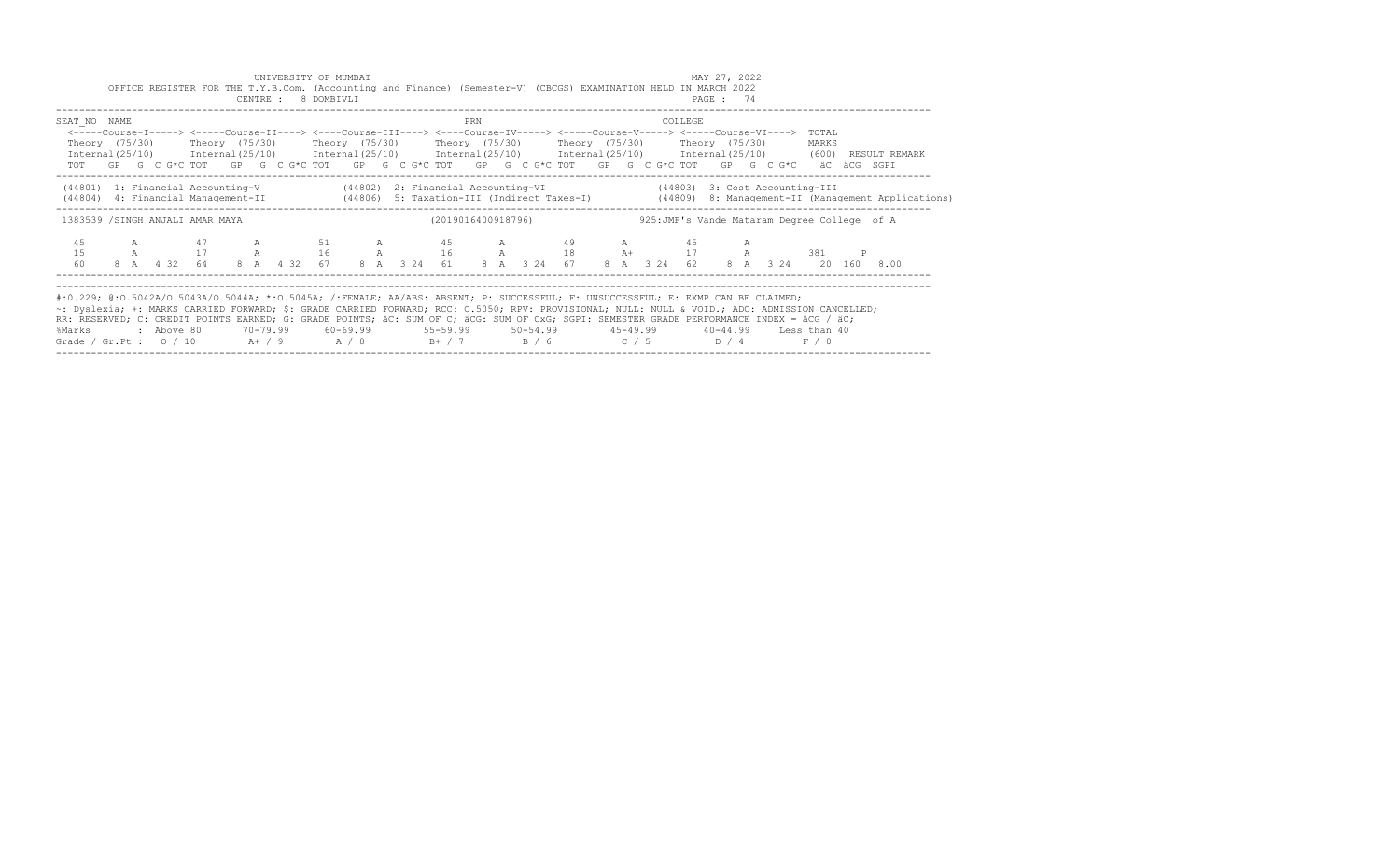UNIVERSITY OF MUMBAI

MAY 27, 2022

OFFICE REGISTER FOR THE T.Y.B.Com. (Accounting and Finance) (Semester-V) (CBCGS) EXAMINATION HELD IN MARCH 2022

CENTRE : 8 DOMBIVLI

```
SEAT_NO  NAME                                                    PRN                                 COLLEGE
 <-----Course-I-----> <-----Course-II----> <----Course-III----> <----Course-IV-----> <-----Course-V-----> <-----Course-VI---->  TOTAL
 Theory  (75/30)      Theory  (75/30)      Theory  (75/30)      Theory  (75/30)      Theory  (75/30)      Theory  (75/30)       MARKS
 Internal(25/10)      Internal(25/10)      Internal(25/10)      Internal(25/10)      Internal(25/10)      Internal(25/10)       (600)  RESULT REMARK
 TOT   GP  G  C G*C TOT   GP  G  C G*C TOT   GP  G  C G*C TOT   GP  G  C G*C TOT   GP  G  C G*C TOT   GP  G  C G*C    äC  äCG  SGPI
-----------------------------------------------------------------------------------------------------------------------------------------
 (44801)  1: Financial Accounting-V            (44802)  2: Financial Accounting-VI                (44803)  3: Cost Accounting-III
 (44804)  4: Financial Management-II           (44806)  5: Taxation-III (Indirect Taxes-I)        (44809)  8: Management-II (Management Applications)
-----------------------------------------------------------------------------------------------------------------------------------------
 1383539 /SINGH ANJALI AMAR MAYA                          (2019016400918796)                925:JMF's Vande Mataram Degree College  of A

  45       A         47       A         51       A         45       A         49       A         45       A
  15       A         17       A         16       A         16       A         18       A+        17       A          381     P
  60    8  A   4 32  64    8  A   4 32  67    8  A   3 24  61    8  A   3 24  67    8  A   3 24  62    8  A   3 24    20  160   8.00
-----------------------------------------------------------------------------------------------------------------------------------------
```

#:0.229; @:O.5042A/O.5043A/O.5044A; *:O.5045A; /:FEMALE; AA/ABS: ABSENT; P: SUCCESSFUL; F: UNSUCCESSFUL; E: EXMP CAN BE CLAIMED;
~: Dyslexia; +: MARKS CARRIED FORWARD; $: GRADE CARRIED FORWARD; RCC: O.5050; RPV: PROVISIONAL; NULL: NULL & VOID.; ADC: ADMISSION CANCELLED;
RR: RESERVED; C: CREDIT POINTS EARNED; G: GRADE POINTS; äC: SUM OF C; äCG: SUM OF CxG; SGPI: SEMESTER GRADE PERFORMANCE INDEX = äCG / äC;

| %Marks | Above 80 | 70-79.99 | 60-69.99 | 55-59.99 | 50-54.99 | 45-49.99 | 40-44.99 | Less than 40 |
|---|---|---|---|---|---|---|---|---|
| Grade / Gr.Pt : | O / 10 | A+ / 9 | A / 8 | B+ / 7 | B / 6 | C / 5 | D / 4 | F / 0 |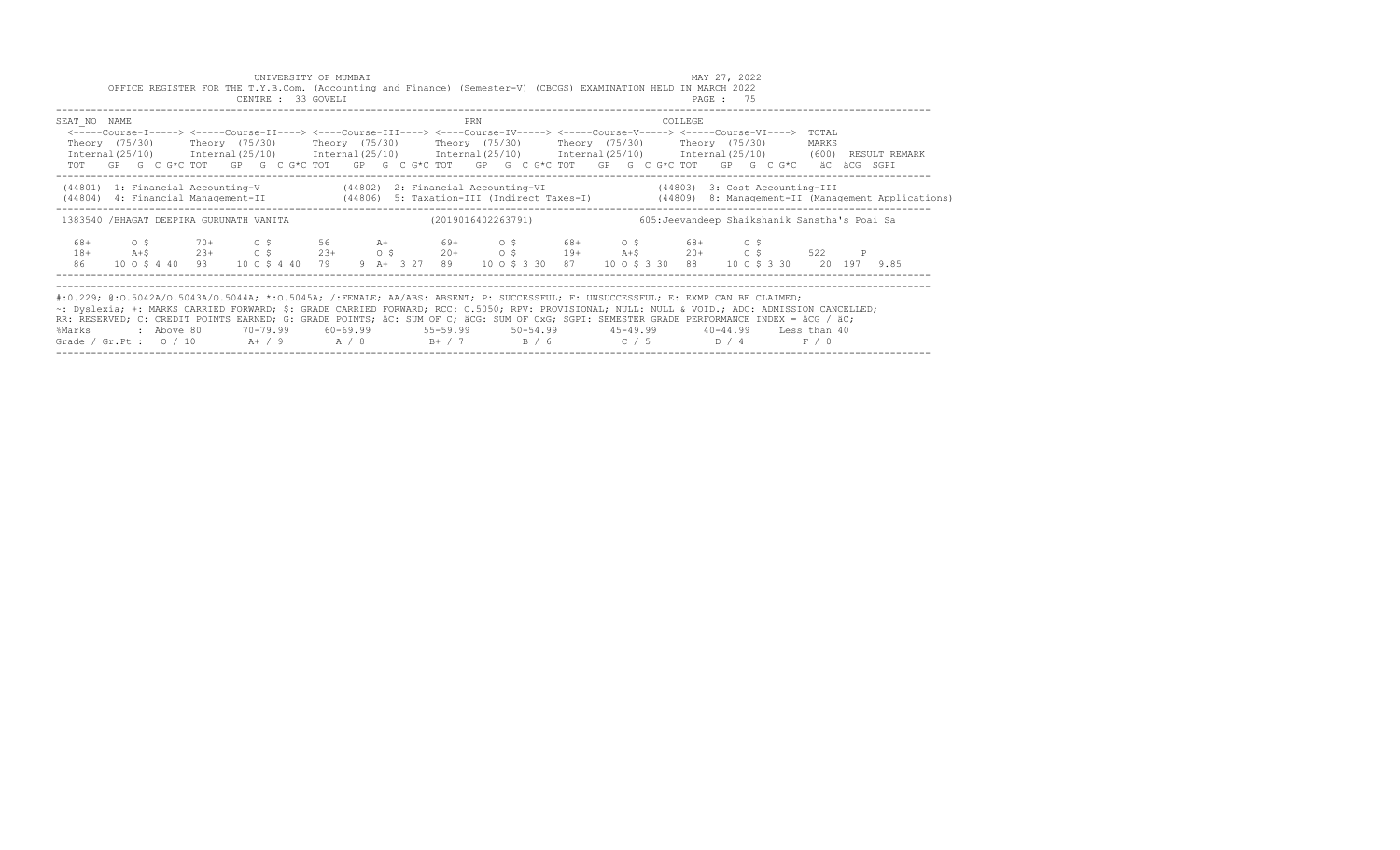UNIVERSITY OF MUMBAI

OFFICE REGISTER FOR THE T.Y.B.Com. (Accounting and Finance) (Semester-V) (CBCGS) EXAMINATION HELD IN MARCH 2022

CENTRE : 33 GOVELI

MAY 27, 2022

| SEAT_NO | NAME | | PRN | | | COLLEGE | |
|---|---|---|---|---|---|---|---|
| | <-----Course-I-----> | <-----Course-II----> | <----Course-III----> | <----Course-IV-----> | <-----Course-V-----> | <-----Course-VI----> | TOTAL |
| | Theory (75/30) | Theory (75/30) | Theory (75/30) | Theory (75/30) | Theory (75/30) | Theory (75/30) | MARKS |
| | Internal(25/10) | Internal(25/10) | Internal(25/10) | Internal(25/10) | Internal(25/10) | Internal(25/10) | (600) RESULT REMARK |
| | TOT GP G C G*C | TOT GP G C G*C | TOT GP G C G*C | TOT GP G C G*C | TOT GP G C G*C | TOT GP G C G*C | äC äCG SGPI |

(44801) 1: Financial Accounting-V (44802) 2: Financial Accounting-VI (44803) 3: Cost Accounting-III
(44804) 4: Financial Management-II (44806) 5: Taxation-III (Indirect Taxes-I) (44809) 8: Management-II (Management Applications)

1383540 /BHAGAT DEEPIKA GURUNATH VANITA (2019016402263791) 605:Jeevandeep Shaikshanik Sanstha's Poai Sa

| | Course-I | Course-II | Course-III | Course-IV | Course-V | Course-VI | Total |
|---|---|---|---|---|---|---|---|
| Theory | 68+ O $ | 70+ O $ | 56 A+ | 69+ O $ | 68+ O $ | 68+ O $ | |
| Internal | 18+ A+$ | 23+ O $ | 23+ O $ | 20+ O $ | 19+ A+$ | 20+ O $ | 522 P |
| TOT GP G C G*C | 86 10 O $ 4 40 | 93 10 O $ 4 40 | 79 9 A+ 3 27 | 89 10 O $ 3 30 | 87 10 O $ 3 30 | 88 10 O $ 3 30 | 20 197 9.85 |

#:0.229; @:O.5042A/O.5043A/O.5044A; *:O.5045A; /:FEMALE; AA/ABS: ABSENT; P: SUCCESSFUL; F: UNSUCCESSFUL; E: EXMP CAN BE CLAIMED;
~: Dyslexia; +: MARKS CARRIED FORWARD; $: GRADE CARRIED FORWARD; RCC: O.5050; RPV: PROVISIONAL; NULL: NULL & VOID.; ADC: ADMISSION CANCELLED;
RR: RESERVED; C: CREDIT POINTS EARNED; G: GRADE POINTS; äC: SUM OF C; äCG: SUM OF CxG; SGPI: SEMESTER GRADE PERFORMANCE INDEX = äCG / äC;

| %Marks | : Above 80 | 70-79.99 | 60-69.99 | 55-59.99 | 50-54.99 | 45-49.99 | 40-44.99 | Less than 40 |
|---|---|---|---|---|---|---|---|---|
| Grade / Gr.Pt : | O / 10 | A+ / 9 | A / 8 | B+ / 7 | B / 6 | C / 5 | D / 4 | F / 0 |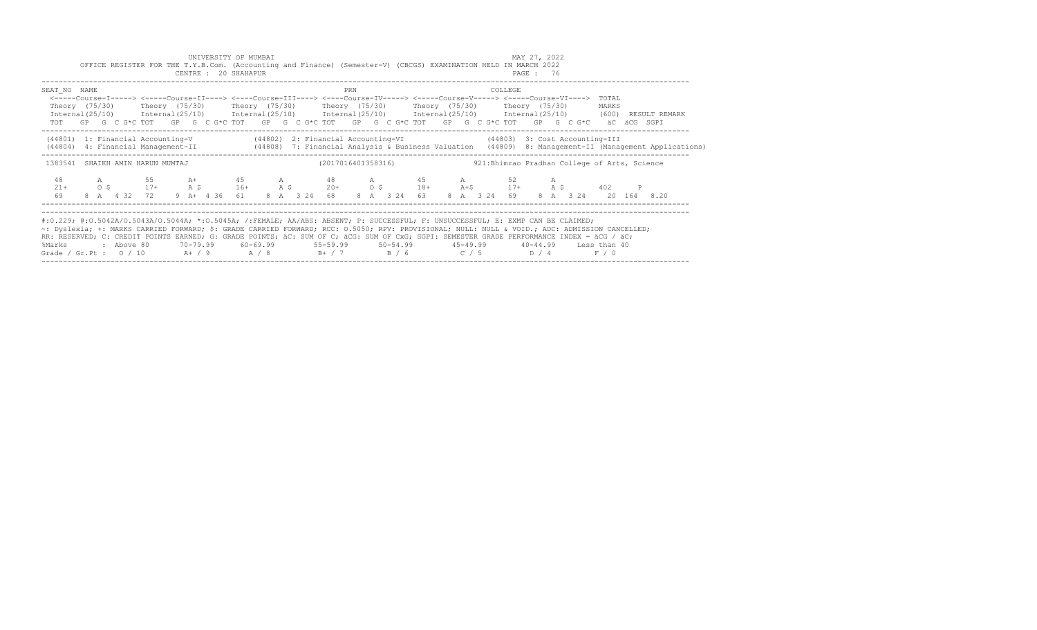UNIVERSITY OF MUMBAI

OFFICE REGISTER FOR THE T.Y.B.Com. (Accounting and Finance) (Semester-V) (CBCGS) EXAMINATION HELD IN MARCH 2022

CENTRE : 20 SHAHAPUR

MAY 27, 2022

PAGE : 76

| SEAT_NO | NAME | PRN | COLLEGE |
|---|---|---|---|

| | Course-I | Course-II | Course-III | Course-IV | Course-V | Course-VI | TOTAL MARKS | |
|---|---|---|---|---|---|---|---|---|
| | Theory (75/30) | Theory (75/30) | Theory (75/30) | Theory (75/30) | Theory (75/30) | Theory (75/30) | (600) | RESULT REMARK |
| | Internal(25/10) | Internal(25/10) | Internal(25/10) | Internal(25/10) | Internal(25/10) | Internal(25/10) | | |
| | TOT GP G C G*C | TOT GP G C G*C | TOT GP G C G*C | TOT GP G C G*C | TOT GP G C G*C | TOT GP G C G*C | äC äCG | SGPI |

(44801) 1: Financial Accounting-V (44802) 2: Financial Accounting-VI (44803) 3: Cost Accounting-III
(44804) 4: Financial Management-II (44808) 7: Financial Analysis & Business Valuation (44809) 8: Management-II (Management Applications)

1383541 SHAIKH AMIN HARUN MUMTAJ (2017016401358316) 921:Bhimrao Pradhan College of Arts, Science

| | Course-I | Course-II | Course-III | Course-IV | Course-V | Course-VI | TOTAL | RESULT |
|---|---|---|---|---|---|---|---|---|
| Theory | 48 A | 55 A+ | 45 A | 48 A | 45 A | 52 A | | |
| Internal | 21+ O $ | 17+ A $ | 16+ A $ | 20+ O $ | 18+ A+$ | 17+ A $ | 402 | P |
| TOT GP G C G*C | 69 8 A 4 32 | 72 9 A+ 4 36 | 61 8 A 3 24 | 68 8 A 3 24 | 63 8 A 3 24 | 69 8 A 3 24 | 20 164 | 8.20 |

#:0.229; @:O.5042A/O.5043A/O.5044A; *:O.5045A; /:FEMALE; AA/ABS: ABSENT; P: SUCCESSFUL; F: UNSUCCESSFUL; E: EXMP CAN BE CLAIMED;
~: Dyslexia; +: MARKS CARRIED FORWARD; $: GRADE CARRIED FORWARD; RCC: O.5050; RPV: PROVISIONAL; NULL: NULL & VOID.; ADC: ADMISSION CANCELLED;
RR: RESERVED; C: CREDIT POINTS EARNED; G: GRADE POINTS; äC: SUM OF C; äCG: SUM OF CxG; SGPI: SEMESTER GRADE PERFORMANCE INDEX = äCG / äC;

| %Marks | Above 80 | 70-79.99 | 60-69.99 | 55-59.99 | 50-54.99 | 45-49.99 | 40-44.99 | Less than 40 |
|---|---|---|---|---|---|---|---|---|
| Grade / Gr.Pt : | O / 10 | A+ / 9 | A / 8 | B+ / 7 | B / 6 | C / 5 | D / 4 | F / 0 |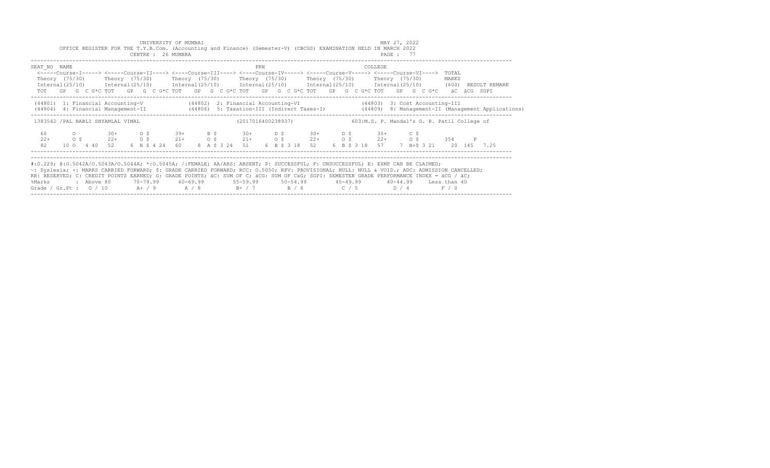UNIVERSITY OF MUMBAI

MAY 27, 2022

OFFICE REGISTER FOR THE T.Y.B.Com. (Accounting and Finance) (Semester-V) (CBCGS) EXAMINATION HELD IN MARCH 2022

CENTRE : 26 MUMBRA

| SEAT_NO | NAME | | PRN | | | | COLLEGE | |
|---|---|---|---|---|---|---|---|---|
| | <-----Course-I-----> | <-----Course-II----> | <----Course-III----> | <----Course-IV-----> | <-----Course-V-----> | <-----Course-VI----> | TOTAL | |
| | Theory (75/30) | Theory (75/30) | Theory (75/30) | Theory (75/30) | Theory (75/30) | Theory (75/30) | MARKS | |
| | Internal(25/10) | Internal(25/10) | Internal(25/10) | Internal(25/10) | Internal(25/10) | Internal(25/10) | (600) | RESULT REMARK |
| | TOT GP G C G*C | TOT GP G C G*C | TOT GP G C G*C | TOT GP G C G*C | TOT GP G C G*C | TOT GP G C G*C | äC äCG | SGPI |

(44801) 1: Financial Accounting-V (44802) 2: Financial Accounting-VI (44803) 3: Cost Accounting-III
(44804) 4: Financial Management-II (44806) 5: Taxation-III (Indirect Taxes-I) (44809) 8: Management-II (Management Applications)

1383542 /PAL BABLI SHYAMLAL VIMAL (2017016400238937) 603:M.S. P. Mandal's G. R. Patil College of

| | Course-I | Course-II | Course-III | Course-IV | Course-V | Course-VI | TOTAL | RESULT |
|---|---|---|---|---|---|---|---|---|
| Theory | 60 O | 30+ D $ | 39+ B $ | 30+ D $ | 30+ D $ | 35+ C $ | | |
| Internal | 22+ O $ | 22+ O $ | 21+ O $ | 21+ O $ | 22+ O $ | 22+ O $ | 354 | P |
| TOT GP G C G*C | 82 10 O 4 40 | 52 6 B $ 4 24 | 60 8 A $ 3 24 | 51 6 B $ 3 18 | 52 6 B $ 3 18 | 57 7 B+$ 3 21 | 20 145 | 7.25 |

#:0.229; @:O.5042A/O.5043A/O.5044A; *:O.5045A; /:FEMALE; AA/ABS: ABSENT; P: SUCCESSFUL; F: UNSUCCESSFUL; E: EXMP CAN BE CLAIMED;
~: Dyslexia; +: MARKS CARRIED FORWARD; $: GRADE CARRIED FORWARD; RCC: O.5050; RPV: PROVISIONAL; NULL: NULL & VOID.; ADC: ADMISSION CANCELLED;
RR: RESERVED; C: CREDIT POINTS EARNED; G: GRADE POINTS; äC: SUM OF C; äCG: SUM OF CxG; SGPI: SEMESTER GRADE PERFORMANCE INDEX = äCG / äC;

| %Marks | : Above 80 | 70-79.99 | 60-69.99 | 55-59.99 | 50-54.99 | 45-49.99 | 40-44.99 | Less than 40 |
|---|---|---|---|---|---|---|---|---|
| Grade / Gr.Pt : | O / 10 | A+ / 9 | A / 8 | B+ / 7 | B / 6 | C / 5 | D / 4 | F / 0 |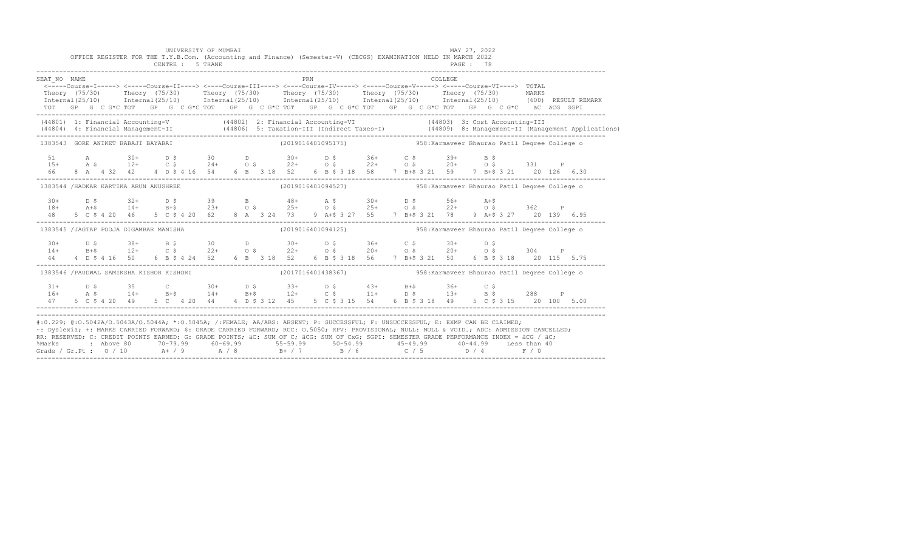UNIVERSITY OF MUMBAI

OFFICE REGISTER FOR THE T.Y.B.Com. (Accounting and Finance) (Semester-V) (CBCGS) EXAMINATION HELD IN MARCH 2022

CENTRE : 5 THANE

MAY 27, 2022

```
SEAT_NO  NAME                                                        PRN                                  COLLEGE
 <-----Course-I-----> <-----Course-II----> <----Course-III----> <----Course-IV-----> <-----Course-V-----> <-----Course-VI---->  TOTAL
 Theory  (75/30)      Theory  (75/30)      Theory  (75/30)      Theory  (75/30)      Theory  (75/30)      Theory  (75/30)       MARKS
 Internal(25/10)      Internal(25/10)      Internal(25/10)      Internal(25/10)      Internal(25/10)      Internal(25/10)      (600)  RESULT REMARK
 TOT   GP  G  C G*C TOT   GP  G  C G*C TOT   GP  G  C G*C TOT   GP  G  C G*C TOT   GP  G  C G*C TOT   GP  G  C G*C   äC  äCG  SGPI
---------------------------------------------------------------------------------------------------------------------------------------------------
 (44801) 1: Financial Accounting-V           (44802) 2: Financial Accounting-VI                 (44803) 3: Cost Accounting-III
 (44804) 4: Financial Management-II          (44806) 5: Taxation-III (Indirect Taxes-I)         (44809) 8: Management-II (Management Applications)
---------------------------------------------------------------------------------------------------------------------------------------------------
 1383543  GORE ANIKET BABAJI BAYABAI                          (2019016401095175)           958:Karmaveer Bhaurao Patil Degree College o

   51       A         30+      D $       30        D          30+      D $       36+      C $       39+      B $
   15+      A $       12+      C $       24+      O $         22+      O $       22+      O $       20+      O $       331     P
   66    8  A   4 32  42    4  D $ 4 16  54     6  B   3 18   52    6  B $ 3 18  58    7  B+$ 3 21  59    7  B+$ 3 21    20  126  6.30
---------------------------------------------------------------------------------------------------------------------------------------------------
 1383544 /HADKAR KARTIKA ARUN ANUSHREE                        (2019016401094527)           958:Karmaveer Bhaurao Patil Degree College o

   30+      D $       32+      D $       39        B          48+      A $       30+      D $       56+      A+$
   18+      A+$       14+      B+$       23+      O $         25+      O $       25+      O $       22+      O $       362     P
   48    5  C $ 4 20  46    5  C $ 4 20  62     8  A   3 24   73    9  A+$ 3 27  55    7  B+$ 3 21  78    9  A+$ 3 27    20  139  6.95
---------------------------------------------------------------------------------------------------------------------------------------------------
 1383545 /JAGTAP POOJA DIGAMBAR MANISHA                       (2019016401094125)           958:Karmaveer Bhaurao Patil Degree College o

   30+      D $       38+      B $       30        D          30+      D $       36+      C $       30+      D $
   14+      B+$       12+      C $       22+      O $         22+      O $       20+      O $       20+      O $       304     P
   44    4  D $ 4 16  50    6  B $ 4 24  52     6  B   3 18   52    6  B $ 3 18  56    7  B+$ 3 21  50    6  B $ 3 18    20  115  5.75
---------------------------------------------------------------------------------------------------------------------------------------------------
 1383546 /PAUDWAL SAMIKSHA KISHOR KISHORI                     (2017016401438367)           958:Karmaveer Bhaurao Patil Degree College o

   31+      D $       35        C        30+      D $         33+      D $       43+      B+$       36+      C $
   16+      A $       14+      B+$       14+      B+$         12+      C $       11+      D $       13+      B $       288     P
   47    5  C $ 4 20  49    5  C   4 20  44     4  D $ 3 12   45    5  C $ 3 15  54    6  B $ 3 18  49    5  C $ 3 15    20  100  5.00
---------------------------------------------------------------------------------------------------------------------------------------------------
```

#:O.229; @:O.5042A/O.5043A/O.5044A; *:O.5045A; /:FEMALE; AA/ABS: ABSENT; P: SUCCESSFUL; F: UNSUCCESSFUL; E: EXMP CAN BE CLAIMED;
~: Dyslexia; +: MARKS CARRIED FORWARD; $: GRADE CARRIED FORWARD; RCC: O.5050; RPV: PROVISIONAL; NULL: NULL & VOID.; ADC: ADMISSION CANCELLED;
RR: RESERVED; C: CREDIT POINTS EARNED; G: GRADE POINTS; äC: SUM OF C; äCG: SUM OF CxG; SGPI: SEMESTER GRADE PERFORMANCE INDEX = äCG / äC;

| %Marks | Above 80 | 70-79.99 | 60-69.99 | 55-59.99 | 50-54.99 | 45-49.99 | 40-44.99 | Less than 40 |
|---|---|---|---|---|---|---|---|---|
| Grade / Gr.Pt | O / 10 | A+ / 9 | A / 8 | B+ / 7 | B / 6 | C / 5 | D / 4 | F / 0 |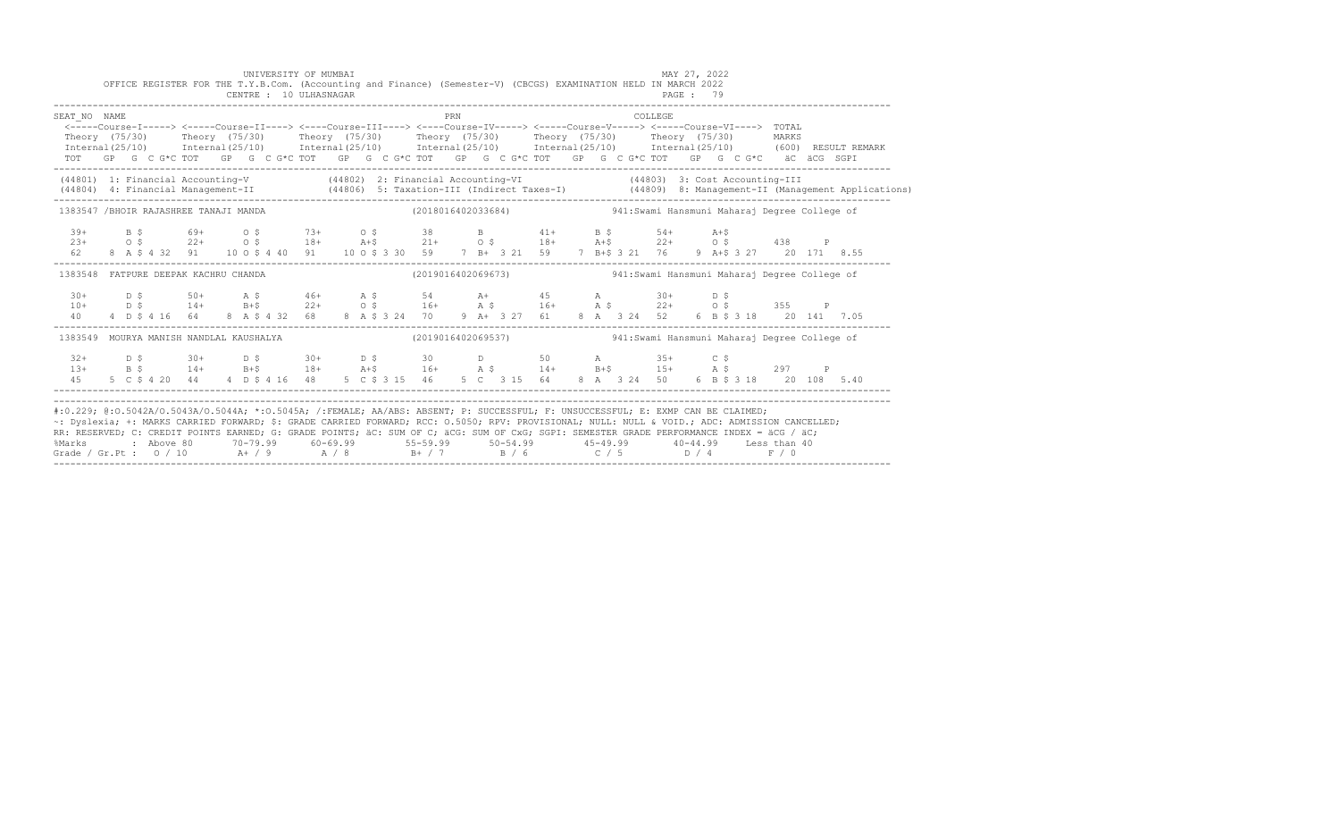UNIVERSITY OF MUMBAI

OFFICE REGISTER FOR THE T.Y.B.Com. (Accounting and Finance) (Semester-V) (CBCGS) EXAMINATION HELD IN MARCH 2022

CENTRE : 10 ULHASNAGAR

MAY 27, 2022

```
SEAT_NO  NAME                                                    PRN                               COLLEGE
 <-----Course-I-----> <-----Course-II----> <----Course-III----> <----Course-IV-----> <-----Course-V-----> <-----Course-VI----> TOTAL
 Theory  (75/30)      Theory  (75/30)      Theory  (75/30)      Theory  (75/30)      Theory  (75/30)      Theory  (75/30)      MARKS
 Internal(25/10)      Internal(25/10)      Internal(25/10)      Internal(25/10)      Internal(25/10)      Internal(25/10)      (600)  RESULT REMARK
 TOT   GP  G  C G*C TOT   GP  G  C G*C TOT   GP  G  C G*C TOT   GP  G  C G*C TOT   GP  G  C G*C TOT   GP  G  C G*C   äC  äCG  SGPI
-------------------------------------------------------------------------------------------------------------------------------------------
(44801) 1: Financial Accounting-V           (44802) 2: Financial Accounting-VI              (44803) 3: Cost Accounting-III
(44804) 4: Financial Management-II          (44806) 5: Taxation-III (Indirect Taxes-I)       (44809) 8: Management-II (Management Applications)
-------------------------------------------------------------------------------------------------------------------------------------------
 1383547 /BHOIR RAJASHREE TANAJI MANDA                   (2018016402033684)            941:Swami Hansmuni Maharaj Degree College of

  39+      B $       69+      O $       73+      O $       38       B         41+      B $       54+      A+$
  23+      O $       22+      O $       18+      A+$       21+      O $       18+      A+$       22+      O $       438     P
  62    8  A $ 4 32  91    10 O $ 4 40  91    10 O $ 3 30  59    7  B+  3 21  59    7  B+$ 3 21  76    9  A+$ 3 27   20  171  8.55
-------------------------------------------------------------------------------------------------------------------------------------------
 1383548  FATPURE DEEPAK KACHRU CHANDA                    (2019016402069673)            941:Swami Hansmuni Maharaj Degree College of

  30+      D $       50+      A $       46+      A $       54       A+        45       A         30+      D $
  10+      D $       14+      B+$       22+      O $       16+      A $       16+      A $       22+      O $       355     P
  40    4  D $ 4 16  64    8  A $ 4 32  68    8  A $ 3 24  70    9  A+  3 27  61    8  A   3 24  52    6  B $ 3 18   20  141  7.05
-------------------------------------------------------------------------------------------------------------------------------------------
 1383549  MOURYA MANISH NANDLAL KAUSHALYA                 (2019016402069537)            941:Swami Hansmuni Maharaj Degree College of

  32+      D $       30+      D $       30+      D $       30       D         50       A         35+      C $
  13+      B $       14+      B+$       18+      A+$       16+      A $       14+      B+$       15+      A $       297     P
  45    5  C $ 4 20  44    4  D $ 4 16  48    5  C $ 3 15  46    5  C   3 15  64    8  A   3 24  50    6  B $ 3 18   20  108  5.40
-------------------------------------------------------------------------------------------------------------------------------------------
```

#:0.229; @:O.5042A/O.5043A/O.5044A; *:O.5045A; /:FEMALE; AA/ABS: ABSENT; P: SUCCESSFUL; F: UNSUCCESSFUL; E: EXMP CAN BE CLAIMED;
~: Dyslexia; +: MARKS CARRIED FORWARD; $: GRADE CARRIED FORWARD; RCC: O.5050; RPV: PROVISIONAL; NULL: NULL & VOID.; ADC: ADMISSION CANCELLED;
RR: RESERVED; C: CREDIT POINTS EARNED; G: GRADE POINTS; äC: SUM OF C; äCG: SUM OF CxG; SGPI: SEMESTER GRADE PERFORMANCE INDEX = äCG / äC;

| %Marks | : Above 80 | 70-79.99 | 60-69.99 | 55-59.99 | 50-54.99 | 45-49.99 | 40-44.99 | Less than 40 |
|---|---|---|---|---|---|---|---|---|
| Grade / Gr.Pt : | O / 10 | A+ / 9 | A / 8 | B+ / 7 | B / 6 | C / 5 | D / 4 | F / 0 |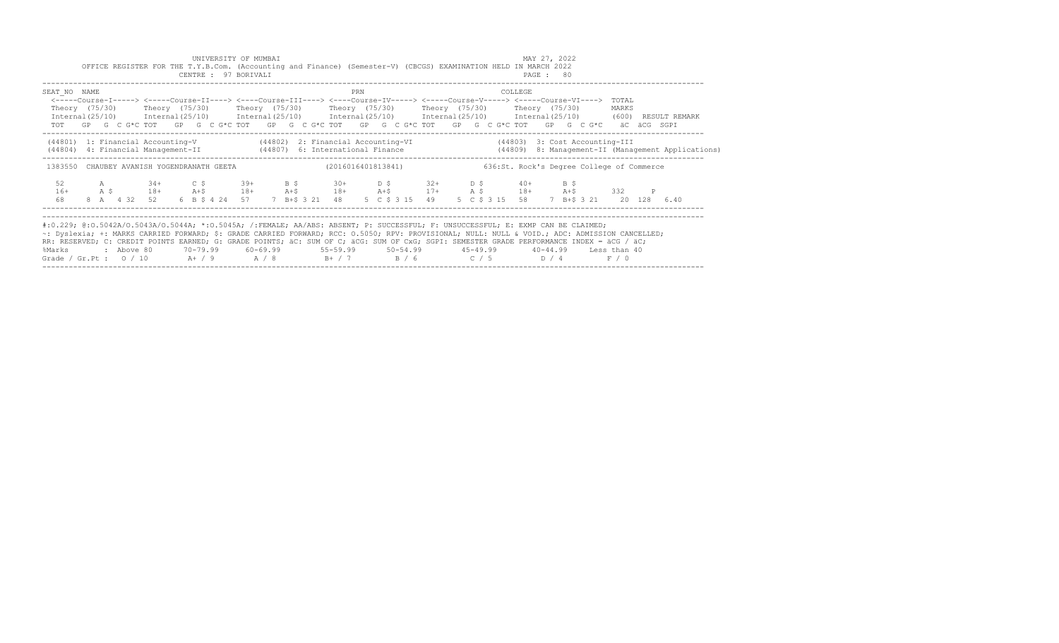UNIVERSITY OF MUMBAI

MAY 27, 2022

OFFICE REGISTER FOR THE T.Y.B.Com. (Accounting and Finance) (Semester-V) (CBCGS) EXAMINATION HELD IN MARCH 2022

CENTRE : 97 BORIVALI

| SEAT_NO | NAME | | | PRN | | | COLLEGE | |
|---|---|---|---|---|---|---|---|---|
| | <-----Course-I-----> | <-----Course-II----> | <----Course-III----> | <----Course-IV-----> | <-----Course-V-----> | <-----Course-VI----> | TOTAL | |
| | Theory (75/30) | Theory (75/30) | Theory (75/30) | Theory (75/30) | Theory (75/30) | Theory (75/30) | MARKS | |
| | Internal(25/10) | Internal(25/10) | Internal(25/10) | Internal(25/10) | Internal(25/10) | Internal(25/10) | (600) | RESULT REMARK |
| | TOT GP G C G*C | TOT GP G C G*C | TOT GP G C G*C | TOT GP G C G*C | TOT GP G C G*C | TOT GP G C G*C | äC äCG | SGPI |

(44801) 1: Financial Accounting-V (44802) 2: Financial Accounting-VI (44803) 3: Cost Accounting-III
(44804) 4: Financial Management-II (44807) 6: International Finance (44809) 8: Management-II (Management Applications)

1383550 CHAUBEY AVANISH YOGENDRANATH GEETA (2016016401813841) 636:St. Rock's Degree College of Commerce

| | Course-I | Course-II | Course-III | Course-IV | Course-V | Course-VI | TOTAL | RESULT |
|---|---|---|---|---|---|---|---|---|
| Theory | 52 A | 34+ C $ | 39+ B $ | 30+ D $ | 32+ D $ | 40+ B $ | | |
| Internal | 16+ A $ | 18+ A+$ | 18+ A+$ | 18+ A+$ | 17+ A $ | 18+ A+$ | 332 | P |
| TOT GP G C G*C | 68 8 A 4 32 | 52 6 B $ 4 24 | 57 7 B+$ 3 21 | 48 5 C $ 3 15 | 49 5 C $ 3 15 | 58 7 B+$ 3 21 | 20 128 | 6.40 |

#:0.229; @:O.5042A/O.5043A/O.5044A; *:O.5045A; /:FEMALE; AA/ABS: ABSENT; P: SUCCESSFUL; F: UNSUCCESSFUL; E: EXMP CAN BE CLAIMED;
~: Dyslexia; +: MARKS CARRIED FORWARD; $: GRADE CARRIED FORWARD; RCC: O.5050; RPV: PROVISIONAL; NULL: NULL & VOID.; ADC: ADMISSION CANCELLED;
RR: RESERVED; C: CREDIT POINTS EARNED; G: GRADE POINTS; äC: SUM OF C; äCG: SUM OF CxG; SGPI: SEMESTER GRADE PERFORMANCE INDEX = äCG / äC;

| %Marks | : Above 80 | 70-79.99 | 60-69.99 | 55-59.99 | 50-54.99 | 45-49.99 | 40-44.99 | Less than 40 |
|---|---|---|---|---|---|---|---|---|
| Grade / Gr.Pt : | O / 10 | A+ / 9 | A / 8 | B+ / 7 | B / 6 | C / 5 | D / 4 | F / 0 |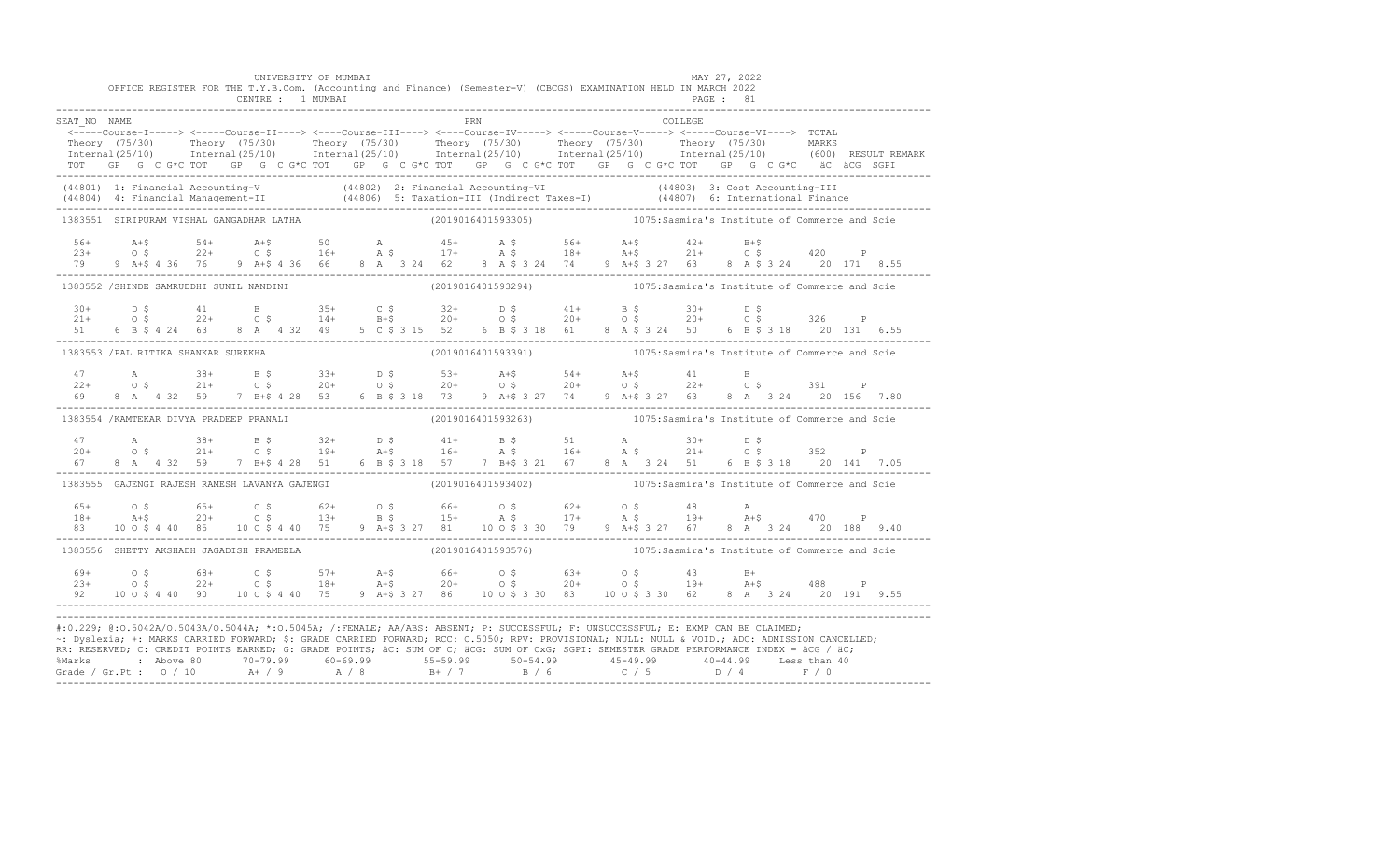UNIVERSITY OF MUMBAI

OFFICE REGISTER FOR THE T.Y.B.Com. (Accounting and Finance) (Semester-V) (CBCGS) EXAMINATION HELD IN MARCH 2022

CENTRE : 1 MUMBAI

MAY 27, 2022

PAGE : 81

```
SEAT_NO  NAME                                                    PRN                                   COLLEGE
 <-----Course-I-----> <-----Course-II----> <----Course-III----> <----Course-IV-----> <-----Course-V-----> <-----Course-VI----> TOTAL
 Theory (75/30)      Theory  (75/30)      Theory  (75/30)      Theory  (75/30)      Theory  (75/30)      Theory  (75/30)      MARKS
 Internal(25/10)     Internal(25/10)      Internal(25/10)      Internal(25/10)      Internal(25/10)      Internal(25/10)      (600)  RESULT REMARK
 TOT   GP  G  C G*C TOT   GP  G  C G*C TOT   GP  G  C G*C TOT   GP  G  C G*C TOT   GP  G  C G*C TOT   GP  G  C G*C   äC  äCG  SGPI
-----------------------------------------------------------------------------------------------------------------------------------------------
(44801) 1: Financial Accounting-V          (44802) 2: Financial Accounting-VI                 (44803) 3: Cost Accounting-III
(44804) 4: Financial Management-II         (44806) 5: Taxation-III (Indirect Taxes-I)         (44807) 6: International Finance
-----------------------------------------------------------------------------------------------------------------------------------------------
1383551  SIRIPURAM VISHAL GANGADHAR LATHA                 (2019016401593305)            1075:Sasmira's Institute of Commerce and Scie

 56+      A+$       54+      A+$       50       A         45+      A $       56+      A+$       42+      B+$
 23+      O $       22+      O $       16+      A $       17+      A $       18+      A+$       21+      O $       420    P
 79    9 A+$ 4 36   76    9 A+$ 4 36   66    8 A  3 24   62    8 A $ 3 24   74    9 A+$ 3 27   63    8 A $ 3 24    20  171  8.55
-----------------------------------------------------------------------------------------------------------------------------------------------
1383552 /SHINDE SAMRUDDHI SUNIL NANDINI                   (2019016401593294)            1075:Sasmira's Institute of Commerce and Scie

 30+      D $       41       B         35+      C $       32+      D $       41+      B $       30+      D $
 21+      O $       22+      O $       14+      B+$       20+      O $       20+      O $       20+      O $       326    P
 51    6 B $ 4 24   63    8 A  4 32   49    5 C $ 3 15   52    6 B $ 3 18   61    8 A $ 3 24   50    6 B $ 3 18    20  131  6.55
-----------------------------------------------------------------------------------------------------------------------------------------------
1383553 /PAL RITIKA SHANKAR SUREKHA                       (2019016401593391)            1075:Sasmira's Institute of Commerce and Scie

 47       A         38+      B $       33+      D $       53+      A+$       54+      A+$       41       B
 22+      O $       21+      O $       20+      O $       20+      O $       20+      O $       22+      O $       391    P
 69    8 A  4 32   59    7 B+$ 4 28   53    6 B $ 3 18   73    9 A+$ 3 27   74    9 A+$ 3 27   63    8 A  3 24    20  156  7.80
-----------------------------------------------------------------------------------------------------------------------------------------------
1383554 /KAMTEKAR DIVYA PRADEEP PRANALI                   (2019016401593263)            1075:Sasmira's Institute of Commerce and Scie

 47       A         38+      B $       32+      D $       41+      B $       51       A         30+      D $
 20+      O $       21+      O $       19+      A+$       16+      A $       16+      A $       21+      O $       352    P
 67    8 A  4 32   59    7 B+$ 4 28   51    6 B $ 3 18   57    7 B+$ 3 21   67    8 A  3 24   51    6 B $ 3 18    20  141  7.05
-----------------------------------------------------------------------------------------------------------------------------------------------
1383555  GAJENGI RAJESH RAMESH LAVANYA GAJENGI            (2019016401593402)            1075:Sasmira's Institute of Commerce and Scie

 65+      O $       65+      O $       62+      O $       66+      O $       62+      O $       48       A
 18+      A+$       20+      O $       13+      B $       15+      A $       17+      A $       19+      A+$       470    P
 83   10 O $ 4 40   85   10 O $ 4 40   75    9 A+$ 3 27   81   10 O $ 3 30   79    9 A+$ 3 27   67    8 A  3 24    20  188  9.40
-----------------------------------------------------------------------------------------------------------------------------------------------
1383556  SHETTY AKSHADH JAGADISH PRAMEELA                 (2019016401593576)            1075:Sasmira's Institute of Commerce and Scie

 69+      O $       68+      O $       57+      A+$       66+      O $       63+      O $       43       B+
 23+      O $       22+      O $       18+      A+$       20+      O $       20+      O $       19+      A+$       488    P
 92   10 O $ 4 40   90   10 O $ 4 40   75    9 A+$ 3 27   86   10 O $ 3 30   83   10 O $ 3 30   62    8 A  3 24    20  191  9.55
-----------------------------------------------------------------------------------------------------------------------------------------------
```

#:O.229; @:O.5042A/O.5043A/O.5044A; *:O.5045A; /:FEMALE; AA/ABS: ABSENT; P: SUCCESSFUL; F: UNSUCCESSFUL; E: EXMP CAN BE CLAIMED;
~: Dyslexia; +: MARKS CARRIED FORWARD; $: GRADE CARRIED FORWARD; RCC: O.5050; RPV: PROVISIONAL; NULL: NULL & VOID.; ADC: ADMISSION CANCELLED;
RR: RESERVED; C: CREDIT POINTS EARNED; G: GRADE POINTS; äC: SUM OF C; äCG: SUM OF CxG; SGPI: SEMESTER GRADE PERFORMANCE INDEX = äCG / äC;

| %Marks | : Above 80 | 70-79.99 | 60-69.99 | 55-59.99 | 50-54.99 | 45-49.99 | 40-44.99 | Less than 40 |
|---|---|---|---|---|---|---|---|---|
| Grade / Gr.Pt : | O / 10 | A+ / 9 | A / 8 | B+ / 7 | B / 6 | C / 5 | D / 4 | F / 0 |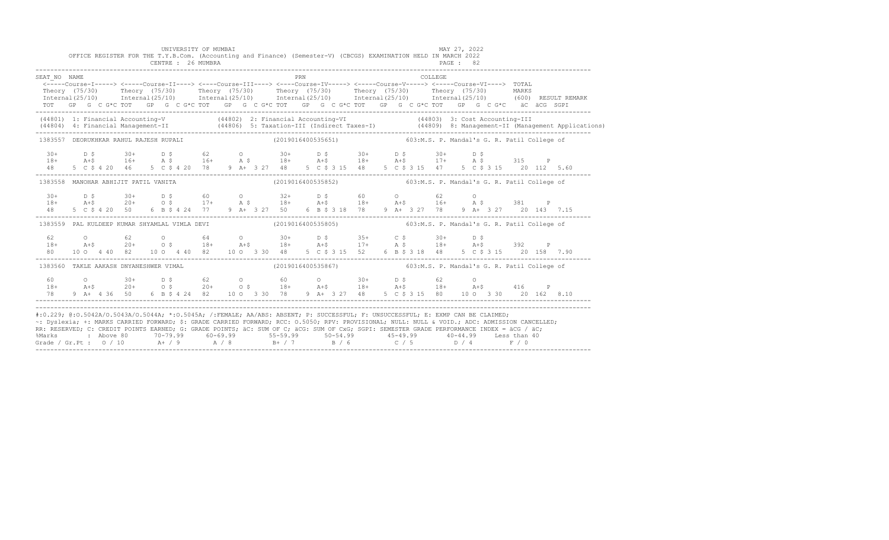UNIVERSITY OF MUMBAI

MAY 27, 2022

OFFICE REGISTER FOR THE T.Y.B.Com. (Accounting and Finance) (Semester-V) (CBCGS) EXAMINATION HELD IN MARCH 2022

CENTRE : 26 MUMBRA

PAGE : 82

```
SEAT_NO  NAME                                                    PRN                                  COLLEGE
 <-----Course-I-----> <-----Course-II----> <----Course-III----> <----Course-IV-----> <-----Course-V-----> <-----Course-VI----> TOTAL
 Theory (75/30)      Theory (75/30)      Theory (75/30)      Theory (75/30)      Theory (75/30)      Theory (75/30)       MARKS
 Internal(25/10)     Internal(25/10)     Internal(25/10)     Internal(25/10)     Internal(25/10)     Internal(25/10)      (600)  RESULT REMARK
 TOT   GP  G  C G*C TOT   GP  G  C G*C TOT   GP  G  C G*C TOT   GP  G  C G*C TOT   GP  G  C G*C TOT   GP  G  C G*C   äC  äCG  SGPI
-----------------------------------------------------------------------------------------------------------------------------------------
 (44801) 1: Financial Accounting-V          (44802) 2: Financial Accounting-VI              (44803) 3: Cost Accounting-III
 (44804) 4: Financial Management-II         (44806) 5: Taxation-III (Indirect Taxes-I)      (44809) 8: Management-II (Management Applications)
-----------------------------------------------------------------------------------------------------------------------------------------
1383557  DEORUKHKAR RAHUL RAJESH RUPALI                  (2019016400535651)          603:M.S. P. Mandal's G. R. Patil College of

  30+     D $      30+     D $      62      O        30+     D $      30+     D $      30+     D $
  18+     A+$      16+     A $      16+     A $      18+     A+$      18+     A+$      17+     A $      315     P
  48   5  C $ 4 20  46   5  C $ 4 20  78   9  A+  3 27  48   5  C $ 3 15  48   5  C $ 3 15  47   5  C $ 3 15   20  112  5.60
-----------------------------------------------------------------------------------------------------------------------------------------
1383558  MANOHAR ABHIJIT PATIL VANITA                    (2019016400535852)          603:M.S. P. Mandal's G. R. Patil College of

  30+     D $      30+     D $      60      O        32+     D $      60      O        62      O
  18+     A+$      20+     O $      17+     A $      18+     A+$      18+     A+$      16+     A $      381     P
  48   5  C $ 4 20  50   6  B $ 4 24  77   9  A+  3 27  50   6  B $ 3 18  78   9  A+  3 27  78   9  A+  3 27   20  143  7.15
-----------------------------------------------------------------------------------------------------------------------------------------
1383559  PAL KULDEEP KUMAR SHYAMLAL VIMLA DEVI           (2019016400535805)          603:M.S. P. Mandal's G. R. Patil College of

  62      O        62      O        64      O        30+     D $      35+     C $      30+     D $
  18+     A+$      20+     O $      18+     A+$      18+     A+$      17+     A $      18+     A+$      392     P
  80  10  O   4 40  82  10  O   4 40  82  10  O   3 30  48   5  C $ 3 15  52   6  B $ 3 18  48   5  C $ 3 15   20  158  7.90
-----------------------------------------------------------------------------------------------------------------------------------------
1383560  TAKLE AAKASH DNYANESHWER VIMAL                  (2019016400535867)          603:M.S. P. Mandal's G. R. Patil College of

  60      O        30+     D $      62      O        60      O        30+     D $      62      O
  18+     A+$      20+     O $      20+     O $      18+     A+$      18+     A+$      18+     A+$      416     P
  78   9  A+  4 36  50   6  B $ 4 24  82  10  O   3 30  78   9  A+  3 27  48   5  C $ 3 15  80  10  O   3 30   20  162  8.10
-----------------------------------------------------------------------------------------------------------------------------------------
```

#:O.229; @:O.5042A/O.5043A/O.5044A; *:O.5045A; /:FEMALE; AA/ABS: ABSENT; P: SUCCESSFUL; F: UNSUCCESSFUL; E: EXMP CAN BE CLAIMED;
~: Dyslexia; +: MARKS CARRIED FORWARD; $: GRADE CARRIED FORWARD; RCC: O.5050; RPV: PROVISIONAL; NULL: NULL & VOID.; ADC: ADMISSION CANCELLED;
RR: RESERVED; C: CREDIT POINTS EARNED; G: GRADE POINTS; äC: SUM OF C; äCG: SUM OF CxG; SGPI: SEMESTER GRADE PERFORMANCE INDEX = äCG / äC;

| %Marks | Above 80 | 70-79.99 | 60-69.99 | 55-59.99 | 50-54.99 | 45-49.99 | 40-44.99 | Less than 40 |
|---|---|---|---|---|---|---|---|---|
| Grade / Gr.Pt : | O / 10 | A+ / 9 | A / 8 | B+ / 7 | B / 6 | C / 5 | D / 4 | F / 0 |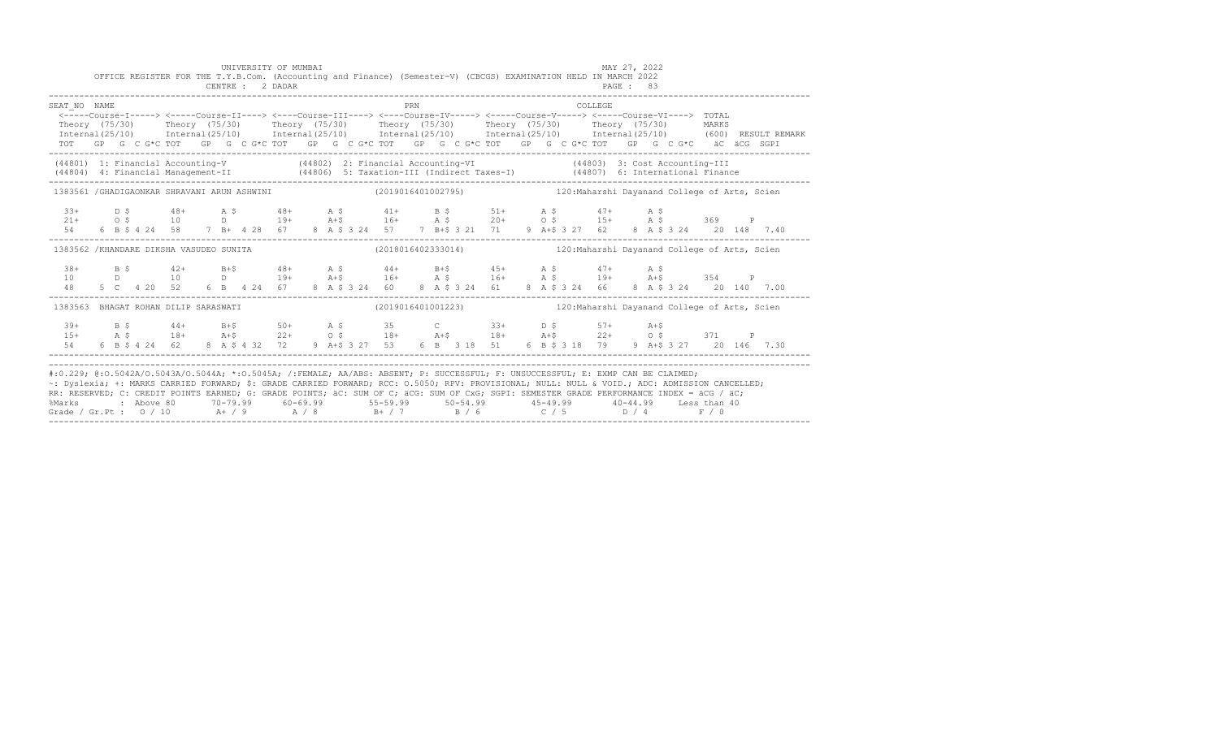UNIVERSITY OF MUMBAI

OFFICE REGISTER FOR THE T.Y.B.Com. (Accounting and Finance) (Semester-V) (CBCGS) EXAMINATION HELD IN MARCH 2022

CENTRE : 2 DADAR

MAY 27, 2022

```
SEAT_NO  NAME                                                   PRN                                   COLLEGE
 <-----Course-I-----> <-----Course-II----> <----Course-III----> <----Course-IV-----> <-----Course-V-----> <-----Course-VI---->  TOTAL
 Theory  (75/30)      Theory  (75/30)      Theory  (75/30)      Theory  (75/30)      Theory  (75/30)      Theory  (75/30)       MARKS
 Internal(25/10)      Internal(25/10)      Internal(25/10)      Internal(25/10)      Internal(25/10)      Internal(25/10)       (600)  RESULT REMARK
 TOT   GP  G  C G*C TOT   GP  G  C G*C TOT   GP  G  C G*C TOT   GP  G  C G*C TOT   GP  G  C G*C TOT   GP  G  C G*C   äC  äCG  SGPI
-------------------------------------------------------------------------------------------------------------------------------------------
 (44801) 1: Financial Accounting-V            (44802) 2: Financial Accounting-VI              (44803) 3: Cost Accounting-III
 (44804) 4: Financial Management-II           (44806) 5: Taxation-III (Indirect Taxes-I)      (44807) 6: International Finance
-------------------------------------------------------------------------------------------------------------------------------------------
 1383561 /GHADIGAONKAR SHRAVANI ARUN ASHWINI                 (2019016401002795)            120:Maharshi Dayanand College of Arts, Scien

  33+      D $       48+      A $       48+      A $       41+      B $       51+      A $       47+      A $
  21+      O $       10       D         19+      A+$       16+      A $       20+      O $       15+      A $       369     P
  54    6  B $ 4 24  58    7  B+  4 28  67    8  A $ 3 24  57    7  B+$ 3 21  71    9  A+$ 3 27  62    8  A $ 3 24    20  148  7.40
-------------------------------------------------------------------------------------------------------------------------------------------
 1383562 /KHANDARE DIKSHA VASUDEO SUNITA                     (2018016402333014)            120:Maharshi Dayanand College of Arts, Scien

  38+      B $       42+      B+$       48+      A $       44+      B+$       45+      A $       47+      A $
  10       D         10       D         19+      A+$       16+      A $       16+      A $       19+      A+$       354     P
  48    5  C   4 20  52    6  B   4 24  67    8  A $ 3 24  60    8  A $ 3 24  61    8  A $ 3 24  66    8  A $ 3 24    20  140  7.00
-------------------------------------------------------------------------------------------------------------------------------------------
 1383563  BHAGAT ROHAN DILIP SARASWATI                       (2019016401001223)            120:Maharshi Dayanand College of Arts, Scien

  39+      B $       44+      B+$       50+      A $       35       C         33+      D $       57+      A+$
  15+      A $       18+      A+$       22+      O $       18+      A+$       18+      A+$       22+      O $       371     P
  54    6  B $ 4 24  62    8  A $ 4 32  72    9  A+$ 3 27  53    6  B   3 18  51    6  B $ 3 18  79    9  A+$ 3 27    20  146  7.30
-------------------------------------------------------------------------------------------------------------------------------------------
```

#:0.229; @:O.5042A/O.5043A/O.5044A; *:O.5045A; /:FEMALE; AA/ABS: ABSENT; P: SUCCESSFUL; F: UNSUCCESSFUL; E: EXMP CAN BE CLAIMED;
~: Dyslexia; +: MARKS CARRIED FORWARD; $: GRADE CARRIED FORWARD; RCC: O.5050; RPV: PROVISIONAL; NULL: NULL & VOID.; ADC: ADMISSION CANCELLED;
RR: RESERVED; C: CREDIT POINTS EARNED; G: GRADE POINTS; äC: SUM OF C; äCG: SUM OF CxG; SGPI: SEMESTER GRADE PERFORMANCE INDEX = äCG / äC;

| %Marks | : Above 80 | 70-79.99 | 60-69.99 | 55-59.99 | 50-54.99 | 45-49.99 | 40-44.99 | Less than 40 |
|---|---|---|---|---|---|---|---|---|
| Grade / Gr.Pt | : O / 10 | A+ / 9 | A / 8 | B+ / 7 | B / 6 | C / 5 | D / 4 | F / 0 |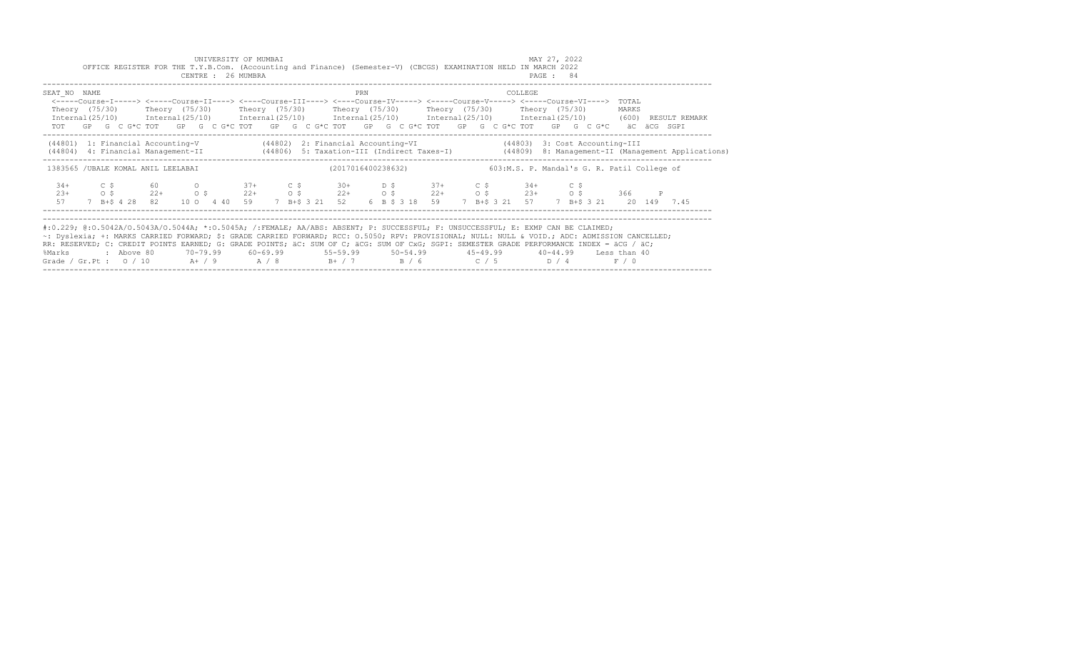UNIVERSITY OF MUMBAI

OFFICE REGISTER FOR THE T.Y.B.Com. (Accounting and Finance) (Semester-V) (CBCGS) EXAMINATION HELD IN MARCH 2022

CENTRE : 26 MUMBRA

MAY 27, 2022

```
SEAT_NO  NAME                                                   PRN                                   COLLEGE
 <-----Course-I-----> <-----Course-II----> <----Course-III----> <----Course-IV-----> <-----Course-V-----> <-----Course-VI---->  TOTAL
 Theory (75/30)      Theory (75/30)      Theory (75/30)      Theory (75/30)      Theory (75/30)      Theory (75/30)       MARKS
 Internal(25/10)     Internal(25/10)     Internal(25/10)     Internal(25/10)     Internal(25/10)     Internal(25/10)      (600)  RESULT REMARK
 TOT   GP  G  C G*C TOT   GP  G  C G*C TOT   GP  G  C G*C TOT   GP  G  C G*C TOT   GP  G  C G*C TOT   GP  G  C G*C    äC  äCG  SGPI

 (44801)  1: Financial Accounting-V            (44802)  2: Financial Accounting-VI              (44803)  3: Cost Accounting-III
 (44804)  4: Financial Management-II           (44806)  5: Taxation-III (Indirect Taxes-I)      (44809)  8: Management-II (Management Applications)

 1383565 /UBALE KOMAL ANIL LEELABAI                         (2017016400238632)              603:M.S. P. Mandal's G. R. Patil College of

   34+      C $       60       O         37+      C $       30+      D $       37+      C $       34+      C $
   23+      O $       22+      O $       22+      O $       22+      O $       22+      O $       23+      O $        366     P
   57     7  B+$ 4 28  82    10 O   4 40  59     7  B+$ 3 21  52     6  B $ 3 18  59     7  B+$ 3 21  57     7  B+$ 3 21    20  149  7.45
```

#:0.229; @:O.5042A/O.5043A/O.5044A; *:O.5045A; /:FEMALE; AA/ABS: ABSENT; P: SUCCESSFUL; F: UNSUCCESSFUL; E: EXMP CAN BE CLAIMED;
~: Dyslexia; +: MARKS CARRIED FORWARD; $: GRADE CARRIED FORWARD; RCC: O.5050; RPV: PROVISIONAL; NULL: NULL & VOID.; ADC: ADMISSION CANCELLED;
RR: RESERVED; C: CREDIT POINTS EARNED; G: GRADE POINTS; äC: SUM OF C; äCG: SUM OF CxG; SGPI: SEMESTER GRADE PERFORMANCE INDEX = äCG / äC;

| %Marks | Above 80 | 70-79.99 | 60-69.99 | 55-59.99 | 50-54.99 | 45-49.99 | 40-44.99 | Less than 40 |
|---|---|---|---|---|---|---|---|---|
| Grade / Gr.Pt : | O / 10 | A+ / 9 | A / 8 | B+ / 7 | B / 6 | C / 5 | D / 4 | F / 0 |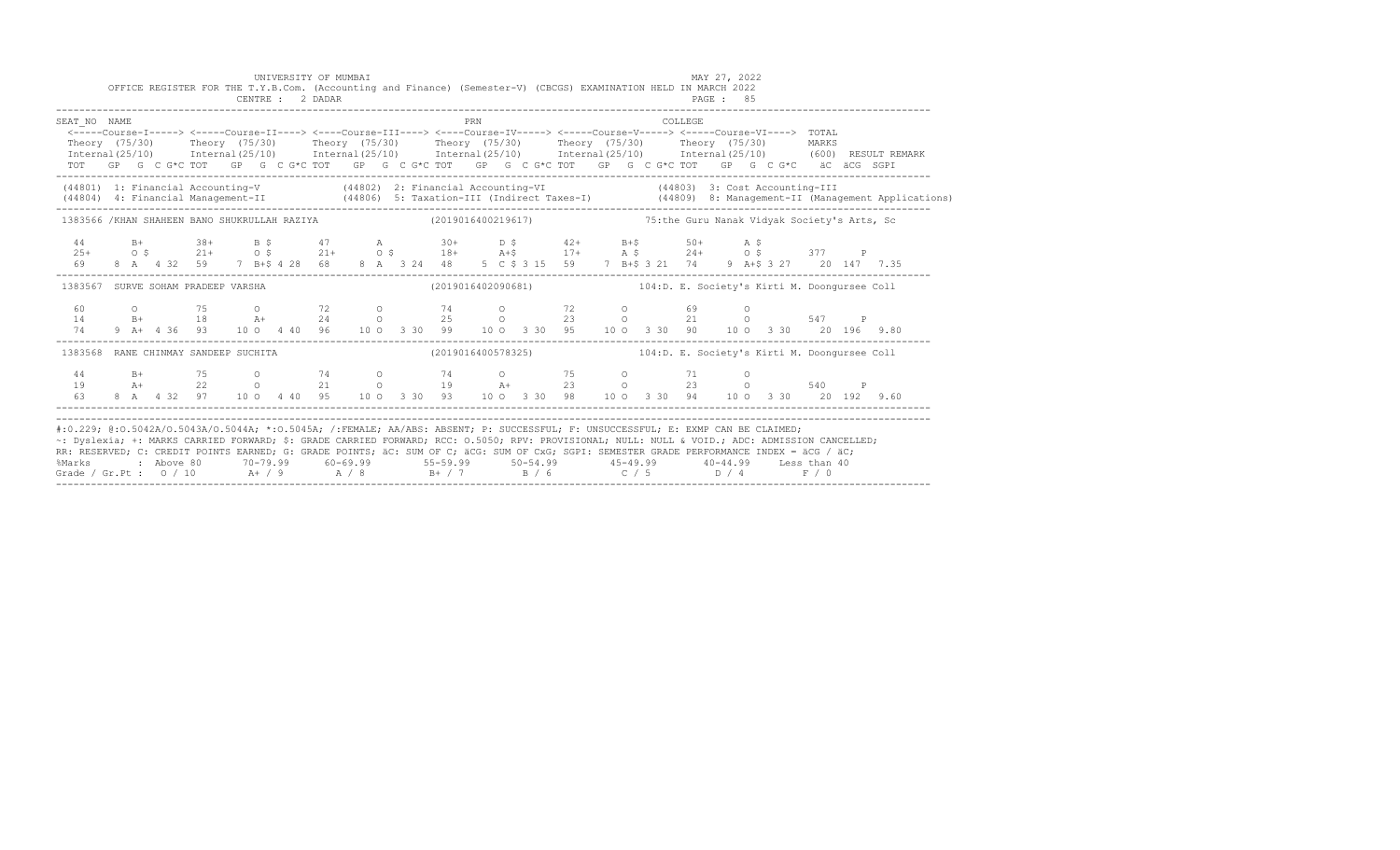UNIVERSITY OF MUMBAI

OFFICE REGISTER FOR THE T.Y.B.Com. (Accounting and Finance) (Semester-V) (CBCGS) EXAMINATION HELD IN MARCH 2022

CENTRE : 2 DADAR

MAY 27, 2022

PAGE : 85

```
SEAT_NO  NAME                                                           PRN                                     COLLEGE
 <-----Course-I-----> <-----Course-II----> <----Course-III----> <----Course-IV-----> <-----Course-V-----> <-----Course-VI---->  TOTAL
 Theory (75/30)      Theory (75/30)      Theory (75/30)      Theory (75/30)      Theory (75/30)      Theory (75/30)        MARKS
 Internal(25/10)     Internal(25/10)     Internal(25/10)     Internal(25/10)     Internal(25/10)     Internal(25/10)       (600)  RESULT REMARK
 TOT   GP  G  C G*C TOT   GP  G  C G*C TOT   GP  G  C G*C TOT   GP  G  C G*C TOT   GP  G  C G*C TOT   GP  G  C G*C   äC  äCG  SGPI

 (44801) 1: Financial Accounting-V           (44802) 2: Financial Accounting-VI              (44803) 3: Cost Accounting-III
 (44804) 4: Financial Management-II          (44806) 5: Taxation-III (Indirect Taxes-I)      (44809) 8: Management-II (Management Applications)

 1383566 /KHAN SHAHEEN BANO SHUKRULLAH RAZIYA                  (2019016400219617)          75:the Guru Nanak Vidyak Society's Arts, Sc

  44       B+        38+      B $       47       A         30+      D $       42+      B+$       50+      A $
  25+      O $       21+      O $       21+      O $       18+      A+$       17+      A $       24+      O $        377     P
  69    8  A   4 32  59    7  B+$ 4 28  68    8  A   3 24  48    5  C $ 3 15  59    7  B+$ 3 21  74    9  A+$ 3 27    20  147  7.35

 1383567  SURVE SOHAM PRADEEP VARSHA                           (2019016402090681)          104:D. E. Society's Kirti M. Doongursee Coll

  60       O         75       O         72       O         74       O         72       O         69       O
  14       B+        18       A+        24       O         25       O         23       O         21       O          547     P
  74    9  A+  4 36  93   10  O   4 40  96   10  O   3 30  99   10  O   3 30  95   10  O   3 30  90   10  O   3 30    20  196  9.80

 1383568  RANE CHINMAY SANDEEP SUCHITA                         (2019016400578325)          104:D. E. Society's Kirti M. Doongursee Coll

  44       B+        75       O         74       O         74       O         75       O         71       O
  19       A+        22       O         21       O         19       A+        23       O         23       O          540     P
  63    8  A   4 32  97   10  O   4 40  95   10  O   3 30  93   10  O   3 30  98   10  O   3 30  94   10  O   3 30    20  192  9.60
```

#:O.229; @:O.5042A/O.5043A/O.5044A; *:O.5045A; /:FEMALE; AA/ABS: ABSENT; P: SUCCESSFUL; F: UNSUCCESSFUL; E: EXMP CAN BE CLAIMED;
~: Dyslexia; +: MARKS CARRIED FORWARD; $: GRADE CARRIED FORWARD; RCC: O.5050; RPV: PROVISIONAL; NULL: NULL & VOID.; ADC: ADMISSION CANCELLED;
RR: RESERVED; C: CREDIT POINTS EARNED; G: GRADE POINTS; äC: SUM OF C; äCG: SUM OF CxG; SGPI: SEMESTER GRADE PERFORMANCE INDEX = äCG / äC;

| %Marks | : Above 80 | 70-79.99 | 60-69.99 | 55-59.99 | 50-54.99 | 45-49.99 | 40-44.99 | Less than 40 |
|---|---|---|---|---|---|---|---|---|
| Grade / Gr.Pt : | O / 10 | A+ / 9 | A / 8 | B+ / 7 | B / 6 | C / 5 | D / 4 | F / 0 |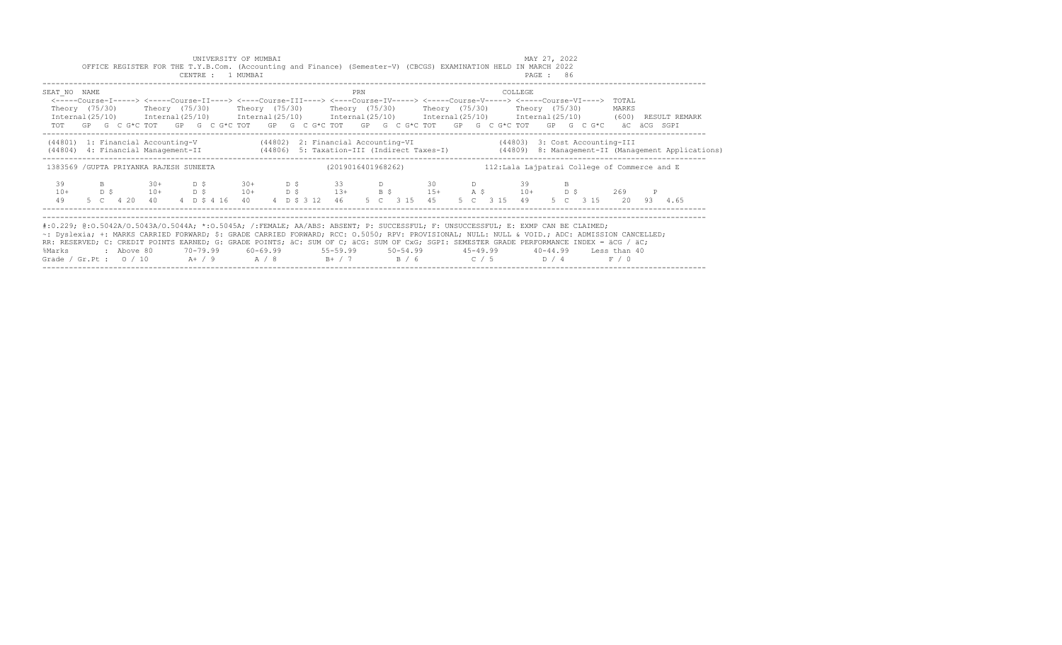UNIVERSITY OF MUMBAI

MAY 27, 2022

OFFICE REGISTER FOR THE T.Y.B.Com. (Accounting and Finance) (Semester-V) (CBCGS) EXAMINATION HELD IN MARCH 2022

CENTRE : 1 MUMBAI

```
SEAT_NO  NAME                                                          PRN                                       COLLEGE
 <-----Course-I-----> <-----Course-II----> <----Course-III----> <----Course-IV-----> <-----Course-V-----> <-----Course-VI---->  TOTAL
 Theory  (75/30)      Theory  (75/30)      Theory  (75/30)      Theory  (75/30)      Theory  (75/30)      Theory  (75/30)       MARKS
 Internal(25/10)      Internal(25/10)      Internal(25/10)      Internal(25/10)      Internal(25/10)      Internal(25/10)       (600)  RESULT REMARK
 TOT   GP  G  C G*C TOT   GP  G  C G*C TOT   GP  G  C G*C TOT   GP  G  C G*C TOT   GP  G  C G*C TOT   GP  G  C G*C    äC  äCG  SGPI
```

(44801) 1: Financial Accounting-V (44802) 2: Financial Accounting-VI (44803) 3: Cost Accounting-III
(44804) 4: Financial Management-II (44806) 5: Taxation-III (Indirect Taxes-I) (44809) 8: Management-II (Management Applications)

```
 1383569 /GUPTA PRIYANKA RAJESH SUNEETA                  (2019016401968262)             112:Lala Lajpatrai College of Commerce and E

   39       B         30+      D $       30+      D $       33       D          30       D          39       B
   10+      D $       10+      D $       10+      D $       13+      B $        15+      A $        10+      D $       269     P
   49    5  C   4 20  40     4 D $ 4 16  40     4 D $ 3 12  46     5 C   3 15   45     5 C   3 15   49     5 C   3 15     20  93  4.65
```

#:0.229; @:O.5042A/O.5043A/O.5044A; *:O.5045A; /:FEMALE; AA/ABS: ABSENT; P: SUCCESSFUL; F: UNSUCCESSFUL; E: EXMP CAN BE CLAIMED;
~: Dyslexia; +: MARKS CARRIED FORWARD; $: GRADE CARRIED FORWARD; RCC: O.5050; RPV: PROVISIONAL; NULL: NULL & VOID.; ADC: ADMISSION CANCELLED;
RR: RESERVED; C: CREDIT POINTS EARNED; G: GRADE POINTS; äC: SUM OF C; äCG: SUM OF CxG; SGPI: SEMESTER GRADE PERFORMANCE INDEX = äCG / äC;

| %Marks | Above 80 | 70-79.99 | 60-69.99 | 55-59.99 | 50-54.99 | 45-49.99 | 40-44.99 | Less than 40 |
|---|---|---|---|---|---|---|---|---|
| Grade / Gr.Pt : | O / 10 | A+ / 9 | A / 8 | B+ / 7 | B / 6 | C / 5 | D / 4 | F / 0 |